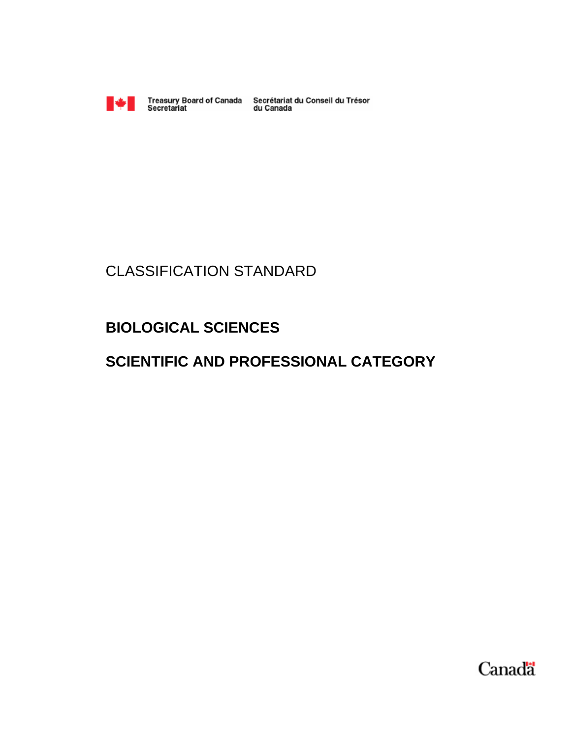Treasury Board of Canada Secretariat / Secrétariat du Conseil du Trésor du Canada

CLASSIFICATION STANDARD

# BIOLOGICAL SCIENCES

# SCIENTIFIC AND PROFESSIONAL CATEGORY

Canada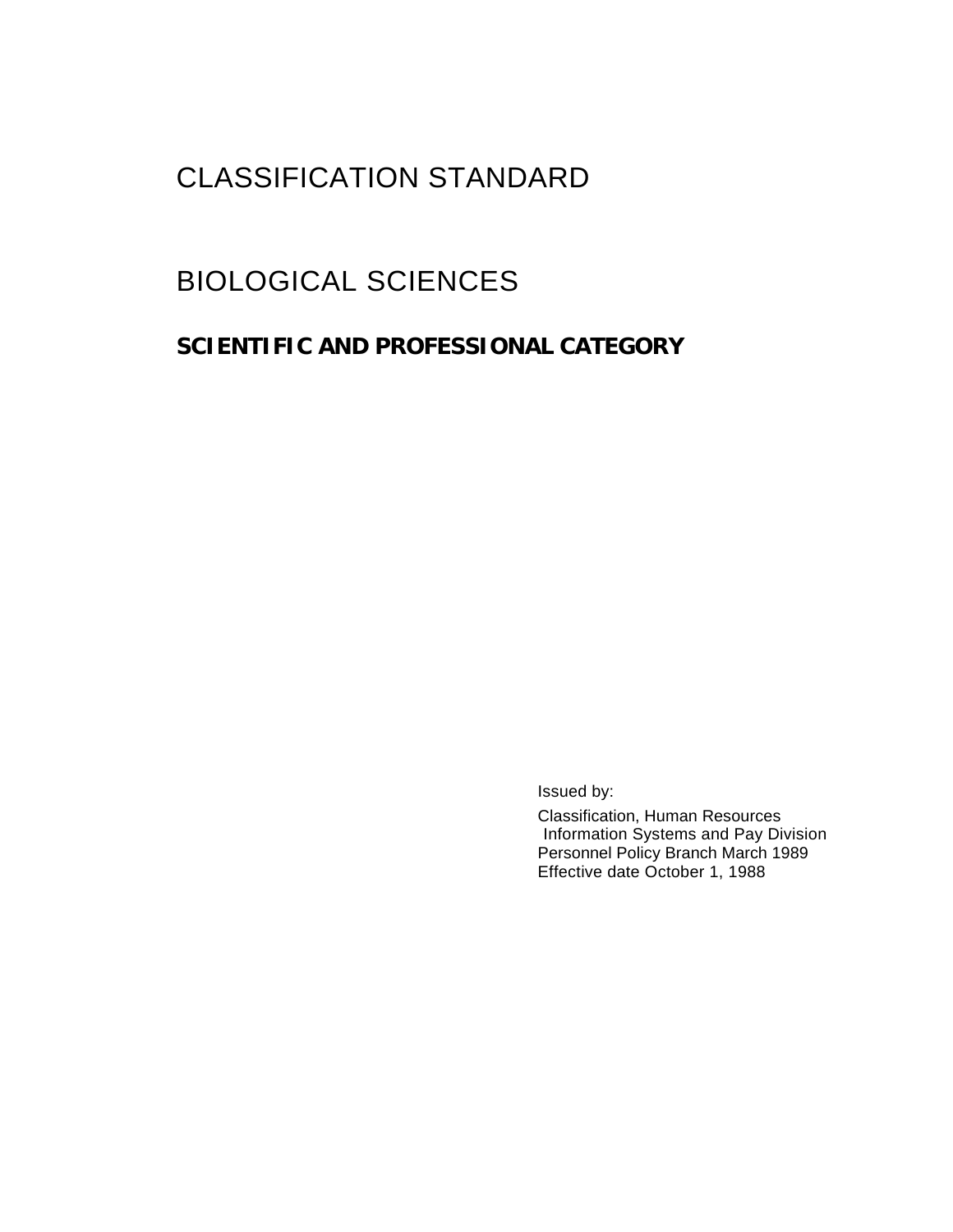# CLASSIFICATION STANDARD

# BIOLOGICAL SCIENCES

## SCIENTIFIC AND PROFESSIONAL CATEGORY

Issued by:

Classification, Human Resources Information Systems and Pay Division
Personnel Policy Branch March 1989
Effective date October 1, 1988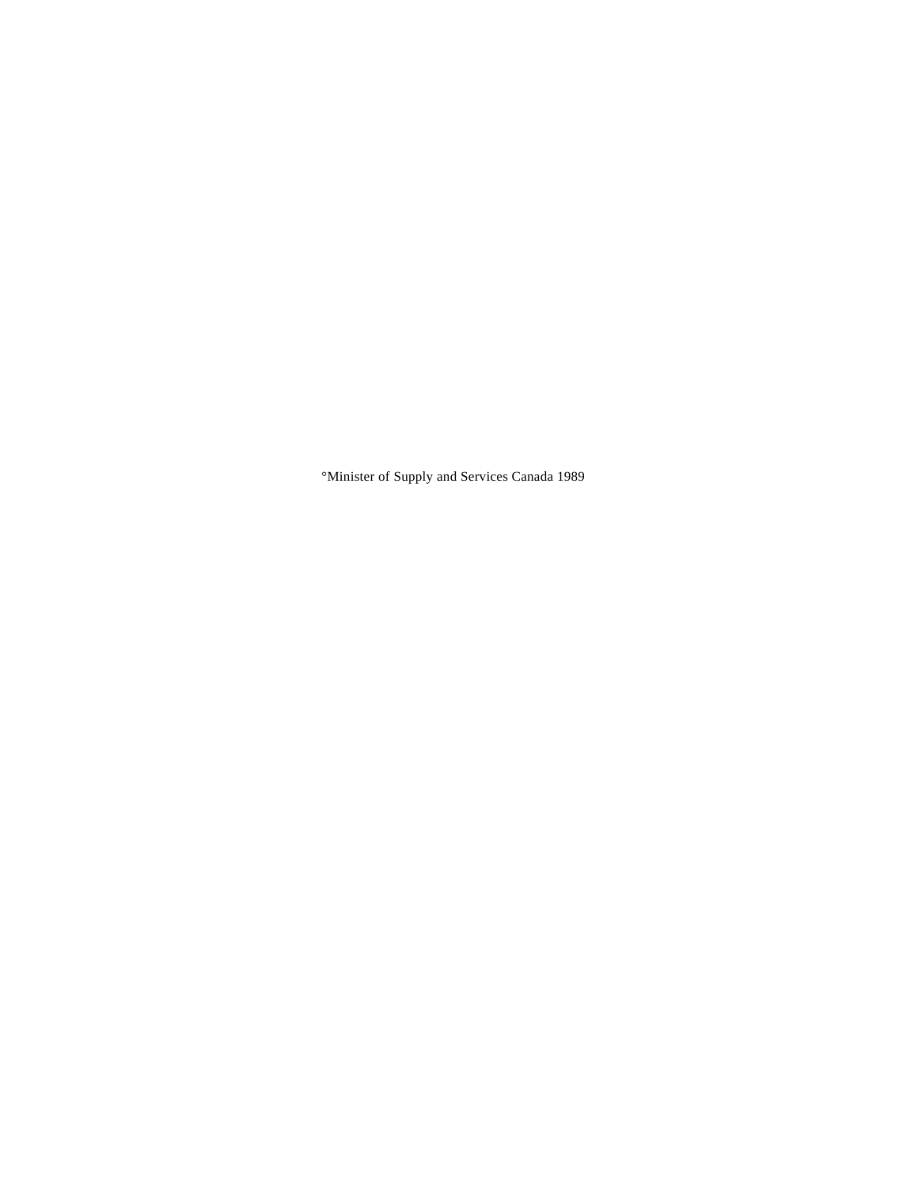°Minister of Supply and Services Canada 1989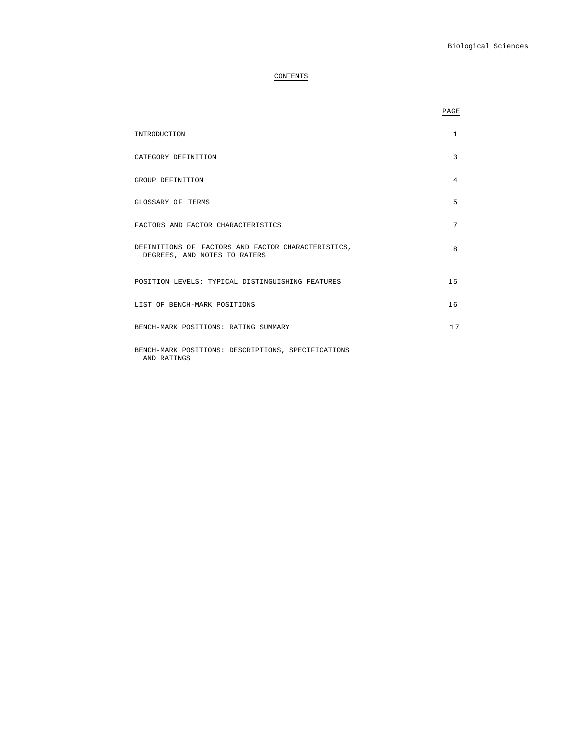# CONTENTS

| | PAGE |
|---|---|
| INTRODUCTION | 1 |
| CATEGORY DEFINITION | 3 |
| GROUP DEFINITION | 4 |
| GLOSSARY OF TERMS | 5 |
| FACTORS AND FACTOR CHARACTERISTICS | 7 |
| DEFINITIONS OF FACTORS AND FACTOR CHARACTERISTICS, DEGREES, AND NOTES TO RATERS | 8 |
| POSITION LEVELS: TYPICAL DISTINGUISHING FEATURES | 15 |
| LIST OF BENCH-MARK POSITIONS | 16 |
| BENCH-MARK POSITIONS: RATING SUMMARY | 17 |
| BENCH-MARK POSITIONS: DESCRIPTIONS, SPECIFICATIONS AND RATINGS | |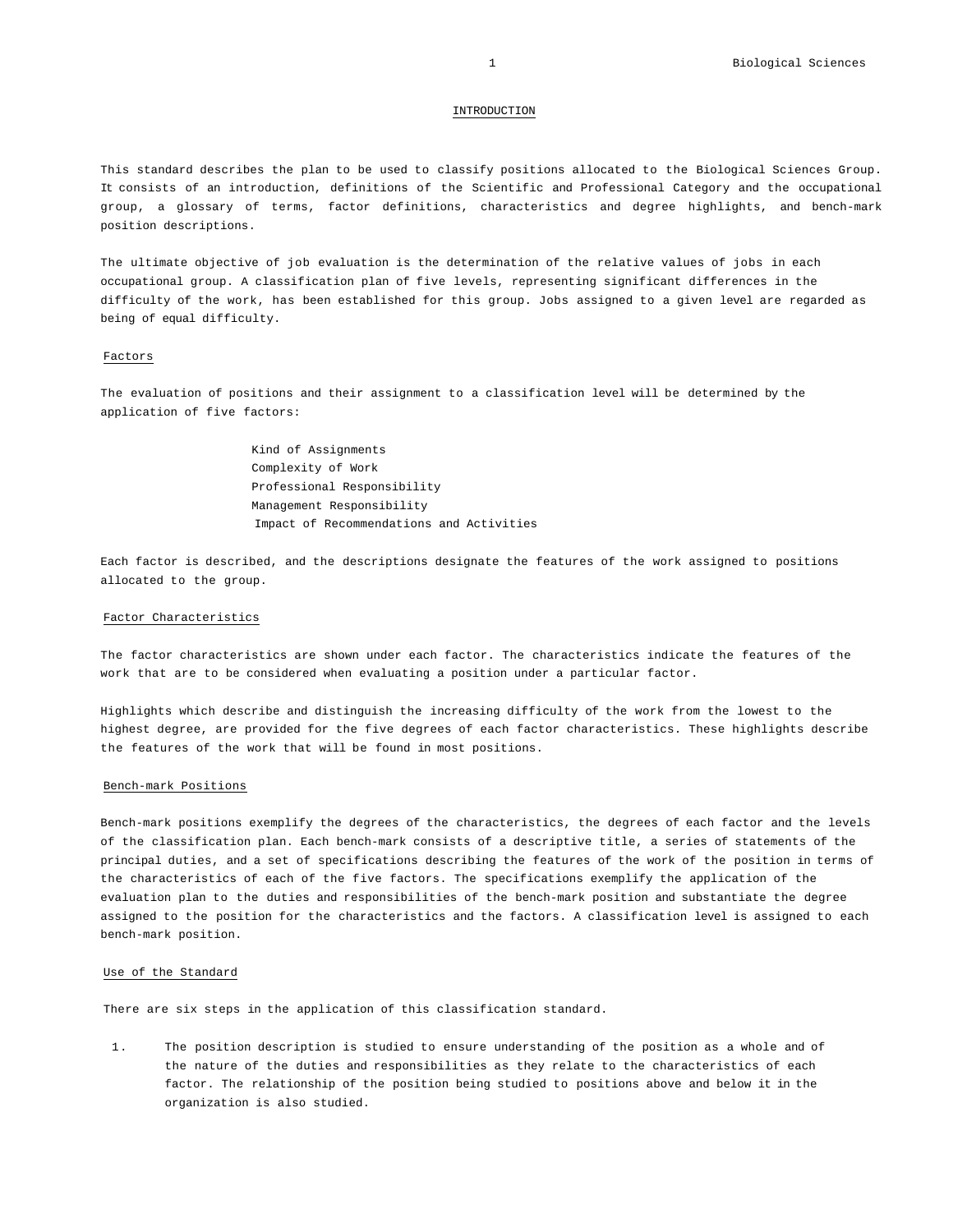## INTRODUCTION

This standard describes the plan to be used to classify positions allocated to the Biological Sciences Group. It consists of an introduction, definitions of the Scientific and Professional Category and the occupational group, a glossary of terms, factor definitions, characteristics and degree highlights, and bench-mark position descriptions.

The ultimate objective of job evaluation is the determination of the relative values of jobs in each occupational group. A classification plan of five levels, representing significant differences in the difficulty of the work, has been established for this group. Jobs assigned to a given level are regarded as being of equal difficulty.

### Factors

The evaluation of positions and their assignment to a classification level will be determined by the application of five factors:

Kind of Assignments
Complexity of Work
Professional Responsibility
Management Responsibility
Impact of Recommendations and Activities

Each factor is described, and the descriptions designate the features of the work assigned to positions allocated to the group.

### Factor Characteristics

The factor characteristics are shown under each factor. The characteristics indicate the features of the work that are to be considered when evaluating a position under a particular factor.

Highlights which describe and distinguish the increasing difficulty of the work from the lowest to the highest degree, are provided for the five degrees of each factor characteristics. These highlights describe the features of the work that will be found in most positions.

### Bench-mark Positions

Bench-mark positions exemplify the degrees of the characteristics, the degrees of each factor and the levels of the classification plan. Each bench-mark consists of a descriptive title, a series of statements of the principal duties, and a set of specifications describing the features of the work of the position in terms of the characteristics of each of the five factors. The specifications exemplify the application of the evaluation plan to the duties and responsibilities of the bench-mark position and substantiate the degree assigned to the position for the characteristics and the factors. A classification level is assigned to each bench-mark position.

### Use of the Standard

There are six steps in the application of this classification standard.

1. The position description is studied to ensure understanding of the position as a whole and of the nature of the duties and responsibilities as they relate to the characteristics of each factor. The relationship of the position being studied to positions above and below it in the organization is also studied.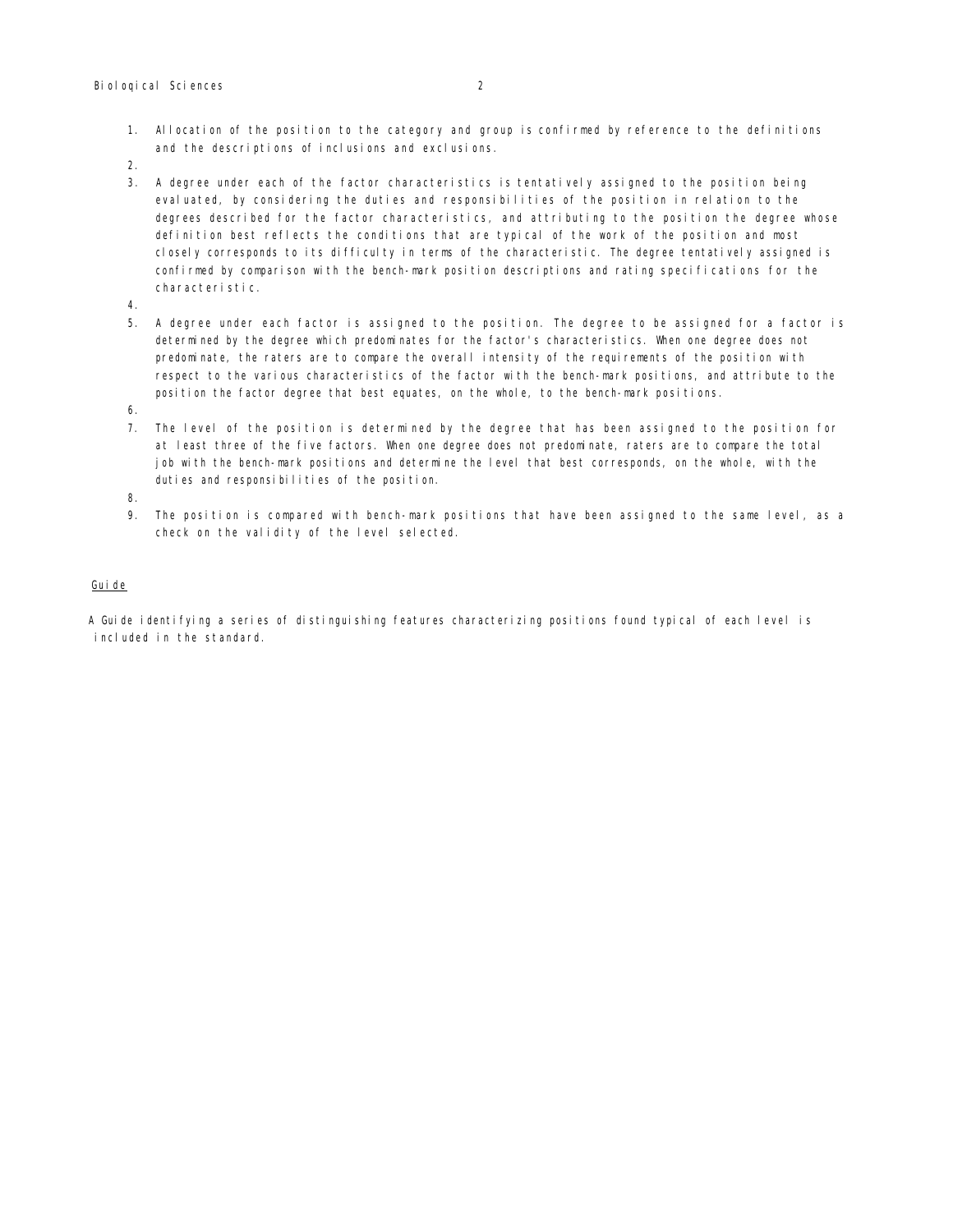1. Allocation of the position to the category and group is confirmed by reference to the definitions and the descriptions of inclusions and exclusions.
2. 
3. A degree under each of the factor characteristics is tentatively assigned to the position being evaluated, by considering the duties and responsibilities of the position in relation to the degrees described for the factor characteristics, and attributing to the position the degree whose definition best reflects the conditions that are typical of the work of the position and most closely corresponds to its difficulty in terms of the characteristic. The degree tentatively assigned is confirmed by comparison with the bench-mark position descriptions and rating specifications for the characteristic.
4. 
5. A degree under each factor is assigned to the position. The degree to be assigned for a factor is determined by the degree which predominates for the factor's characteristics. When one degree does not predominate, the raters are to compare the overall intensity of the requirements of the position with respect to the various characteristics of the factor with the bench-mark positions, and attribute to the position the factor degree that best equates, on the whole, to the bench-mark positions.
6. 
7. The level of the position is determined by the degree that has been assigned to the position for at least three of the five factors. When one degree does not predominate, raters are to compare the total job with the bench-mark positions and determine the level that best corresponds, on the whole, with the duties and responsibilities of the position.
8. 
9. The position is compared with bench-mark positions that have been assigned to the same level, as a check on the validity of the level selected.

Guide

A Guide identifying a series of distinguishing features characterizing positions found typical of each level is included in the standard.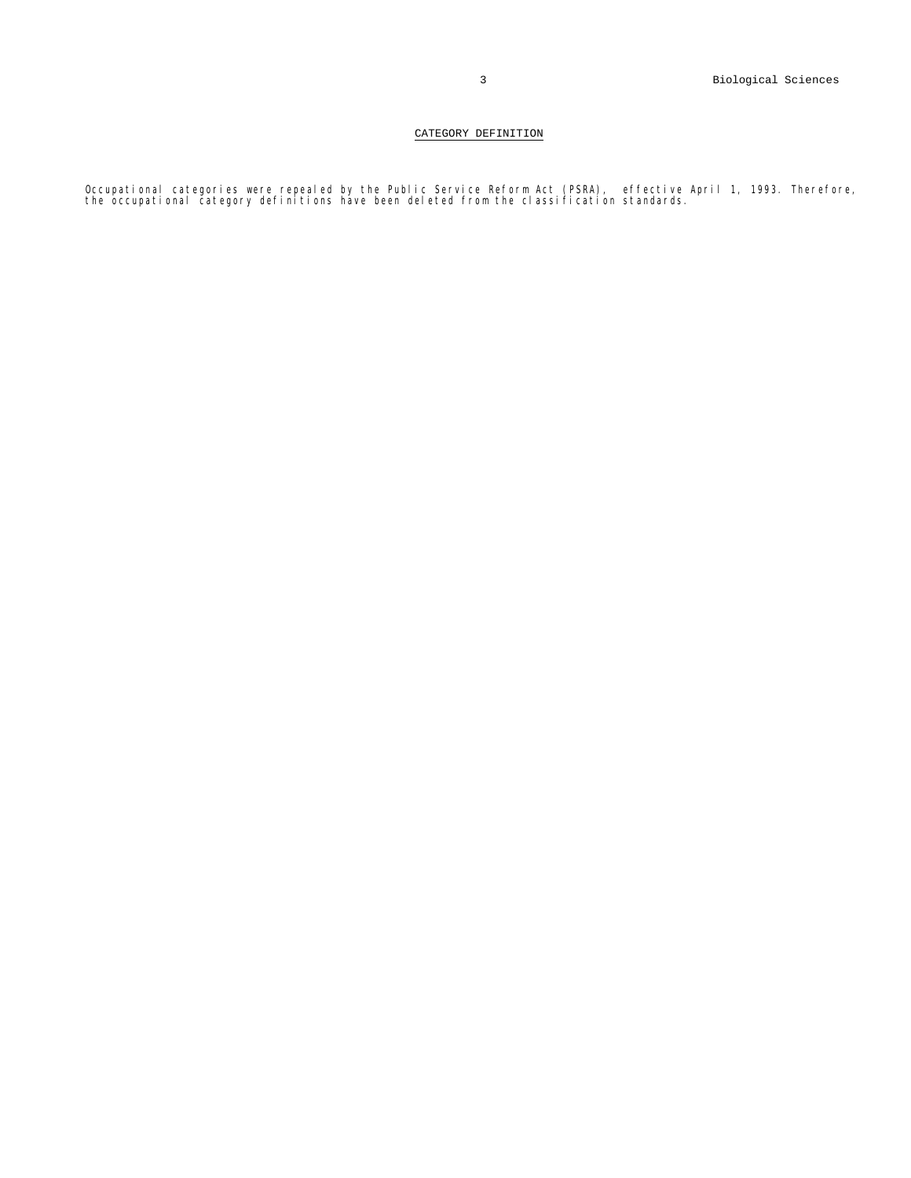## CATEGORY DEFINITION

Occupational categories were repealed by the Public Service Reform Act (PSRA), effective April 1, 1993. Therefore, the occupational category definitions have been deleted from the classification standards.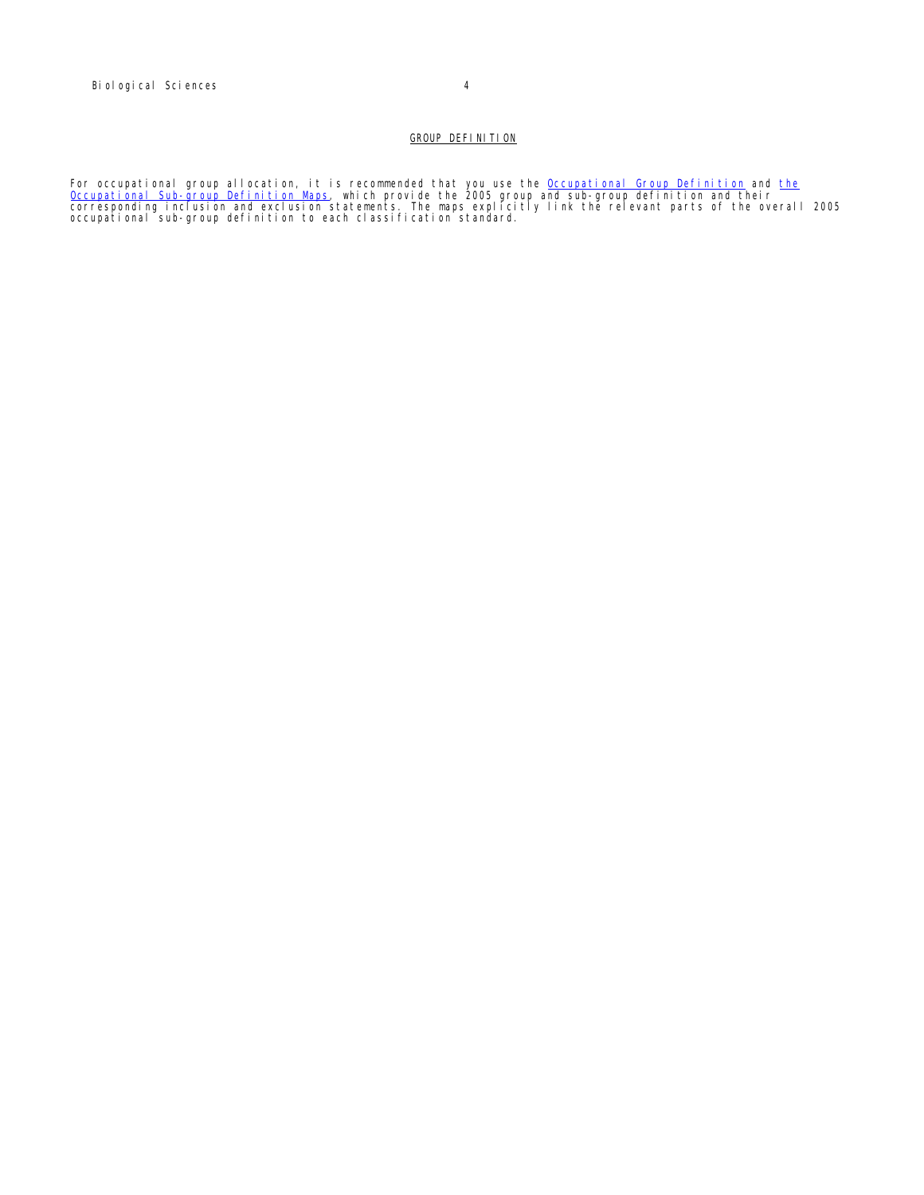## GROUP DEFINITION

For occupational group allocation, it is recommended that you use the Occupational Group Definition and the Occupational Sub-group Definition Maps, which provide the 2005 group and sub-group definition and their corresponding inclusion and exclusion statements. The maps explicitly link the relevant parts of the overall 2005 occupational sub-group definition to each classification standard.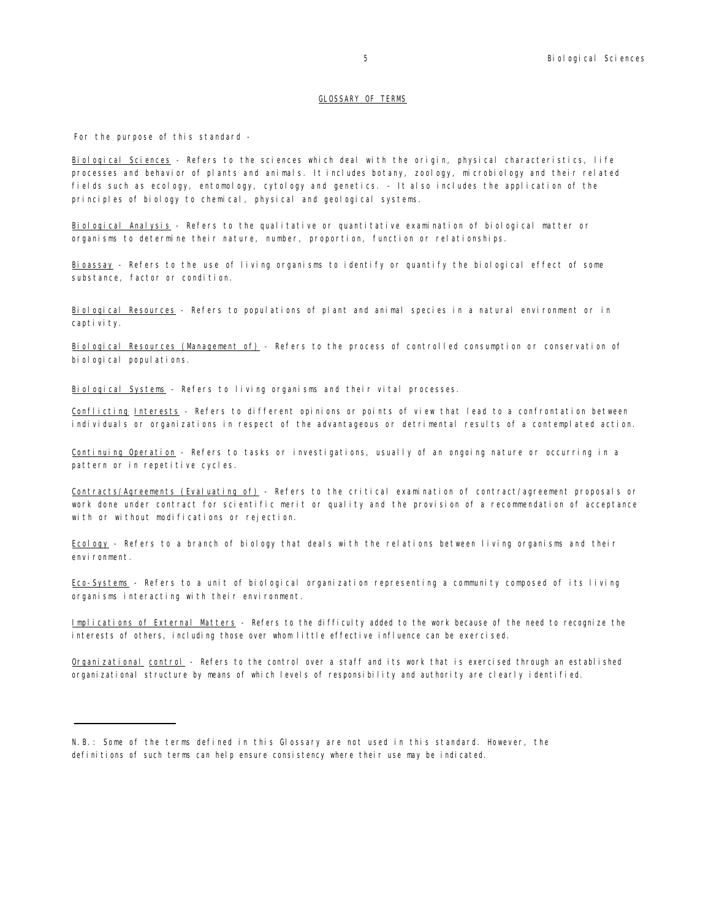## GLOSSARY OF TERMS

For the purpose of this standard -

Biological Sciences - Refers to the sciences which deal with the origin, physical characteristics, life processes and behavior of plants and animals. It includes botany, zoology, microbiology and their related fields such as ecology, entomology, cytology and genetics. - It also includes the application of the principles of biology to chemical, physical and geological systems.

Biological Analysis - Refers to the qualitative or quantitative examination of biological matter or organisms to determine their nature, number, proportion, function or relationships.

Bioassay - Refers to the use of living organisms to identify or quantify the biological effect of some substance, factor or condition.

Biological Resources - Refers to populations of plant and animal species in a natural environment or in captivity.

Biological Resources (Management of) - Refers to the process of controlled consumption or conservation of biological populations.

Biological Systems - Refers to living organisms and their vital processes.

Conflicting Interests - Refers to different opinions or points of view that lead to a confrontation between individuals or organizations in respect of the advantageous or detrimental results of a contemplated action.

Continuing Operation - Refers to tasks or investigations, usually of an ongoing nature or occurring in a pattern or in repetitive cycles.

Contracts/Agreements (Evaluating of) - Refers to the critical examination of contract/agreement proposals or work done under contract for scientific merit or quality and the provision of a recommendation of acceptance with or without modifications or rejection.

Ecology - Refers to a branch of biology that deals with the relations between living organisms and their environment.

Eco-Systems - Refers to a unit of biological organization representing a community composed of its living organisms interacting with their environment.

Implications of External Matters - Refers to the difficulty added to the work because of the need to recognize the interests of others, including those over whom little effective influence can be exercised.

Organizational control - Refers to the control over a staff and its work that is exercised through an established organizational structure by means of which levels of responsibility and authority are clearly identified.

---

N.B.: Some of the terms defined in this Glossary are not used in this standard. However, the definitions of such terms can help ensure consistency where their use may be indicated.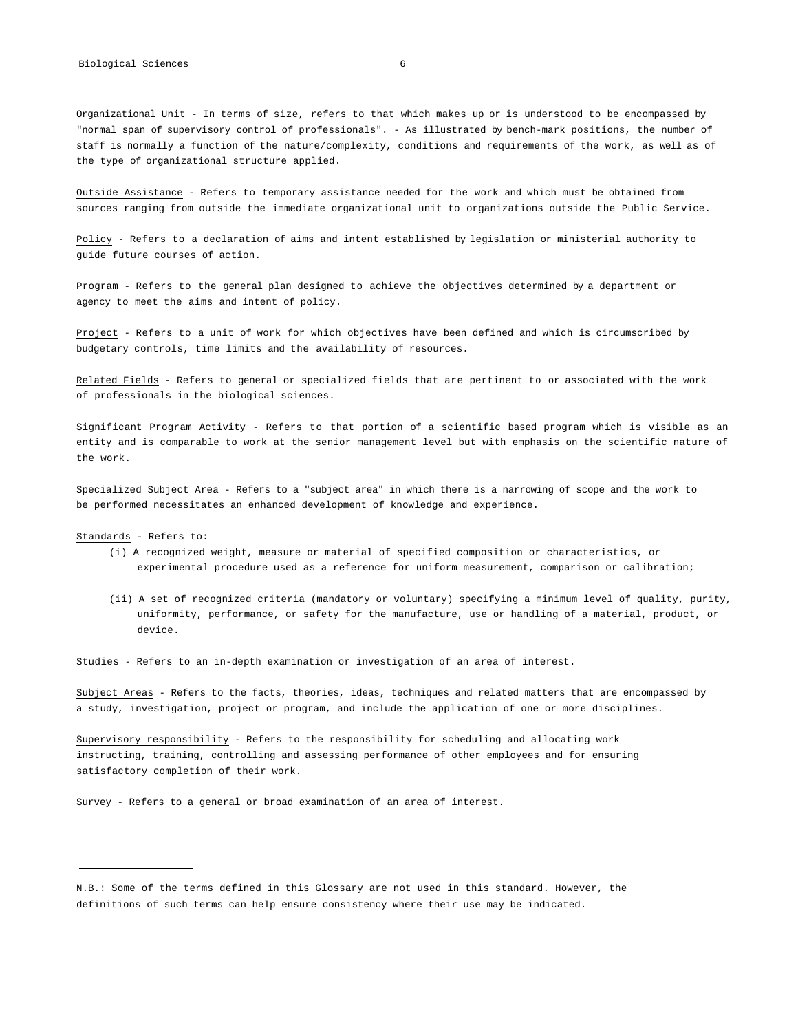Organizational Unit - In terms of size, refers to that which makes up or is understood to be encompassed by "normal span of supervisory control of professionals". - As illustrated by bench-mark positions, the number of staff is normally a function of the nature/complexity, conditions and requirements of the work, as well as of the type of organizational structure applied.

Outside Assistance - Refers to temporary assistance needed for the work and which must be obtained from sources ranging from outside the immediate organizational unit to organizations outside the Public Service.

Policy - Refers to a declaration of aims and intent established by legislation or ministerial authority to guide future courses of action.

Program - Refers to the general plan designed to achieve the objectives determined by a department or agency to meet the aims and intent of policy.

Project - Refers to a unit of work for which objectives have been defined and which is circumscribed by budgetary controls, time limits and the availability of resources.

Related Fields - Refers to general or specialized fields that are pertinent to or associated with the work of professionals in the biological sciences.

Significant Program Activity - Refers to that portion of a scientific based program which is visible as an entity and is comparable to work at the senior management level but with emphasis on the scientific nature of the work.

Specialized Subject Area - Refers to a "subject area" in which there is a narrowing of scope and the work to be performed necessitates an enhanced development of knowledge and experience.

Standards - Refers to:

(i) A recognized weight, measure or material of specified composition or characteristics, or experimental procedure used as a reference for uniform measurement, comparison or calibration;

(ii) A set of recognized criteria (mandatory or voluntary) specifying a minimum level of quality, purity, uniformity, performance, or safety for the manufacture, use or handling of a material, product, or device.

Studies - Refers to an in-depth examination or investigation of an area of interest.

Subject Areas - Refers to the facts, theories, ideas, techniques and related matters that are encompassed by a study, investigation, project or program, and include the application of one or more disciplines.

Supervisory responsibility - Refers to the responsibility for scheduling and allocating work instructing, training, controlling and assessing performance of other employees and for ensuring satisfactory completion of their work.

Survey - Refers to a general or broad examination of an area of interest.

---

N.B.: Some of the terms defined in this Glossary are not used in this standard. However, the definitions of such terms can help ensure consistency where their use may be indicated.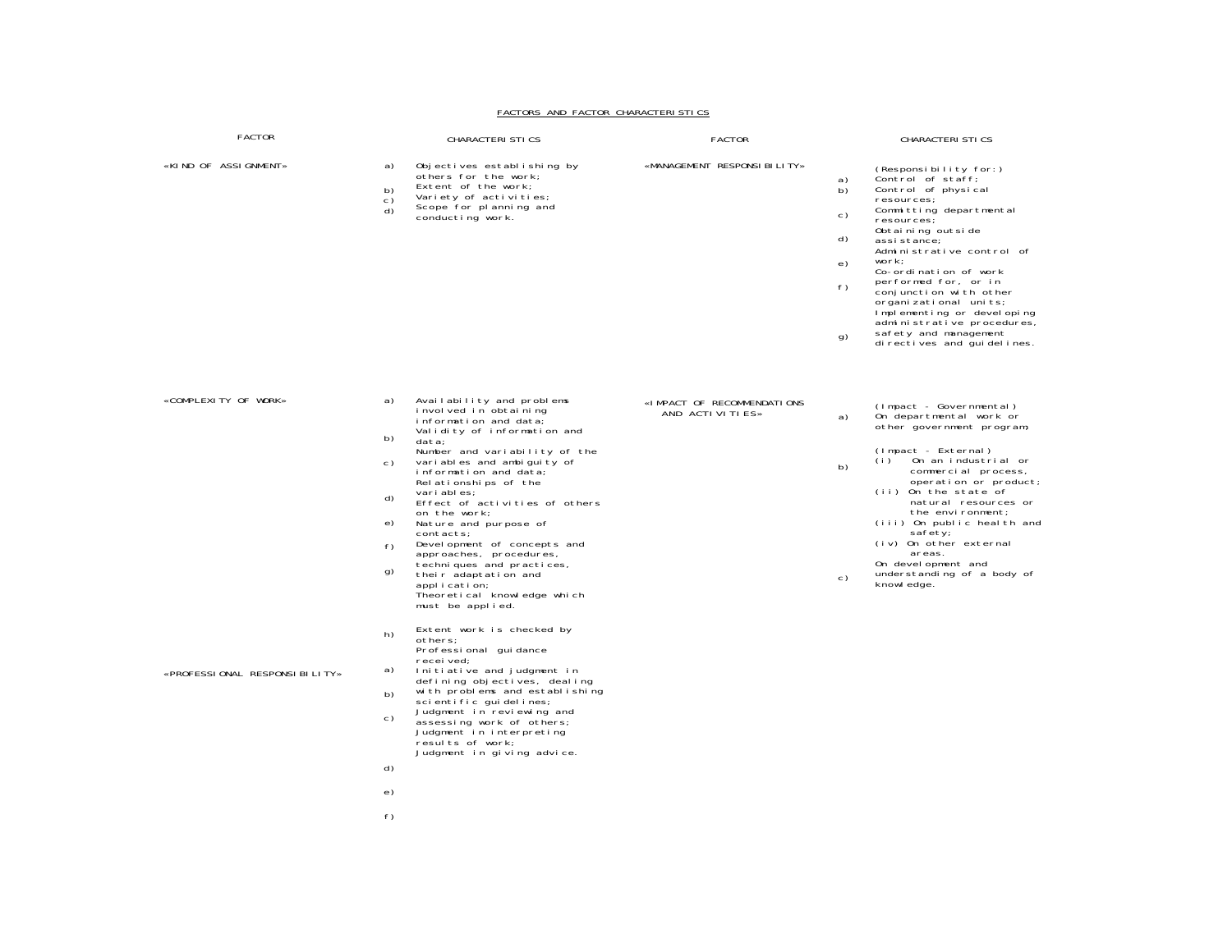## FACTORS AND FACTOR CHARACTERISTICS

| FACTOR | CHARACTERISTICS | FACTOR | CHARACTERISTICS |
|---|---|---|---|
| «KIND OF ASSIGNMENT» | a) Objectives establishing by others for the work;<br>b) Extent of the work;<br>c) Variety of activities;<br>d) Scope for planning and conducting work. | «MANAGEMENT RESPONSIBILITY» | (Responsibility for:)<br>a) Control of staff;<br>b) Control of physical resources;<br>c) Committing departmental resources;<br>d) Obtaining outside assistance;<br>e) Administrative control of work;<br>f) Co-ordination of work performed for, or in conjunction with other organizational units;<br>g) Implementing or developing administrative procedures, safety and management directives and guidelines. |
| «COMPLEXITY OF WORK» | a) Availability and problems involved in obtaining information and data;<br>b) Validity of information and data;<br>c) Number and variability of the variables and ambiguity of information and data;<br>d) Relationships of the variables;<br>e) Effect of activities of others on the work;<br>f) Nature and purpose of contacts;<br>g) Development of concepts and approaches, procedures, techniques and practices, their adaptation and application;<br>h) Theoretical knowledge which must be applied. | «IMPACT OF RECOMMENDATIONS AND ACTIVITIES» | (Impact - Governmental)<br>a) On departmental work or other government program;<br>(Impact - External)<br>b) (i) On an industrial or commercial process, operation or product;<br>(ii) On the state of natural resources or the environment;<br>(iii) On public health and safety;<br>(iv) On other external areas.<br>c) On development and understanding of a body of knowledge. |
| «PROFESSIONAL RESPONSIBILITY» | a) Extent work is checked by others;<br>b) Professional guidance received;<br>c) Initiative and judgment in defining objectives, dealing with problems and establishing scientific guidelines;<br>d) Judgment in reviewing and assessing work of others;<br>e) Judgment in interpreting results of work;<br>f) Judgment in giving advice. | | |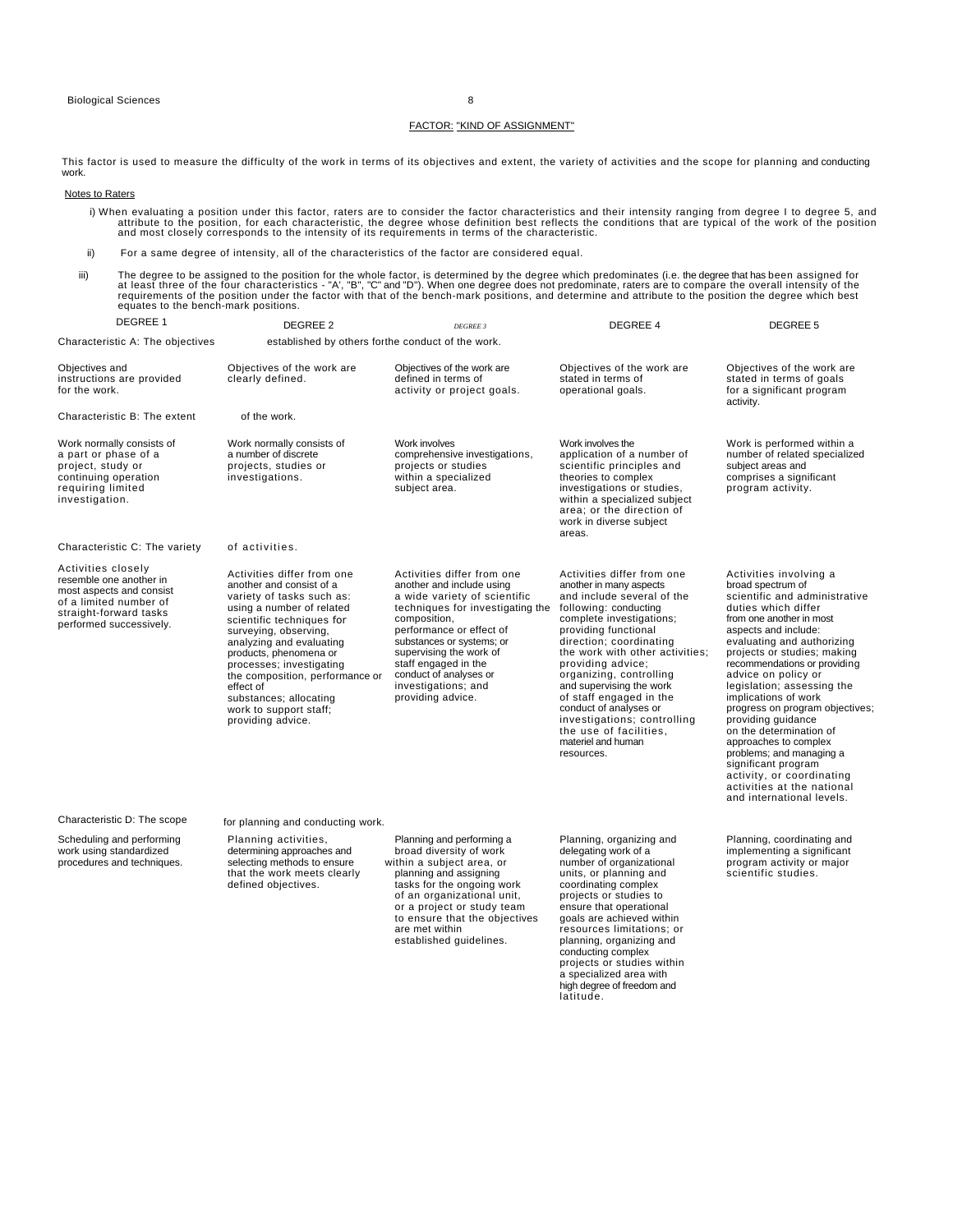## FACTOR: "KIND OF ASSIGNMENT"

This factor is used to measure the difficulty of the work in terms of its objectives and extent, the variety of activities and the scope for planning and conducting work.

Notes to Raters

i) When evaluating a position under this factor, raters are to consider the factor characteristics and their intensity ranging from degree I to degree 5, and attribute to the position, for each characteristic, the degree whose definition best reflects the conditions that are typical of the work of the position and most closely corresponds to the intensity of its requirements in terms of the characteristic.

ii) For a same degree of intensity, all of the characteristics of the factor are considered equal.

iii) The degree to be assigned to the position for the whole factor, is determined by the degree which predominates (i.e. the degree that has been assigned for at least three of the four characteristics - "A', "B", "C" and "D"). When one degree does not predominate, raters are to compare the overall intensity of the requirements of the position under the factor with that of the bench-mark positions, and determine and attribute to the position the degree which best equates to the bench-mark positions.

| DEGREE 1 | DEGREE 2 | DEGREE 3 | DEGREE 4 | DEGREE 5 |
|---|---|---|---|---|
| **Characteristic A: The objectives established by others forthe conduct of the work.** | | | | |
| Objectives and instructions are provided for the work. | Objectives of the work are clearly defined. | Objectives of the work are defined in terms of activity or project goals. | Objectives of the work are stated in terms of operational goals. | Objectives of the work are stated in terms of goals for a significant program activity. |
| **Characteristic B: The extent of the work.** | | | | |
| Work normally consists of a part or phase of a project, study or continuing operation requiring limited investigation. | Work normally consists of a number of discrete projects, studies or investigations. | Work involves comprehensive investigations, projects or studies within a specialized subject area. | Work involves the application of a number of scientific principles and theories to complex investigations or studies, within a specialized subject area; or the direction of work in diverse subject areas. | Work is performed within a number of related specialized subject areas and comprises a significant program activity. |
| **Characteristic C: The variety of activities.** | | | | |
| Activities closely resemble one another in most aspects and consist of a limited number of straight-forward tasks performed successively. | Activities differ from one another and consist of a variety of tasks such as: using a number of related scientific techniques for surveying, observing, analyzing and evaluating products, phenomena or processes; investigating the composition, performance or effect of substances; allocating work to support staff; providing advice. | Activities differ from one another and include using a wide variety of scientific techniques for investigating the composition, performance or effect of substances or systems; or supervising the work of staff engaged in the conduct of analyses or investigations; and providing advice. | Activities differ from one another in many aspects and include several of the following: conducting complete investigations; providing functional direction; coordinating the work with other activities; providing advice; organizing, controlling and supervising the work of staff engaged in the conduct of analyses or investigations; controlling the use of facilities, materiel and human resources. | Activities involving a broad spectrum of scientific and administrative duties which differ from one another in most aspects and include: evaluating and authorizing projects or studies; making recommendations or providing advice on policy or legislation; assessing the implications of work progress on program objectives; providing guidance on the determination of approaches to complex problems; and managing a significant program activity, or coordinating activities at the national and international levels. |
| **Characteristic D: The scope for planning and conducting work.** | | | | |
| Scheduling and performing work using standardized procedures and techniques. | Planning activities, determining approaches and selecting methods to ensure that the work meets clearly defined objectives. | Planning and performing a broad diversity of work within a subject area, or planning and assigning tasks for the ongoing work of an organizational unit, or a project or study team to ensure that the objectives are met within established guidelines. | Planning, organizing and delegating work of a number of organizational units, or planning and coordinating complex projects or studies to ensure that operational goals are achieved within resources limitations; or planning, organizing and conducting complex projects or studies within a specialized area with high degree of freedom and latitude. | Planning, coordinating and implementing a significant program activity or major scientific studies. |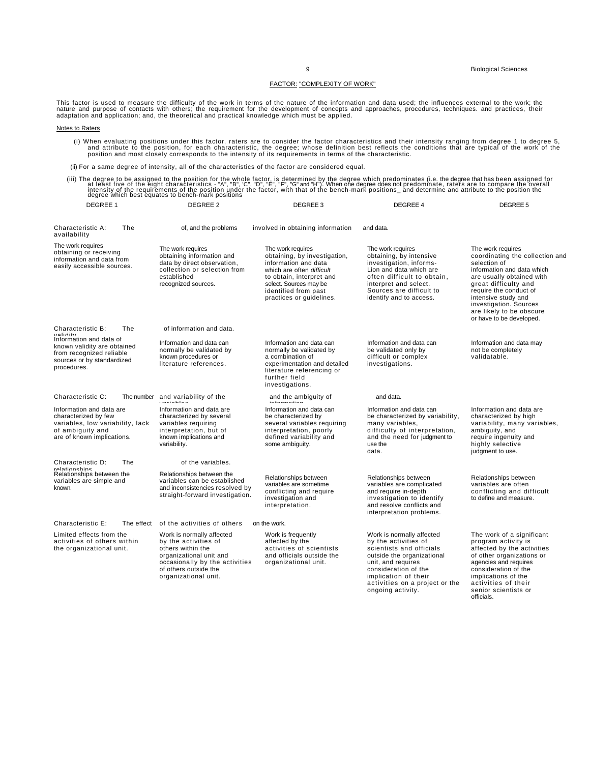## FACTOR: "COMPLEXITY OF WORK"

This factor is used to measure the difficulty of the work in terms of the nature of the information and data used; the influences external to the work; the nature and purpose of contacts with others; the requirement for the development of concepts and approaches, procedures, techniques. and practices, their adaptation and application; and, the theoretical and practical knowledge which must be applied.

Notes to Raters

(i) When evaluating positions under this factor, raters are to consider the factor characteristics and their intensity ranging from degree 1 to degree 5, and attribute to the position, for each characteristic, the degree; whose definition best reflects the conditions that are typical of the work of the position and most closely corresponds to the intensity of its requirements in terms of the characteristic.

(ii) For a same degree of intensity, all of the characteristics of the factor are considered equal.

(iii) The degree to be assigned to the position for the whole factor, is determined by the degree which predominates (i.e. the degree that has been assigned for at least five of the eight characteristics - "A", "B", 'C", "D", "E", "F", "G" and "H"). When one degree does not predominate, raters are to compare the overall intensity of the requirements of the position under the factor, with that of the bench-mark positions_ and determine and attribute to the position the degree which best equates to bench-mark positions

| DEGREE 1 | DEGREE 2 | DEGREE 3 | DEGREE 4 | DEGREE 5 |
|---|---|---|---|---|
| **Characteristic A: The availability of, and the problems involved in obtaining information and data.** | | | | |
| The work requires obtaining or receiving information and data from easily accessible sources. | The work requires obtaining information and data by direct observation, collection or selection from established recognized sources. | The work requires obtaining, by investigation, information and data which are often *difficult* to obtain, interpret and select. Sources may be identified from past practices or guidelines. | The work requires obtaining, by intensive investigation, informs-Lion and data which are often difficult to obtain, interpret and select. Sources are difficult to identify and to access. | The work requires coordinating the collection and selection of information and data which are usually obtained with great difficulty and require the conduct of intensive study and investigation. Sources are likely to be obscure or have to be developed. |
| **Characteristic B: The validity of information and data.** | | | | |
| Information and data of known validity are obtained from recognized reliable sources or by standardized procedures. | Information and data can normally be validated by known procedures or literature references. | Information and data can normally be validated by a combination of experimentation and detailed literature referencing or further field investigations. | Information and data can be validated only by difficult or complex investigations. | Information and data may not be completely validatable. |
| **Characteristic C: The number and variability of the variables and the ambiguity of information and data.** | | | | |
| Information and data are characterized by few variables, low variability, lack of ambiguity and are of known implications. | Information and data are characterized by several variables requiring interpretation, but of known implications and variability. | Information and data can be characterized by several variables requiring interpretation, poorly defined variability and some ambiguity. | Information and data can be characterized by variability, many variables, difficulty of interpretation, and the need for judgment to use the data. | Information and data are characterized by high variability, many variables, ambiguity, and require ingenuity and highly selective judgment to use. |
| **Characteristic D: The relationships of the variables.** | | | | |
| Relationships between the variables are simple and known. | Relationships between the variables can be established and inconsistencies resolved by straight-forward investigation. | Relationships between variables are sometime conflicting and require investigation and interpretation. | Relationships between variables are complicated and require in-depth investigation to identify and resolve conflicts and interpretation problems. | Relationships between variables are often conflicting and difficult to define and measure. |
| **Characteristic E: The effect of the activities of others on the work.** | | | | |
| Limited effects from the activities of others within the organizational unit. | Work is normally affected by the activities of others within the organizational unit and occasionally by the activities of others outside the organizational unit. | Work is frequently affected by the activities of scientists and officials outside the organizational unit. | Work is normally affected by the activities of scientists and officials outside the organizational unit, and requires consideration of the implication of their activities on a project or the ongoing activity. | The work of a significant program activity is affected by the activities of other organizations or agencies and requires consideration of the implications of the activities of their senior scientists or officials. |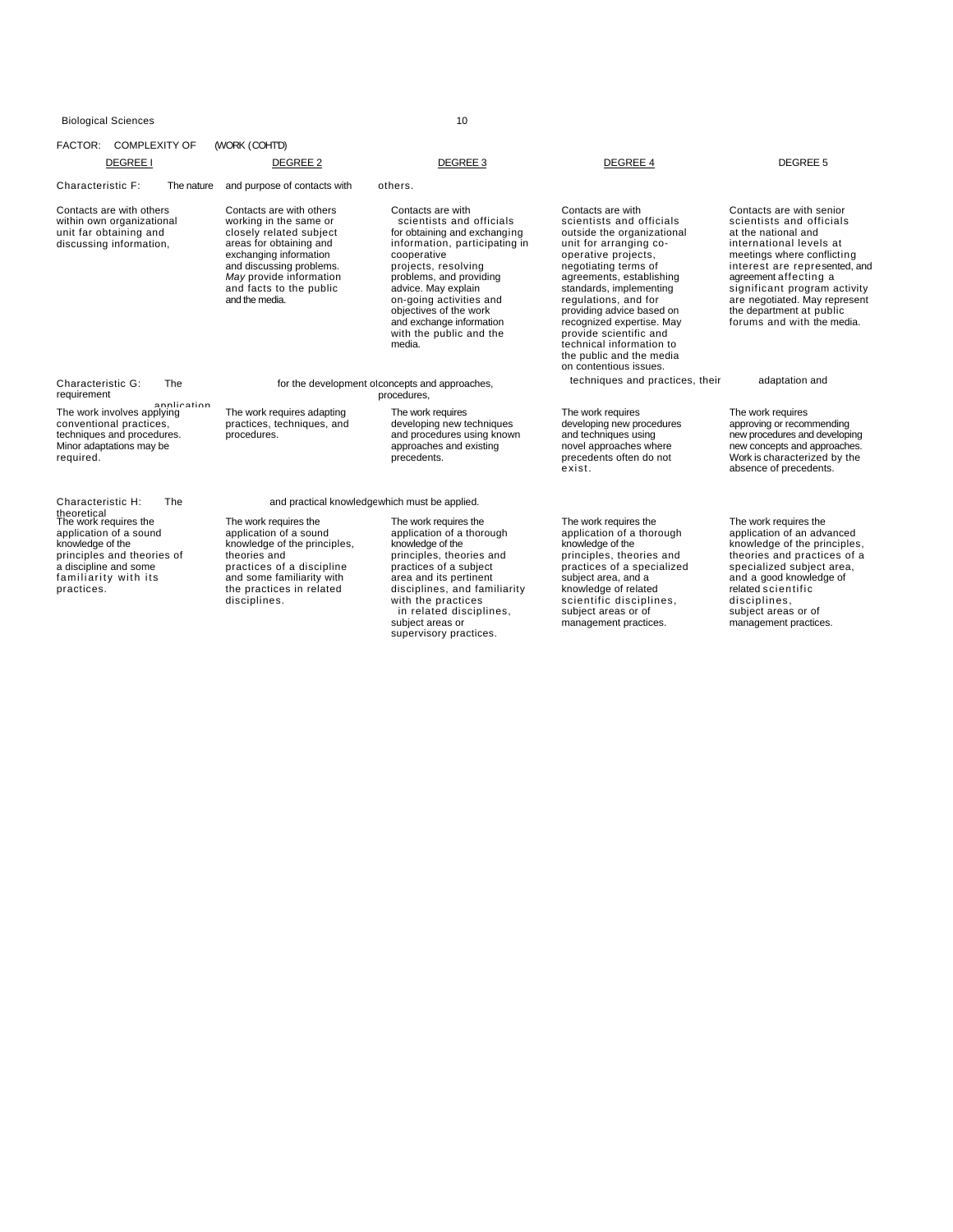FACTOR: COMPLEXITY OF WORK (CONT'D)

| DEGREE 1 | DEGREE 2 | DEGREE 3 | DEGREE 4 | DEGREE 5 |
|---|---|---|---|---|
| **Characteristic F: The nature and purpose of contacts with others.** | | | | |
| Contacts are with others within own organizational unit far obtaining and discussing information, | Contacts are with others working in the same or closely related subject areas for obtaining and exchanging information and discussing problems. *May* provide information and facts to the public and the media. | Contacts are with scientists and officials for obtaining and exchanging information, participating in cooperative projects, resolving problems, and providing advice. May explain on-going activities and objectives of the work and exchange information with the public and the media. | Contacts are with scientists and officials outside the organizational unit for arranging co-operative projects, negotiating terms of agreements, establishing standards, implementing regulations, and for providing advice based on recognized expertise. May provide scientific and technical information to the public and the media on contentious issues. | Contacts are with senior scientists and officials at the national and international levels at meetings where conflicting interest are represented, and agreement affecting a significant program activity are negotiated. May represent the department at public forums and with the media. |
| **Characteristic G: The requirement for the development of concepts and approaches, procedures, techniques and practices, their adaptation and application.** | | | | |
| The work involves applying conventional practices, techniques and procedures. Minor adaptations may be required. | The work requires adapting practices, techniques, and procedures. | The work requires developing new techniques and procedures using known approaches and existing precedents. | The work requires developing new procedures and techniques using novel approaches where precedents often do not exist. | The work requires approving or recommending new procedures and developing new concepts and approaches. Work is characterized by the absence of precedents. |
| **Characteristic H: The theoretical and practical knowledge which must be applied.** | | | | |
| The work requires the application of a sound knowledge of the principles and theories of a discipline and some familiarity with its practices. | The work requires the application of a sound knowledge of the principles, theories and practices of a discipline and some familiarity with the practices in related disciplines. | The work requires the application of a thorough knowledge of the principles, theories and practices of a subject area and its pertinent disciplines, and familiarity with the practices in related disciplines, subject areas or supervisory practices. | The work requires the application of a thorough knowledge of the principles, theories and practices of a specialized subject area, and a knowledge of related scientific disciplines, subject areas or of management practices. | The work requires the application of an advanced knowledge of the principles, theories and practices of a specialized subject area, and a good knowledge of related scientific disciplines, subject areas or of management practices. |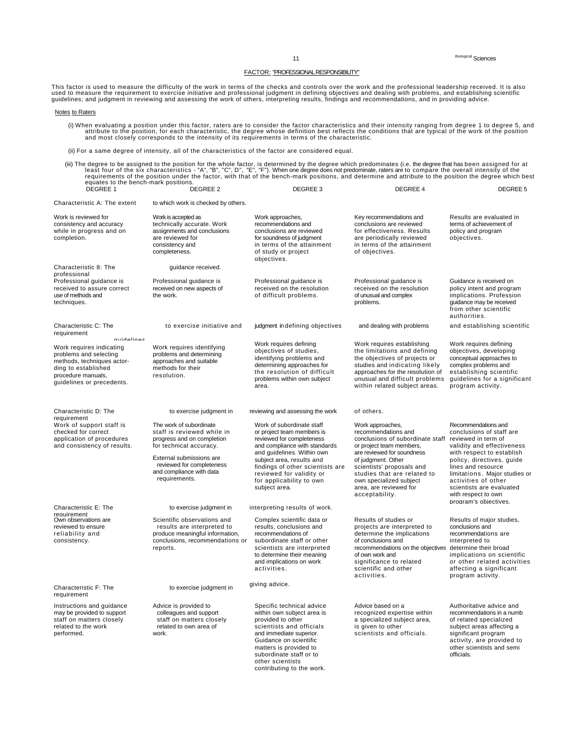## FACTOR: "PROFESSIONAL RESPONSIBILITY"

This factor is used to measure the difficulty of the work in terms of the checks and controls over the work and the professional leadership received. It is also used to measure the requirement to exercise initiative and professional judgment in defining objectives and dealing with problems, and establishing scientific guidelines; and judgment in reviewing and assessing the work of others, interpreting results, findings and recommendations, and in providing advice.

Notes to Raters

(i) When evaluating a position under this factor, raters are to consider the factor characteristics and their intensity ranging from degree 1 to degree 5, and attribute to the position, for each characteristic, the degree whose definition best reflects the conditions that are typical of the work of the position and most closely corresponds to the intensity of its requirements in terms of the characteristic.

(ii) For a same degree of intensity, all of the characteristics of the factor are considered equal.

(iii) The degree to be assigned to the position for the whole factor, is determined by the degree which predominates (i.e. the degree that has been assigned for at least four of the six characteristics - "A", "B", "C", D", "E", "F"). When one degree does not predominate, raters are to compare the overall intensity of the requirements of the position under the factor, with that of the bench-mark positions, and determine and attribute to the position the degree which best equates to the bench-mark positions.

| DEGREE 1 | DEGREE 2 | DEGREE 3 | DEGREE 4 | DEGREE 5 |
|---|---|---|---|---|
| **Characteristic A: The extent to which work is checked by others.** | | | | |
| Work is reviewed for consistency and accuracy while in progress and on completion. | Work is accepted as technically accurate. Work assignments and conclusions are reviewed for consistency and completeness. | Work approaches, recommendations and conclusions are reviewed for soundness of judgment in terms of the attainment of study or project objectives. | Key recommendations and conclusions are reviewed for effectiveness. Results are periodically reviewed in terms of the attainment of objectives. | Results are evaluated in terms of achievement of policy and program objectives. |
| **Characteristic 8: The professional guidance received.** | | | | |
| Professional guidance is received to assure correct use of methods and techniques. | Professional guidance is received on new aspects of the work. | Professional guidance is received on the resolution of difficult problems. | Professional guidance is received on the resolution of unusual and complex problems. | Guidance is received on policy intent and program implications. Profession guidance may be received from other scientific authorities. |
| **Characteristic C: The requirement to exercise initiative and judgment in defining objectives and dealing with problems and establishing scientific guidelines** | | | | |
| Work requires indicating problems and selecting methods, techniques actor-ding to established procedure manuals, guidelines or precedents. | Work requires identifying problems and determining approaches and suitable methods for their resolution. | Work requires defining objectives of studies, identifying problems and determining approaches for the resolution of difficult problems within own subject area. | Work requires establishing the limitations and defining the objectives of projects or studies and indicating likely approaches for the resolution of unusual and difficult problems within related subject areas. | Work requires defining objectives, developing conceptual approaches to complex problems and establishing scientific guidelines for a significant program activity. |
| **Characteristic D: The requirement to exercise judgment in reviewing and assessing the work of others.** | | | | |
| Work of support staff is checked for correct application of procedures and consistency of results. | The work of subordinate staff is reviewed while in progress and on completion for technical accuracy.<br><br>External submissions are reviewed for completeness and compliance with data requirements. | Work of subordinate staff or project team members is reviewed for completeness and compliance with standards and guidelines. Within own subject area, results and findings of other scientists are reviewed for validity or for applicability to own subject area. | Work approaches, recommendations and conclusions of subordinate staff or project team members, are reviewed for soundness of judgment. Other scientists' proposals and studies that are related to own specialized subject area, are reviewed for acceptability. | Recommendations and conclusions of staff are reviewed in term of validity and effectiveness with respect to establish policy, directives, guide lines and resource limitations. Major studies or activities of other scientists are evaluated with respect to own program's objectives. |
| **Characteristic E: The requirement to exercise judgment in interpreting results of work.** | | | | |
| Own observations are reviewed to ensure reliability and consistency. | Scientific observations and results are interpreted to produce meaningful information, conclusions, recommendations or reports. | Complex scientific data or results, conclusions and recommendations of subordinate staff or other scientists are interpreted to determine their meaning and implications on work activities. | Results of studies or projects are interpreted to determine the implications of conclusions and recommendations on the objectives of own work and significance to related scientific and other activities. | Results of major studies, conclusions and recommendations are interpreted to determine their broad implications on scientific or other related activities affecting a significant program activity. |
| **Characteristic F: The requirement to exercise judgment in giving advice.** | | | | |
| Instructions and guidance may be provided to support staff on matters closely related to the work performed. | Advice is provided to colleagues and support staff on matters closely related to own area of work. | Specific technical advice within own subject area is provided to other scientists and officials and immediate superior. Guidance on scientific matters is provided to subordinate staff or to other scientists contributing to the work. | Advice based on a recognized expertise within a specialized subject area, is given to other scientists and officials. | Authoritative advice and recommendations in a numb of related specialized subject areas affecting a significant program activity, are provided to other scientists and semi officials. |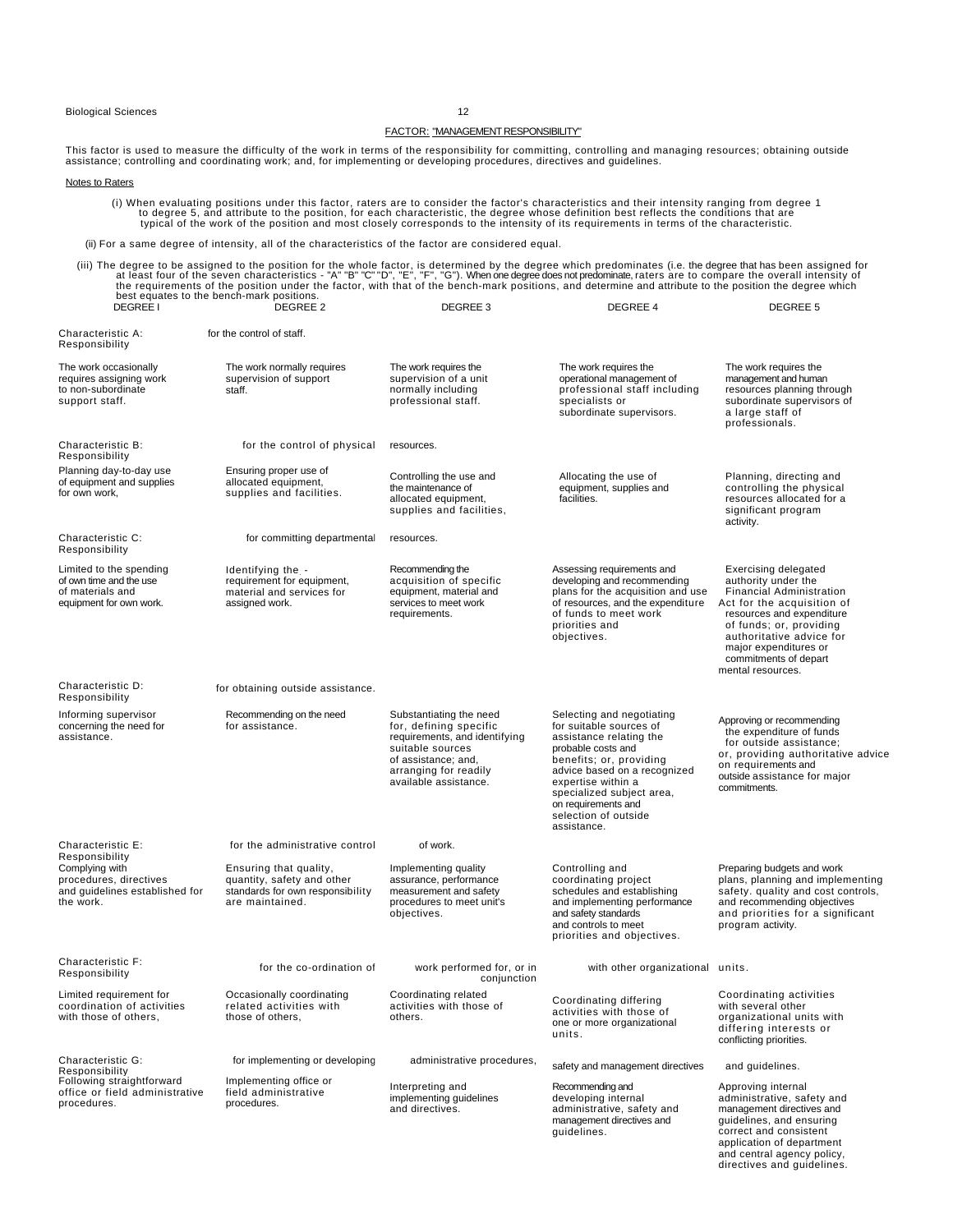## FACTOR: "MANAGEMENT RESPONSIBILITY"

This factor is used to measure the difficulty of the work in terms of the responsibility for committing, controlling and managing resources; obtaining outside assistance; controlling and coordinating work; and, for implementing or developing procedures, directives and guidelines.

### Notes to Raters

(i) When evaluating positions under this factor, raters are to consider the factor's characteristics and their intensity ranging from degree 1 to degree 5, and attribute to the position, for each characteristic, the degree whose definition best reflects the conditions that are typical of the work of the position and most closely corresponds to the intensity of its requirements in terms of the characteristic.

(ii) For a same degree of intensity, all of the characteristics of the factor are considered equal.

(iii) The degree to be assigned to the position for the whole factor, is determined by the degree which predominates (i.e. the degree that has been assigned for at least four of the seven characteristics - "A" "B" "C" "D", "E", "F", "G"). When one degree does not predominate, raters are to compare the overall intensity of the requirements of the position under the factor, with that of the bench-mark positions, and determine and attribute to the position the degree which best equates to the bench-mark positions.

| DEGREE I | DEGREE 2 | DEGREE 3 | DEGREE 4 | DEGREE 5 |
|---|---|---|---|---|
| **Characteristic A: Responsibility for the control of staff.** | | | | |
| The work occasionally requires assigning work to non-subordinate support staff. | The work normally requires supervision of support staff. | The work requires the supervision of a unit normally including professional staff. | The work requires the operational management of professional staff including specialists or subordinate supervisors. | The work requires the management and human resources planning through subordinate supervisors of a large staff of professionals. |
| **Characteristic B: Responsibility for the control of physical resources.** | | | | |
| Planning day-to-day use of equipment and supplies for own work, | Ensuring proper use of allocated equipment, supplies and facilities. | Controlling the use and the maintenance of allocated equipment, supplies and facilities, | Allocating the use of equipment, supplies and facilities. | Planning, directing and controlling the physical resources allocated for a significant program activity. |
| **Characteristic C: Responsibility for committing departmental resources.** | | | | |
| Limited to the spending of own time and the use of materials and equipment for own work. | Identifying the requirement for equipment, material and services for assigned work. | Recommending the acquisition of specific equipment, material and services to meet work requirements. | Assessing requirements and developing and recommending plans for the acquisition and use of resources, and the expenditure of funds to meet work priorities and objectives. | Exercising delegated authority under the Financial Administration Act for the acquisition of resources and expenditure of funds; or, providing authoritative advice for major expenditures or commitments of departmental resources. |
| **Characteristic D: Responsibility for obtaining outside assistance.** | | | | |
| Informing supervisor concerning the need for assistance. | Recommending on the need for assistance. | Substantiating the need for, defining specific requirements, and identifying suitable sources of assistance; and, arranging for readily available assistance. | Selecting and negotiating for suitable sources of assistance relating the probable costs and benefits; or, providing advice based on a recognized expertise within a specialized subject area, on requirements and selection of outside assistance. | Approving or recommending the expenditure of funds for outside assistance; or, providing authoritative advice on requirements and outside assistance for major commitments. |
| **Characteristic E: Responsibility for the administrative control of work.** | | | | |
| Complying with procedures, directives and guidelines established for the work. | Ensuring that quality, quantity, safety and other standards for own responsibility are maintained. | Implementing quality assurance, performance measurement and safety procedures to meet unit's objectives. | Controlling and coordinating project schedules and establishing and implementing performance and safety standards and controls to meet priorities and objectives. | Preparing budgets and work plans, planning and implementing safety. quality and cost controls, and recommending objectives and priorities for a significant program activity. |
| **Characteristic F: Responsibility for the co-ordination of work performed for, or in conjunction with other organizational units.** | | | | |
| Limited requirement for coordination of activities with those of others, | Occasionally coordinating related activities with those of others, | Coordinating related activities with those of others. | Coordinating differing activities with those of one or more organizational units. | Coordinating activities with several other organizational units with differing interests or conflicting priorities. |
| **Characteristic G: Responsibility for implementing or developing administrative procedures, safety and management directives and guidelines.** | | | | |
| Following straightforward office or field administrative procedures. | Implementing office or field administrative procedures. | Interpreting and implementing guidelines and directives. | Recommending and developing internal administrative, safety and management directives and guidelines. | Approving internal administrative, safety and management directives and guidelines, and ensuring correct and consistent application of department and central agency policy, directives and guidelines. |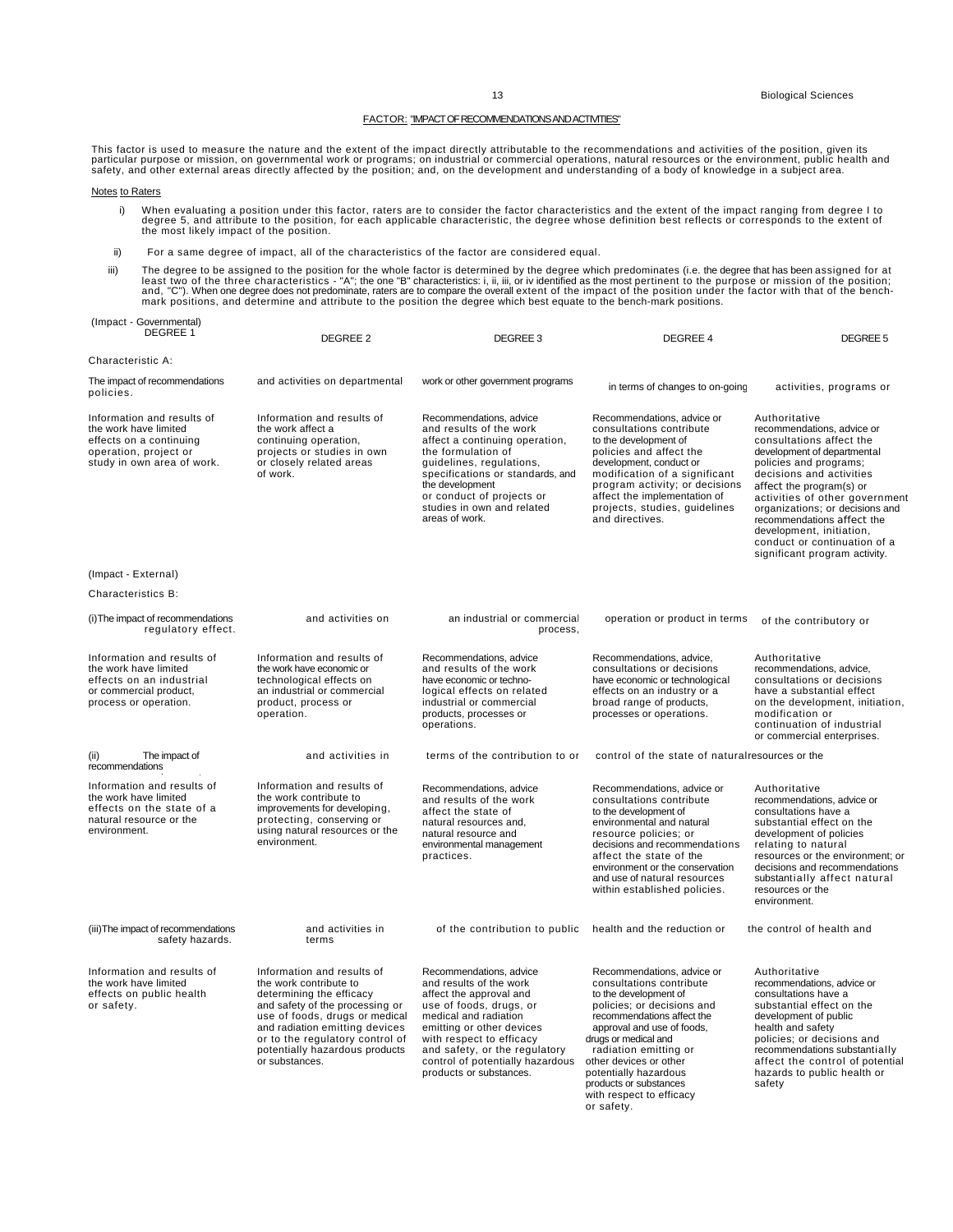## FACTOR: "IMPACT OF RECOMMENDATIONS AND ACTIVITIES"

This factor is used to measure the nature and the extent of the impact directly attributable to the recommendations and activities of the position, given its particular purpose or mission, on governmental work or programs; on industrial or commercial operations, natural resources or the environment, public health and safety, and other external areas directly affected by the position; and, on the development and understanding of a body of knowledge in a subject area.

Notes to Raters

i) When evaluating a position under this factor, raters are to consider the factor characteristics and the extent of the impact ranging from degree I to degree 5, and attribute to the position, for each applicable characteristic, the degree whose definition best reflects or corresponds to the extent of the most likely impact of the position.

ii) For a same degree of impact, all of the characteristics of the factor are considered equal.

iii) The degree to be assigned to the position for the whole factor is determined by the degree which predominates (i.e. the degree that has been assigned for at least two of the three characteristics - "A"; the one "B" characteristics: i, ii, iii, or iv identified as the most pertinent to the purpose or mission of the position; and, "C"). When one degree does not predominate, raters are to compare the overall extent of the impact of the position under the factor with that of the bench-mark positions, and determine and attribute to the position the degree which best equate to the bench-mark positions.

| DEGREE 1 | DEGREE 2 | DEGREE 3 | DEGREE 4 | DEGREE 5 |
|---|---|---|---|---|
| **(Impact - Governmental)** | | | | |
| **Characteristic A:** | | | | |
| The impact of recommendations and activities on departmental work or other government programs in terms of changes to on-going activities, programs or policies. | | | | |
| Information and results of the work have limited effects on a continuing operation, project or study in own area of work. | Information and results of the work affect a continuing operation, projects or studies in own or closely related areas of work. | Recommendations, advice and results of the work affect a continuing operation, the formulation of guidelines, regulations, specifications or standards, and the development or conduct of projects or studies in own and related areas of work. | Recommendations, advice or consultations contribute to the development of policies and affect the development, conduct or modification of a significant program activity; or decisions affect the implementation of projects, studies, guidelines and directives. | Authoritative recommendations, advice or consultations affect the development of departmental policies and programs; decisions and activities affect the program(s) or activities of other government organizations; or decisions and recommendations affect the development, initiation, conduct or continuation of a significant program activity. |
| **(Impact - External)** | | | | |
| **Characteristics B:** | | | | |
| (i) The impact of recommendations and activities on an industrial or commercial operation or product in terms of the contributory or regulatory effect. | | | | |
| Information and results of the work have limited effects on an industrial or commercial product, process or operation. | Information and results of the work have economic or technological effects on an industrial or commercial product, process or operation. | Recommendations, advice and results of the work have economic or technological effects on related industrial or commercial products, processes or operations. | Recommendations, advice, consultations or decisions have economic or technological effects on an industry or a broad range of products, processes or operations. | Authoritative recommendations, advice, consultations or decisions have a substantial effect on the development, initiation, modification or continuation of industrial or commercial enterprises. |
| (ii) The impact of recommendations and activities in terms of the contribution to or control of the state of natural resources or the environment. | | | | |
| Information and results of the work have limited effects on the state of a natural resource or the environment. | Information and results of the work contribute to improvements for developing, protecting, conserving or using natural resources or the environment. | Recommendations, advice and results of the work affect the state of natural resources and, natural resource and environmental management practices. | Recommendations, advice or consultations contribute to the development of environmental and natural resource policies; or decisions and recommendations affect the state of the environment or the conservation and use of natural resources within established policies. | Authoritative recommendations, advice or consultations have a substantial effect on the development of policies relating to natural resources or the environment; or decisions and recommendations substantially affect natural resources or the environment. |
| (iii) The impact of recommendations and activities in terms of the contribution to public health and the reduction or the control of health and safety hazards. | | | | |
| Information and results of the work have limited effects on public health or safety. | Information and results of the work contribute to determining the efficacy and safety of the processing or use of foods, drugs or medical and radiation emitting devices or to the regulatory control of potentially hazardous products or substances. | Recommendations, advice and results of the work affect the approval and use of foods, drugs, or medical and radiation emitting or other devices with respect to efficacy and safety, or the regulatory control of potentially hazardous products or substances. | Recommendations, advice or consultations contribute to the development of policies; or decisions and recommendations affect the approval and use of foods, drugs or medical and radiation emitting or other devices or other potentially hazardous products or substances with respect to efficacy or safety. | Authoritative recommendations, advice or consultations have a substantial effect on the development of public health and safety policies; or decisions and recommendations substantially affect the control of potential hazards to public health or safety |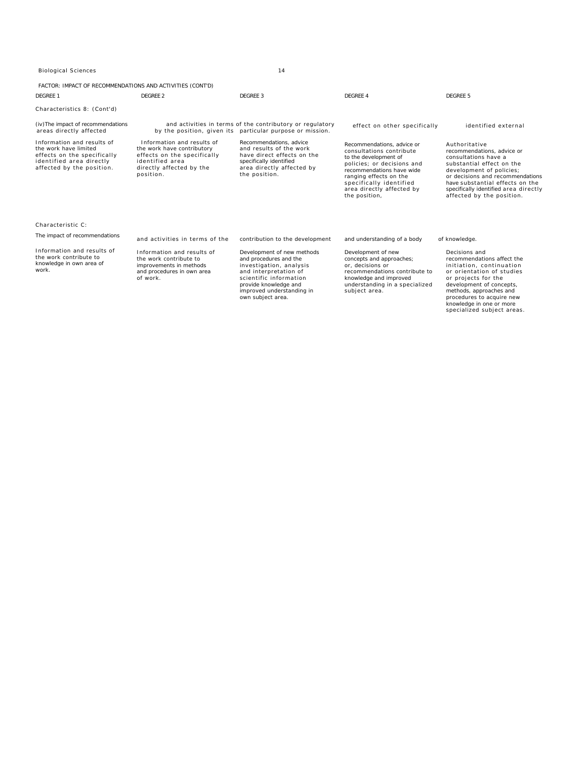FACTOR: IMPACT OF RECOMMENDATIONS AND ACTIVITIES (CONT'D)

| DEGREE 1 | DEGREE 2 | DEGREE 3 | DEGREE 4 | DEGREE 5 |
|---|---|---|---|---|
| Characteristics 8: (Cont'd) | | | | |
| (iv) The impact of recommendations and activities in terms of the contributory or regulatory effect on other specifically identified external areas directly affected by the position, given its particular purpose or mission. | | | | |
| Information and results of the work have limited effects on the specifically identified area directly affected by the position. | Information and results of the work have contributory effects on the specifically identified area directly affected by the position. | Recommendations, advice and results of the work have direct effects on the specifically identified area directly affected by the position. | Recommendations, advice or consultations contribute to the development of policies; or decisions and recommendations have wide ranging effects on the specifically identified area directly affected by the position, | Authoritative recommendations, advice or consultations have a substantial effect on the development of policies; or decisions and recommendations have substantial effects on the specifically identified area directly affected by the position. |
| Characteristic C: | | | | |
| The impact of recommendations and activities in terms of the contribution to the development and understanding of a body of knowledge. | | | | |
| Information and results of the work contribute to knowledge in own area of work. | Information and results of the work contribute to improvements in methods and procedures in own area of work. | Development of new methods and procedures and the investigation, analysis and interpretation of scientific information provide knowledge and improved understanding in own subject area. | Development of new concepts and approaches; or, decisions or recommendations contribute to knowledge and improved understanding in a specialized subject area. | Decisions and recommendations affect the initiation, continuation or orientation of studies or projects for the development of concepts, methods, approaches and procedures to acquire new knowledge in one or more specialized subject areas. |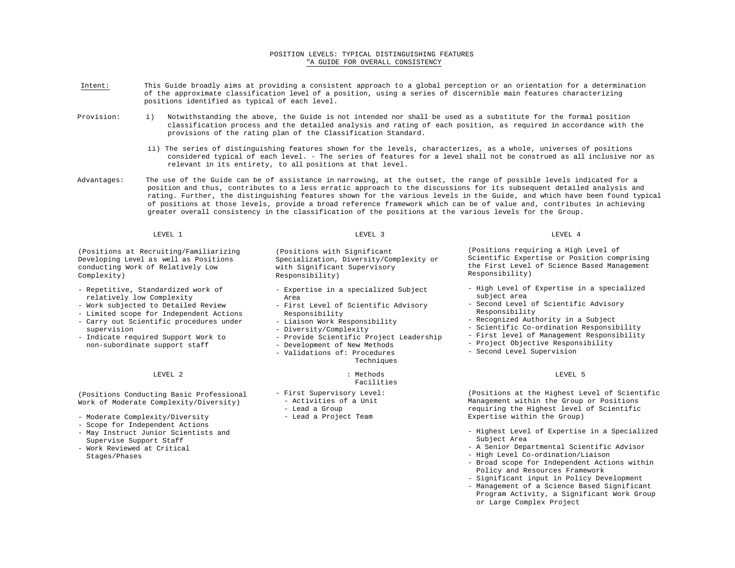# POSITION LEVELS: TYPICAL DISTINGUISHING FEATURES
## "A GUIDE FOR OVERALL CONSISTENCY

**Intent:** This Guide broadly aims at providing a consistent approach to a global perception or an orientation for a determination of the approximate classification level of a position, using a series of discernible main features characterizing positions identified as typical of each level.

**Provision:**

i) Notwithstanding the above, the Guide is not intended nor shall be used as a substitute for the formal position classification process and the detailed analysis and rating of each position, as required in accordance with the provisions of the rating plan of the Classification Standard.

ii) The series of distinguishing features shown for the levels, characterizes, as a whole, universes of positions considered typical of each level. - The series of features for a level shall not be construed as all inclusive nor as relevant in its entirety, to all positions at that level.

**Advantages:** The use of the Guide can be of assistance in narrowing, at the outset, the range of possible levels indicated for a position and thus, contributes to a less erratic approach to the discussions for its subsequent detailed analysis and rating. Further, the distinguishing features shown for the various levels in the Guide, and which have been found typical of positions at those levels, provide a broad reference framework which can be of value and, contributes in achieving greater overall consistency in the classification of the positions at the various levels for the Group.

### LEVEL 1

(Positions at Recruiting/Familiarizing Developing Level as well as Positions conducting Work of Relatively Low Complexity)

- Repetitive, Standardized work of relatively low Complexity
- Work subjected to Detailed Review
- Limited scope for Independent Actions
- Carry out Scientific procedures under supervision
- Indicate required Support Work to non-subordinate support staff

### LEVEL 2

(Positions Conducting Basic Professional Work of Moderate Complexity/Diversity)

- Moderate Complexity/Diversity
- Scope for Independent Actions
- May Instruct Junior Scientists and Supervise Support Staff
- Work Reviewed at Critical Stages/Phases

### LEVEL 3

(Positions with Significant Specialization, Diversity/Complexity or with Significant Supervisory Responsibility)

- Expertise in a specialized Subject Area
- First Level of Scientific Advisory Responsibility
- Liaison Work Responsibility
- Diversity/Complexity
- Provide Scientific Project Leadership
- Development of New Methods
- Validations of: Procedures
  Techniques
  : Methods
  Facilities
- First Supervisory Level:
  - Activities of a Unit
  - Lead a Group
  - Lead a Project Team

### LEVEL 4

(Positions requiring a High Level of Scientific Expertise or Position comprising the First Level of Science Based Management Responsibility)

- High Level of Expertise in a specialized subject area
- Second Level of Scientific Advisory Responsibility
- Recognized Authority in a Subject
- Scientific Co-ordination Responsibility
- First level of Management Responsibility
- Project Objective Responsibility
- Second Level Supervision

### LEVEL 5

(Positions at the Highest Level of Scientific Management within the Group or Positions requiring the Highest level of Scientific Expertise within the Group)

- Highest Level of Expertise in a Specialized Subject Area
- A Senior Departmental Scientific Advisor
- High Level Co-ordination/Liaison
- Broad scope for Independent Actions within Policy and Resources Framework
- Significant input in Policy Development
- Management of a Science Based Significant Program Activity, a Significant Work Group or Large Complex Project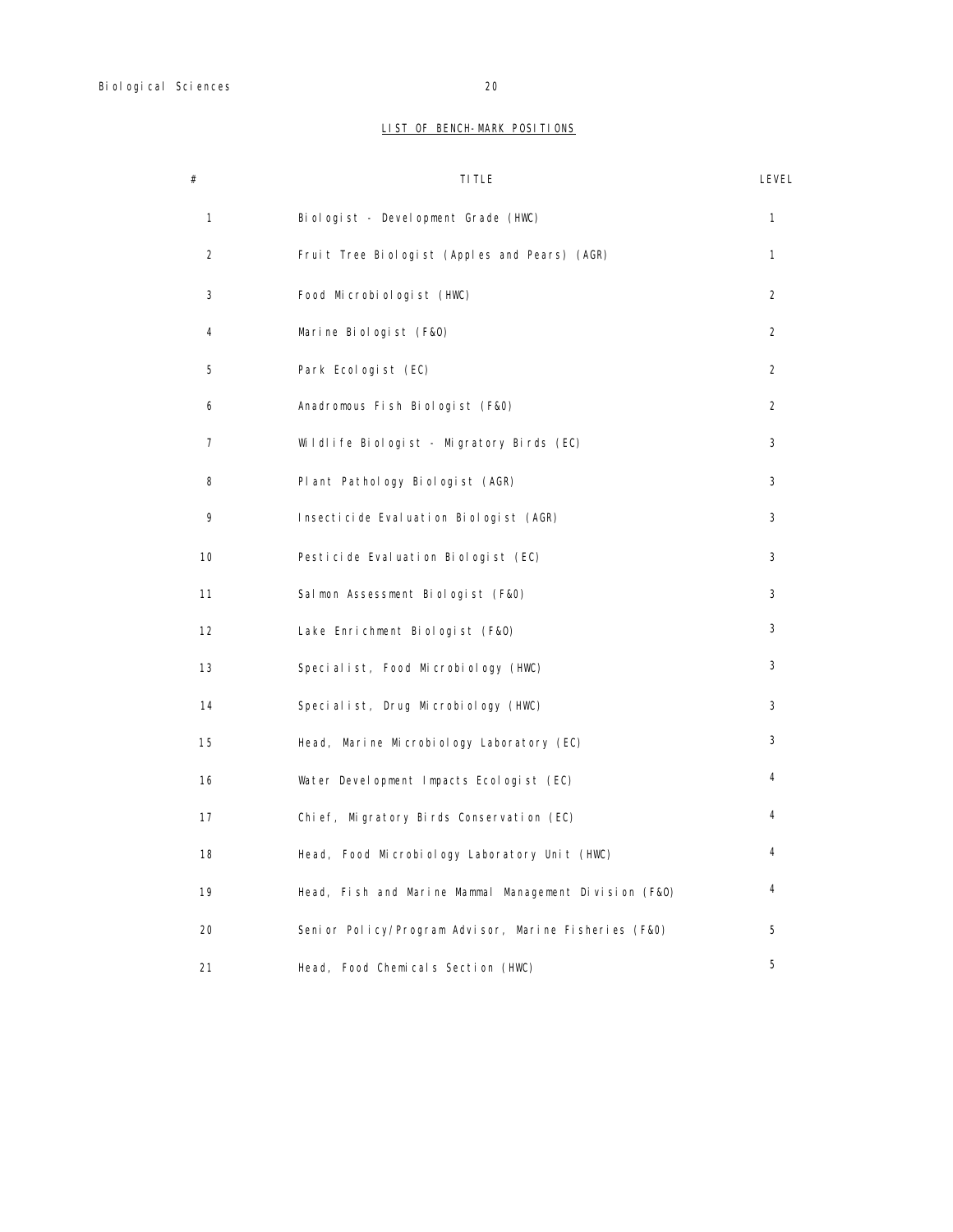## LIST OF BENCH-MARK POSITIONS

| # | TITLE | LEVEL |
|---|---|---|
| 1 | Biologist - Development Grade (HWC) | 1 |
| 2 | Fruit Tree Biologist (Apples and Pears) (AGR) | 1 |
| 3 | Food Microbiologist (HWC) | 2 |
| 4 | Marine Biologist (F&O) | 2 |
| 5 | Park Ecologist (EC) | 2 |
| 6 | Anadromous Fish Biologist (F&O) | 2 |
| 7 | Wildlife Biologist - Migratory Birds (EC) | 3 |
| 8 | Plant Pathology Biologist (AGR) | 3 |
| 9 | Insecticide Evaluation Biologist (AGR) | 3 |
| 10 | Pesticide Evaluation Biologist (EC) | 3 |
| 11 | Salmon Assessment Biologist (F&O) | 3 |
| 12 | Lake Enrichment Biologist (F&O) | 3 |
| 13 | Specialist, Food Microbiology (HWC) | 3 |
| 14 | Specialist, Drug Microbiology (HWC) | 3 |
| 15 | Head, Marine Microbiology Laboratory (EC) | 3 |
| 16 | Water Development Impacts Ecologist (EC) | 4 |
| 17 | Chief, Migratory Birds Conservation (EC) | 4 |
| 18 | Head, Food Microbiology Laboratory Unit (HWC) | 4 |
| 19 | Head, Fish and Marine Mammal Management Division (F&O) | 4 |
| 20 | Senior Policy/Program Advisor, Marine Fisheries (F&O) | 5 |
| 21 | Head, Food Chemicals Section (HWC) | 5 |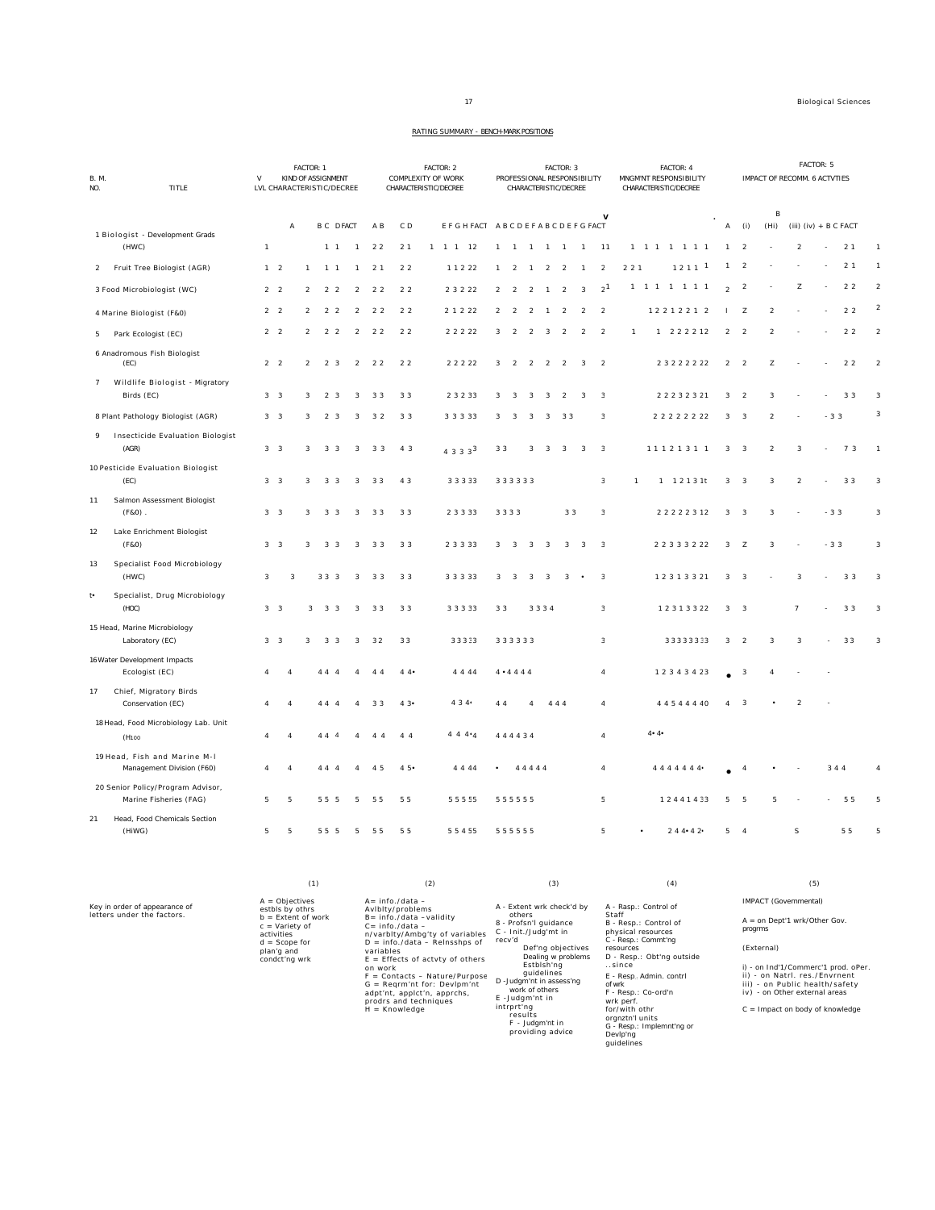RATING SUMMARY - BENCH-MARK POSITIONS

| B. M. NO. | TITLE | FACTOR: 1 KIND OF ASSIGNMENT LVL CHARACTERISTIC/DECREE | FACTOR: 2 COMPLEXITY OF WORK CHARACTERISTIC/DECREE | FACTOR: 3 PROFESSIONAL RESPONSIBILITY CHARACTERISTIC/DECREE | FACTOR: 4 MNGMNT RESPONSIBILITY CHARACTERISTIC/DECREE | FACTOR: 5 IMPACT OF RECOMM. 6 ACTVTIES |
|---|---|---|---|---|---|---|
| | | V A B C D FACT | A B C D E F G H FACT | A B C D E F A B C D E F G FACT | | A B (i) (Hi) (iii) (iv) + B C FACT |
| 1 | Biologist - Development Grads (HWC) | 1 1 1 1 | 2 2 2 1 1 1 1 12 | 1 1 1 1 1 1 11 | 1 1 1 1 1 1 1 | 1 2 2 2 1 1 |
| 2 | Fruit Tree Biologist (AGR) | 1 2 1 1 1 1 | 2 1 2 2 1 1 2 22 | 1 2 1 2 2 1 2 | 2 2 1 1 2 1 1 1 | 1 2 2 1 1 |
| 3 | Food Microbiologist (WC) | 2 2 2 2 2 2 | 2 2 2 2 2 3 2 22 | 2 2 2 1 2 3 2[1] | 1 1 1 1 1 1 1 | 2 2 Z 2 2 2 |
| 4 | Marine Biologist (F&0) | 2 2 2 2 2 2 | 2 2 2 2 2 1 2 22 | 2 2 2 1 2 2 2 | 1 2 2 1 2 2 1 2 | I Z 2 2 2 2 |
| 5 | Park Ecologist (EC) | 2 2 2 2 2 2 | 2 2 2 2 2 2 2 22 | 3 2 2 3 2 2 2 | 1 1 2 2 2 2 12 | 2 2 2 2 2 2 |
| 6 | Anadromous Fish Biologist (EC) | 2 2 2 2 3 2 | 2 2 2 2 2 2 2 22 | 3 2 2 2 2 3 2 | 2 3 2 2 2 2 22 | 2 2 Z 2 2 2 |
| 7 | Wildlife Biologist - Migratory Birds (EC) | 3 3 3 2 3 3 | 3 3 3 3 2 3 2 33 | 3 3 3 3 2 3 3 | 2 2 2 3 2 3 21 | 3 2 3 3 3 3 |
| 8 | Plant Pathology Biologist (AGR) | 3 3 3 2 3 3 | 3 2 3 3 3 3 3 33 | 3 3 3 3 3 3 3 | 2 2 2 2 2 2 22 | 3 3 2 - 3 3 3 |
| 9 | Insecticide Evaluation Biologist (AGR) | 3 3 3 3 3 3 | 3 3 4 3 4 3 3 3[3] | 3 3 3 3 3 3 3 | 1 1 1 2 1 3 1 1 | 3 3 2 3 7 3 1 |
| 10 | Pesticide Evaluation Biologist (EC) | 3 3 3 3 3 3 | 3 3 4 3 3 3 3 33 | 3 3 3 3 3 3 3 | 1 1 1 2 1 3 1t | 3 3 3 2 3 3 3 |
| 11 | Salmon Assessment Biologist (F&0) . | 3 3 3 3 3 3 | 3 3 3 3 2 3 3 33 | 3 3 3 3 3 3 3 | 2 2 2 2 2 3 12 | 3 3 3 - 3 3 3 |
| 12 | Lake Enrichment Biologist (F&0) | 3 3 3 3 3 3 | 3 3 3 3 2 3 3 33 | 3 3 3 3 3 3 3 | 2 2 3 3 3 2 22 | 3 Z 3 - 3 3 3 |
| 13 | Specialist Food Microbiology (HWC) | 3 3 3 3 3 3 | 3 3 3 3 3 3 3 33 | 3 3 3 3 3 • 3 | 1 2 3 1 3 3 21 | 3 3 3 3 3 3 |
| t• | Specialist, Drug Microbiology (HOC) | 3 3 3 3 3 3 | 3 3 3 3 3 3 3 33 | 3 3 3 3 3 4 3 | 1 2 3 1 3 3 22 | 3 3 7 3 3 3 |
| 15 | Head, Marine Microbiology Laboratory (EC) | 3 3 3 3 3 3 | 3 2 3 3 3 3 3 3:3 | 3 3 3 3 3 3 3 | 3 3 3 3 3 3 3:3 | 3 2 3 3 3 3 3 |
| 16 | Water Development Impacts Ecologist (EC) | 4 4 4 4 4 4 | 4 4 4 4• 4 4 44 | 4 • 4 4 4 4 4 | 1 2 3 4 3 4 23 | • 3 4 |
| 17 | Chief, Migratory Birds Conservation (EC) | 4 4 4 4 4 4 | 3 3 4 3• 4 3 4• | 4 4 4 4 4 4 4 | 4 4 5 4 4 4 40 | 4 3 • 2 |
| 18 | Head, Food Microbiology Lab. Unit (H100 | 4 4 4 4 4 4 | 4 4 4 4 4 4 4•4 | 4 4 4 4 3 4 4 | 4• 4• | |
| 19 | Head, Fish and Marine M-I Management Division (F60) | 4 4 4 4 4 4 | 4 5 4 5• 4 4 44 | • 4 4 4 4 4 4 | 4 4 4 4 4 4 4• | • 4 • 3 4 4 4 |
| 20 | Senior Policy/Program Advisor, Marine Fisheries (FAG) | 5 5 5 5 5 5 | 5 5 5 5 5 5 5 :55 | 5 5 5 5 5 5 5 | 1 2 4 4 1 4 33 | 5 5 5 5 5 5 |
| 21 | Head, Food Chemicals Section (HiWG) | 5 5 5 5 5 5 | 5 5 5 5 5 5 4 55 | 5 5 5 5 5 5 5 | • 2 4 4• 4 2• | 5 4 S 5 5 5 |

Key in order of appearance of letters under the factors.

(1)
A = Objectives estbls by othrs
b = Extent of work
c = Variety of activities
d = Scope for plan'g and condct'ng wrk

(2)
A= info./data – Avlblty/problems
B= info./data –validity
C= info./data – n/varblty/Ambg'ty of variables
D = info./data – Relnsshps of variables
E = Effects of actvty of others on work
F = Contacts – Nature/Purpose
G = Reqrm'nt for: Devlpm'nt adpt'nt, applct'n, apprchs, prodrs and techniques
H = Knowledge

(3)
A - Extent wrk check'd by others
8 - Profsn'l guidance
C - Init./Judg'mt in recv'd
Def'ng objectives
Dealing w problems
Estblsh'ng guidelines
D -Judgm'nt in assess'ng work of others
E -Judgm'nt in intrprt'ng results
F - Judgm'nt in providing advice

(4)
A - Rasp.: Control of Staff
B - Resp.: Control of physical resources
C - Resp.: Commt'ng resources
D - Resp.: Obt'ng outside ..since
E - Resp. Admin. contrl of wrk
F - Resp.: Co-ord'n wrk perf. for/with othr orgnztn'l units
G - Resp.: Implemnt'ng or Devlp'ng guidelines

(5)
IMPACT (Governmental)

A = on Dept'l wrk/Other Gov. progrms

(External)

i) - on Ind'l/Commerc'l prod. oPer.
ii) - on Natrl. res./Envrnent
iii) - on Public health/safety
iv) - on Other external areas

C = Impact on body of knowledge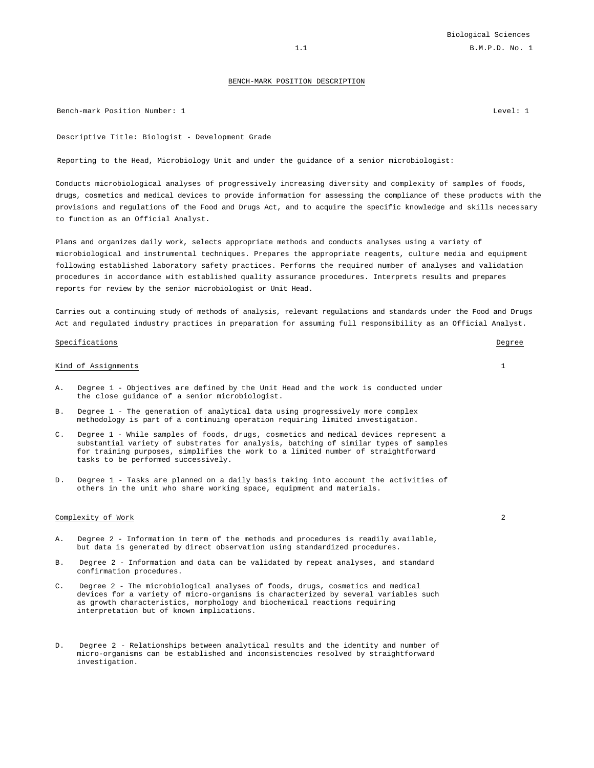## BENCH-MARK POSITION DESCRIPTION

Bench-mark Position Number: 1 | Level: 1

Descriptive Title: Biologist - Development Grade

Reporting to the Head, Microbiology Unit and under the guidance of a senior microbiologist:

Conducts microbiological analyses of progressively increasing diversity and complexity of samples of foods, drugs, cosmetics and medical devices to provide information for assessing the compliance of these products with the provisions and regulations of the Food and Drugs Act, and to acquire the specific knowledge and skills necessary to function as an Official Analyst.

Plans and organizes daily work, selects appropriate methods and conducts analyses using a variety of microbiological and instrumental techniques. Prepares the appropriate reagents, culture media and equipment following established laboratory safety practices. Performs the required number of analyses and validation procedures in accordance with established quality assurance procedures. Interprets results and prepares reports for review by the senior microbiologist or Unit Head.

Carries out a continuing study of methods of analysis, relevant regulations and standards under the Food and Drugs Act and regulated industry practices in preparation for assuming full responsibility as an Official Analyst.

| Specifications | Degree |
|---|---|
| Kind of Assignments | 1 |

A. Degree 1 - Objectives are defined by the Unit Head and the work is conducted under the close guidance of a senior microbiologist.

B. Degree 1 - The generation of analytical data using progressively more complex methodology is part of a continuing operation requiring limited investigation.

C. Degree 1 - While samples of foods, drugs, cosmetics and medical devices represent a substantial variety of substrates for analysis, batching of similar types of samples for training purposes, simplifies the work to a limited number of straightforward tasks to be performed successively.

D. Degree 1 - Tasks are planned on a daily basis taking into account the activities of others in the unit who share working space, equipment and materials.

| Specifications | Degree |
|---|---|
| Complexity of Work | 2 |

A. Degree 2 - Information in term of the methods and procedures is readily available, but data is generated by direct observation using standardized procedures.

B. Degree 2 - Information and data can be validated by repeat analyses, and standard confirmation procedures.

C. Degree 2 - The microbiological analyses of foods, drugs, cosmetics and medical devices for a variety of micro-organisms is characterized by several variables such as growth characteristics, morphology and biochemical reactions requiring interpretation but of known implications.

D. Degree 2 - Relationships between analytical results and the identity and number of micro-organisms can be established and inconsistencies resolved by straightforward investigation.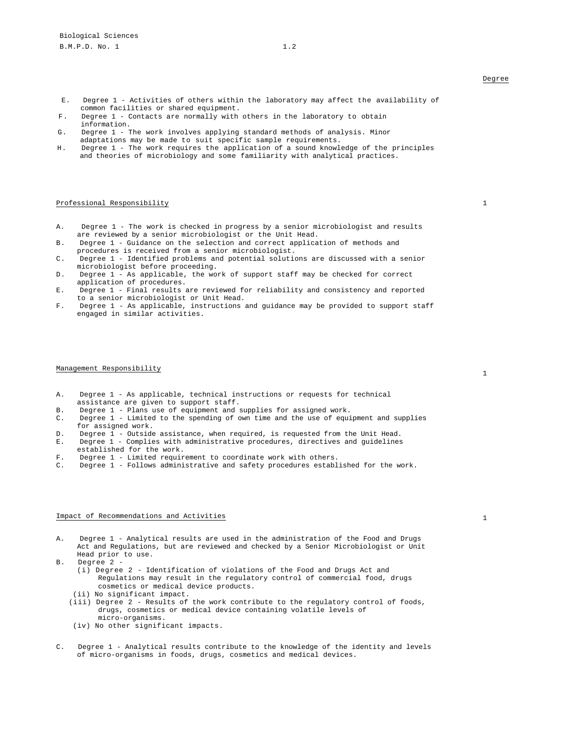Degree

E. Degree 1 - Activities of others within the laboratory may affect the availability of common facilities or shared equipment.

F. Degree 1 - Contacts are normally with others in the laboratory to obtain information.

G. Degree 1 - The work involves applying standard methods of analysis. Minor adaptations may be made to suit specific sample requirements.

H. Degree 1 - The work requires the application of a sound knowledge of the principles and theories of microbiology and some familiarity with analytical practices.

Professional Responsibility — 1

A. Degree 1 - The work is checked in progress by a senior microbiologist and results are reviewed by a senior microbiologist or the Unit Head.

B. Degree 1 - Guidance on the selection and correct application of methods and procedures is received from a senior microbiologist.

C. Degree 1 - Identified problems and potential solutions are discussed with a senior microbiologist before proceeding.

D. Degree 1 - As applicable, the work of support staff may be checked for correct application of procedures.

E. Degree 1 - Final results are reviewed for reliability and consistency and reported to a senior microbiologist or Unit Head.

F. Degree 1 - As applicable, instructions and guidance may be provided to support staff engaged in similar activities.

Management Responsibility — 1

A. Degree 1 - As applicable, technical instructions or requests for technical assistance are given to support staff.

B. Degree 1 - Plans use of equipment and supplies for assigned work.

C. Degree 1 - Limited to the spending of own time and the use of equipment and supplies for assigned work.

D. Degree 1 - Outside assistance, when required, is requested from the Unit Head.

E. Degree 1 - Complies with administrative procedures, directives and guidelines established for the work.

F. Degree 1 - Limited requirement to coordinate work with others.

C. Degree 1 - Follows administrative and safety procedures established for the work.

Impact of Recommendations and Activities — 1

A. Degree 1 - Analytical results are used in the administration of the Food and Drugs Act and Regulations, but are reviewed and checked by a Senior Microbiologist or Unit Head prior to use.

B. Degree 2 -
   (i) Degree 2 - Identification of violations of the Food and Drugs Act and Regulations may result in the regulatory control of commercial food, drugs cosmetics or medical device products.
   (ii) No significant impact.
   (iii) Degree 2 - Results of the work contribute to the regulatory control of foods, drugs, cosmetics or medical device containing volatile levels of micro-organisms.
   (iv) No other significant impacts.

C. Degree 1 - Analytical results contribute to the knowledge of the identity and levels of micro-organisms in foods, drugs, cosmetics and medical devices.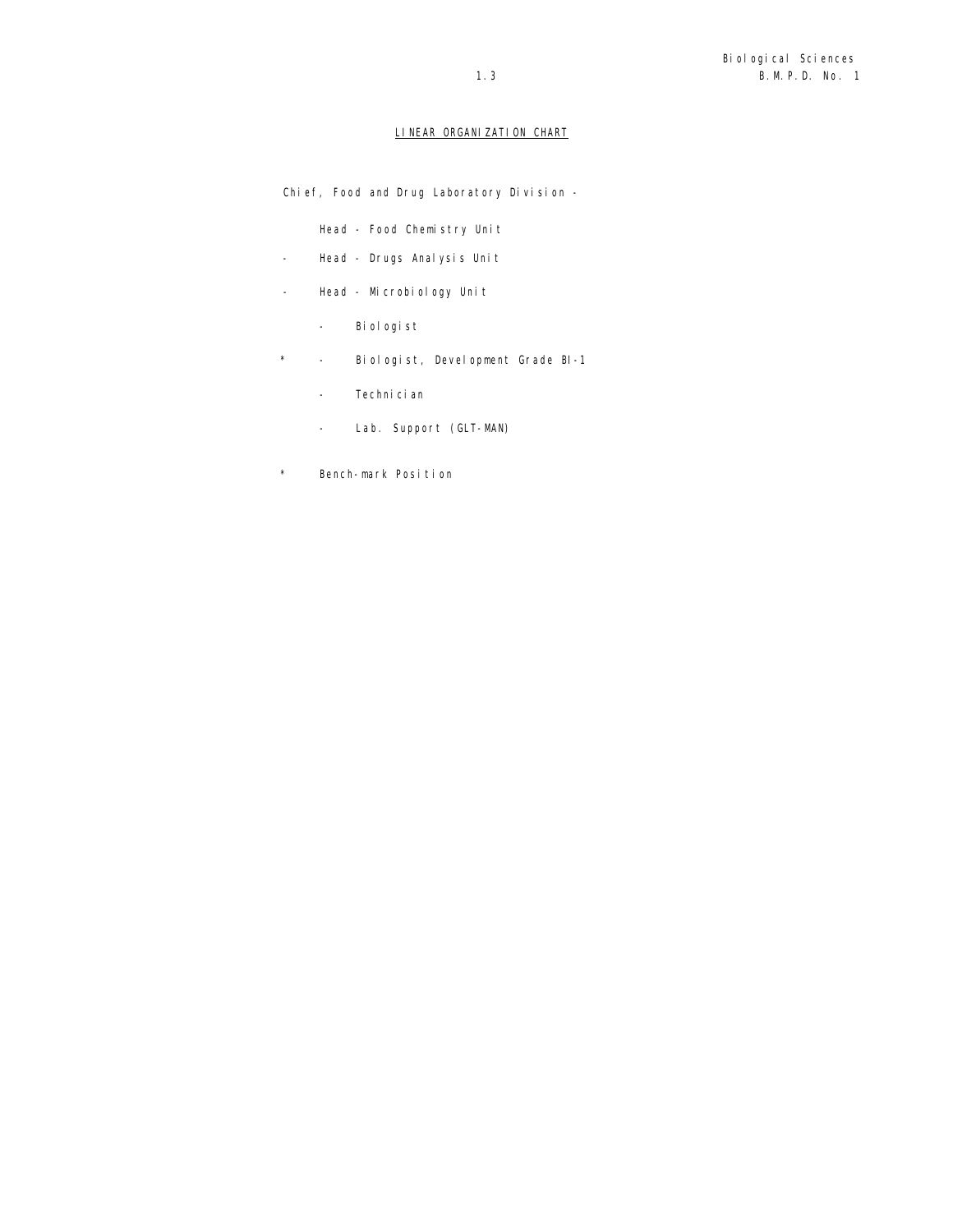## LINEAR ORGANIZATION CHART

Chief, Food and Drug Laboratory Division -

Head - Food Chemistry Unit

\- Head - Drugs Analysis Unit

\- Head - Microbiology Unit

\- Biologist

\* - Biologist, Development Grade BI-1

\- Technician

\- Lab. Support (GLT-MAN)

\* Bench-mark Position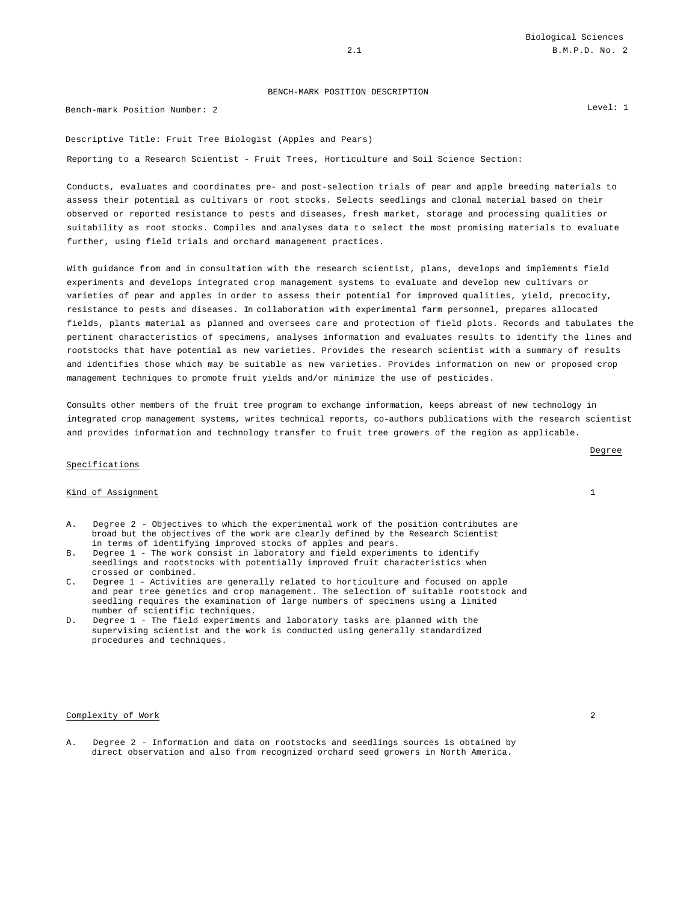BENCH-MARK POSITION DESCRIPTION

Bench-mark Position Number: 2

Level: 1

Descriptive Title: Fruit Tree Biologist (Apples and Pears)

Reporting to a Research Scientist - Fruit Trees, Horticulture and Soil Science Section:

Conducts, evaluates and coordinates pre- and post-selection trials of pear and apple breeding materials to assess their potential as cultivars or root stocks. Selects seedlings and clonal material based on their observed or reported resistance to pests and diseases, fresh market, storage and processing qualities or suitability as root stocks. Compiles and analyses data to select the most promising materials to evaluate further, using field trials and orchard management practices.

With guidance from and in consultation with the research scientist, plans, develops and implements field experiments and develops integrated crop management systems to evaluate and develop new cultivars or varieties of pear and apples in order to assess their potential for improved qualities, yield, precocity, resistance to pests and diseases. In collaboration with experimental farm personnel, prepares allocated fields, plants material as planned and oversees care and protection of field plots. Records and tabulates the pertinent characteristics of specimens, analyses information and evaluates results to identify the lines and rootstocks that have potential as new varieties. Provides the research scientist with a summary of results and identifies those which may be suitable as new varieties. Provides information on new or proposed crop management techniques to promote fruit yields and/or minimize the use of pesticides.

Consults other members of the fruit tree program to exchange information, keeps abreast of new technology in integrated crop management systems, writes technical reports, co-authors publications with the research scientist and provides information and technology transfer to fruit tree growers of the region as applicable.

| Specifications | Degree |
|---|---|
| Kind of Assignment | 1 |

A. Degree 2 - Objectives to which the experimental work of the position contributes are broad but the objectives of the work are clearly defined by the Research Scientist in terms of identifying improved stocks of apples and pears.

B. Degree 1 - The work consist in laboratory and field experiments to identify seedlings and rootstocks with potentially improved fruit characteristics when crossed or combined.

C. Degree 1 - Activities are generally related to horticulture and focused on apple and pear tree genetics and crop management. The selection of suitable rootstock and seedling requires the examination of large numbers of specimens using a limited number of scientific techniques.

D. Degree 1 - The field experiments and laboratory tasks are planned with the supervising scientist and the work is conducted using generally standardized procedures and techniques.

| Complexity of Work | 2 |
|---|---|

A. Degree 2 - Information and data on rootstocks and seedlings sources is obtained by direct observation and also from recognized orchard seed growers in North America.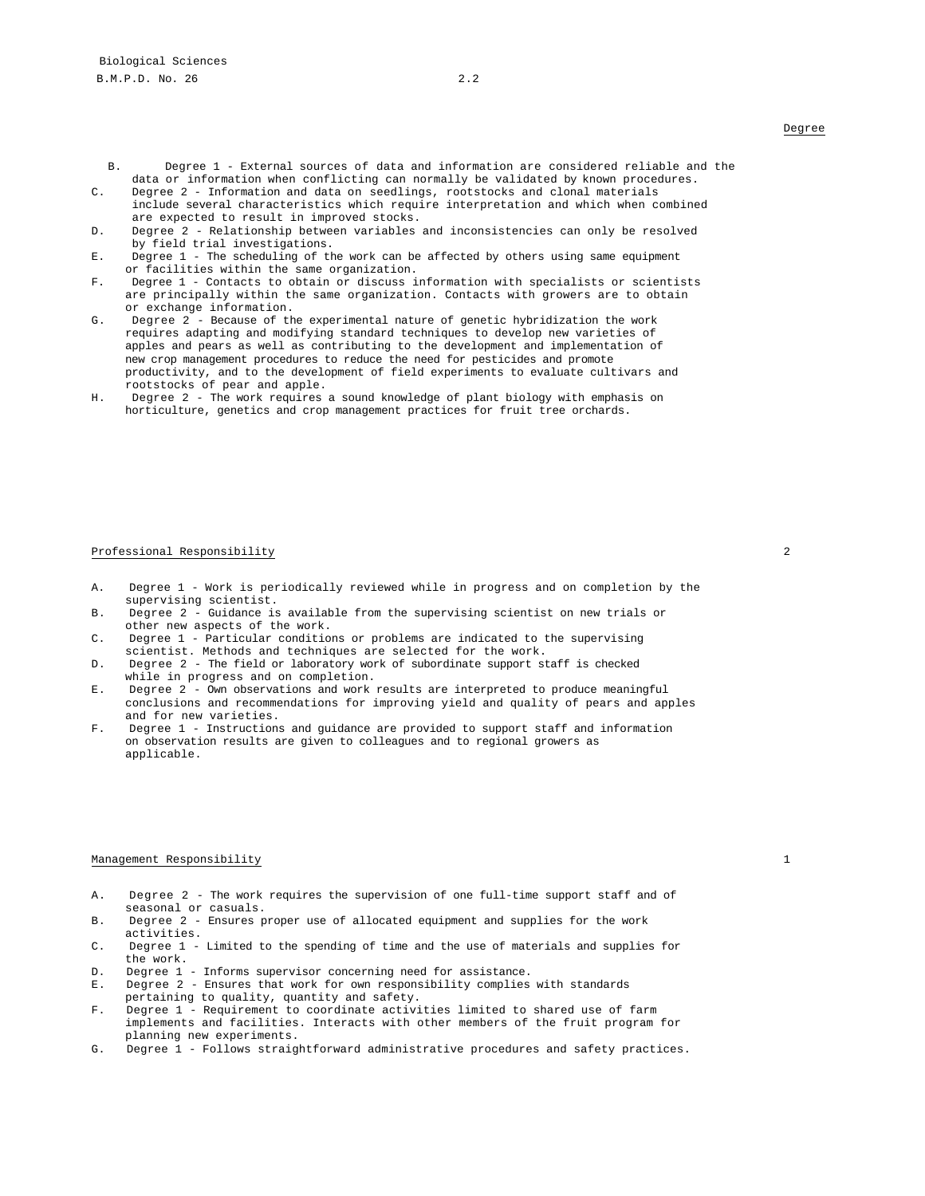Degree

B. Degree 1 - External sources of data and information are considered reliable and the data or information when conflicting can normally be validated by known procedures.

C. Degree 2 - Information and data on seedlings, rootstocks and clonal materials include several characteristics which require interpretation and which when combined are expected to result in improved stocks.

D. Degree 2 - Relationship between variables and inconsistencies can only be resolved by field trial investigations.

E. Degree 1 - The scheduling of the work can be affected by others using same equipment or facilities within the same organization.

F. Degree 1 - Contacts to obtain or discuss information with specialists or scientists are principally within the same organization. Contacts with growers are to obtain or exchange information.

G. Degree 2 - Because of the experimental nature of genetic hybridization the work requires adapting and modifying standard techniques to develop new varieties of apples and pears as well as contributing to the development and implementation of new crop management procedures to reduce the need for pesticides and promote productivity, and to the development of field experiments to evaluate cultivars and rootstocks of pear and apple.

H. Degree 2 - The work requires a sound knowledge of plant biology with emphasis on horticulture, genetics and crop management practices for fruit tree orchards.

## Professional Responsibility — 2

A. Degree 1 - Work is periodically reviewed while in progress and on completion by the supervising scientist.

B. Degree 2 - Guidance is available from the supervising scientist on new trials or other new aspects of the work.

C. Degree 1 - Particular conditions or problems are indicated to the supervising scientist. Methods and techniques are selected for the work.

D. Degree 2 - The field or laboratory work of subordinate support staff is checked while in progress and on completion.

E. Degree 2 - Own observations and work results are interpreted to produce meaningful conclusions and recommendations for improving yield and quality of pears and apples and for new varieties.

F. Degree 1 - Instructions and guidance are provided to support staff and information on observation results are given to colleagues and to regional growers as applicable.

## Management Responsibility — 1

A. Degree 2 - The work requires the supervision of one full-time support staff and of seasonal or casuals.

B. Degree 2 - Ensures proper use of allocated equipment and supplies for the work activities.

C. Degree 1 - Limited to the spending of time and the use of materials and supplies for the work.

D. Degree 1 - Informs supervisor concerning need for assistance.

E. Degree 2 - Ensures that work for own responsibility complies with standards pertaining to quality, quantity and safety.

F. Degree 1 - Requirement to coordinate activities limited to shared use of farm implements and facilities. Interacts with other members of the fruit program for planning new experiments.

G. Degree 1 - Follows straightforward administrative procedures and safety practices.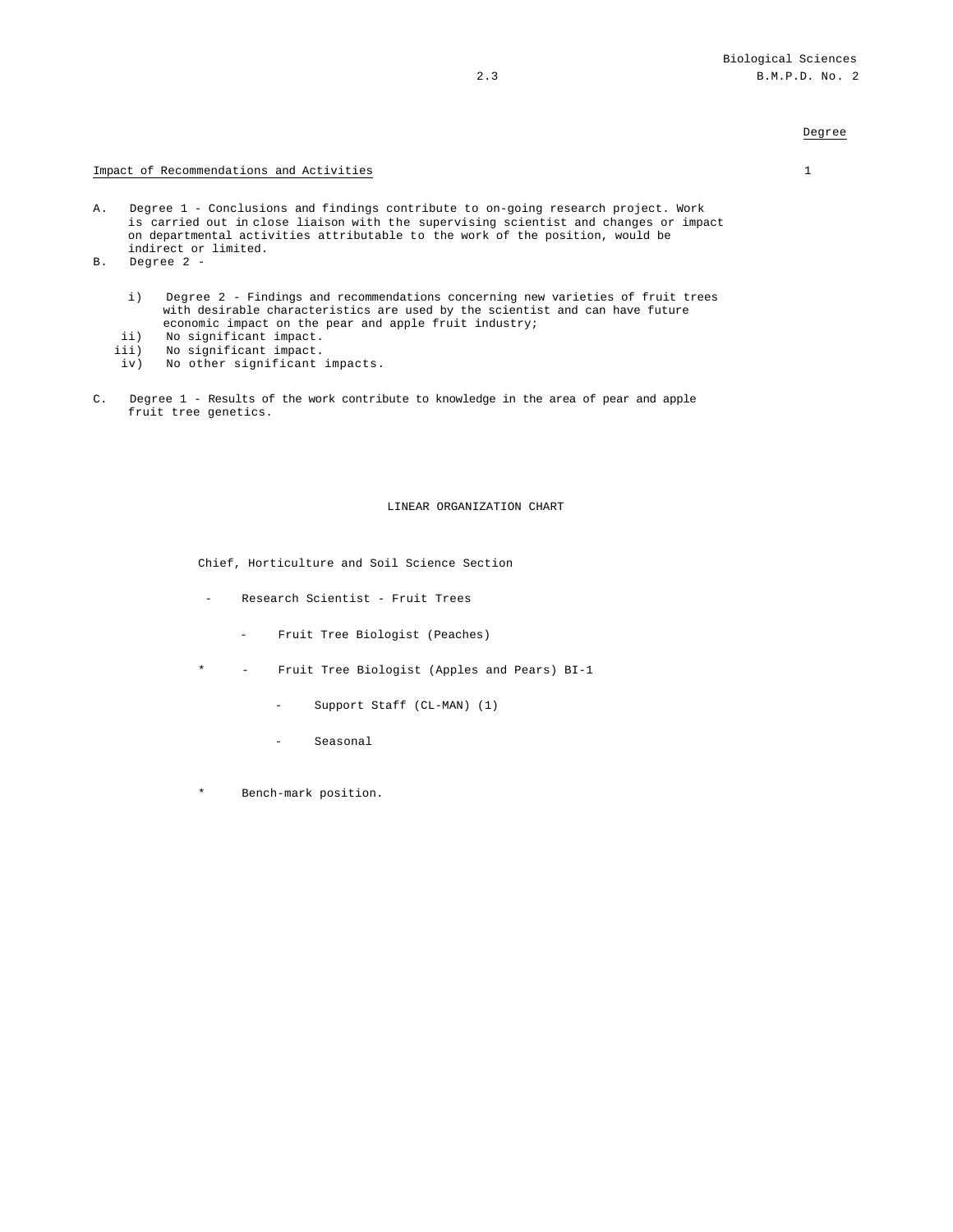Degree

Impact of Recommendations and Activities — 1

A. Degree 1 - Conclusions and findings contribute to on-going research project. Work is carried out in close liaison with the supervising scientist and changes or impact on departmental activities attributable to the work of the position, would be indirect or limited.

B. Degree 2 -

   i) Degree 2 - Findings and recommendations concerning new varieties of fruit trees with desirable characteristics are used by the scientist and can have future economic impact on the pear and apple fruit industry;
   ii) No significant impact.
   iii) No significant impact.
   iv) No other significant impacts.

C. Degree 1 - Results of the work contribute to knowledge in the area of pear and apple fruit tree genetics.

## LINEAR ORGANIZATION CHART

Chief, Horticulture and Soil Science Section

- Research Scientist - Fruit Trees
  - Fruit Tree Biologist (Peaches)
  - \* Fruit Tree Biologist (Apples and Pears) BI-1
    - Support Staff (CL-MAN) (1)
    - Seasonal

\* Bench-mark position.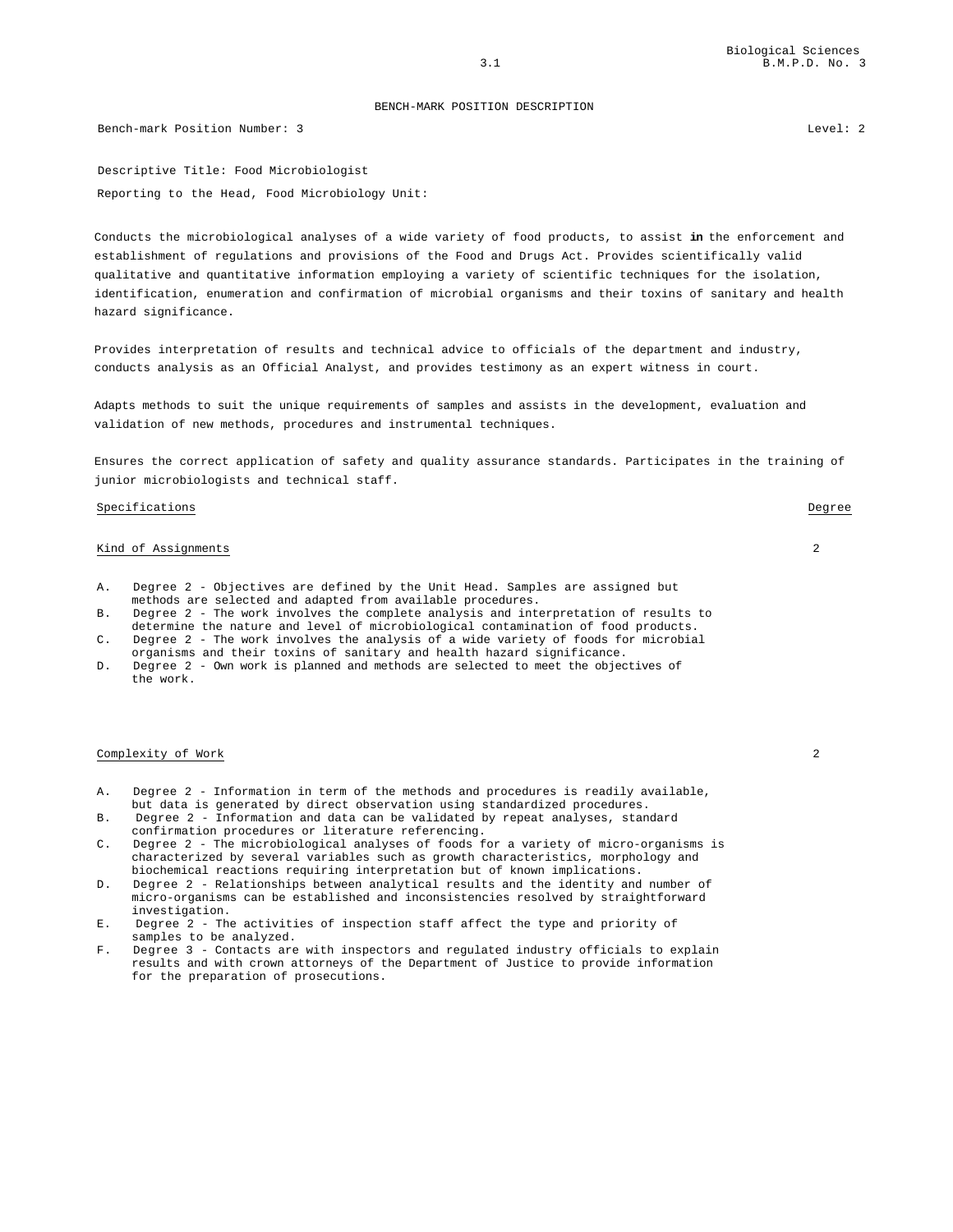# BENCH-MARK POSITION DESCRIPTION

Bench-mark Position Number: 3 Level: 2

Descriptive Title: Food Microbiologist

Reporting to the Head, Food Microbiology Unit:

Conducts the microbiological analyses of a wide variety of food products, to assist **in** the enforcement and establishment of regulations and provisions of the Food and Drugs Act. Provides scientifically valid qualitative and quantitative information employing a variety of scientific techniques for the isolation, identification, enumeration and confirmation of microbial organisms and their toxins of sanitary and health hazard significance.

Provides interpretation of results and technical advice to officials of the department and industry, conducts analysis as an Official Analyst, and provides testimony as an expert witness in court.

Adapts methods to suit the unique requirements of samples and assists in the development, evaluation and validation of new methods, procedures and instrumental techniques.

Ensures the correct application of safety and quality assurance standards. Participates in the training of junior microbiologists and technical staff.

| Specifications | Degree |
|---|---|
| Kind of Assignments | 2 |

A. Degree 2 - Objectives are defined by the Unit Head. Samples are assigned but methods are selected and adapted from available procedures.
B. Degree 2 - The work involves the complete analysis and interpretation of results to determine the nature and level of microbiological contamination of food products.
C. Degree 2 - The work involves the analysis of a wide variety of foods for microbial organisms and their toxins of sanitary and health hazard significance.
D. Degree 2 - Own work is planned and methods are selected to meet the objectives of the work.

| | |
|---|---|
| Complexity of Work | 2 |

A. Degree 2 - Information in term of the methods and procedures is readily available, but data is generated by direct observation using standardized procedures.
B. Degree 2 - Information and data can be validated by repeat analyses, standard confirmation procedures or literature referencing.
C. Degree 2 - The microbiological analyses of foods for a variety of micro-organisms is characterized by several variables such as growth characteristics, morphology and biochemical reactions requiring interpretation but of known implications.
D. Degree 2 - Relationships between analytical results and the identity and number of micro-organisms can be established and inconsistencies resolved by straightforward investigation.
E. Degree 2 - The activities of inspection staff affect the type and priority of samples to be analyzed.
F. Degree 3 - Contacts are with inspectors and regulated industry officials to explain results and with crown attorneys of the Department of Justice to provide information for the preparation of prosecutions.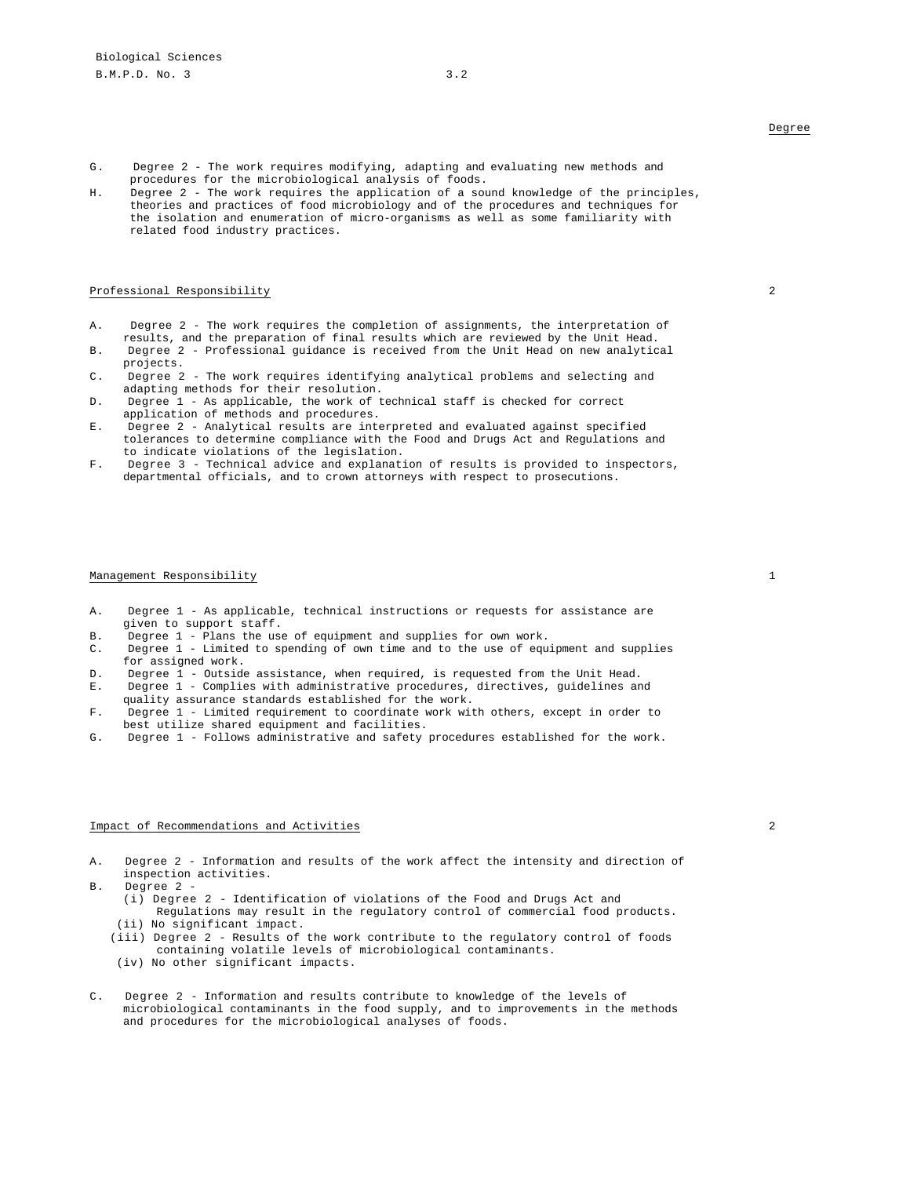Degree

G. Degree 2 - The work requires modifying, adapting and evaluating new methods and procedures for the microbiological analysis of foods.

H. Degree 2 - The work requires the application of a sound knowledge of the principles, theories and practices of food microbiology and of the procedures and techniques for the isolation and enumeration of micro-organisms as well as some familiarity with related food industry practices.

<u>Professional Responsibility</u> 2

A. Degree 2 - The work requires the completion of assignments, the interpretation of results, and the preparation of final results which are reviewed by the Unit Head.

B. Degree 2 - Professional guidance is received from the Unit Head on new analytical projects.

C. Degree 2 - The work requires identifying analytical problems and selecting and adapting methods for their resolution.

D. Degree 1 - As applicable, the work of technical staff is checked for correct application of methods and procedures.

E. Degree 2 - Analytical results are interpreted and evaluated against specified tolerances to determine compliance with the Food and Drugs Act and Regulations and to indicate violations of the legislation.

F. Degree 3 - Technical advice and explanation of results is provided to inspectors, departmental officials, and to crown attorneys with respect to prosecutions.

<u>Management Responsibility</u> 1

A. Degree 1 - As applicable, technical instructions or requests for assistance are given to support staff.

B. Degree 1 - Plans the use of equipment and supplies for own work.

C. Degree 1 - Limited to spending of own time and to the use of equipment and supplies for assigned work.

D. Degree 1 - Outside assistance, when required, is requested from the Unit Head.

E. Degree 1 - Complies with administrative procedures, directives, guidelines and quality assurance standards established for the work.

F. Degree 1 - Limited requirement to coordinate work with others, except in order to best utilize shared equipment and facilities.

G. Degree 1 - Follows administrative and safety procedures established for the work.

<u>Impact of Recommendations and Activities</u> 2

A. Degree 2 - Information and results of the work affect the intensity and direction of inspection activities.

B. Degree 2 -
   (i) Degree 2 - Identification of violations of the Food and Drugs Act and Regulations may result in the regulatory control of commercial food products.
   (ii) No significant impact.
   (iii) Degree 2 - Results of the work contribute to the regulatory control of foods containing volatile levels of microbiological contaminants.
   (iv) No other significant impacts.

C. Degree 2 - Information and results contribute to knowledge of the levels of microbiological contaminants in the food supply, and to improvements in the methods and procedures for the microbiological analyses of foods.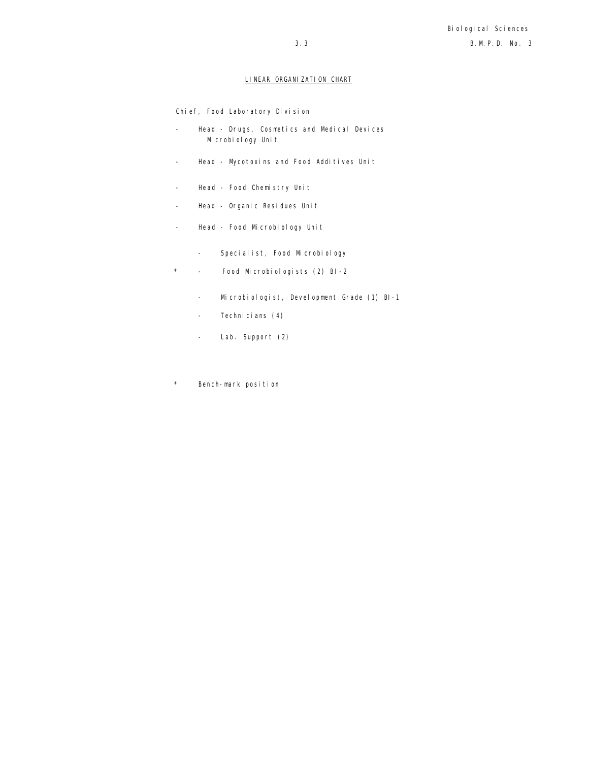## LINEAR ORGANIZATION CHART

Chief, Food Laboratory Division

- Head - Drugs, Cosmetics and Medical Devices Microbiology Unit
- Head - Mycotoxins and Food Additives Unit
- Head - Food Chemistry Unit
- Head - Organic Residues Unit
- Head - Food Microbiology Unit
  - Specialist, Food Microbiology
  - \* Food Microbiologists (2) BI-2
  - Microbiologist, Development Grade (1) BI-1
  - Technicians (4)
  - Lab. Support (2)

\* Bench-mark position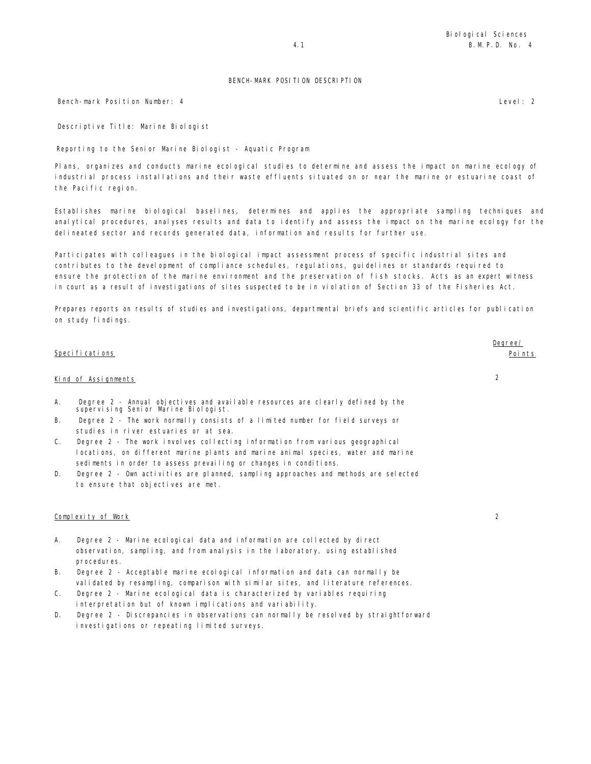## BENCH-MARK POSITION DESCRIPTION

Bench-mark Position Number: 4 Level: 2

Descriptive Title: Marine Biologist

Reporting to the Senior Marine Biologist - Aquatic Program

Plans, organizes and conducts marine ecological studies to determine and assess the impact on marine ecology of industrial process installations and their waste effluents situated on or near the marine or estuarine coast of the Pacific region.

Establishes marine biological baselines, determines and applies the appropriate sampling techniques and analytical procedures, analyses results and data to identify and assess the impact on the marine ecology for the delineated sector and records generated data, information and results for further use.

Participates with colleagues in the biological impact assessment process of specific industrial sites and contributes to the development of compliance schedules, regulations, guidelines or standards required to ensure the protection of the marine environment and the preservation of fish stocks. Acts as an expert witness in court as a result of investigations of sites suspected to be in violation of Section 33 of the Fisheries Act.

Prepares reports on results of studies and investigations, departmental briefs and scientific articles for publication on study findings.

| Specifications | Degree/ Points |
|---|---|
| **Kind of Assignments** | 2 |

A. Degree 2 - Annual objectives and available resources are clearly defined by the supervising Senior Marine Biologist.

B. Degree 2 - The work normally consists of a limited number for field surveys or studies in river estuaries or at sea.

C. Degree 2 - The work involves collecting information from various geographical locations, on different marine plants and marine animal species, water and marine sediments in order to assess prevailing or changes in conditions.

D. Degree 2 - Own activities are planned, sampling approaches and methods are selected to ensure that objectives are met.

| | |
|---|---|
| **Complexity of Work** | 2 |

A. Degree 2 - Marine ecological data and information are collected by direct observation, sampling, and from analysis in the laboratory, using established procedures.

B. Degree 2 - Acceptable marine ecological information and data can normally be validated by resampling, comparison with similar sites, and literature references.

C. Degree 2 - Marine ecological data is characterized by variables requiring interpretation but of known implications and variability.

D. Degree 2 - Discrepancies in observations can normally be resolved by straightforward investigations or repeating limited surveys.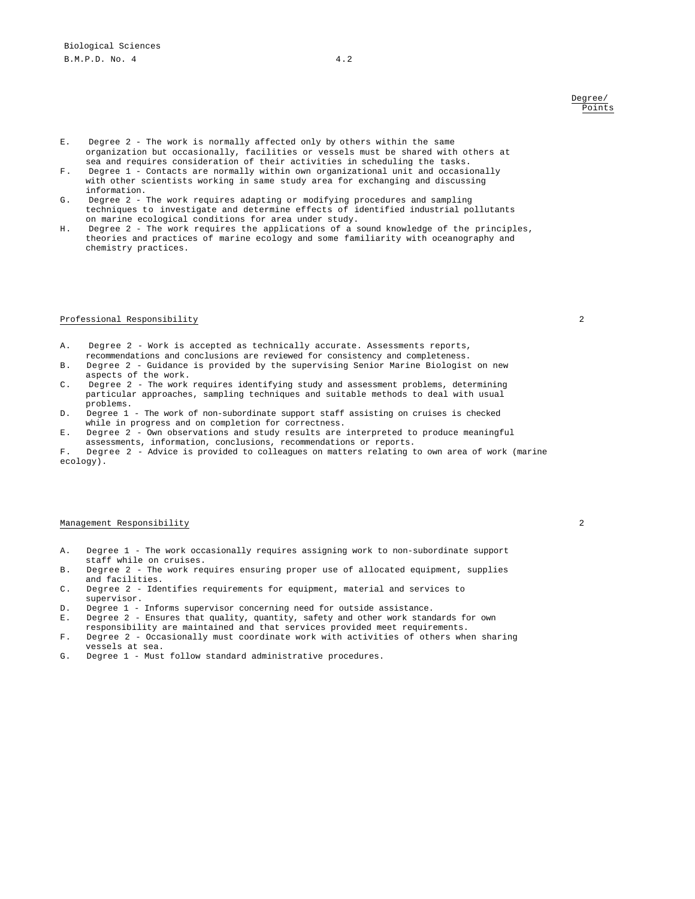Degree/
Points

E. Degree 2 - The work is normally affected only by others within the same organization but occasionally, facilities or vessels must be shared with others at sea and requires consideration of their activities in scheduling the tasks.
F. Degree 1 - Contacts are normally within own organizational unit and occasionally with other scientists working in same study area for exchanging and discussing information.
G. Degree 2 - The work requires adapting or modifying procedures and sampling techniques to investigate and determine effects of identified industrial pollutants on marine ecological conditions for area under study.
H. Degree 2 - The work requires the applications of a sound knowledge of the principles, theories and practices of marine ecology and some familiarity with oceanography and chemistry practices.

Professional Responsibility 2

A. Degree 2 - Work is accepted as technically accurate. Assessments reports, recommendations and conclusions are reviewed for consistency and completeness.
B. Degree 2 - Guidance is provided by the supervising Senior Marine Biologist on new aspects of the work.
C. Degree 2 - The work requires identifying study and assessment problems, determining particular approaches, sampling techniques and suitable methods to deal with usual problems.
D. Degree 1 - The work of non-subordinate support staff assisting on cruises is checked while in progress and on completion for correctness.
E. Degree 2 - Own observations and study results are interpreted to produce meaningful assessments, information, conclusions, recommendations or reports.
F. Degree 2 - Advice is provided to colleagues on matters relating to own area of work (marine ecology).

Management Responsibility 2

A. Degree 1 - The work occasionally requires assigning work to non-subordinate support staff while on cruises.
B. Degree 2 - The work requires ensuring proper use of allocated equipment, supplies and facilities.
C. Degree 2 - Identifies requirements for equipment, material and services to supervisor.
D. Degree 1 - Informs supervisor concerning need for outside assistance.
E. Degree 2 - Ensures that quality, quantity, safety and other work standards for own responsibility are maintained and that services provided meet requirements.
F. Degree 2 - Occasionally must coordinate work with activities of others when sharing vessels at sea.
G. Degree 1 - Must follow standard administrative procedures.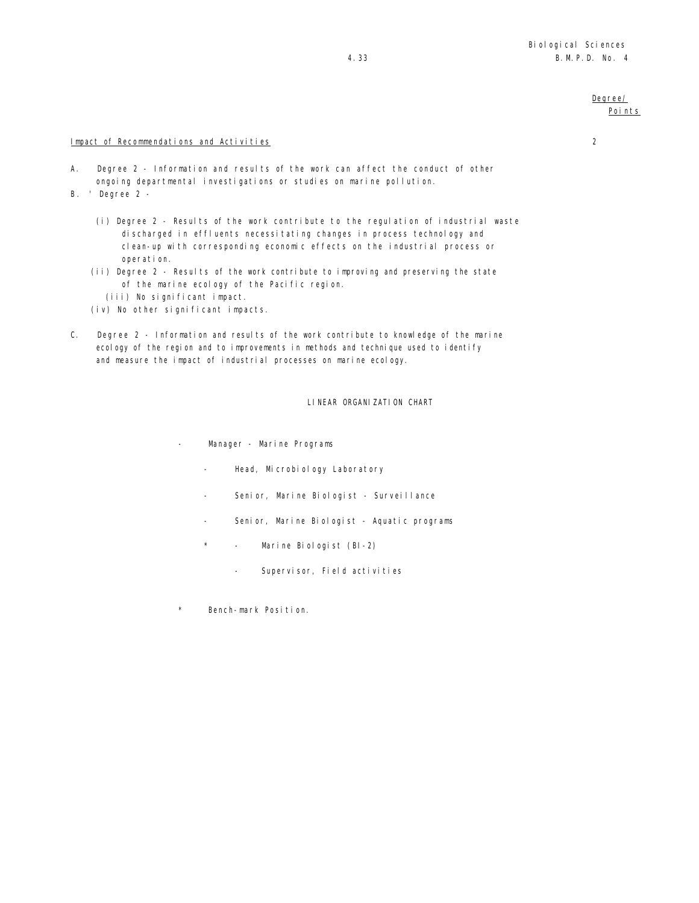Degree/
Points

Impact of Recommendations and Activities 2

A. Degree 2 - Information and results of the work can affect the conduct of other ongoing departmental investigations or studies on marine pollution.

B. ' Degree 2 -

(i) Degree 2 - Results of the work contribute to the regulation of industrial waste discharged in effluents necessitating changes in process technology and clean-up with corresponding economic effects on the industrial process or operation.

(ii) Degree 2 - Results of the work contribute to improving and preserving the state of the marine ecology of the Pacific region.

(iii) No significant impact.

(iv) No other significant impacts.

C. Degree 2 - Information and results of the work contribute to knowledge of the marine ecology of the region and to improvements in methods and technique used to identify and measure the impact of industrial processes on marine ecology.

## LINEAR ORGANIZATION CHART

- Manager - Marine Programs
    - Head, Microbiology Laboratory
    - Senior, Marine Biologist - Surveillance
    - Senior, Marine Biologist - Aquatic programs
    - \* Marine Biologist (BI-2)
        - Supervisor, Field activities

\* Bench-mark Position.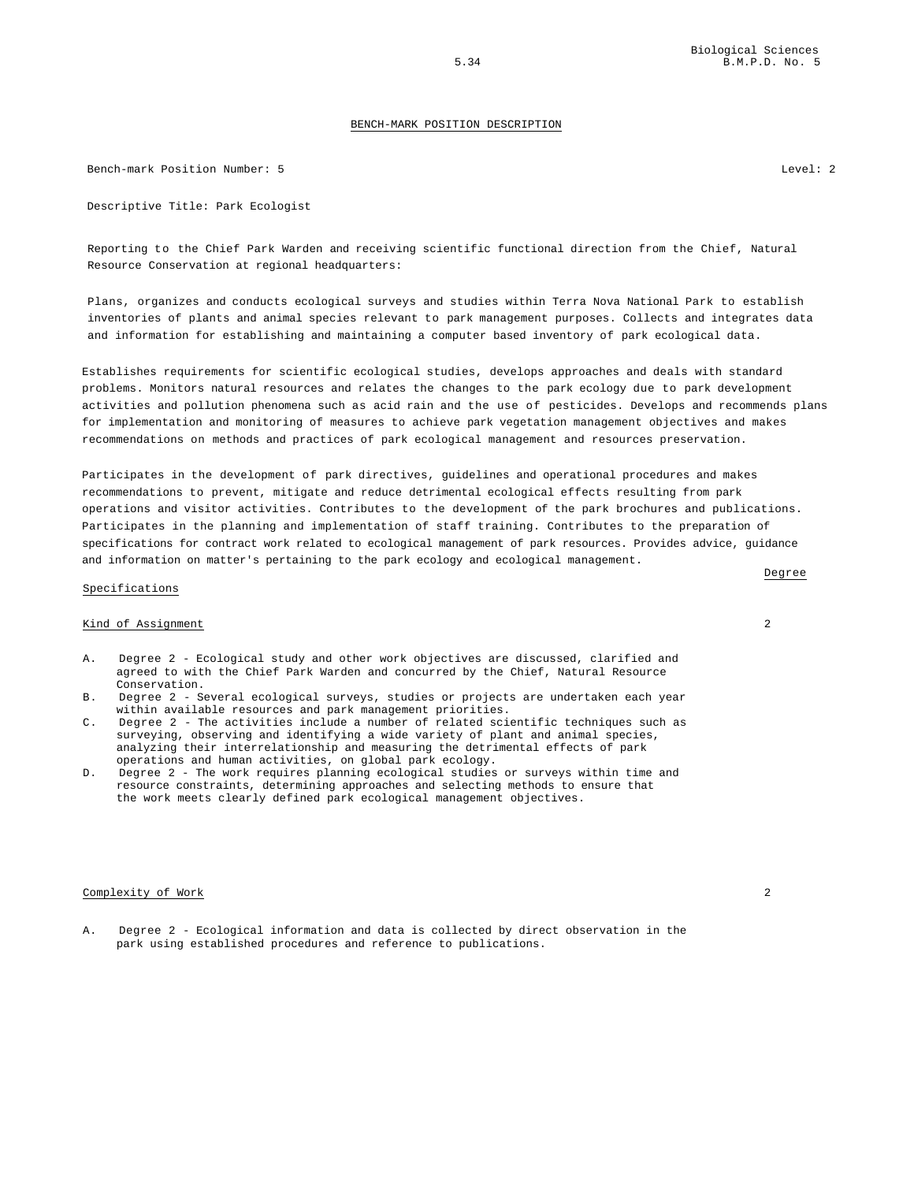## BENCH-MARK POSITION DESCRIPTION

Bench-mark Position Number: 5 Level: 2

Descriptive Title: Park Ecologist

Reporting to the Chief Park Warden and receiving scientific functional direction from the Chief, Natural Resource Conservation at regional headquarters:

Plans, organizes and conducts ecological surveys and studies within Terra Nova National Park to establish inventories of plants and animal species relevant to park management purposes. Collects and integrates data and information for establishing and maintaining a computer based inventory of park ecological data.

Establishes requirements for scientific ecological studies, develops approaches and deals with standard problems. Monitors natural resources and relates the changes to the park ecology due to park development activities and pollution phenomena such as acid rain and the use of pesticides. Develops and recommends plans for implementation and monitoring of measures to achieve park vegetation management objectives and makes recommendations on methods and practices of park ecological management and resources preservation.

Participates in the development of park directives, guidelines and operational procedures and makes recommendations to prevent, mitigate and reduce detrimental ecological effects resulting from park operations and visitor activities. Contributes to the development of the park brochures and publications. Participates in the planning and implementation of staff training. Contributes to the preparation of specifications for contract work related to ecological management of park resources. Provides advice, guidance and information on matter's pertaining to the park ecology and ecological management.

| Specifications | Degree |
|---|---|
| Kind of Assignment | 2 |

A. Degree 2 - Ecological study and other work objectives are discussed, clarified and agreed to with the Chief Park Warden and concurred by the Chief, Natural Resource Conservation.

B. Degree 2 - Several ecological surveys, studies or projects are undertaken each year within available resources and park management priorities.

C. Degree 2 - The activities include a number of related scientific techniques such as surveying, observing and identifying a wide variety of plant and animal species, analyzing their interrelationship and measuring the detrimental effects of park operations and human activities, on global park ecology.

D. Degree 2 - The work requires planning ecological studies or surveys within time and resource constraints, determining approaches and selecting methods to ensure that the work meets clearly defined park ecological management objectives.

| Complexity of Work | 2 |
|---|---|

A. Degree 2 - Ecological information and data is collected by direct observation in the park using established procedures and reference to publications.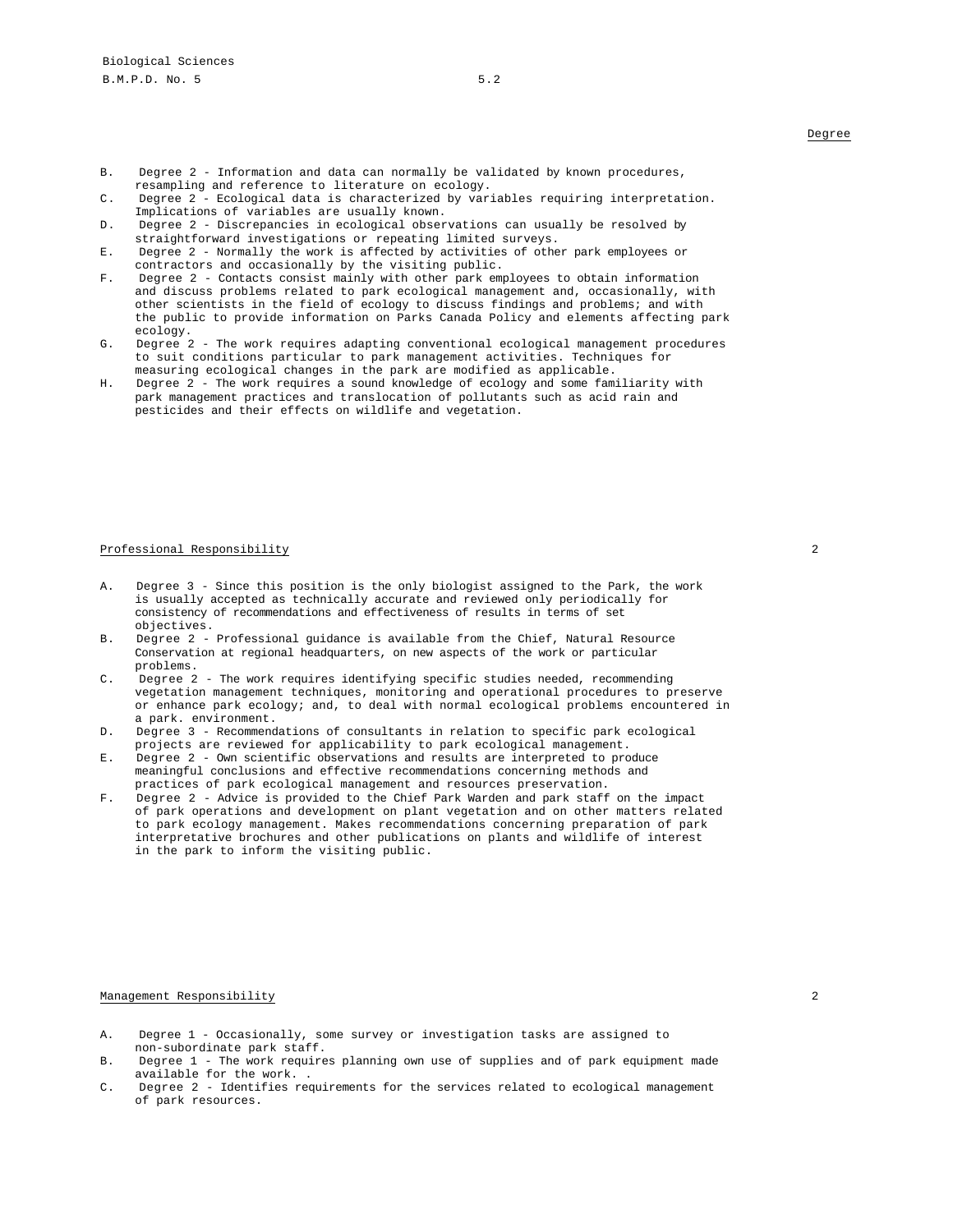Degree

B. Degree 2 - Information and data can normally be validated by known procedures, resampling and reference to literature on ecology.
C. Degree 2 - Ecological data is characterized by variables requiring interpretation. Implications of variables are usually known.
D. Degree 2 - Discrepancies in ecological observations can usually be resolved by straightforward investigations or repeating limited surveys.
E. Degree 2 - Normally the work is affected by activities of other park employees or contractors and occasionally by the visiting public.
F. Degree 2 - Contacts consist mainly with other park employees to obtain information and discuss problems related to park ecological management and, occasionally, with other scientists in the field of ecology to discuss findings and problems; and with the public to provide information on Parks Canada Policy and elements affecting park ecology.
G. Degree 2 - The work requires adapting conventional ecological management procedures to suit conditions particular to park management activities. Techniques for measuring ecological changes in the park are modified as applicable.
H. Degree 2 - The work requires a sound knowledge of ecology and some familiarity with park management practices and translocation of pollutants such as acid rain and pesticides and their effects on wildlife and vegetation.

## Professional Responsibility 2

A. Degree 3 - Since this position is the only biologist assigned to the Park, the work is usually accepted as technically accurate and reviewed only periodically for consistency of recommendations and effectiveness of results in terms of set objectives.
B. Degree 2 - Professional guidance is available from the Chief, Natural Resource Conservation at regional headquarters, on new aspects of the work or particular problems.
C. Degree 2 - The work requires identifying specific studies needed, recommending vegetation management techniques, monitoring and operational procedures to preserve or enhance park ecology; and, to deal with normal ecological problems encountered in a park. environment.
D. Degree 3 - Recommendations of consultants in relation to specific park ecological projects are reviewed for applicability to park ecological management.
E. Degree 2 - Own scientific observations and results are interpreted to produce meaningful conclusions and effective recommendations concerning methods and practices of park ecological management and resources preservation.
F. Degree 2 - Advice is provided to the Chief Park Warden and park staff on the impact of park operations and development on plant vegetation and on other matters related to park ecology management. Makes recommendations concerning preparation of park interpretative brochures and other publications on plants and wildlife of interest in the park to inform the visiting public.

## Management Responsibility 2

A. Degree 1 - Occasionally, some survey or investigation tasks are assigned to non-subordinate park staff.
B. Degree 1 - The work requires planning own use of supplies and of park equipment made available for the work. .
C. Degree 2 - Identifies requirements for the services related to ecological management of park resources.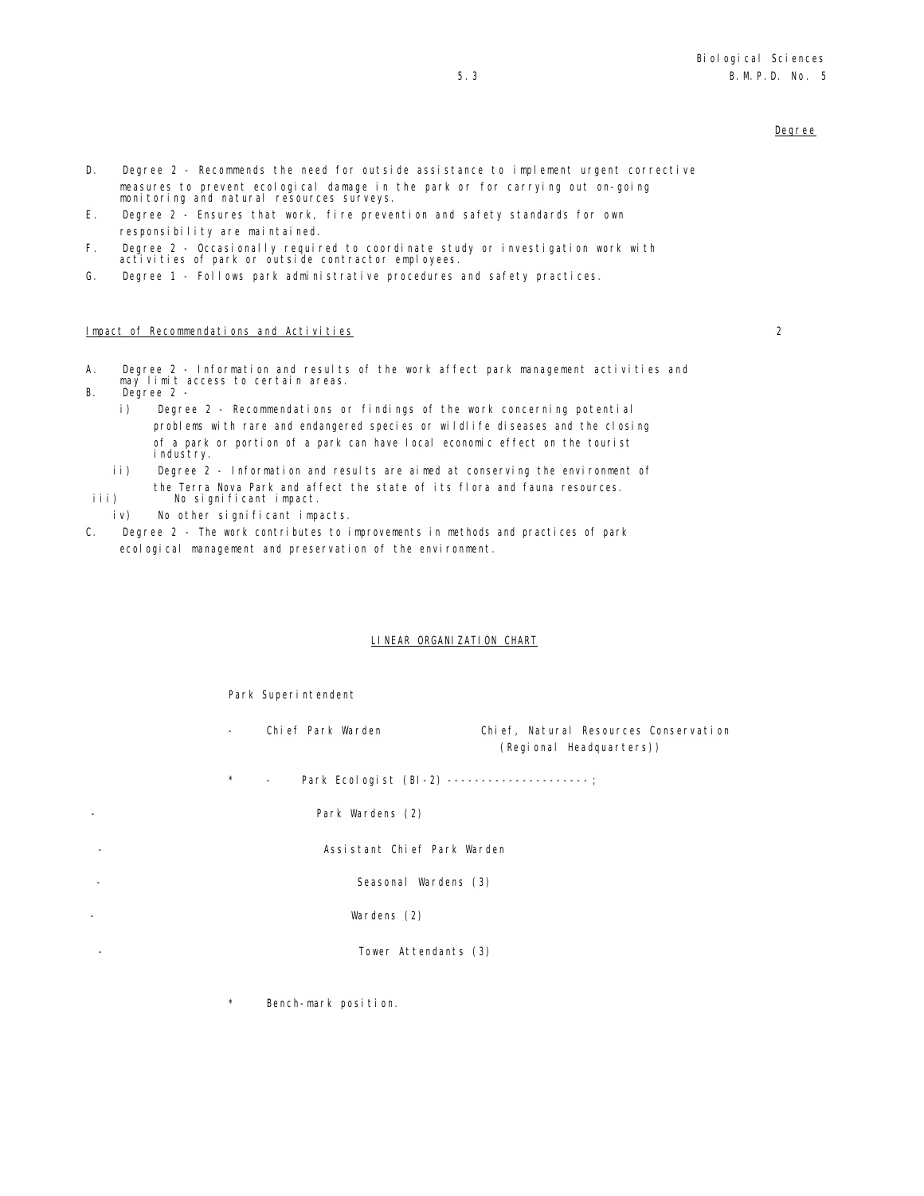Degree

D. Degree 2 - Recommends the need for outside assistance to implement urgent corrective measures to prevent ecological damage in the park or for carrying out on-going monitoring and natural resources surveys.

E. Degree 2 - Ensures that work, fire prevention and safety standards for own responsibility are maintained.

F. Degree 2 - Occasionally required to coordinate study or investigation work with activities of park or outside contractor employees.

G. Degree 1 - Follows park administrative procedures and safety practices.

Impact of Recommendations and Activities 2

A. Degree 2 - Information and results of the work affect park management activities and may limit access to certain areas.

B. Degree 2 -

 i) Degree 2 - Recommendations or findings of the work concerning potential problems with rare and endangered species or wildlife diseases and the closing of a park or portion of a park can have local economic effect on the tourist industry.

 ii) Degree 2 - Information and results are aimed at conserving the environment of the Terra Nova Park and affect the state of its flora and fauna resources.

 iii) No significant impact.

 iv) No other significant impacts.

C. Degree 2 - The work contributes to improvements in methods and practices of park ecological management and preservation of the environment.

LINEAR ORGANIZATION CHART

Park Superintendent

- Chief Park Warden Chief, Natural Resources Conservation (Regional Headquarters))

\* - Park Ecologist (BI-2) --------------------;

- Park Wardens (2)

- Assistant Chief Park Warden

- Seasonal Wardens (3)

- Wardens (2)

- Tower Attendants (3)

\* Bench-mark position.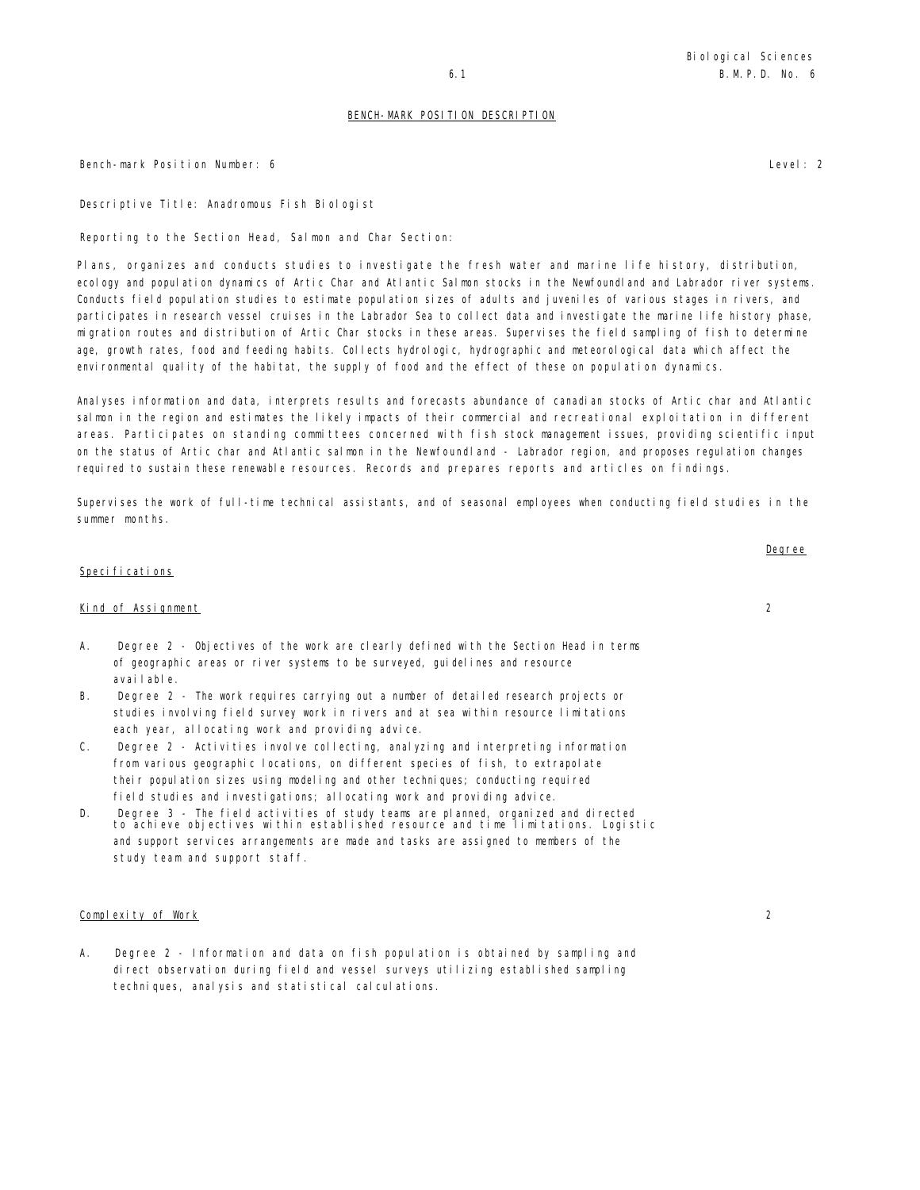## BENCH-MARK POSITION DESCRIPTION

Bench-mark Position Number: 6 Level: 2

Descriptive Title: Anadromous Fish Biologist

Reporting to the Section Head, Salmon and Char Section:

Plans, organizes and conducts studies to investigate the fresh water and marine life history, distribution, ecology and population dynamics of Artic Char and Atlantic Salmon stocks in the Newfoundland and Labrador river systems. Conducts field population studies to estimate population sizes of adults and juveniles of various stages in rivers, and participates in research vessel cruises in the Labrador Sea to collect data and investigate the marine life history phase, migration routes and distribution of Artic Char stocks in these areas. Supervises the field sampling of fish to determine age, growth rates, food and feeding habits. Collects hydrologic, hydrographic and meteorological data which affect the environmental quality of the habitat, the supply of food and the effect of these on population dynamics.

Analyses information and data, interprets results and forecasts abundance of canadian stocks of Artic char and Atlantic salmon in the region and estimates the likely impacts of their commercial and recreational exploitation in different areas. Participates on standing committees concerned with fish stock management issues, providing scientific input on the status of Artic char and Atlantic salmon in the Newfoundland - Labrador region, and proposes regulation changes required to sustain these renewable resources. Records and prepares reports and articles on findings.

Supervises the work of full-time technical assistants, and of seasonal employees when conducting field studies in the summer months.

| Specifications | Degree |
|---|---|
| Kind of Assignment | 2 |

A. Degree 2 - Objectives of the work are clearly defined with the Section Head in terms of geographic areas or river systems to be surveyed, guidelines and resource available.

B. Degree 2 - The work requires carrying out a number of detailed research projects or studies involving field survey work in rivers and at sea within resource limitations each year, allocating work and providing advice.

C. Degree 2 - Activities involve collecting, analyzing and interpreting information from various geographic locations, on different species of fish, to extrapolate their population sizes using modeling and other techniques; conducting required field studies and investigations; allocating work and providing advice.

D. Degree 3 - The field activities of study teams are planned, organized and directed to achieve objectives within established resource and time limitations. Logistic and support services arrangements are made and tasks are assigned to members of the study team and support staff.

| Complexity of Work | 2 |
|---|---|

A. Degree 2 - Information and data on fish population is obtained by sampling and direct observation during field and vessel surveys utilizing established sampling techniques, analysis and statistical calculations.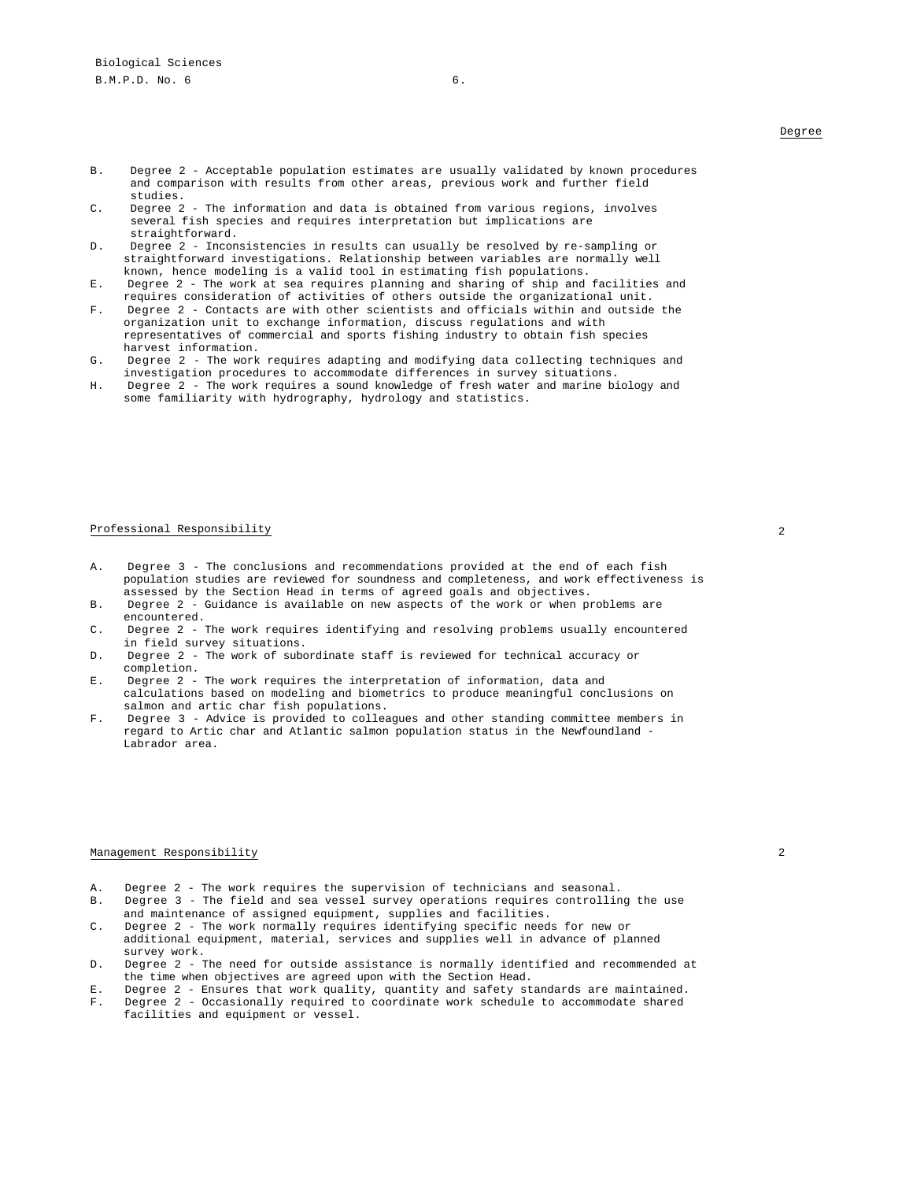Degree

B. Degree 2 - Acceptable population estimates are usually validated by known procedures and comparison with results from other areas, previous work and further field studies.

C. Degree 2 - The information and data is obtained from various regions, involves several fish species and requires interpretation but implications are straightforward.

D. Degree 2 - Inconsistencies in results can usually be resolved by re-sampling or straightforward investigations. Relationship between variables are normally well known, hence modeling is a valid tool in estimating fish populations.

E. Degree 2 - The work at sea requires planning and sharing of ship and facilities and requires consideration of activities of others outside the organizational unit.

F. Degree 2 - Contacts are with other scientists and officials within and outside the organization unit to exchange information, discuss regulations and with representatives of commercial and sports fishing industry to obtain fish species harvest information.

G. Degree 2 - The work requires adapting and modifying data collecting techniques and investigation procedures to accommodate differences in survey situations.

H. Degree 2 - The work requires a sound knowledge of fresh water and marine biology and some familiarity with hydrography, hydrology and statistics.

## Professional Responsibility — 2

A. Degree 3 - The conclusions and recommendations provided at the end of each fish population studies are reviewed for soundness and completeness, and work effectiveness is assessed by the Section Head in terms of agreed goals and objectives.

B. Degree 2 - Guidance is available on new aspects of the work or when problems are encountered.

C. Degree 2 - The work requires identifying and resolving problems usually encountered in field survey situations.

D. Degree 2 - The work of subordinate staff is reviewed for technical accuracy or completion.

E. Degree 2 - The work requires the interpretation of information, data and calculations based on modeling and biometrics to produce meaningful conclusions on salmon and artic char fish populations.

F. Degree 3 - Advice is provided to colleagues and other standing committee members in regard to Artic char and Atlantic salmon population status in the Newfoundland - Labrador area.

## Management Responsibility — 2

A. Degree 2 - The work requires the supervision of technicians and seasonal.

B. Degree 3 - The field and sea vessel survey operations requires controlling the use and maintenance of assigned equipment, supplies and facilities.

C. Degree 2 - The work normally requires identifying specific needs for new or additional equipment, material, services and supplies well in advance of planned survey work.

D. Degree 2 - The need for outside assistance is normally identified and recommended at the time when objectives are agreed upon with the Section Head.

E. Degree 2 - Ensures that work quality, quantity and safety standards are maintained.

F. Degree 2 - Occasionally required to coordinate work schedule to accommodate shared facilities and equipment or vessel.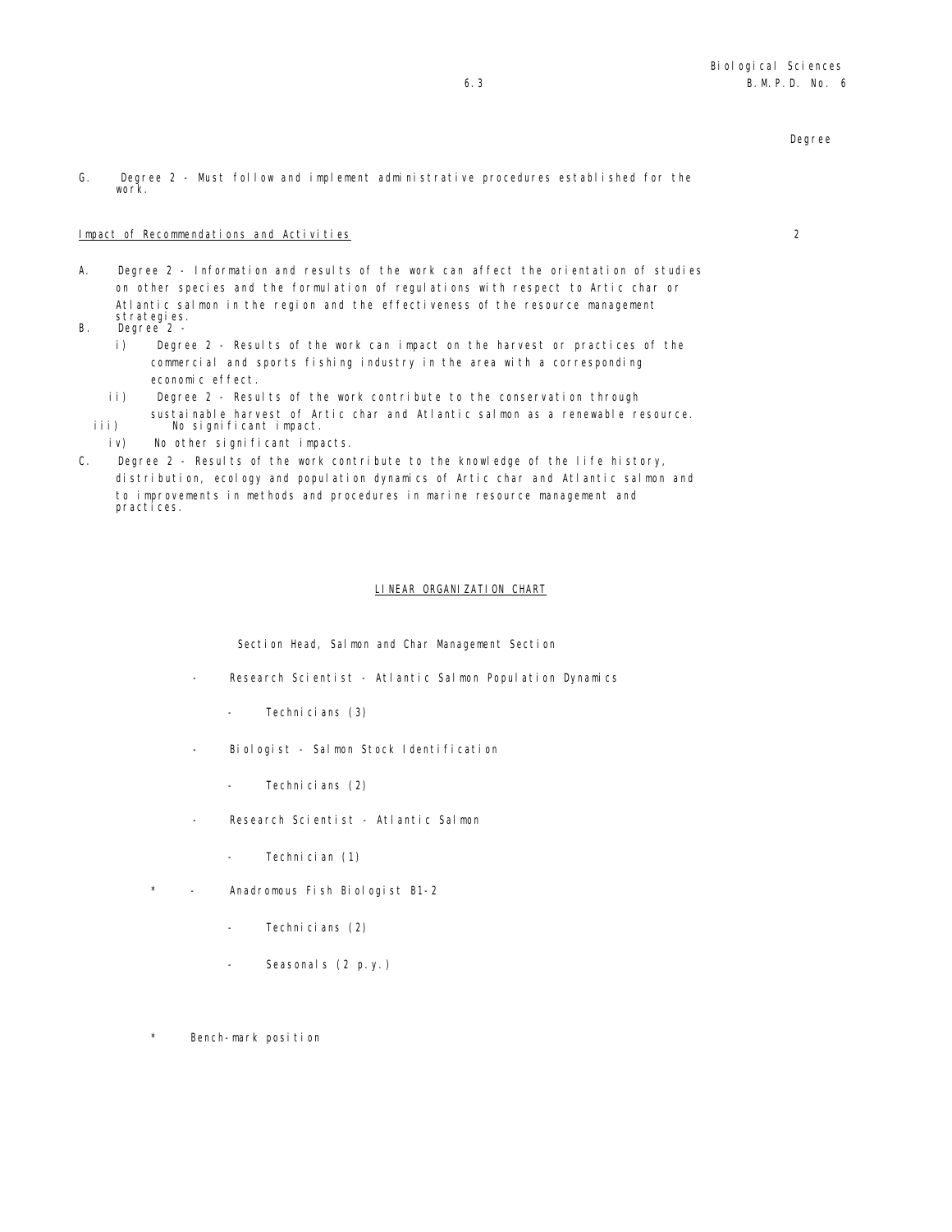Degree

G. Degree 2 - Must follow and implement administrative procedures established for the work.

Impact of Recommendations and Activities 2

A. Degree 2 - Information and results of the work can affect the orientation of studies on other species and the formulation of regulations with respect to Artic char or Atlantic salmon in the region and the effectiveness of the resource management strategies.

B. Degree 2 -

   i) Degree 2 - Results of the work can impact on the harvest or practices of the commercial and sports fishing industry in the area with a corresponding economic effect.

   ii) Degree 2 - Results of the work contribute to the conservation through sustainable harvest of Artic char and Atlantic salmon as a renewable resource.

   iii) No significant impact.

   iv) No other significant impacts.

C. Degree 2 - Results of the work contribute to the knowledge of the life history, distribution, ecology and population dynamics of Artic char and Atlantic salmon and to improvements in methods and procedures in marine resource management and practices.

## LINEAR ORGANIZATION CHART

Section Head, Salmon and Char Management Section

- Research Scientist - Atlantic Salmon Population Dynamics
  - Technicians (3)
- Biologist - Salmon Stock Identification
  - Technicians (2)
- Research Scientist - Atlantic Salmon
  - Technician (1)
- \* Anadromous Fish Biologist B1-2
  - Technicians (2)
  - Seasonals (2 p.y.)

\* Bench-mark position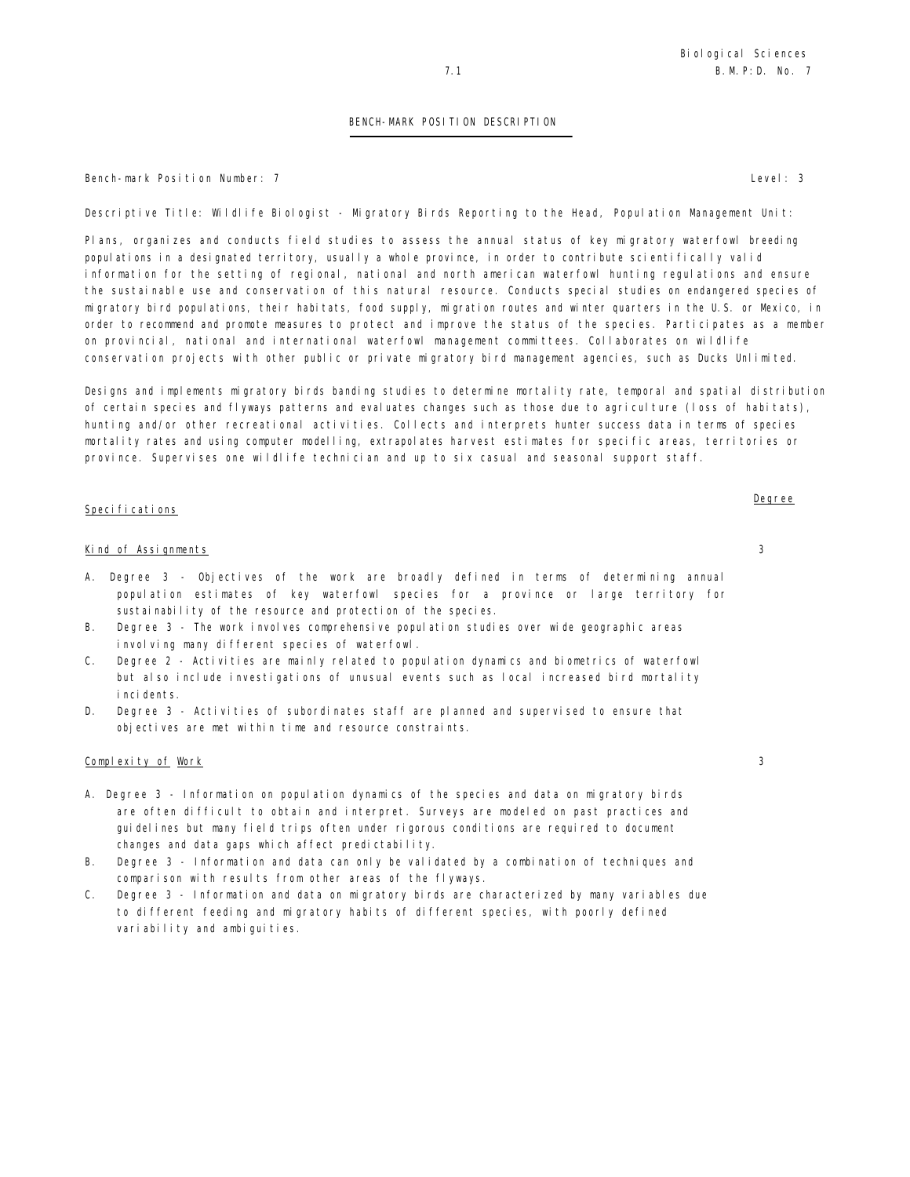## BENCH-MARK POSITION DESCRIPTION

Bench-mark Position Number: 7 Level: 3

Descriptive Title: Wildlife Biologist - Migratory Birds Reporting to the Head, Population Management Unit:

Plans, organizes and conducts field studies to assess the annual status of key migratory waterfowl breeding populations in a designated territory, usually a whole province, in order to contribute scientifically valid information for the setting of regional, national and north american waterfowl hunting regulations and ensure the sustainable use and conservation of this natural resource. Conducts special studies on endangered species of migratory bird populations, their habitats, food supply, migration routes and winter quarters in the U.S. or Mexico, in order to recommend and promote measures to protect and improve the status of the species. Participates as a member on provincial, national and international waterfowl management committees. Collaborates on wildlife conservation projects with other public or private migratory bird management agencies, such as Ducks Unlimited.

Designs and implements migratory birds banding studies to determine mortality rate, temporal and spatial distribution of certain species and flyways patterns and evaluates changes such as those due to agriculture (loss of habitats), hunting and/or other recreational activities. Collects and interprets hunter success data in terms of species mortality rates and using computer modelling, extrapolates harvest estimates for specific areas, territories or province. Supervises one wildlife technician and up to six casual and seasonal support staff.

| Specifications | Degree |
|---|---|

**Kind of Assignments** — Degree 3

A. Degree 3 - Objectives of the work are broadly defined in terms of determining annual population estimates of key waterfowl species for a province or large territory for sustainability of the resource and protection of the species.

B. Degree 3 - The work involves comprehensive population studies over wide geographic areas involving many different species of waterfowl.

C. Degree 2 - Activities are mainly related to population dynamics and biometrics of waterfowl but also include investigations of unusual events such as local increased bird mortality incidents.

D. Degree 3 - Activities of subordinates staff are planned and supervised to ensure that objectives are met within time and resource constraints.

**Complexity of Work** — Degree 3

A. Degree 3 - Information on population dynamics of the species and data on migratory birds are often difficult to obtain and interpret. Surveys are modeled on past practices and guidelines but many field trips often under rigorous conditions are required to document changes and data gaps which affect predictability.

B. Degree 3 - Information and data can only be validated by a combination of techniques and comparison with results from other areas of the flyways.

C. Degree 3 - Information and data on migratory birds are characterized by many variables due to different feeding and migratory habits of different species, with poorly defined variability and ambiguities.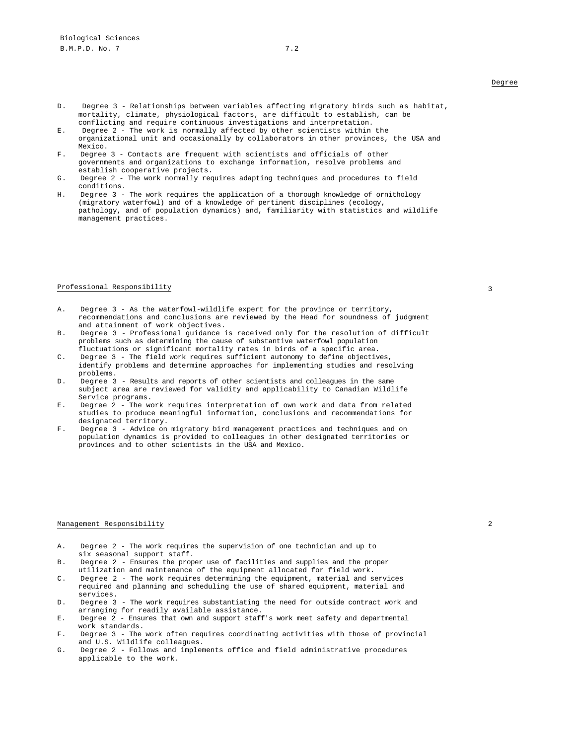Degree

D. Degree 3 - Relationships between variables affecting migratory birds such as habitat, mortality, climate, physiological factors, are difficult to establish, can be conflicting and require continuous investigations and interpretation.

E. Degree 2 - The work is normally affected by other scientists within the organizational unit and occasionally by collaborators in other provinces, the USA and Mexico.

F. Degree 3 - Contacts are frequent with scientists and officials of other governments and organizations to exchange information, resolve problems and establish cooperative projects.

G. Degree 2 - The work normally requires adapting techniques and procedures to field conditions.

H. Degree 3 - The work requires the application of a thorough knowledge of ornithology (migratory waterfowl) and of a knowledge of pertinent disciplines (ecology, pathology, and of population dynamics) and, familiarity with statistics and wildlife management practices.

Professional Responsibility 3

A. Degree 3 - As the waterfowl-wildlife expert for the province or territory, recommendations and conclusions are reviewed by the Head for soundness of judgment and attainment of work objectives.

B. Degree 3 - Professional guidance is received only for the resolution of difficult problems such as determining the cause of substantive waterfowl population fluctuations or significant mortality rates in birds of a specific area.

C. Degree 3 - The field work requires sufficient autonomy to define objectives, identify problems and determine approaches for implementing studies and resolving problems.

D. Degree 3 - Results and reports of other scientists and colleagues in the same subject area are reviewed for validity and applicability to Canadian Wildlife Service programs.

E. Degree 2 - The work requires interpretation of own work and data from related studies to produce meaningful information, conclusions and recommendations for designated territory.

F. Degree 3 - Advice on migratory bird management practices and techniques and on population dynamics is provided to colleagues in other designated territories or provinces and to other scientists in the USA and Mexico.

Management Responsibility 2

A. Degree 2 - The work requires the supervision of one technician and up to six seasonal support staff.

B. Degree 2 - Ensures the proper use of facilities and supplies and the proper utilization and maintenance of the equipment allocated for field work.

C. Degree 2 - The work requires determining the equipment, material and services required and planning and scheduling the use of shared equipment, material and services.

D. Degree 3 - The work requires substantiating the need for outside contract work and arranging for readily available assistance.

E. Degree 2 - Ensures that own and support staff's work meet safety and departmental work standards.

F. Degree 3 - The work often requires coordinating activities with those of provincial and U.S. Wildlife colleagues.

G. Degree 2 - Follows and implements office and field administrative procedures applicable to the work.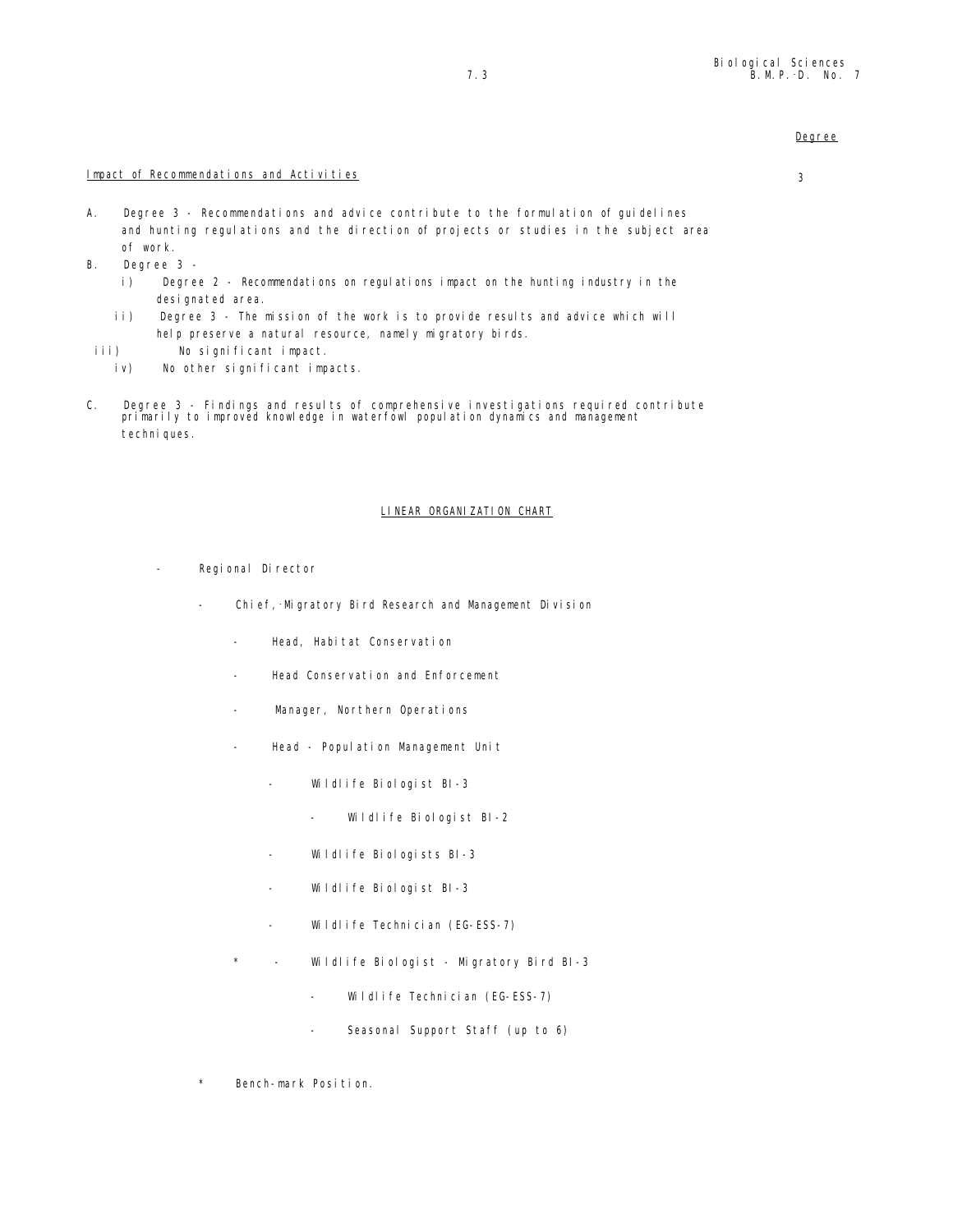Degree

## Impact of Recommendations and Activities

3

A. Degree 3 - Recommendations and advice contribute to the formulation of guidelines and hunting regulations and the direction of projects or studies in the subject area of work.

B. Degree 3 -

- i) Degree 2 - Recommendations on regulations impact on the hunting industry in the designated area.
- ii) Degree 3 - The mission of the work is to provide results and advice which will help preserve a natural resource, namely migratory birds.
- iii) No significant impact.
- iv) No other significant impacts.

C. Degree 3 - Findings and results of comprehensive investigations required contribute primarily to improved knowledge in waterfowl population dynamics and management techniques.

## LINEAR ORGANIZATION CHART

- Regional Director
    - Chief, Migratory Bird Research and Management Division
        - Head, Habitat Conservation
        - Head Conservation and Enforcement
        - Manager, Northern Operations
        - Head - Population Management Unit
            - Wildlife Biologist BI-3
                - Wildlife Biologist BI-2
            - Wildlife Biologists BI-3
            - Wildlife Biologist BI-3
            - Wildlife Technician (EG-ESS-7)
            - \* Wildlife Biologist - Migratory Bird BI-3
                - Wildlife Technician (EG-ESS-7)
                - Seasonal Support Staff (up to 6)

\* Bench-mark Position.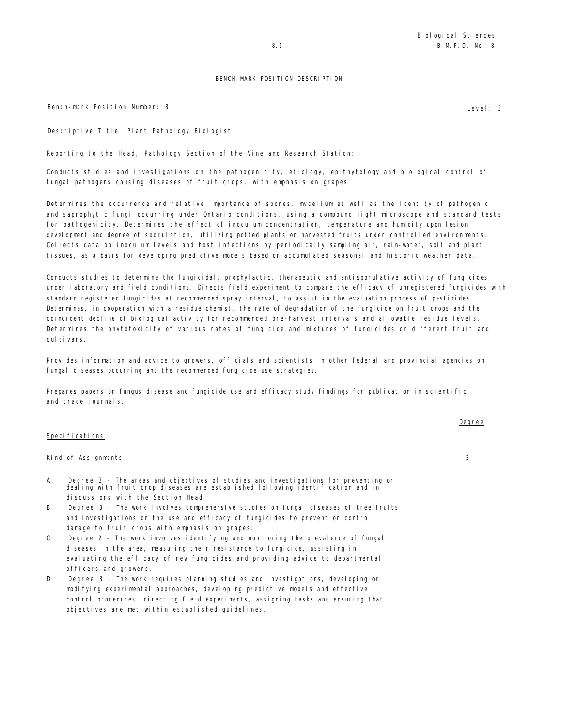## BENCH-MARK POSITION DESCRIPTION

Bench-mark Position Number: 8 | Level: 3

Descriptive Title: Plant Pathology Biologist

Reporting to the Head, Pathology Section of the Vineland Research Station:

Conducts studies and investigations on the pathogenicity, etiology, epithytology and biological control of fungal pathogens causing diseases of fruit crops, with emphasis on grapes.

Determines the occurrence and relative importance of spores, mycelium as well as the identity of pathogenic and saprophytic fungi occurring under Ontario conditions, using a compound light microscope and standard tests for pathogenicity. Determines the effect of inoculum concentration, temperature and humidity upon lesion development and degree of sporulation, utilizing potted plants or harvested fruits under controlled environments. Collects data on inoculum levels and host infections by periodically sampling air, rain-water, soil and plant tissues, as a basis for developing predictive models based on accumulated seasonal and historic weather data.

Conducts studies to determine the fungicidal, prophylactic, therapeutic and antisporulative activity of fungicides under laboratory and field conditions. Directs field experiment to compare the efficacy of unregistered fungicides with standard registered fungicides at recommended spray interval, to assist in the evaluation process of pesticides. Determines, in cooperation with a residue chemist, the rate of degradation of the fungicide on fruit crops and the coincident decline of biological activity for recommended pre-harvest intervals and allowable residue levels. Determines the phytotoxicity of various rates of fungicide and mixtures of fungicides on different fruit and cultivars.

Provides information and advice to growers, officials and scientists in other federal and provincial agencies on fungal diseases occurring and the recommended fungicide use strategies.

Prepares papers on fungus disease and fungicide use and efficacy study findings for publication in scientific and trade journals.

| Specifications | Degree |
|---|---|
| Kind of Assignments | 3 |

A. Degree 3 - The areas and objectives of studies and investigations for preventing or dealing with fruit crop diseases are established following identification and in discussions with the Section Head.

B. Degree 3 - The work involves comprehensive studies on fungal diseases of tree fruits and investigations on the use and efficacy of fungicides to prevent or control damage to fruit crops with emphasis on grapes.

C. Degree 2 - The work involves identifying and monitoring the prevalence of fungal diseases in the area, measuring their resistance to fungicide, assisting in evaluating the efficacy of new fungicides and providing advice to departmental officers and growers.

D. Degree 3 - The work requires planning studies and investigations, developing or modifying experimental approaches, developing predictive models and effective control procedures, directing field experiments, assigning tasks and ensuring that objectives are met within established guidelines.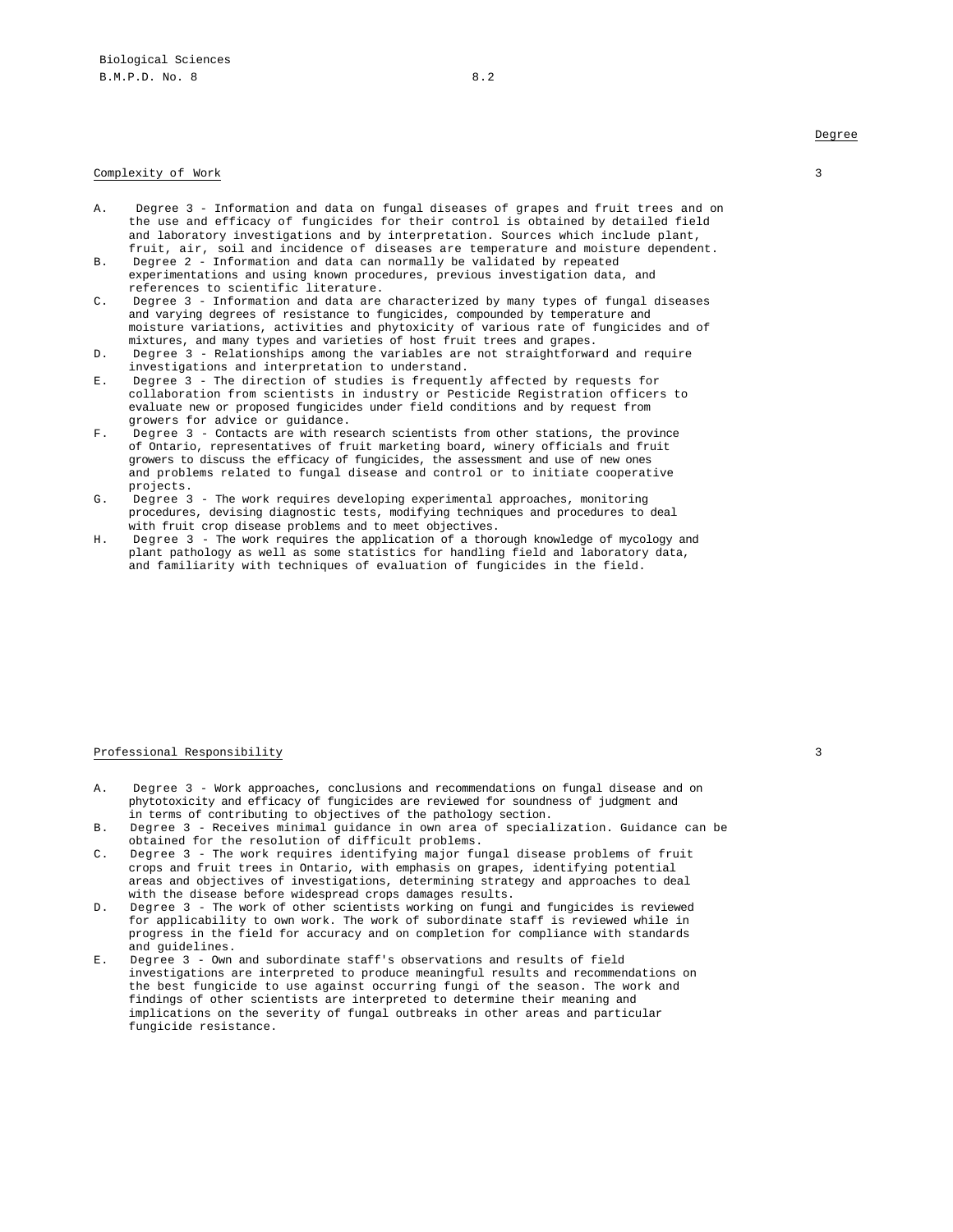Degree

Complexity of Work 3

A. Degree 3 - Information and data on fungal diseases of grapes and fruit trees and on the use and efficacy of fungicides for their control is obtained by detailed field and laboratory investigations and by interpretation. Sources which include plant, fruit, air, soil and incidence of diseases are temperature and moisture dependent.

B. Degree 2 - Information and data can normally be validated by repeated experimentations and using known procedures, previous investigation data, and references to scientific literature.

C. Degree 3 - Information and data are characterized by many types of fungal diseases and varying degrees of resistance to fungicides, compounded by temperature and moisture variations, activities and phytoxicity of various rate of fungicides and of mixtures, and many types and varieties of host fruit trees and grapes.

D. Degree 3 - Relationships among the variables are not straightforward and require investigations and interpretation to understand.

E. Degree 3 - The direction of studies is frequently affected by requests for collaboration from scientists in industry or Pesticide Registration officers to evaluate new or proposed fungicides under field conditions and by request from growers for advice or guidance.

F. Degree 3 - Contacts are with research scientists from other stations, the province of Ontario, representatives of fruit marketing board, winery officials and fruit growers to discuss the efficacy of fungicides, the assessment and use of new ones and problems related to fungal disease and control or to initiate cooperative projects.

G. Degree 3 - The work requires developing experimental approaches, monitoring procedures, devising diagnostic tests, modifying techniques and procedures to deal with fruit crop disease problems and to meet objectives.

H. Degree 3 - The work requires the application of a thorough knowledge of mycology and plant pathology as well as some statistics for handling field and laboratory data, and familiarity with techniques of evaluation of fungicides in the field.

Professional Responsibility 3

A. Degree 3 - Work approaches, conclusions and recommendations on fungal disease and on phytotoxicity and efficacy of fungicides are reviewed for soundness of judgment and in terms of contributing to objectives of the pathology section.

B. Degree 3 - Receives minimal guidance in own area of specialization. Guidance can be obtained for the resolution of difficult problems.

C. Degree 3 - The work requires identifying major fungal disease problems of fruit crops and fruit trees in Ontario, with emphasis on grapes, identifying potential areas and objectives of investigations, determining strategy and approaches to deal with the disease before widespread crops damages results.

D. Degree 3 - The work of other scientists working on fungi and fungicides is reviewed for applicability to own work. The work of subordinate staff is reviewed while in progress in the field for accuracy and on completion for compliance with standards and guidelines.

E. Degree 3 - Own and subordinate staff's observations and results of field investigations are interpreted to produce meaningful results and recommendations on the best fungicide to use against occurring fungi of the season. The work and findings of other scientists are interpreted to determine their meaning and implications on the severity of fungal outbreaks in other areas and particular fungicide resistance.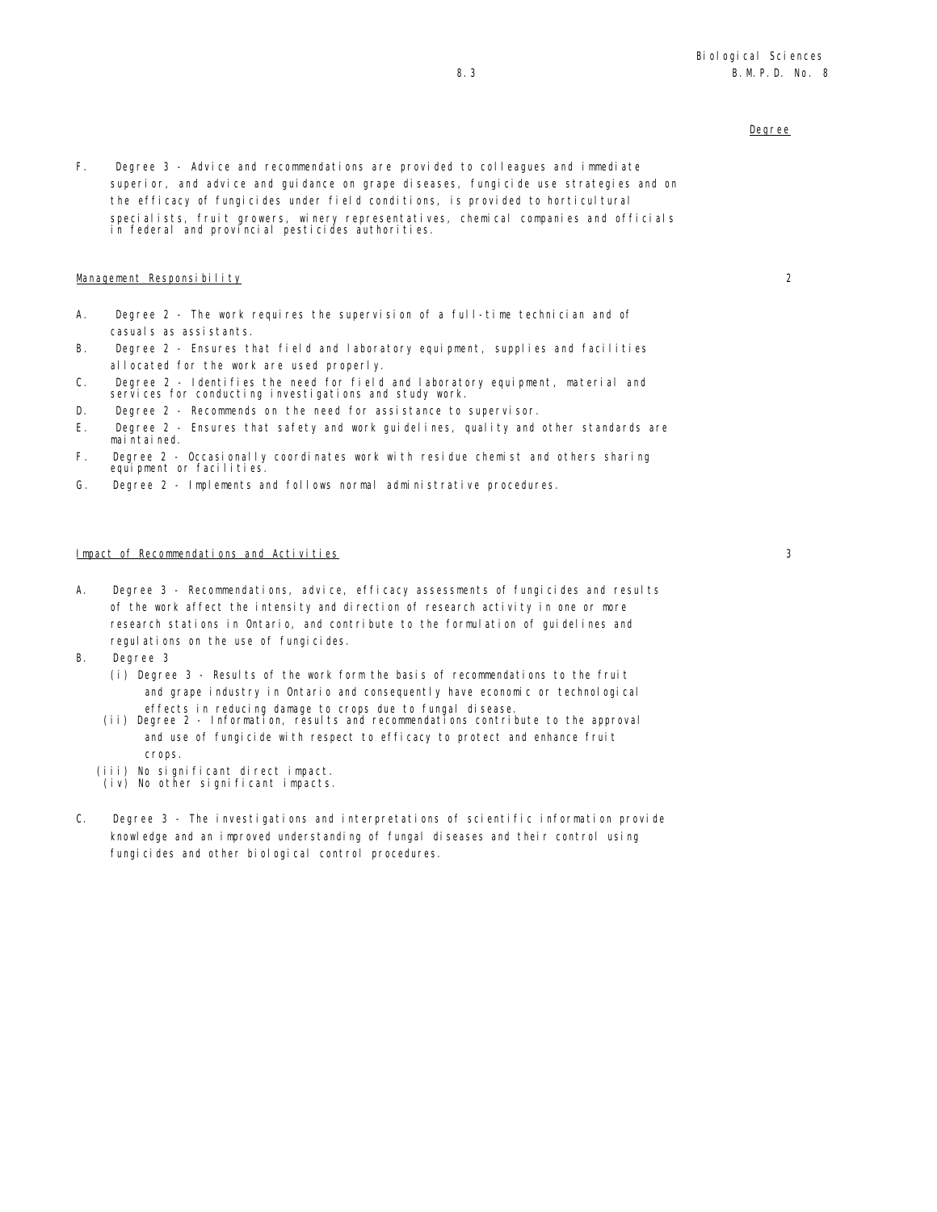Degree

F. Degree 3 - Advice and recommendations are provided to colleagues and immediate superior, and advice and guidance on grape diseases, fungicide use strategies and on the efficacy of fungicides under field conditions, is provided to horticultural specialists, fruit growers, winery representatives, chemical companies and officials in federal and provincial pesticides authorities.

Management Responsibility — 2

A. Degree 2 - The work requires the supervision of a full-time technician and of casuals as assistants.
B. Degree 2 - Ensures that field and laboratory equipment, supplies and facilities allocated for the work are used properly.
C. Degree 2 - Identifies the need for field and laboratory equipment, material and services for conducting investigations and study work.
D. Degree 2 - Recommends on the need for assistance to supervisor.
E. Degree 2 - Ensures that safety and work guidelines, quality and other standards are maintained.
F. Degree 2 - Occasionally coordinates work with residue chemist and others sharing equipment or facilities.
G. Degree 2 - Implements and follows normal administrative procedures.

Impact of Recommendations and Activities — 3

A. Degree 3 - Recommendations, advice, efficacy assessments of fungicides and results of the work affect the intensity and direction of research activity in one or more research stations in Ontario, and contribute to the formulation of guidelines and regulations on the use of fungicides.
B. Degree 3
   (i) Degree 3 - Results of the work form the basis of recommendations to the fruit and grape industry in Ontario and consequently have economic or technological effects in reducing damage to crops due to fungal disease.
   (ii) Degree 2 - Information, results and recommendations contribute to the approval and use of fungicide with respect to efficacy to protect and enhance fruit crops.
   (iii) No significant direct impact.
   (iv) No other significant impacts.
C. Degree 3 - The investigations and interpretations of scientific information provide knowledge and an improved understanding of fungal diseases and their control using fungicides and other biological control procedures.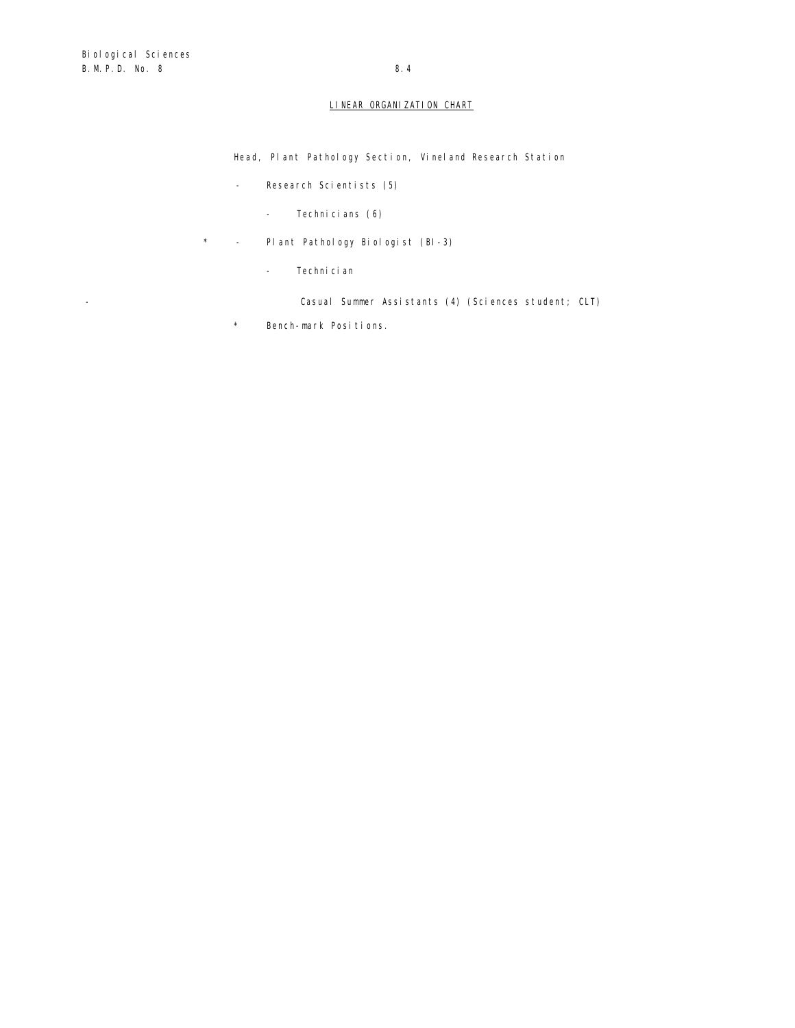## LINEAR ORGANIZATION CHART

Head, Plant Pathology Section, Vineland Research Station

- Research Scientists (5)
  - Technicians (6)
- \* Plant Pathology Biologist (BI-3)
  - Technician
    - Casual Summer Assistants (4) (Sciences student; CLT)

\* Bench-mark Positions.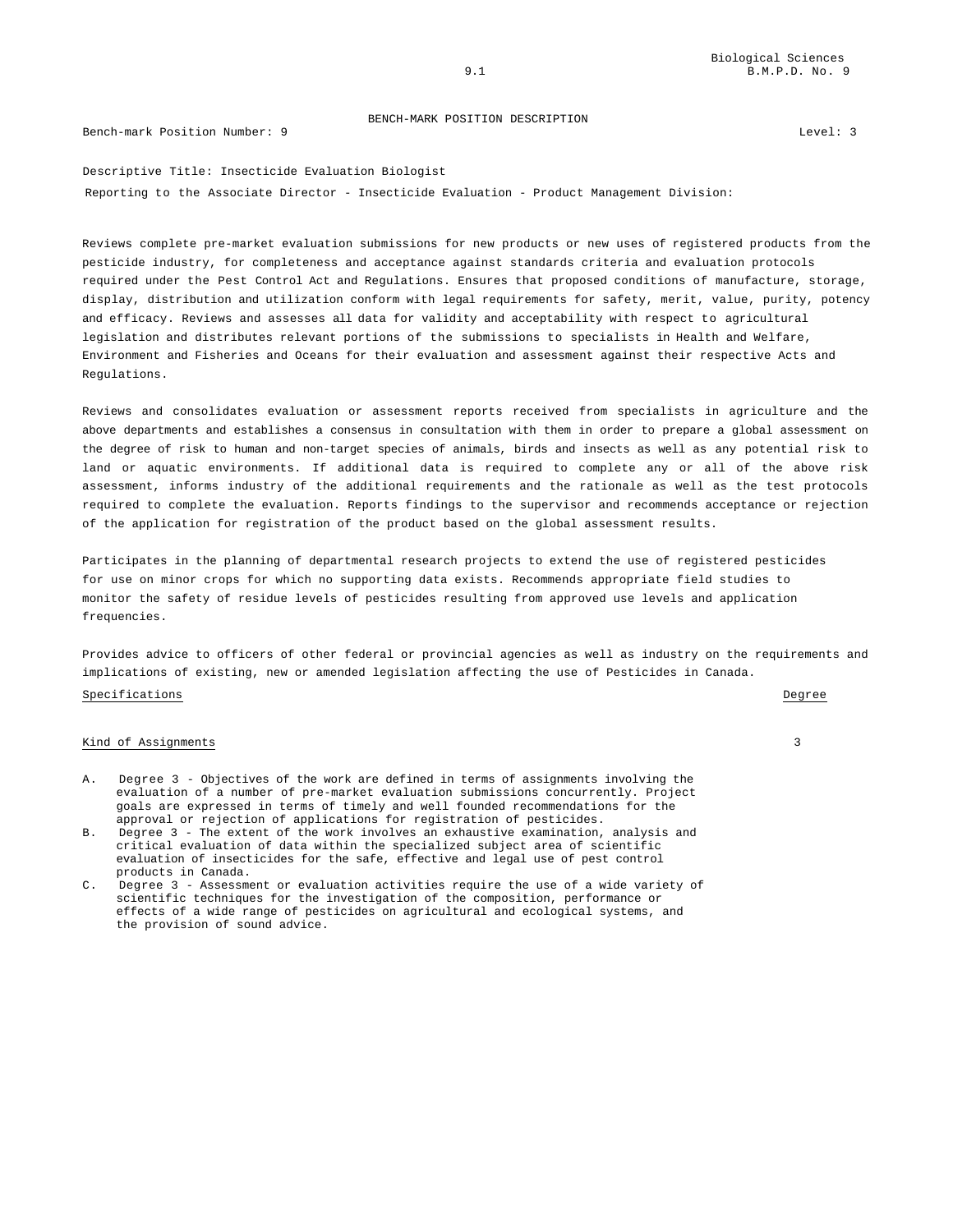BENCH-MARK POSITION DESCRIPTION

Bench-mark Position Number: 9 Level: 3

Descriptive Title: Insecticide Evaluation Biologist

Reporting to the Associate Director - Insecticide Evaluation - Product Management Division:

Reviews complete pre-market evaluation submissions for new products or new uses of registered products from the pesticide industry, for completeness and acceptance against standards criteria and evaluation protocols required under the Pest Control Act and Regulations. Ensures that proposed conditions of manufacture, storage, display, distribution and utilization conform with legal requirements for safety, merit, value, purity, potency and efficacy. Reviews and assesses all data for validity and acceptability with respect to agricultural legislation and distributes relevant portions of the submissions to specialists in Health and Welfare, Environment and Fisheries and Oceans for their evaluation and assessment against their respective Acts and Regulations.

Reviews and consolidates evaluation or assessment reports received from specialists in agriculture and the above departments and establishes a consensus in consultation with them in order to prepare a global assessment on the degree of risk to human and non-target species of animals, birds and insects as well as any potential risk to land or aquatic environments. If additional data is required to complete any or all of the above risk assessment, informs industry of the additional requirements and the rationale as well as the test protocols required to complete the evaluation. Reports findings to the supervisor and recommends acceptance or rejection of the application for registration of the product based on the global assessment results.

Participates in the planning of departmental research projects to extend the use of registered pesticides for use on minor crops for which no supporting data exists. Recommends appropriate field studies to monitor the safety of residue levels of pesticides resulting from approved use levels and application frequencies.

Provides advice to officers of other federal or provincial agencies as well as industry on the requirements and implications of existing, new or amended legislation affecting the use of Pesticides in Canada.

| Specifications | Degree |
|---|---|
| Kind of Assignments | 3 |

A. Degree 3 - Objectives of the work are defined in terms of assignments involving the evaluation of a number of pre-market evaluation submissions concurrently. Project goals are expressed in terms of timely and well founded recommendations for the approval or rejection of applications for registration of pesticides.

B. Degree 3 - The extent of the work involves an exhaustive examination, analysis and critical evaluation of data within the specialized subject area of scientific evaluation of insecticides for the safe, effective and legal use of pest control products in Canada.

C. Degree 3 - Assessment or evaluation activities require the use of a wide variety of scientific techniques for the investigation of the composition, performance or effects of a wide range of pesticides on agricultural and ecological systems, and the provision of sound advice.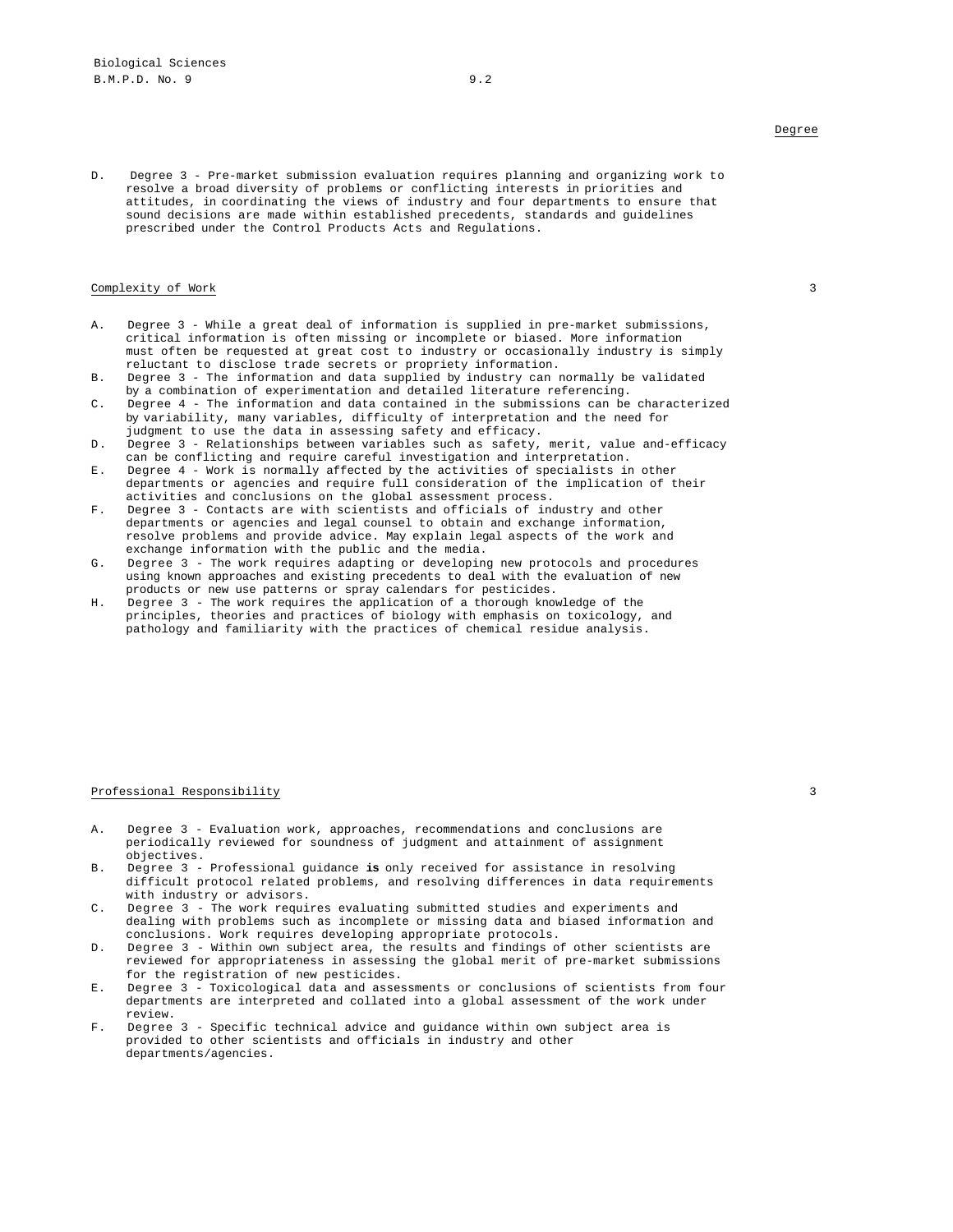Degree

D. Degree 3 - Pre-market submission evaluation requires planning and organizing work to resolve a broad diversity of problems or conflicting interests in priorities and attitudes, in coordinating the views of industry and four departments to ensure that sound decisions are made within established precedents, standards and guidelines prescribed under the Control Products Acts and Regulations.

Complexity of Work 3

A. Degree 3 - While a great deal of information is supplied in pre-market submissions, critical information is often missing or incomplete or biased. More information must often be requested at great cost to industry or occasionally industry is simply reluctant to disclose trade secrets or propriety information.
B. Degree 3 - The information and data supplied by industry can normally be validated by a combination of experimentation and detailed literature referencing.
C. Degree 4 - The information and data contained in the submissions can be characterized by variability, many variables, difficulty of interpretation and the need for judgment to use the data in assessing safety and efficacy.
D. Degree 3 - Relationships between variables such as safety, merit, value and-efficacy can be conflicting and require careful investigation and interpretation.
E. Degree 4 - Work is normally affected by the activities of specialists in other departments or agencies and require full consideration of the implication of their activities and conclusions on the global assessment process.
F. Degree 3 - Contacts are with scientists and officials of industry and other departments or agencies and legal counsel to obtain and exchange information, resolve problems and provide advice. May explain legal aspects of the work and exchange information with the public and the media.
G. Degree 3 - The work requires adapting or developing new protocols and procedures using known approaches and existing precedents to deal with the evaluation of new products or new use patterns or spray calendars for pesticides.
H. Degree 3 - The work requires the application of a thorough knowledge of the principles, theories and practices of biology with emphasis on toxicology, and pathology and familiarity with the practices of chemical residue analysis.

Professional Responsibility 3

A. Degree 3 - Evaluation work, approaches, recommendations and conclusions are periodically reviewed for soundness of judgment and attainment of assignment objectives.
B. Degree 3 - Professional guidance **is** only received for assistance in resolving difficult protocol related problems, and resolving differences in data requirements with industry or advisors.
C. Degree 3 - The work requires evaluating submitted studies and experiments and dealing with problems such as incomplete or missing data and biased information and conclusions. Work requires developing appropriate protocols.
D. Degree 3 - Within own subject area, the results and findings of other scientists are reviewed for appropriateness in assessing the global merit of pre-market submissions for the registration of new pesticides.
E. Degree 3 - Toxicological data and assessments or conclusions of scientists from four departments are interpreted and collated into a global assessment of the work under review.
F. Degree 3 - Specific technical advice and guidance within own subject area is provided to other scientists and officials in industry and other departments/agencies.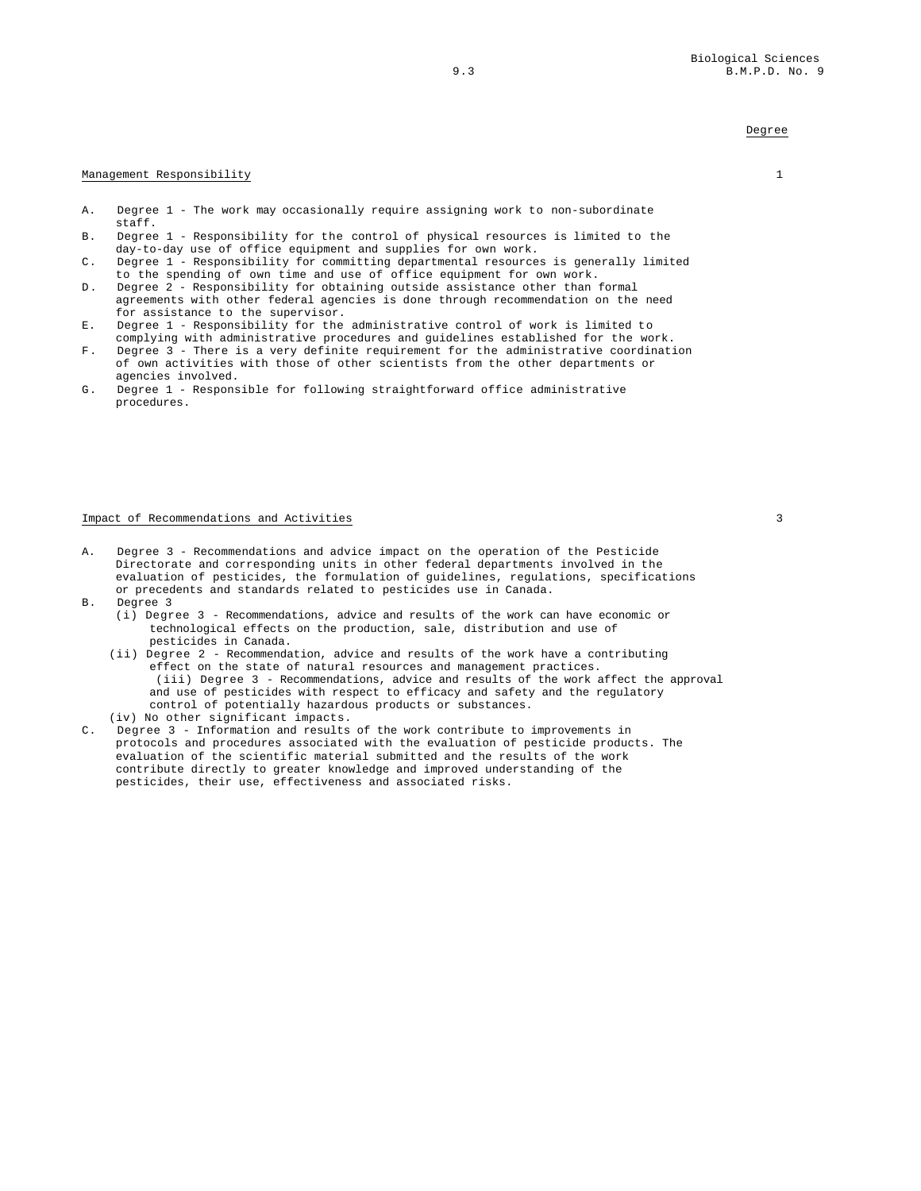Degree

Management Responsibility 1

A. Degree 1 - The work may occasionally require assigning work to non-subordinate staff.
B. Degree 1 - Responsibility for the control of physical resources is limited to the day-to-day use of office equipment and supplies for own work.
C. Degree 1 - Responsibility for committing departmental resources is generally limited to the spending of own time and use of office equipment for own work.
D. Degree 2 - Responsibility for obtaining outside assistance other than formal agreements with other federal agencies is done through recommendation on the need for assistance to the supervisor.
E. Degree 1 - Responsibility for the administrative control of work is limited to complying with administrative procedures and guidelines established for the work.
F. Degree 3 - There is a very definite requirement for the administrative coordination of own activities with those of other scientists from the other departments or agencies involved.
G. Degree 1 - Responsible for following straightforward office administrative procedures.

Impact of Recommendations and Activities 3

A. Degree 3 - Recommendations and advice impact on the operation of the Pesticide Directorate and corresponding units in other federal departments involved in the evaluation of pesticides, the formulation of guidelines, regulations, specifications or precedents and standards related to pesticides use in Canada.
B. Degree 3
   (i) Degree 3 - Recommendations, advice and results of the work can have economic or technological effects on the production, sale, distribution and use of pesticides in Canada.
   (ii) Degree 2 - Recommendation, advice and results of the work have a contributing effect on the state of natural resources and management practices.
   (iii) Degree 3 - Recommendations, advice and results of the work affect the approval and use of pesticides with respect to efficacy and safety and the regulatory control of potentially hazardous products or substances.
   (iv) No other significant impacts.
C. Degree 3 - Information and results of the work contribute to improvements in protocols and procedures associated with the evaluation of pesticide products. The evaluation of the scientific material submitted and the results of the work contribute directly to greater knowledge and improved understanding of the pesticides, their use, effectiveness and associated risks.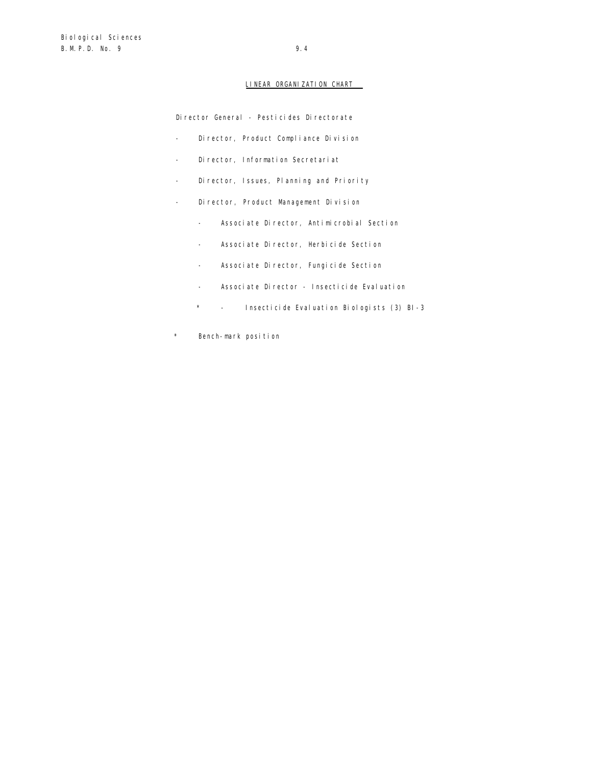## LINEAR ORGANIZATION CHART

Director General - Pesticides Directorate

- Director, Product Compliance Division
- Director, Information Secretariat
- Director, Issues, Planning and Priority
- Director, Product Management Division
  - Associate Director, Antimicrobial Section
  - Associate Director, Herbicide Section
  - Associate Director, Fungicide Section
  - Associate Director - Insecticide Evaluation
    - \* - Insecticide Evaluation Biologists (3) BI-3

\* Bench-mark position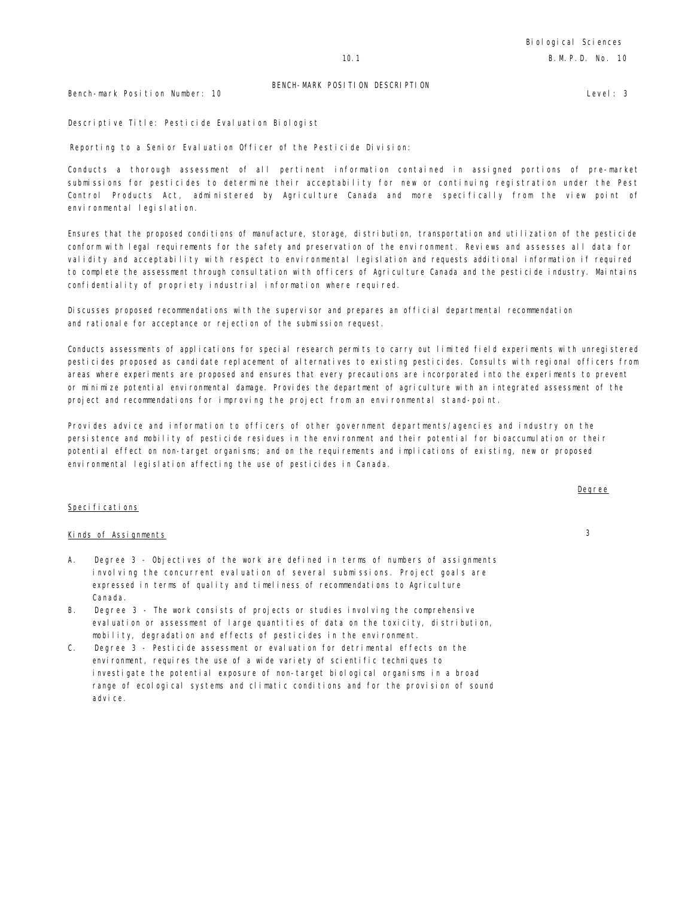BENCH-MARK POSITION DESCRIPTION

Bench-mark Position Number: 10 Level: 3

Descriptive Title: Pesticide Evaluation Biologist

Reporting to a Senior Evaluation Officer of the Pesticide Division:

Conducts a thorough assessment of all pertinent information contained in assigned portions of pre-market submissions for pesticides to determine their acceptability for new or continuing registration under the Pest Control Products Act, administered by Agriculture Canada and more specifically from the view point of environmental legislation.

Ensures that the proposed conditions of manufacture, storage, distribution, transportation and utilization of the pesticide conform with legal requirements for the safety and preservation of the environment. Reviews and assesses all data for validity and acceptability with respect to environmental legislation and requests additional information if required to complete the assessment through consultation with officers of Agriculture Canada and the pesticide industry. Maintains confidentiality of propriety industrial information where required.

Discusses proposed recommendations with the supervisor and prepares an official departmental recommendation and rationale for acceptance or rejection of the submission request.

Conducts assessments of applications for special research permits to carry out limited field experiments with unregistered pesticides proposed as candidate replacement of alternatives to existing pesticides. Consults with regional officers from areas where experiments are proposed and ensures that every precautions are incorporated into the experiments to prevent or minimize potential environmental damage. Provides the department of agriculture with an integrated assessment of the project and recommendations for improving the project from an environmental stand-point.

Provides advice and information to officers of other government departments/agencies and industry on the persistence and mobility of pesticide residues in the environment and their potential for bioaccumulation or their potential effect on non-target organisms; and on the requirements and implications of existing, new or proposed environmental legislation affecting the use of pesticides in Canada.

| Specifications | Degree |
|---|---|
| Kinds of Assignments | 3 |

A. Degree 3 - Objectives of the work are defined in terms of numbers of assignments involving the concurrent evaluation of several submissions. Project goals are expressed in terms of quality and timeliness of recommendations to Agriculture Canada.

B. Degree 3 - The work consists of projects or studies involving the comprehensive evaluation or assessment of large quantities of data on the toxicity, distribution, mobility, degradation and effects of pesticides in the environment.

C. Degree 3 - Pesticide assessment or evaluation for detrimental effects on the environment, requires the use of a wide variety of scientific techniques to investigate the potential exposure of non-target biological organisms in a broad range of ecological systems and climatic conditions and for the provision of sound advice.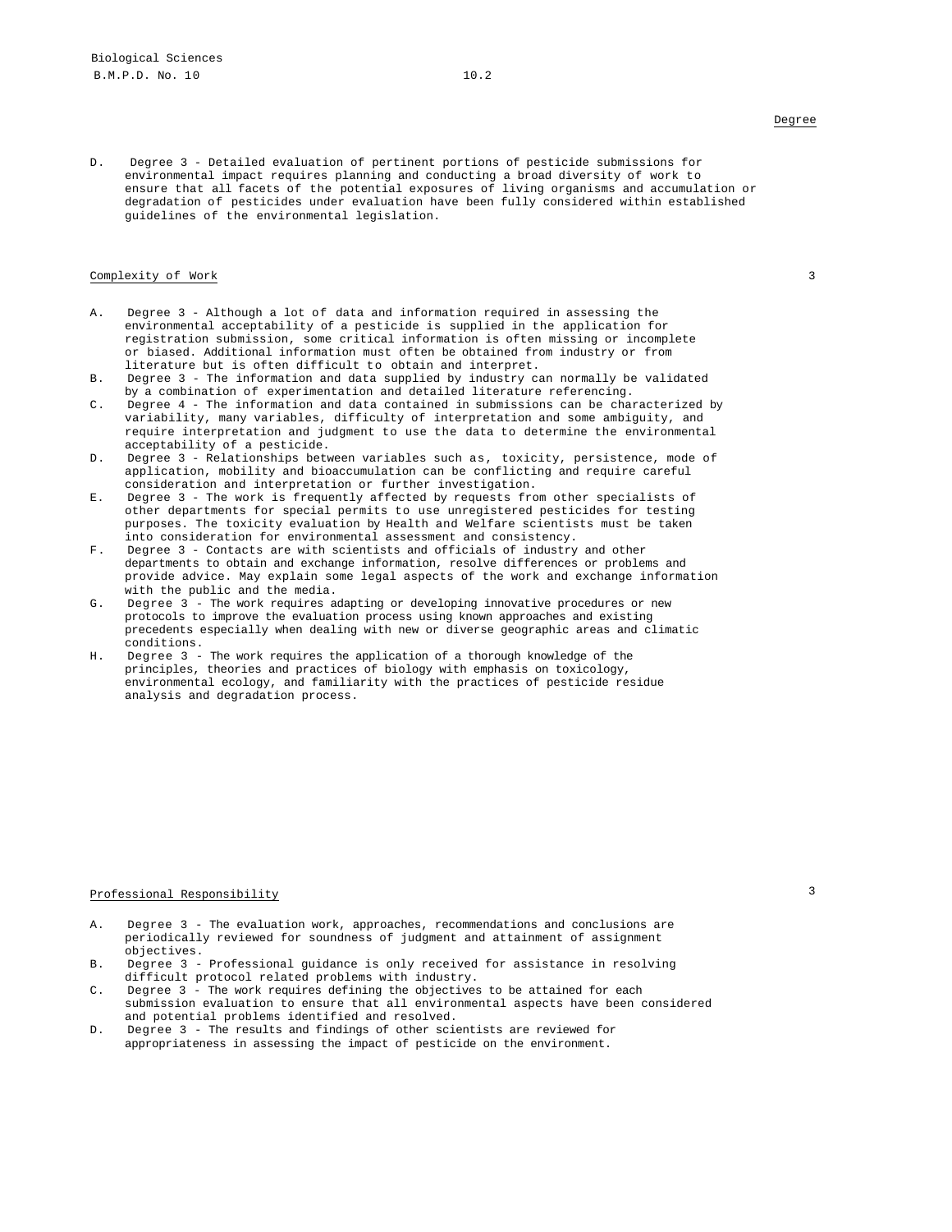Degree

D. Degree 3 - Detailed evaluation of pertinent portions of pesticide submissions for environmental impact requires planning and conducting a broad diversity of work to ensure that all facets of the potential exposures of living organisms and accumulation or degradation of pesticides under evaluation have been fully considered within established guidelines of the environmental legislation.

<u>Complexity of Work</u> 3

A. Degree 3 - Although a lot of data and information required in assessing the environmental acceptability of a pesticide is supplied in the application for registration submission, some critical information is often missing or incomplete or biased. Additional information must often be obtained from industry or from literature but is often difficult to obtain and interpret.
B. Degree 3 - The information and data supplied by industry can normally be validated by a combination of experimentation and detailed literature referencing.
C. Degree 4 - The information and data contained in submissions can be characterized by variability, many variables, difficulty of interpretation and some ambiguity, and require interpretation and judgment to use the data to determine the environmental acceptability of a pesticide.
D. Degree 3 - Relationships between variables such as, toxicity, persistence, mode of application, mobility and bioaccumulation can be conflicting and require careful consideration and interpretation or further investigation.
E. Degree 3 - The work is frequently affected by requests from other specialists of other departments for special permits to use unregistered pesticides for testing purposes. The toxicity evaluation by Health and Welfare scientists must be taken into consideration for environmental assessment and consistency.
F. Degree 3 - Contacts are with scientists and officials of industry and other departments to obtain and exchange information, resolve differences or problems and provide advice. May explain some legal aspects of the work and exchange information with the public and the media.
G. Degree 3 - The work requires adapting or developing innovative procedures or new protocols to improve the evaluation process using known approaches and existing precedents especially when dealing with new or diverse geographic areas and climatic conditions.
H. Degree 3 - The work requires the application of a thorough knowledge of the principles, theories and practices of biology with emphasis on toxicology, environmental ecology, and familiarity with the practices of pesticide residue analysis and degradation process.

<u>Professional Responsibility</u> 3

A. Degree 3 - The evaluation work, approaches, recommendations and conclusions are periodically reviewed for soundness of judgment and attainment of assignment objectives.
B. Degree 3 - Professional guidance is only received for assistance in resolving difficult protocol related problems with industry.
C. Degree 3 - The work requires defining the objectives to be attained for each submission evaluation to ensure that all environmental aspects have been considered and potential problems identified and resolved.
D. Degree 3 - The results and findings of other scientists are reviewed for appropriateness in assessing the impact of pesticide on the environment.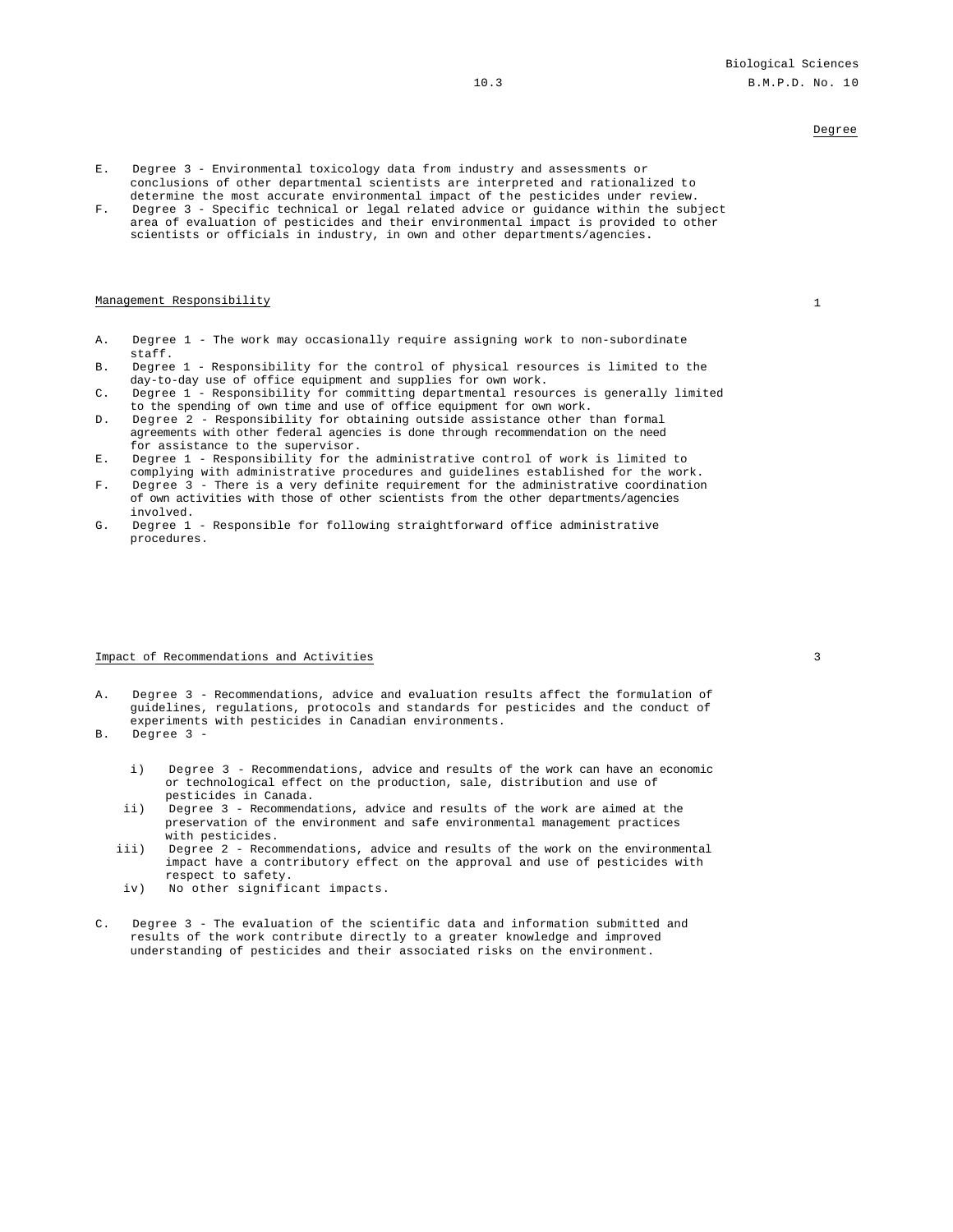Degree

E. Degree 3 - Environmental toxicology data from industry and assessments or conclusions of other departmental scientists are interpreted and rationalized to determine the most accurate environmental impact of the pesticides under review.

F. Degree 3 - Specific technical or legal related advice or guidance within the subject area of evaluation of pesticides and their environmental impact is provided to other scientists or officials in industry, in own and other departments/agencies.

Management Responsibility — 1

A. Degree 1 - The work may occasionally require assigning work to non-subordinate staff.

B. Degree 1 - Responsibility for the control of physical resources is limited to the day-to-day use of office equipment and supplies for own work.

C. Degree 1 - Responsibility for committing departmental resources is generally limited to the spending of own time and use of office equipment for own work.

D. Degree 2 - Responsibility for obtaining outside assistance other than formal agreements with other federal agencies is done through recommendation on the need for assistance to the supervisor.

E. Degree 1 - Responsibility for the administrative control of work is limited to complying with administrative procedures and guidelines established for the work.

F. Degree 3 - There is a very definite requirement for the administrative coordination of own activities with those of other scientists from the other departments/agencies involved.

G. Degree 1 - Responsible for following straightforward office administrative procedures.

Impact of Recommendations and Activities — 3

A. Degree 3 - Recommendations, advice and evaluation results affect the formulation of guidelines, regulations, protocols and standards for pesticides and the conduct of experiments with pesticides in Canadian environments.

B. Degree 3 -

i) Degree 3 - Recommendations, advice and results of the work can have an economic or technological effect on the production, sale, distribution and use of pesticides in Canada.

ii) Degree 3 - Recommendations, advice and results of the work are aimed at the preservation of the environment and safe environmental management practices with pesticides.

iii) Degree 2 - Recommendations, advice and results of the work on the environmental impact have a contributory effect on the approval and use of pesticides with respect to safety.

iv) No other significant impacts.

C. Degree 3 - The evaluation of the scientific data and information submitted and results of the work contribute directly to a greater knowledge and improved understanding of pesticides and their associated risks on the environment.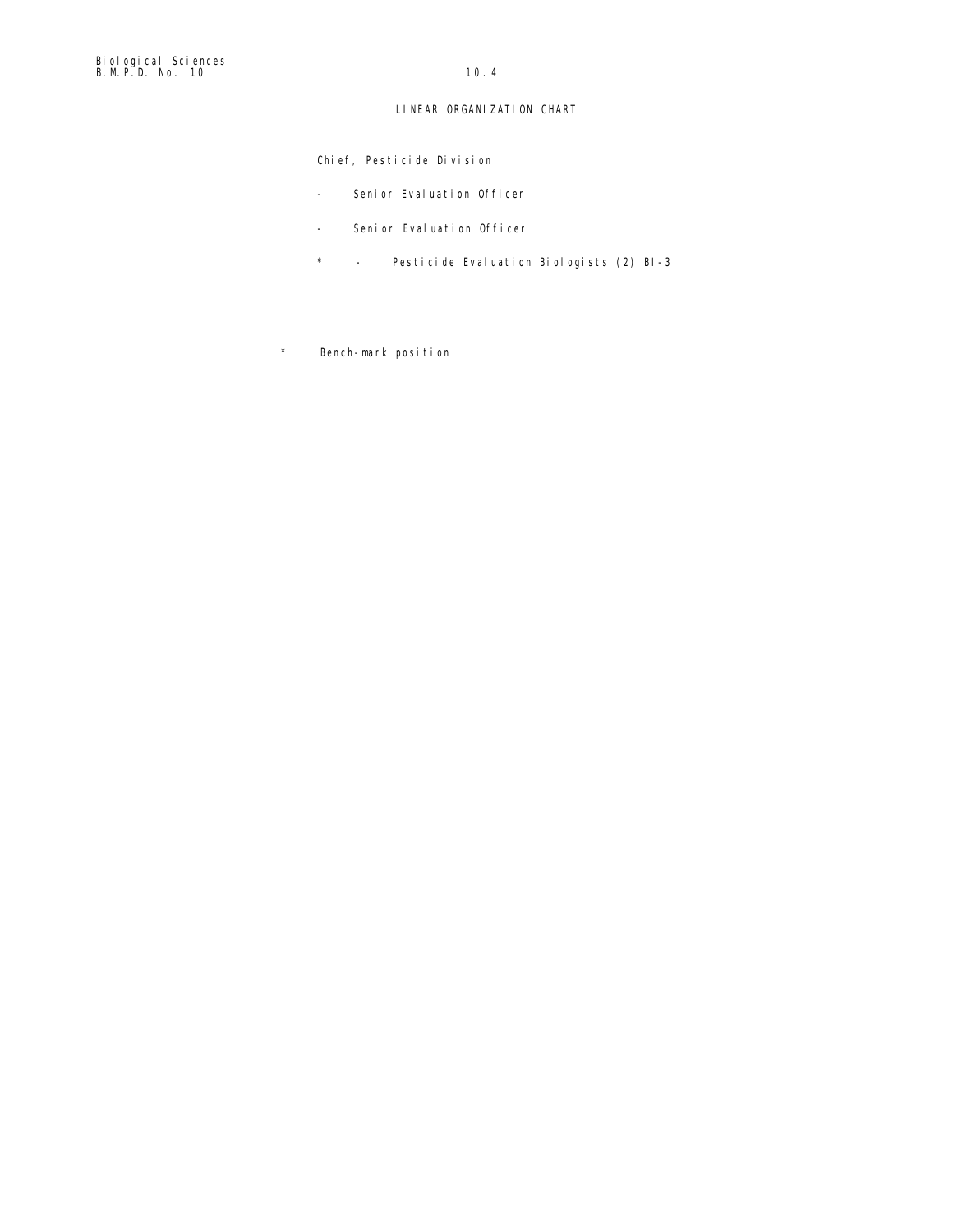# LINEAR ORGANIZATION CHART

Chief, Pesticide Division

- Senior Evaluation Officer

- Senior Evaluation Officer

\* - Pesticide Evaluation Biologists (2) BI-3

\* Bench-mark position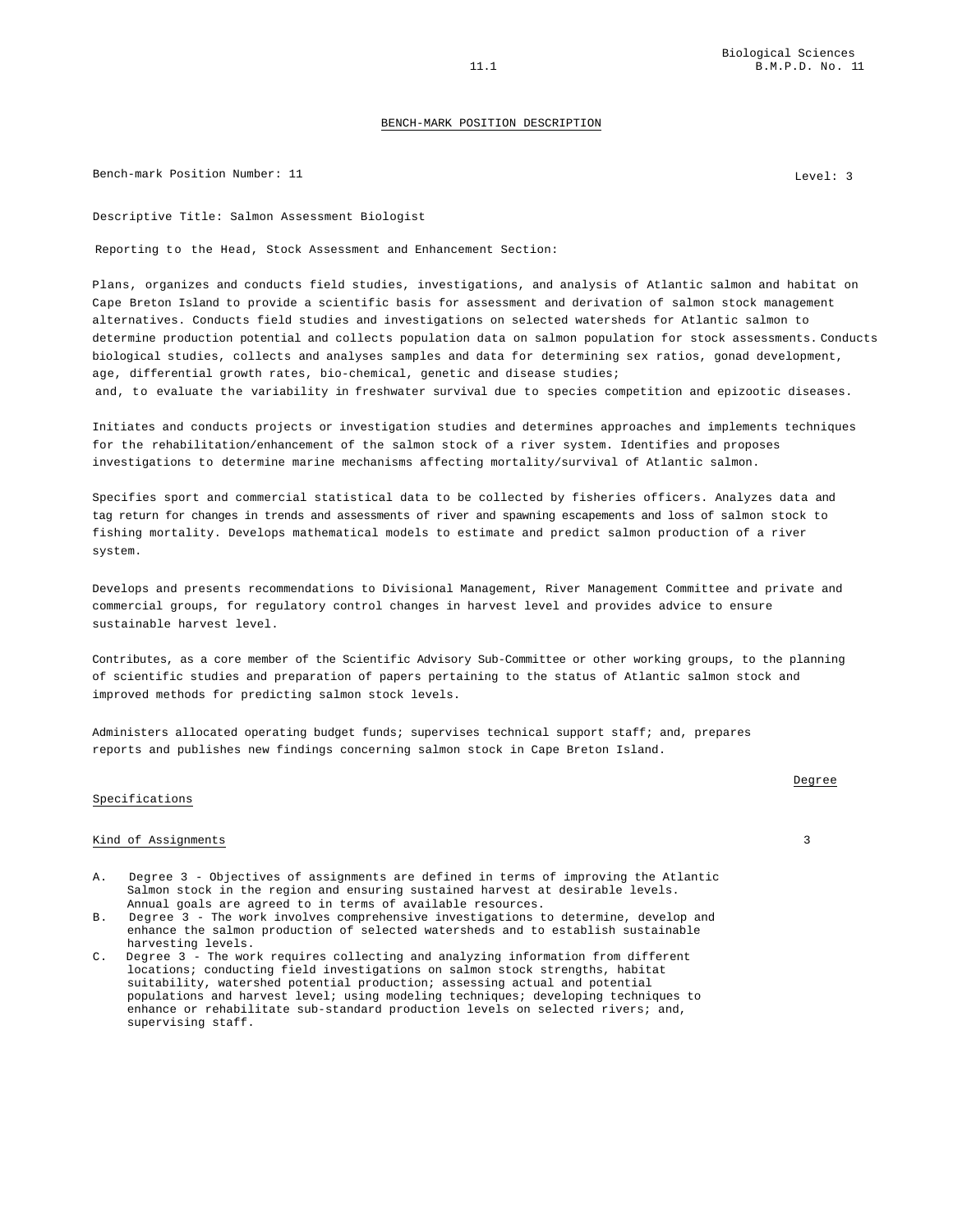## BENCH-MARK POSITION DESCRIPTION

Bench-mark Position Number: 11 Level: 3

Descriptive Title: Salmon Assessment Biologist

Reporting to the Head, Stock Assessment and Enhancement Section:

Plans, organizes and conducts field studies, investigations, and analysis of Atlantic salmon and habitat on Cape Breton Island to provide a scientific basis for assessment and derivation of salmon stock management alternatives. Conducts field studies and investigations on selected watersheds for Atlantic salmon to determine production potential and collects population data on salmon population for stock assessments. Conducts biological studies, collects and analyses samples and data for determining sex ratios, gonad development, age, differential growth rates, bio-chemical, genetic and disease studies; and, to evaluate the variability in freshwater survival due to species competition and epizootic diseases.

Initiates and conducts projects or investigation studies and determines approaches and implements techniques for the rehabilitation/enhancement of the salmon stock of a river system. Identifies and proposes investigations to determine marine mechanisms affecting mortality/survival of Atlantic salmon.

Specifies sport and commercial statistical data to be collected by fisheries officers. Analyzes data and tag return for changes in trends and assessments of river and spawning escapements and loss of salmon stock to fishing mortality. Develops mathematical models to estimate and predict salmon production of a river system.

Develops and presents recommendations to Divisional Management, River Management Committee and private and commercial groups, for regulatory control changes in harvest level and provides advice to ensure sustainable harvest level.

Contributes, as a core member of the Scientific Advisory Sub-Committee or other working groups, to the planning of scientific studies and preparation of papers pertaining to the status of Atlantic salmon stock and improved methods for predicting salmon stock levels.

Administers allocated operating budget funds; supervises technical support staff; and, prepares reports and publishes new findings concerning salmon stock in Cape Breton Island.

| Specifications | Degree |
|---|---|
| Kind of Assignments | 3 |

A. Degree 3 - Objectives of assignments are defined in terms of improving the Atlantic Salmon stock in the region and ensuring sustained harvest at desirable levels. Annual goals are agreed to in terms of available resources.

B. Degree 3 - The work involves comprehensive investigations to determine, develop and enhance the salmon production of selected watersheds and to establish sustainable harvesting levels.

C. Degree 3 - The work requires collecting and analyzing information from different locations; conducting field investigations on salmon stock strengths, habitat suitability, watershed potential production; assessing actual and potential populations and harvest level; using modeling techniques; developing techniques to enhance or rehabilitate sub-standard production levels on selected rivers; and, supervising staff.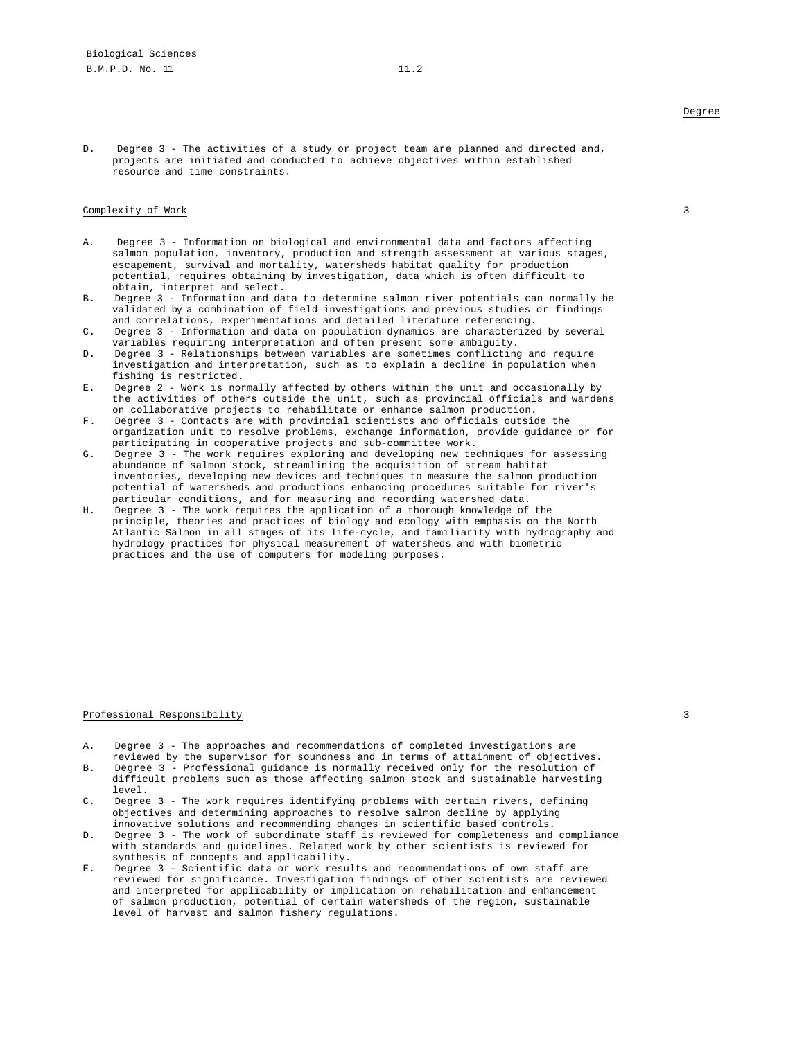Degree

D. Degree 3 - The activities of a study or project team are planned and directed and, projects are initiated and conducted to achieve objectives within established resource and time constraints.

Complexity of Work 3

A. Degree 3 - Information on biological and environmental data and factors affecting salmon population, inventory, production and strength assessment at various stages, escapement, survival and mortality, watersheds habitat quality for production potential, requires obtaining by investigation, data which is often difficult to obtain, interpret and select.
B. Degree 3 - Information and data to determine salmon river potentials can normally be validated by a combination of field investigations and previous studies or findings and correlations, experimentations and detailed literature referencing.
C. Degree 3 - Information and data on population dynamics are characterized by several variables requiring interpretation and often present some ambiguity.
D. Degree 3 - Relationships between variables are sometimes conflicting and require investigation and interpretation, such as to explain a decline in population when fishing is restricted.
E. Degree 2 - Work is normally affected by others within the unit and occasionally by the activities of others outside the unit, such as provincial officials and wardens on collaborative projects to rehabilitate or enhance salmon production.
F. Degree 3 - Contacts are with provincial scientists and officials outside the organization unit to resolve problems, exchange information, provide guidance or for participating in cooperative projects and sub-committee work.
G. Degree 3 - The work requires exploring and developing new techniques for assessing abundance of salmon stock, streamlining the acquisition of stream habitat inventories, developing new devices and techniques to measure the salmon production potential of watersheds and productions enhancing procedures suitable for river's particular conditions, and for measuring and recording watershed data.
H. Degree 3 - The work requires the application of a thorough knowledge of the principle, theories and practices of biology and ecology with emphasis on the North Atlantic Salmon in all stages of its life-cycle, and familiarity with hydrography and hydrology practices for physical measurement of watersheds and with biometric practices and the use of computers for modeling purposes.

Professional Responsibility 3

A. Degree 3 - The approaches and recommendations of completed investigations are reviewed by the supervisor for soundness and in terms of attainment of objectives.
B. Degree 3 - Professional guidance is normally received only for the resolution of difficult problems such as those affecting salmon stock and sustainable harvesting level.
C. Degree 3 - The work requires identifying problems with certain rivers, defining objectives and determining approaches to resolve salmon decline by applying innovative solutions and recommending changes in scientific based controls.
D. Degree 3 - The work of subordinate staff is reviewed for completeness and compliance with standards and guidelines. Related work by other scientists is reviewed for synthesis of concepts and applicability.
E. Degree 3 - Scientific data or work results and recommendations of own staff are reviewed for significance. Investigation findings of other scientists are reviewed and interpreted for applicability or implication on rehabilitation and enhancement of salmon production, potential of certain watersheds of the region, sustainable level of harvest and salmon fishery regulations.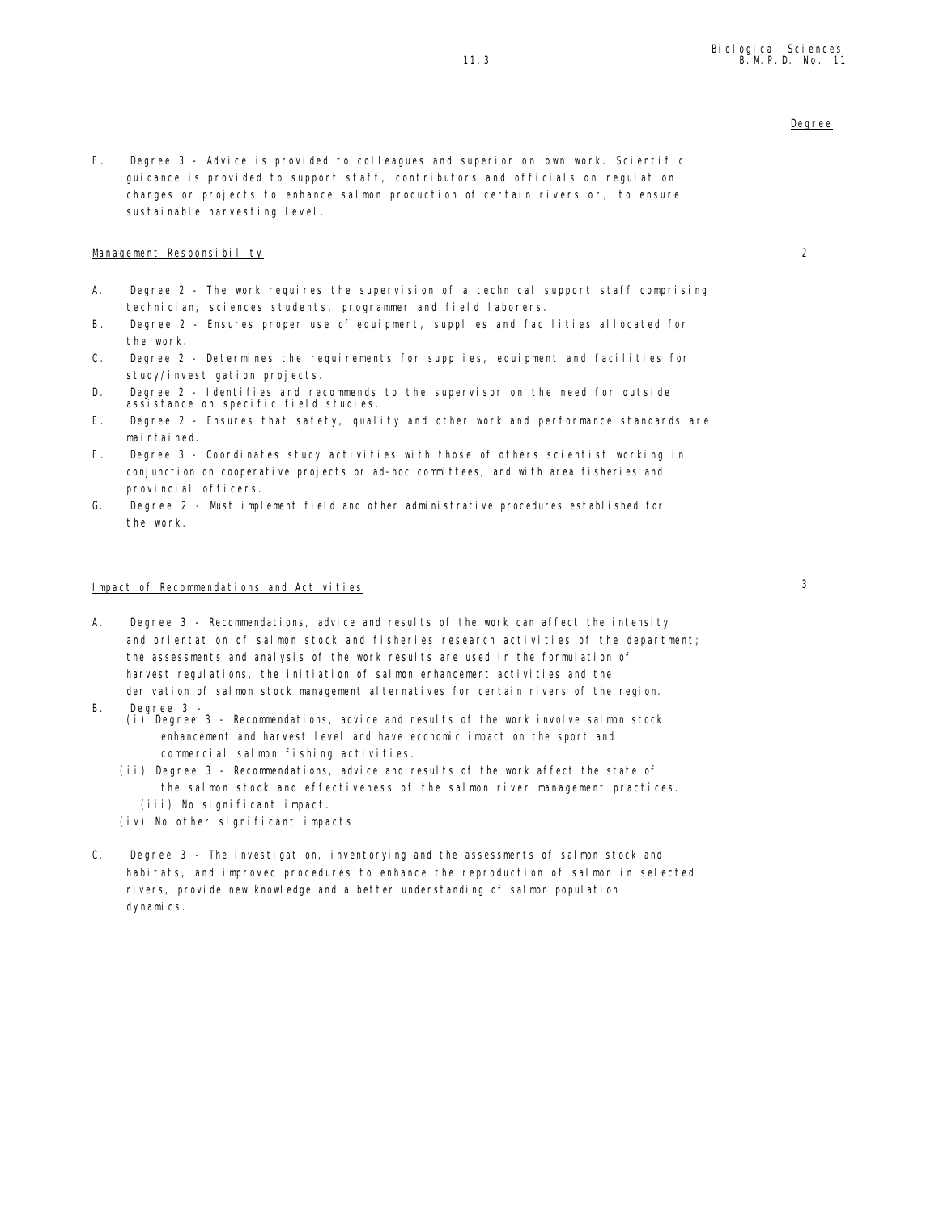Degree

F. Degree 3 - Advice is provided to colleagues and superior on own work. Scientific guidance is provided to support staff, contributors and officials on regulation changes or projects to enhance salmon production of certain rivers or, to ensure sustainable harvesting level.

Management Responsibility 2

A. Degree 2 - The work requires the supervision of a technical support staff comprising technician, sciences students, programmer and field laborers.
B. Degree 2 - Ensures proper use of equipment, supplies and facilities allocated for the work.
C. Degree 2 - Determines the requirements for supplies, equipment and facilities for study/investigation projects.
D. Degree 2 - Identifies and recommends to the supervisor on the need for outside assistance on specific field studies.
E. Degree 2 - Ensures that safety, quality and other work and performance standards are maintained.
F. Degree 3 - Coordinates study activities with those of others scientist working in conjunction on cooperative projects or ad-hoc committees, and with area fisheries and provincial officers.
G. Degree 2 - Must implement field and other administrative procedures established for the work.

Impact of Recommendations and Activities 3

A. Degree 3 - Recommendations, advice and results of the work can affect the intensity and orientation of salmon stock and fisheries research activities of the department; the assessments and analysis of the work results are used in the formulation of harvest regulations, the initiation of salmon enhancement activities and the derivation of salmon stock management alternatives for certain rivers of the region.
B. Degree 3 -
   (i) Degree 3 - Recommendations, advice and results of the work involve salmon stock enhancement and harvest level and have economic impact on the sport and commercial salmon fishing activities.
   (ii) Degree 3 - Recommendations, advice and results of the work affect the state of the salmon stock and effectiveness of the salmon river management practices.
   (iii) No significant impact.
   (iv) No other significant impacts.

C. Degree 3 - The investigation, inventorying and the assessments of salmon stock and habitats, and improved procedures to enhance the reproduction of salmon in selected rivers, provide new knowledge and a better understanding of salmon population dynamics.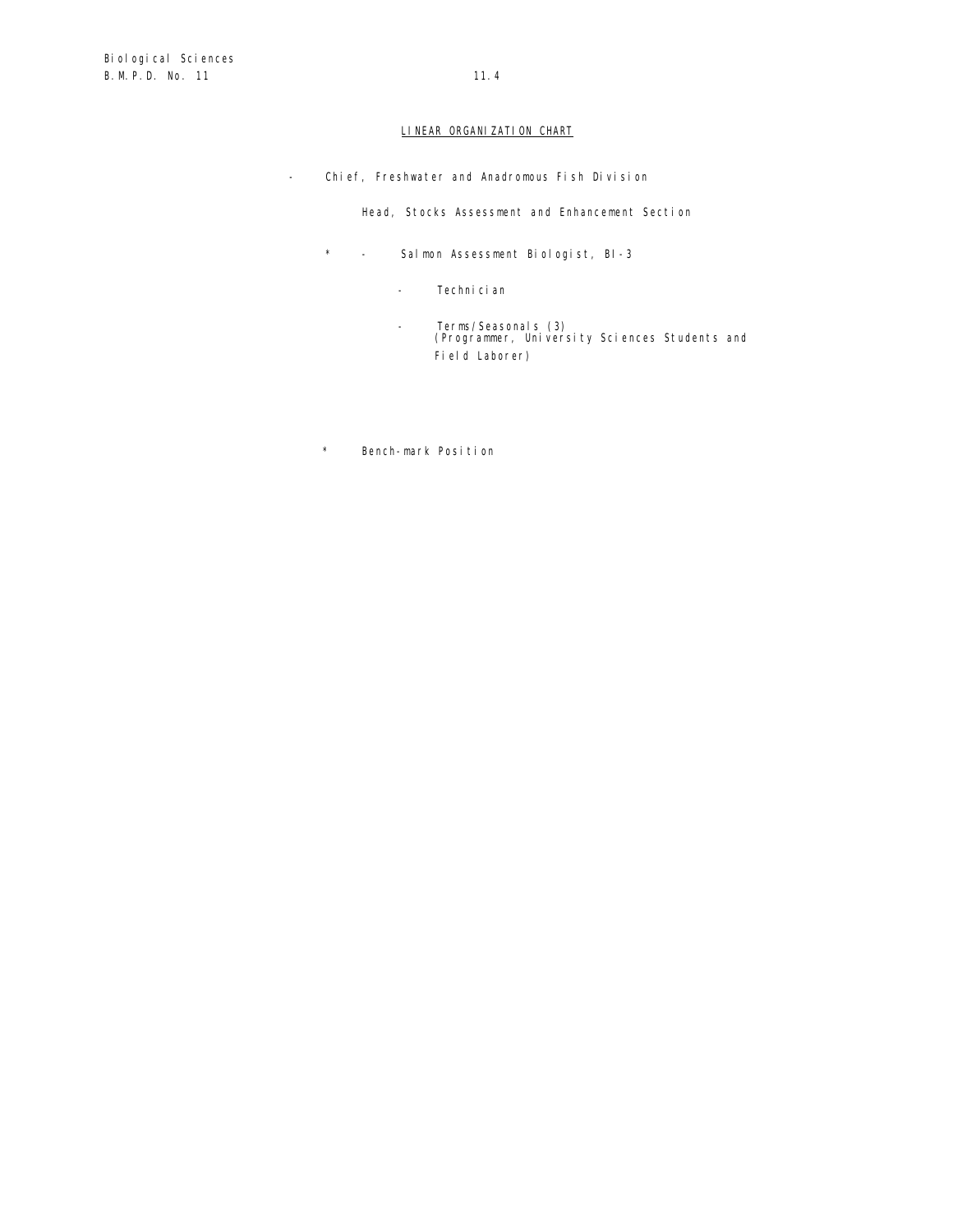## LINEAR ORGANIZATION CHART

- Chief, Freshwater and Anadromous Fish Division

  Head, Stocks Assessment and Enhancement Section

  \* - Salmon Assessment Biologist, BI-3

  - Technician

  - Terms/Seasonals (3)
    (Programmer, University Sciences Students and Field Laborer)

\* Bench-mark Position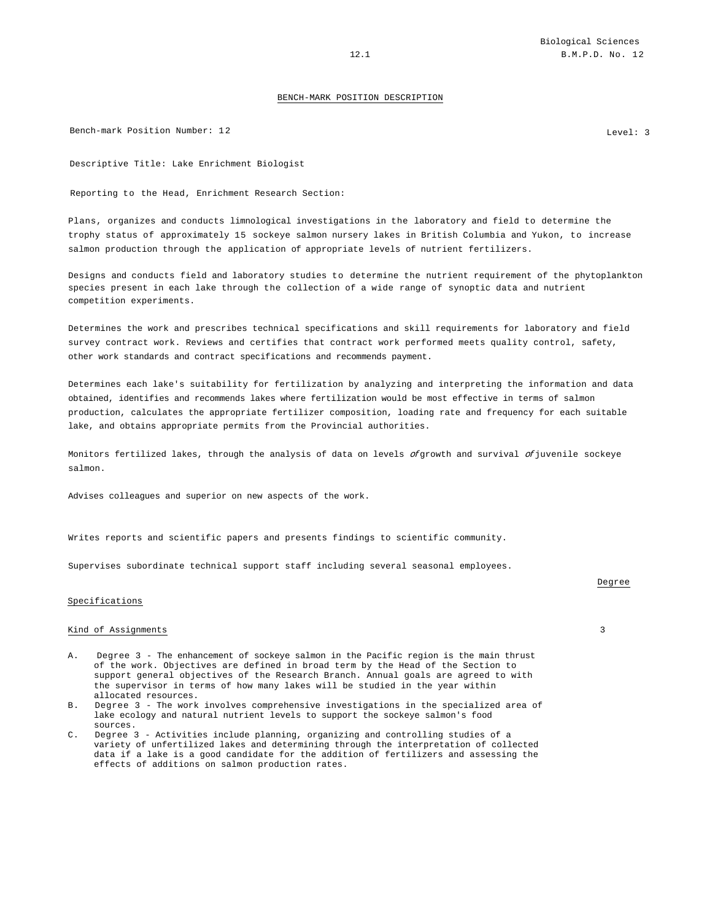## BENCH-MARK POSITION DESCRIPTION

Bench-mark Position Number: 12 Level: 3

Descriptive Title: Lake Enrichment Biologist

Reporting to the Head, Enrichment Research Section:

Plans, organizes and conducts limnological investigations in the laboratory and field to determine the trophy status of approximately 15 sockeye salmon nursery lakes in British Columbia and Yukon, to increase salmon production through the application of appropriate levels of nutrient fertilizers.

Designs and conducts field and laboratory studies to determine the nutrient requirement of the phytoplankton species present in each lake through the collection of a wide range of synoptic data and nutrient competition experiments.

Determines the work and prescribes technical specifications and skill requirements for laboratory and field survey contract work. Reviews and certifies that contract work performed meets quality control, safety, other work standards and contract specifications and recommends payment.

Determines each lake's suitability for fertilization by analyzing and interpreting the information and data obtained, identifies and recommends lakes where fertilization would be most effective in terms of salmon production, calculates the appropriate fertilizer composition, loading rate and frequency for each suitable lake, and obtains appropriate permits from the Provincial authorities.

Monitors fertilized lakes, through the analysis of data on levels *of* growth and survival *of* juvenile sockeye salmon.

Advises colleagues and superior on new aspects of the work.

Writes reports and scientific papers and presents findings to scientific community.

Supervises subordinate technical support staff including several seasonal employees.

| Specifications | Degree |
|---|---|
| Kind of Assignments | 3 |

A. Degree 3 - The enhancement of sockeye salmon in the Pacific region is the main thrust of the work. Objectives are defined in broad term by the Head of the Section to support general objectives of the Research Branch. Annual goals are agreed to with the supervisor in terms of how many lakes will be studied in the year within allocated resources.

B. Degree 3 - The work involves comprehensive investigations in the specialized area of lake ecology and natural nutrient levels to support the sockeye salmon's food sources.

C. Degree 3 - Activities include planning, organizing and controlling studies of a variety of unfertilized lakes and determining through the interpretation of collected data if a lake is a good candidate for the addition of fertilizers and assessing the effects of additions on salmon production rates.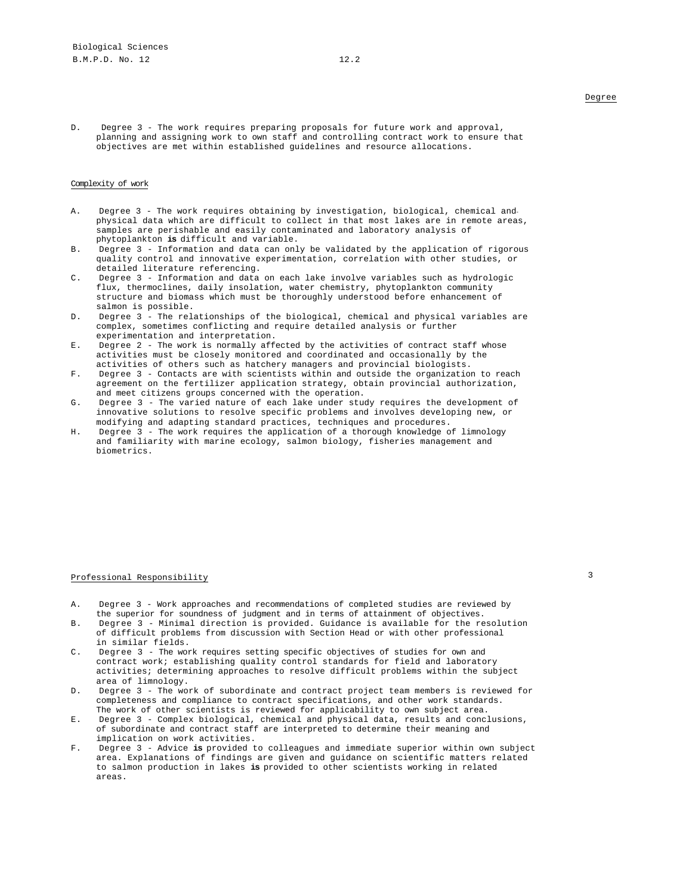Degree

D. Degree 3 - The work requires preparing proposals for future work and approval, planning and assigning work to own staff and controlling contract work to ensure that objectives are met within established guidelines and resource allocations.

Complexity of work

A. Degree 3 - The work requires obtaining by investigation, biological, chemical and physical data which are difficult to collect in that most lakes are in remote areas, samples are perishable and easily contaminated and laboratory analysis of phytoplankton **is** difficult and variable.
B. Degree 3 - Information and data can only be validated by the application of rigorous quality control and innovative experimentation, correlation with other studies, or detailed literature referencing.
C. Degree 3 - Information and data on each lake involve variables such as hydrologic flux, thermoclines, daily insolation, water chemistry, phytoplankton community structure and biomass which must be thoroughly understood before enhancement of salmon is possible.
D. Degree 3 - The relationships of the biological, chemical and physical variables are complex, sometimes conflicting and require detailed analysis or further experimentation and interpretation.
E. Degree 2 - The work is normally affected by the activities of contract staff whose activities must be closely monitored and coordinated and occasionally by the activities of others such as hatchery managers and provincial biologists.
F. Degree 3 - Contacts are with scientists within and outside the organization to reach agreement on the fertilizer application strategy, obtain provincial authorization, and meet citizens groups concerned with the operation.
G. Degree 3 - The varied nature of each lake under study requires the development of innovative solutions to resolve specific problems and involves developing new, or modifying and adapting standard practices, techniques and procedures.
H. Degree 3 - The work requires the application of a thorough knowledge of limnology and familiarity with marine ecology, salmon biology, fisheries management and biometrics.

3

Professional Responsibility

A. Degree 3 - Work approaches and recommendations of completed studies are reviewed by the superior for soundness of judgment and in terms of attainment of objectives.
B. Degree 3 - Minimal direction is provided. Guidance is available for the resolution of difficult problems from discussion with Section Head or with other professional in similar fields.
C. Degree 3 - The work requires setting specific objectives of studies for own and contract work; establishing quality control standards for field and laboratory activities; determining approaches to resolve difficult problems within the subject area of limnology.
D. Degree 3 - The work of subordinate and contract project team members is reviewed for completeness and compliance to contract specifications, and other work standards. The work of other scientists is reviewed for applicability to own subject area.
E. Degree 3 - Complex biological, chemical and physical data, results and conclusions, of subordinate and contract staff are interpreted to determine their meaning and implication on work activities.
F. Degree 3 - Advice **is** provided to colleagues and immediate superior within own subject area. Explanations of findings are given and guidance on scientific matters related to salmon production in lakes **is** provided to other scientists working in related areas.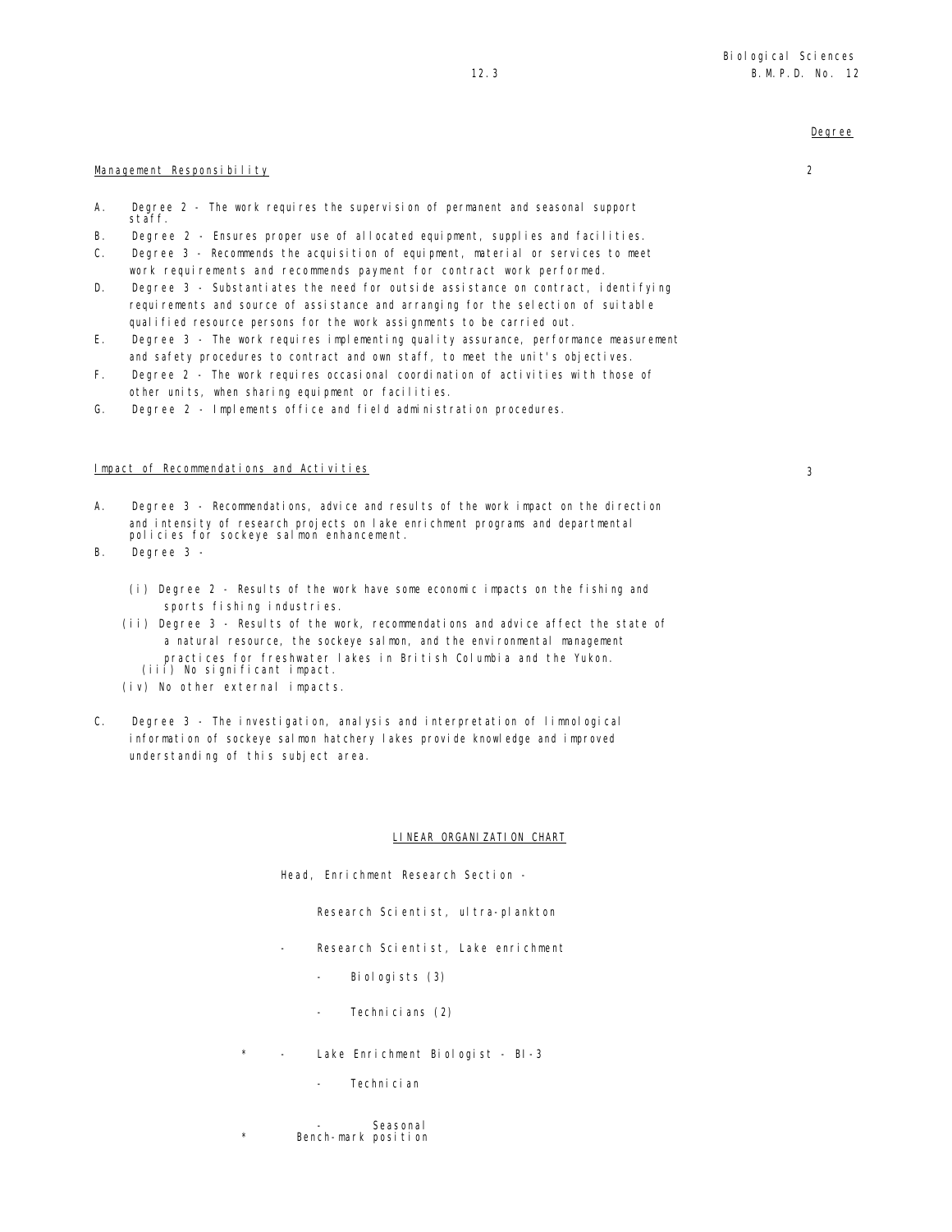Degree

Management Responsibility 2

A. Degree 2 - The work requires the supervision of permanent and seasonal support staff.
B. Degree 2 - Ensures proper use of allocated equipment, supplies and facilities.
C. Degree 3 - Recommends the acquisition of equipment, material or services to meet work requirements and recommends payment for contract work performed.
D. Degree 3 - Substantiates the need for outside assistance on contract, identifying requirements and source of assistance and arranging for the selection of suitable qualified resource persons for the work assignments to be carried out.
E. Degree 3 - The work requires implementing quality assurance, performance measurement and safety procedures to contract and own staff, to meet the unit's objectives.
F. Degree 2 - The work requires occasional coordination of activities with those of other units, when sharing equipment or facilities.
G. Degree 2 - Implements office and field administration procedures.

Impact of Recommendations and Activities 3

A. Degree 3 - Recommendations, advice and results of the work impact on the direction and intensity of research projects on lake enrichment programs and departmental policies for sockeye salmon enhancement.
B. Degree 3 -

   (i) Degree 2 - Results of the work have some economic impacts on the fishing and sports fishing industries.
   (ii) Degree 3 - Results of the work, recommendations and advice affect the state of a natural resource, the sockeye salmon, and the environmental management practices for freshwater lakes in British Columbia and the Yukon.
   (iii) No significant impact.
   (iv) No other external impacts.

C. Degree 3 - The investigation, analysis and interpretation of limnological information of sockeye salmon hatchery lakes provide knowledge and improved understanding of this subject area.

LINEAR ORGANIZATION CHART

Head, Enrichment Research Section -

- Research Scientist, ultra-plankton
- Research Scientist, Lake enrichment
  - Biologists (3)
  - Technicians (2)
- * Lake Enrichment Biologist - BI-3
  - Technician
  - Seasonal

\* Bench-mark position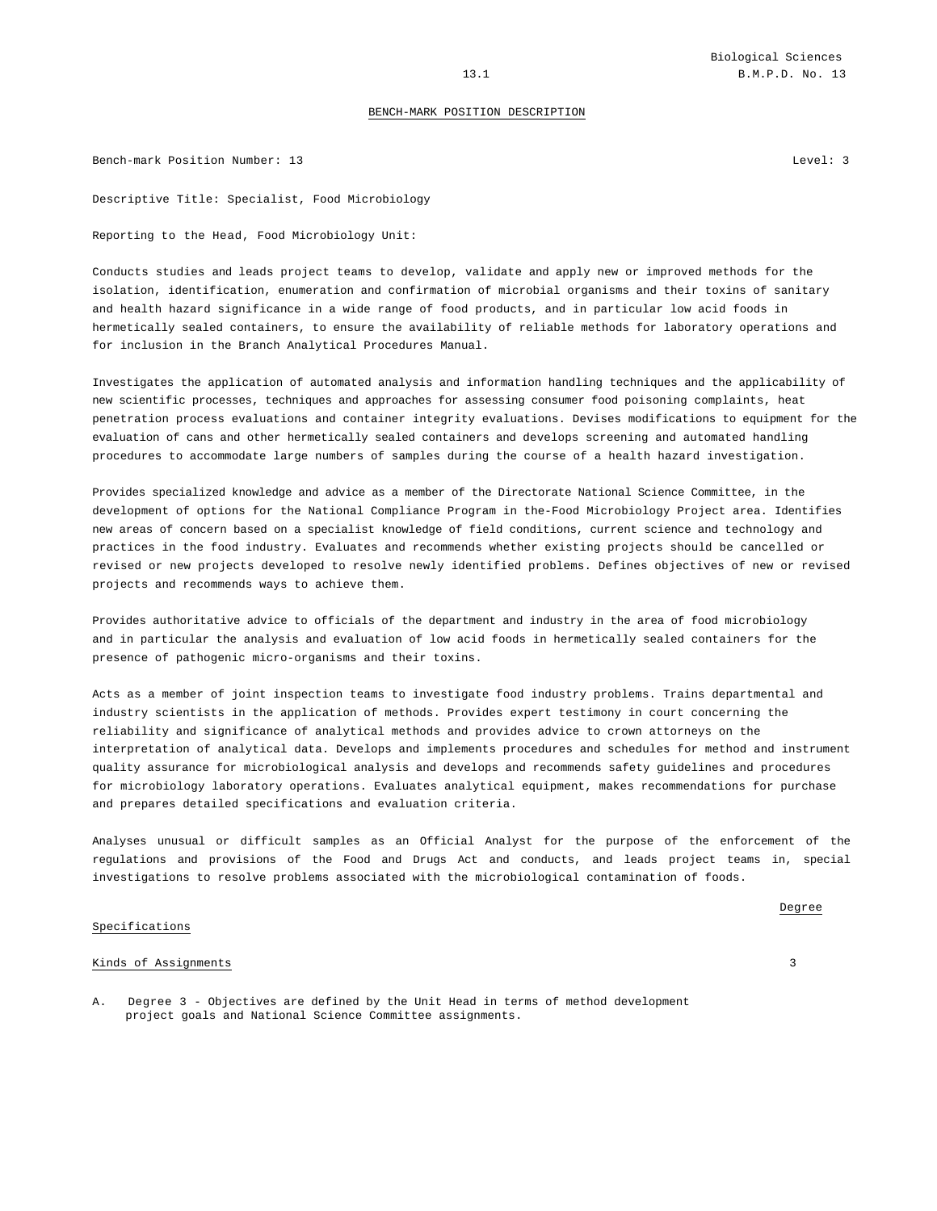## BENCH-MARK POSITION DESCRIPTION

Bench-mark Position Number: 13 Level: 3

Descriptive Title: Specialist, Food Microbiology

Reporting to the Head, Food Microbiology Unit:

Conducts studies and leads project teams to develop, validate and apply new or improved methods for the isolation, identification, enumeration and confirmation of microbial organisms and their toxins of sanitary and health hazard significance in a wide range of food products, and in particular low acid foods in hermetically sealed containers, to ensure the availability of reliable methods for laboratory operations and for inclusion in the Branch Analytical Procedures Manual.

Investigates the application of automated analysis and information handling techniques and the applicability of new scientific processes, techniques and approaches for assessing consumer food poisoning complaints, heat penetration process evaluations and container integrity evaluations. Devises modifications to equipment for the evaluation of cans and other hermetically sealed containers and develops screening and automated handling procedures to accommodate large numbers of samples during the course of a health hazard investigation.

Provides specialized knowledge and advice as a member of the Directorate National Science Committee, in the development of options for the National Compliance Program in the-Food Microbiology Project area. Identifies new areas of concern based on a specialist knowledge of field conditions, current science and technology and practices in the food industry. Evaluates and recommends whether existing projects should be cancelled or revised or new projects developed to resolve newly identified problems. Defines objectives of new or revised projects and recommends ways to achieve them.

Provides authoritative advice to officials of the department and industry in the area of food microbiology and in particular the analysis and evaluation of low acid foods in hermetically sealed containers for the presence of pathogenic micro-organisms and their toxins.

Acts as a member of joint inspection teams to investigate food industry problems. Trains departmental and industry scientists in the application of methods. Provides expert testimony in court concerning the reliability and significance of analytical methods and provides advice to crown attorneys on the interpretation of analytical data. Develops and implements procedures and schedules for method and instrument quality assurance for microbiological analysis and develops and recommends safety guidelines and procedures for microbiology laboratory operations. Evaluates analytical equipment, makes recommendations for purchase and prepares detailed specifications and evaluation criteria.

Analyses unusual or difficult samples as an Official Analyst for the purpose of the enforcement of the regulations and provisions of the Food and Drugs Act and conducts, and leads project teams in, special investigations to resolve problems associated with the microbiological contamination of foods.

| Specifications | Degree |
|---|---|
| Kinds of Assignments | 3 |

A. Degree 3 - Objectives are defined by the Unit Head in terms of method development project goals and National Science Committee assignments.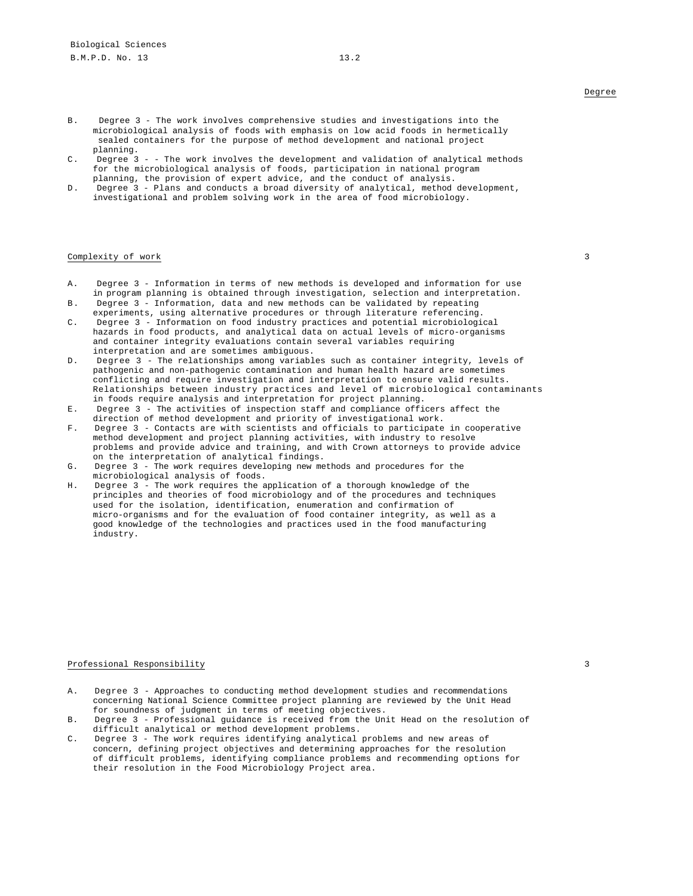Degree

B. Degree 3 - The work involves comprehensive studies and investigations into the microbiological analysis of foods with emphasis on low acid foods in hermetically sealed containers for the purpose of method development and national project planning.

C. Degree 3 - - The work involves the development and validation of analytical methods for the microbiological analysis of foods, participation in national program planning, the provision of expert advice, and the conduct of analysis.

D. Degree 3 - Plans and conducts a broad diversity of analytical, method development, investigational and problem solving work in the area of food microbiology.

Complexity of work 3

A. Degree 3 - Information in terms of new methods is developed and information for use in program planning is obtained through investigation, selection and interpretation.

B. Degree 3 - Information, data and new methods can be validated by repeating experiments, using alternative procedures or through literature referencing.

C. Degree 3 - Information on food industry practices and potential microbiological hazards in food products, and analytical data on actual levels of micro-organisms and container integrity evaluations contain several variables requiring interpretation and are sometimes ambiguous.

D. Degree 3 - The relationships among variables such as container integrity, levels of pathogenic and non-pathogenic contamination and human health hazard are sometimes conflicting and require investigation and interpretation to ensure valid results. Relationships between industry practices and level of microbiological contaminants in foods require analysis and interpretation for project planning.

E. Degree 3 - The activities of inspection staff and compliance officers affect the direction of method development and priority of investigational work.

F. Degree 3 - Contacts are with scientists and officials to participate in cooperative method development and project planning activities, with industry to resolve problems and provide advice and training, and with Crown attorneys to provide advice on the interpretation of analytical findings.

G. Degree 3 - The work requires developing new methods and procedures for the microbiological analysis of foods.

H. Degree 3 - The work requires the application of a thorough knowledge of the principles and theories of food microbiology and of the procedures and techniques used for the isolation, identification, enumeration and confirmation of micro-organisms and for the evaluation of food container integrity, as well as a good knowledge of the technologies and practices used in the food manufacturing industry.

Professional Responsibility 3

A. Degree 3 - Approaches to conducting method development studies and recommendations concerning National Science Committee project planning are reviewed by the Unit Head for soundness of judgment in terms of meeting objectives.

B. Degree 3 - Professional guidance is received from the Unit Head on the resolution of difficult analytical or method development problems.

C. Degree 3 - The work requires identifying analytical problems and new areas of concern, defining project objectives and determining approaches for the resolution of difficult problems, identifying compliance problems and recommending options for their resolution in the Food Microbiology Project area.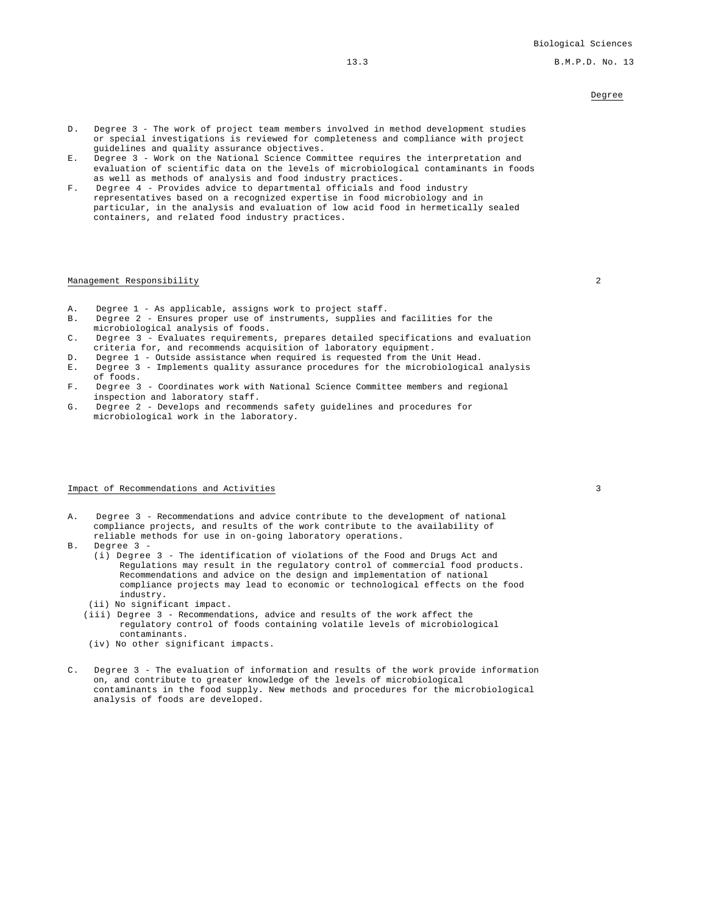Degree

D. Degree 3 - The work of project team members involved in method development studies or special investigations is reviewed for completeness and compliance with project guidelines and quality assurance objectives.
E. Degree 3 - Work on the National Science Committee requires the interpretation and evaluation of scientific data on the levels of microbiological contaminants in foods as well as methods of analysis and food industry practices.
F. Degree 4 - Provides advice to departmental officials and food industry representatives based on a recognized expertise in food microbiology and in particular, in the analysis and evaluation of low acid food in hermetically sealed containers, and related food industry practices.

Management Responsibility 2

A. Degree 1 - As applicable, assigns work to project staff.
B. Degree 2 - Ensures proper use of instruments, supplies and facilities for the microbiological analysis of foods.
C. Degree 3 - Evaluates requirements, prepares detailed specifications and evaluation criteria for, and recommends acquisition of laboratory equipment.
D. Degree 1 - Outside assistance when required is requested from the Unit Head.
E. Degree 3 - Implements quality assurance procedures for the microbiological analysis of foods.
F. Degree 3 - Coordinates work with National Science Committee members and regional inspection and laboratory staff.
G. Degree 2 - Develops and recommends safety guidelines and procedures for microbiological work in the laboratory.

Impact of Recommendations and Activities 3

A. Degree 3 - Recommendations and advice contribute to the development of national compliance projects, and results of the work contribute to the availability of reliable methods for use in on-going laboratory operations.
B. Degree 3 -
   (i) Degree 3 - The identification of violations of the Food and Drugs Act and Regulations may result in the regulatory control of commercial food products. Recommendations and advice on the design and implementation of national compliance projects may lead to economic or technological effects on the food industry.
   (ii) No significant impact.
   (iii) Degree 3 - Recommendations, advice and results of the work affect the regulatory control of foods containing volatile levels of microbiological contaminants.
   (iv) No other significant impacts.

C. Degree 3 - The evaluation of information and results of the work provide information on, and contribute to greater knowledge of the levels of microbiological contaminants in the food supply. New methods and procedures for the microbiological analysis of foods are developed.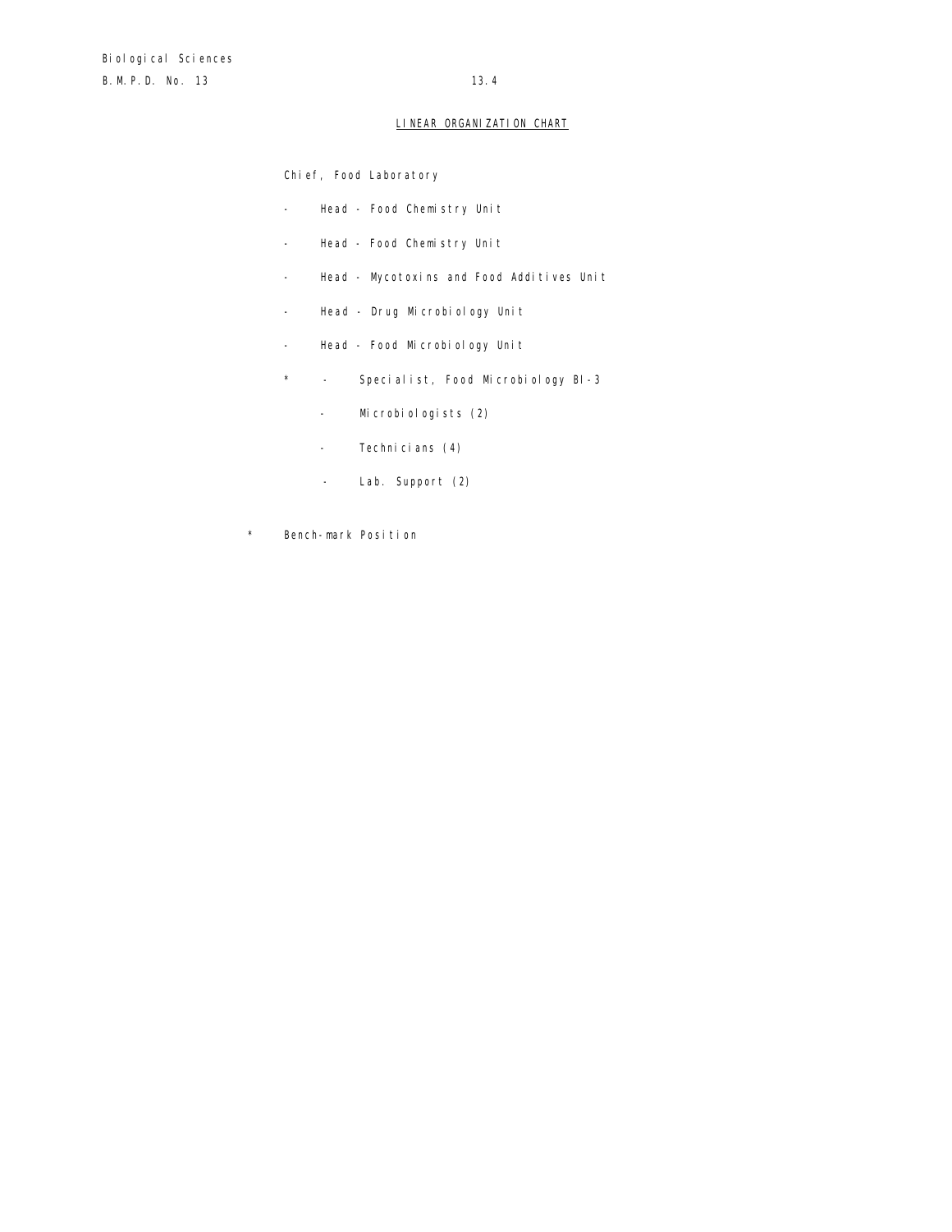## LINEAR ORGANIZATION CHART

Chief, Food Laboratory

- Head - Food Chemistry Unit
- Head - Food Chemistry Unit
- Head - Mycotoxins and Food Additives Unit
- Head - Drug Microbiology Unit
- Head - Food Microbiology Unit
  - \* Specialist, Food Microbiology BI-3
    - Microbiologists (2)
    - Technicians (4)
    - Lab. Support (2)

\* Bench-mark Position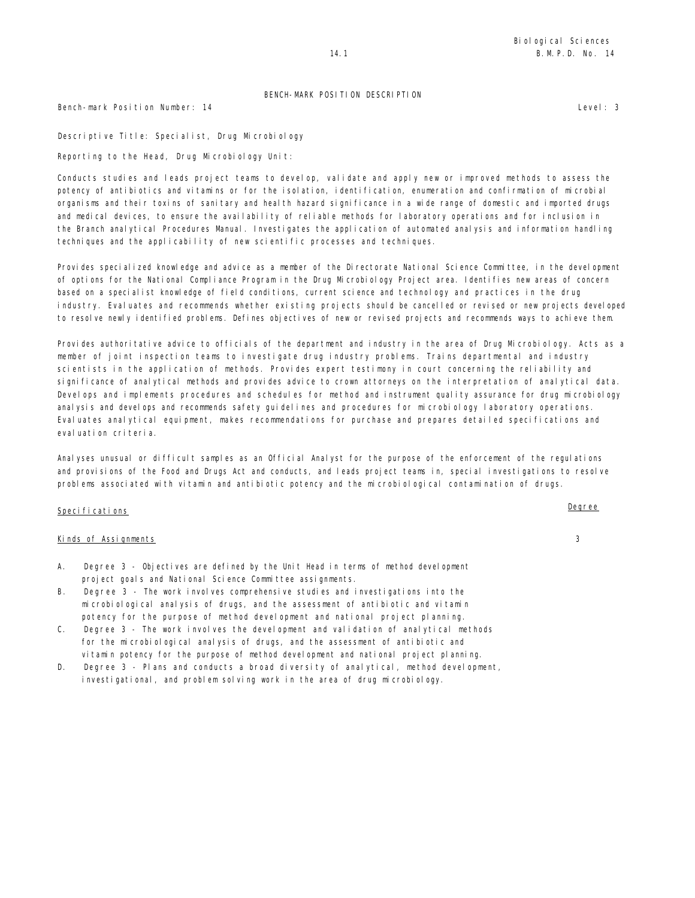# BENCH-MARK POSITION DESCRIPTION

Bench-mark Position Number: 14

Level: 3

Descriptive Title: Specialist, Drug Microbiology

Reporting to the Head, Drug Microbiology Unit:

Conducts studies and leads project teams to develop, validate and apply new or improved methods to assess the potency of antibiotics and vitamins or for the isolation, identification, enumeration and confirmation of microbial organisms and their toxins of sanitary and health hazard significance in a wide range of domestic and imported drugs and medical devices, to ensure the availability of reliable methods for laboratory operations and for inclusion in the Branch analytical Procedures Manual. Investigates the application of automated analysis and information handling techniques and the applicability of new scientific processes and techniques.

Provides specialized knowledge and advice as a member of the Directorate National Science Committee, in the development of options for the National Compliance Program in the Drug Microbiology Project area. Identifies new areas of concern based on a specialist knowledge of field conditions, current science and technology and practices in the drug industry. Evaluates and recommends whether existing projects should be cancelled or revised or new projects developed to resolve newly identified problems. Defines objectives of new or revised projects and recommends ways to achieve them.

Provides authoritative advice to officials of the department and industry in the area of Drug Microbiology. Acts as a member of joint inspection teams to investigate drug industry problems. Trains departmental and industry scientists in the application of methods. Provides expert testimony in court concerning the reliability and significance of analytical methods and provides advice to crown attorneys on the interpretation of analytical data. Develops and implements procedures and schedules for method and instrument quality assurance for drug microbiology analysis and develops and recommends safety guidelines and procedures for microbiology laboratory operations. Evaluates analytical equipment, makes recommendations for purchase and prepares detailed specifications and evaluation criteria.

Analyses unusual or difficult samples as an Official Analyst for the purpose of the enforcement of the regulations and provisions of the Food and Drugs Act and conducts, and leads project teams in, special investigations to resolve problems associated with vitamin and antibiotic potency and the microbiological contamination of drugs.

| Specifications | Degree |
|---|---|
| Kinds of Assignments | 3 |

A. Degree 3 - Objectives are defined by the Unit Head in terms of method development project goals and National Science Committee assignments.

B. Degree 3 - The work involves comprehensive studies and investigations into the microbiological analysis of drugs, and the assessment of antibiotic and vitamin potency for the purpose of method development and national project planning.

C. Degree 3 - The work involves the development and validation of analytical methods for the microbiological analysis of drugs, and the assessment of antibiotic and vitamin potency for the purpose of method development and national project planning.

D. Degree 3 - Plans and conducts a broad diversity of analytical, method development, investigational, and problem solving work in the area of drug microbiology.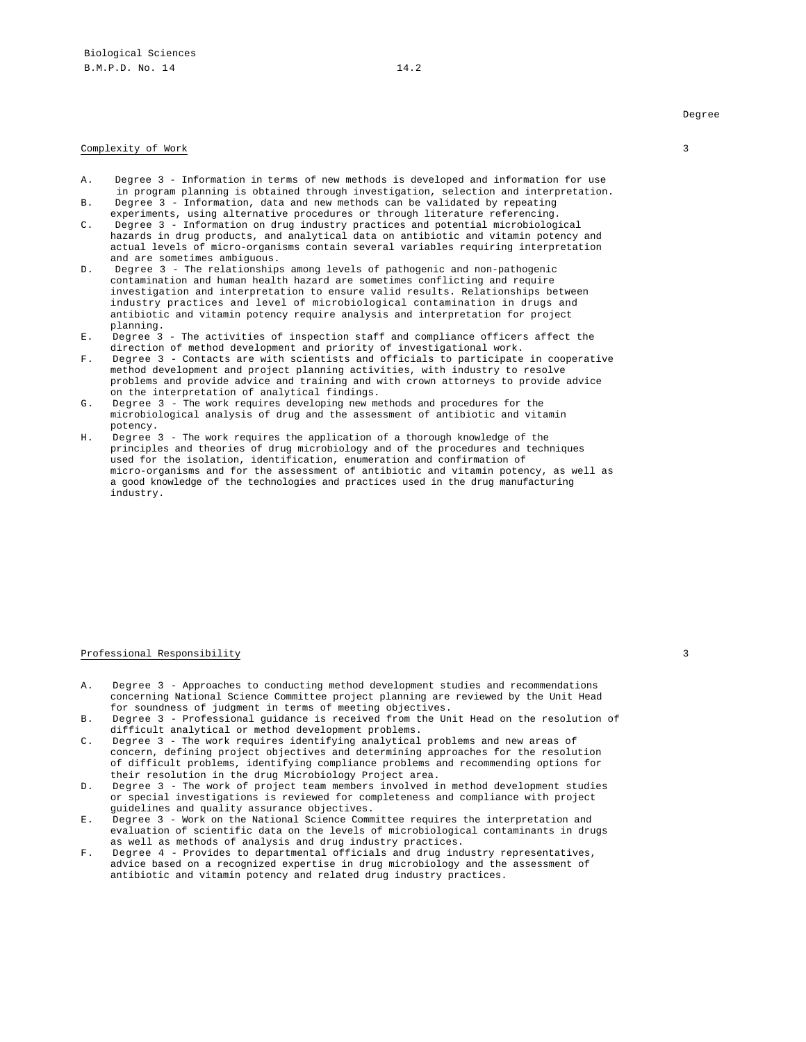Degree

Complexity of Work 3

A. Degree 3 - Information in terms of new methods is developed and information for use in program planning is obtained through investigation, selection and interpretation.
B. Degree 3 - Information, data and new methods can be validated by repeating experiments, using alternative procedures or through literature referencing.
C. Degree 3 - Information on drug industry practices and potential microbiological hazards in drug products, and analytical data on antibiotic and vitamin potency and actual levels of micro-organisms contain several variables requiring interpretation and are sometimes ambiguous.
D. Degree 3 - The relationships among levels of pathogenic and non-pathogenic contamination and human health hazard are sometimes conflicting and require investigation and interpretation to ensure valid results. Relationships between industry practices and level of microbiological contamination in drugs and antibiotic and vitamin potency require analysis and interpretation for project planning.
E. Degree 3 - The activities of inspection staff and compliance officers affect the direction of method development and priority of investigational work.
F. Degree 3 - Contacts are with scientists and officials to participate in cooperative method development and project planning activities, with industry to resolve problems and provide advice and training and with crown attorneys to provide advice on the interpretation of analytical findings.
G. Degree 3 - The work requires developing new methods and procedures for the microbiological analysis of drug and the assessment of antibiotic and vitamin potency.
H. Degree 3 - The work requires the application of a thorough knowledge of the principles and theories of drug microbiology and of the procedures and techniques used for the isolation, identification, enumeration and confirmation of micro-organisms and for the assessment of antibiotic and vitamin potency, as well as a good knowledge of the technologies and practices used in the drug manufacturing industry.

Professional Responsibility 3

A. Degree 3 - Approaches to conducting method development studies and recommendations concerning National Science Committee project planning are reviewed by the Unit Head for soundness of judgment in terms of meeting objectives.
B. Degree 3 - Professional guidance is received from the Unit Head on the resolution of difficult analytical or method development problems.
C. Degree 3 - The work requires identifying analytical problems and new areas of concern, defining project objectives and determining approaches for the resolution of difficult problems, identifying compliance problems and recommending options for their resolution in the drug Microbiology Project area.
D. Degree 3 - The work of project team members involved in method development studies or special investigations is reviewed for completeness and compliance with project guidelines and quality assurance objectives.
E. Degree 3 - Work on the National Science Committee requires the interpretation and evaluation of scientific data on the levels of microbiological contaminants in drugs as well as methods of analysis and drug industry practices.
F. Degree 4 - Provides to departmental officials and drug industry representatives, advice based on a recognized expertise in drug microbiology and the assessment of antibiotic and vitamin potency and related drug industry practices.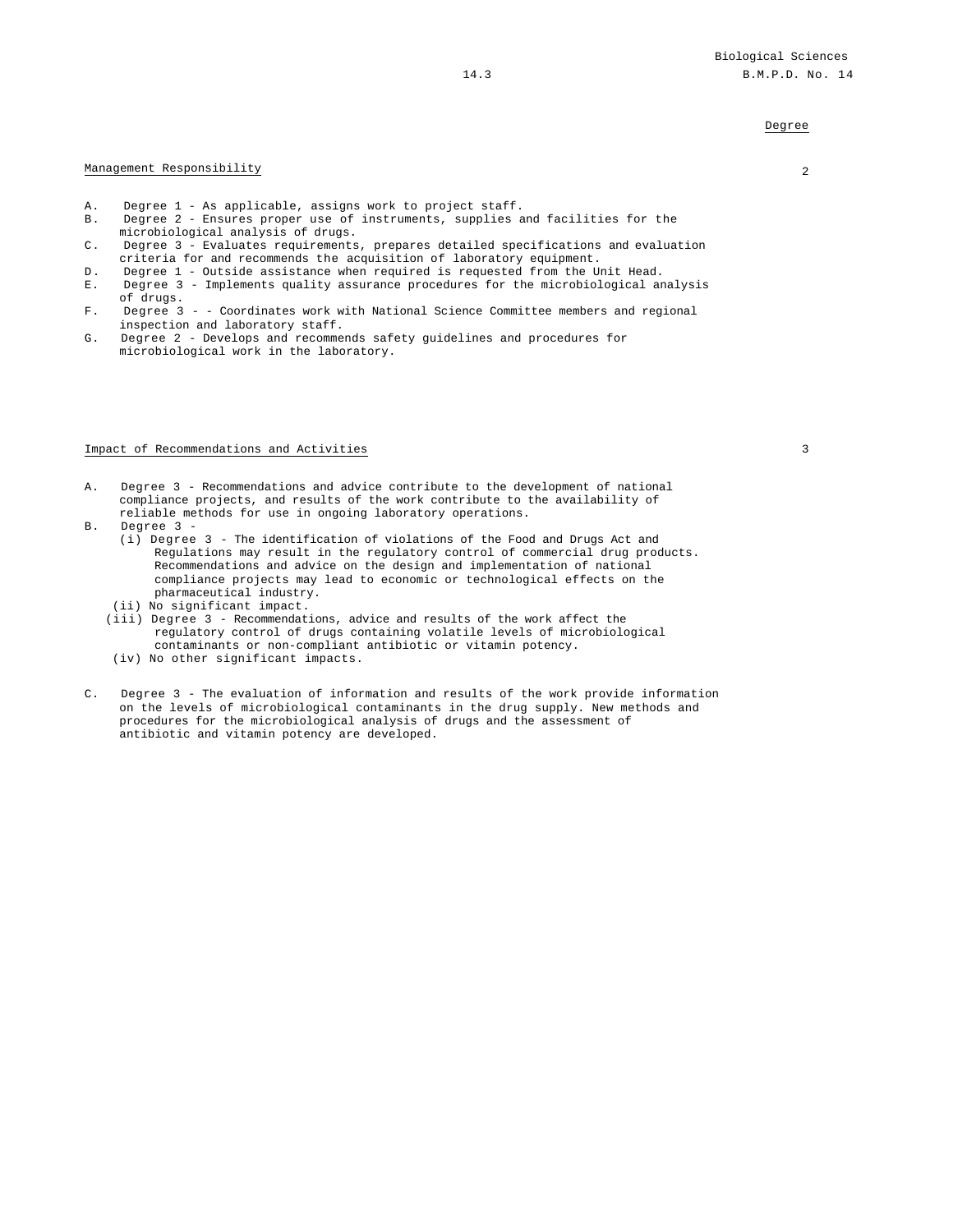Degree

Management Responsibility 2

A. Degree 1 - As applicable, assigns work to project staff.
B. Degree 2 - Ensures proper use of instruments, supplies and facilities for the microbiological analysis of drugs.
C. Degree 3 - Evaluates requirements, prepares detailed specifications and evaluation criteria for and recommends the acquisition of laboratory equipment.
D. Degree 1 - Outside assistance when required is requested from the Unit Head.
E. Degree 3 - Implements quality assurance procedures for the microbiological analysis of drugs.
F. Degree 3 - - Coordinates work with National Science Committee members and regional inspection and laboratory staff.
G. Degree 2 - Develops and recommends safety guidelines and procedures for microbiological work in the laboratory.

Impact of Recommendations and Activities 3

A. Degree 3 - Recommendations and advice contribute to the development of national compliance projects, and results of the work contribute to the availability of reliable methods for use in ongoing laboratory operations.
B. Degree 3 -
   (i) Degree 3 - The identification of violations of the Food and Drugs Act and Regulations may result in the regulatory control of commercial drug products. Recommendations and advice on the design and implementation of national compliance projects may lead to economic or technological effects on the pharmaceutical industry.
   (ii) No significant impact.
   (iii) Degree 3 - Recommendations, advice and results of the work affect the regulatory control of drugs containing volatile levels of microbiological contaminants or non-compliant antibiotic or vitamin potency.
   (iv) No other significant impacts.

C. Degree 3 - The evaluation of information and results of the work provide information on the levels of microbiological contaminants in the drug supply. New methods and procedures for the microbiological analysis of drugs and the assessment of antibiotic and vitamin potency are developed.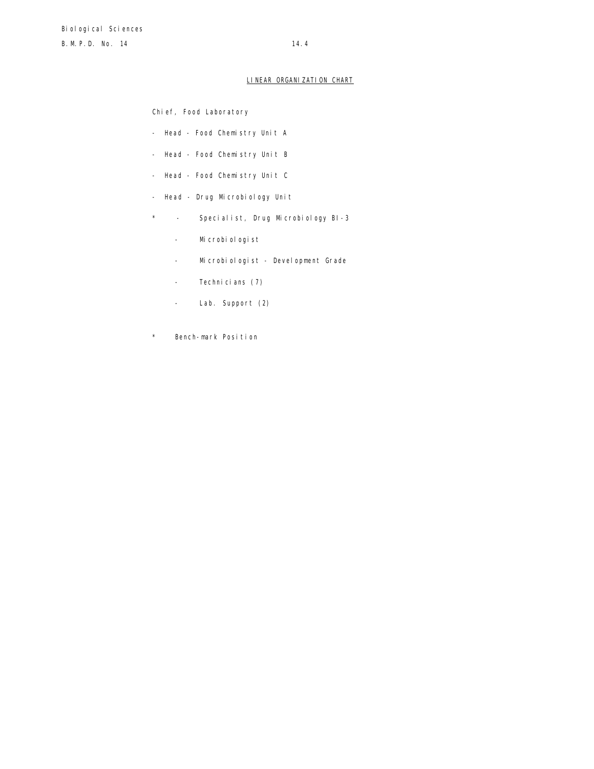## LINEAR ORGANIZATION CHART

Chief, Food Laboratory

- Head - Food Chemistry Unit A
- Head - Food Chemistry Unit B
- Head - Food Chemistry Unit C
- Head - Drug Microbiology Unit

\* - Specialist, Drug Microbiology BI-3

  - Microbiologist
  - Microbiologist - Development Grade
  - Technicians (7)
  - Lab. Support (2)

\* Bench-mark Position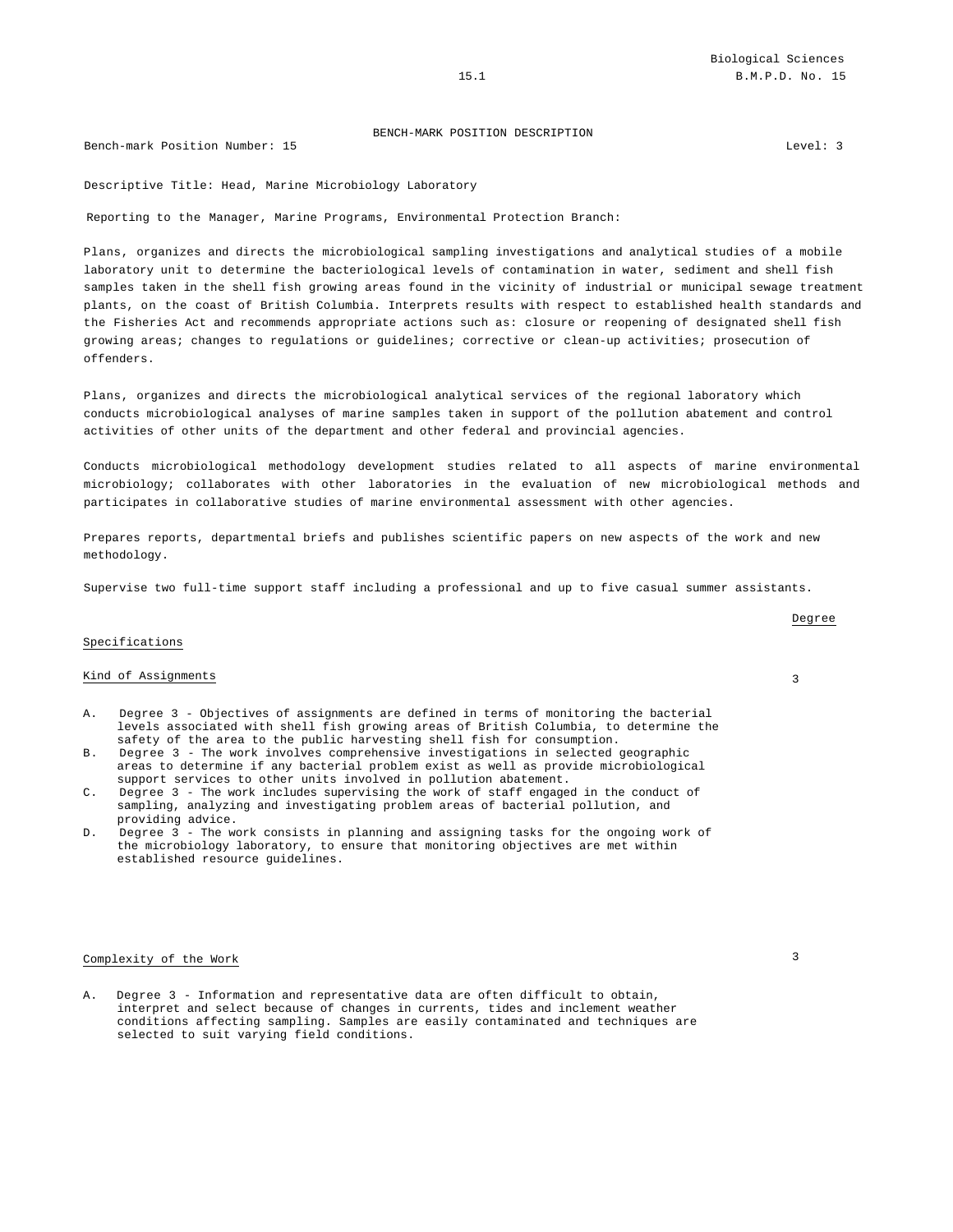# BENCH-MARK POSITION DESCRIPTION

Bench-mark Position Number: 15

Level: 3

Descriptive Title: Head, Marine Microbiology Laboratory

Reporting to the Manager, Marine Programs, Environmental Protection Branch:

Plans, organizes and directs the microbiological sampling investigations and analytical studies of a mobile laboratory unit to determine the bacteriological levels of contamination in water, sediment and shell fish samples taken in the shell fish growing areas found in the vicinity of industrial or municipal sewage treatment plants, on the coast of British Columbia. Interprets results with respect to established health standards and the Fisheries Act and recommends appropriate actions such as: closure or reopening of designated shell fish growing areas; changes to regulations or guidelines; corrective or clean-up activities; prosecution of offenders.

Plans, organizes and directs the microbiological analytical services of the regional laboratory which conducts microbiological analyses of marine samples taken in support of the pollution abatement and control activities of other units of the department and other federal and provincial agencies.

Conducts microbiological methodology development studies related to all aspects of marine environmental microbiology; collaborates with other laboratories in the evaluation of new microbiological methods and participates in collaborative studies of marine environmental assessment with other agencies.

Prepares reports, departmental briefs and publishes scientific papers on new aspects of the work and new methodology.

Supervise two full-time support staff including a professional and up to five casual summer assistants.

## Specifications

Degree

### Kind of Assignments

3

A. Degree 3 - Objectives of assignments are defined in terms of monitoring the bacterial levels associated with shell fish growing areas of British Columbia, to determine the safety of the area to the public harvesting shell fish for consumption.

B. Degree 3 - The work involves comprehensive investigations in selected geographic areas to determine if any bacterial problem exist as well as provide microbiological support services to other units involved in pollution abatement.

C. Degree 3 - The work includes supervising the work of staff engaged in the conduct of sampling, analyzing and investigating problem areas of bacterial pollution, and providing advice.

D. Degree 3 - The work consists in planning and assigning tasks for the ongoing work of the microbiology laboratory, to ensure that monitoring objectives are met within established resource guidelines.

### Complexity of the Work

3

A. Degree 3 - Information and representative data are often difficult to obtain, interpret and select because of changes in currents, tides and inclement weather conditions affecting sampling. Samples are easily contaminated and techniques are selected to suit varying field conditions.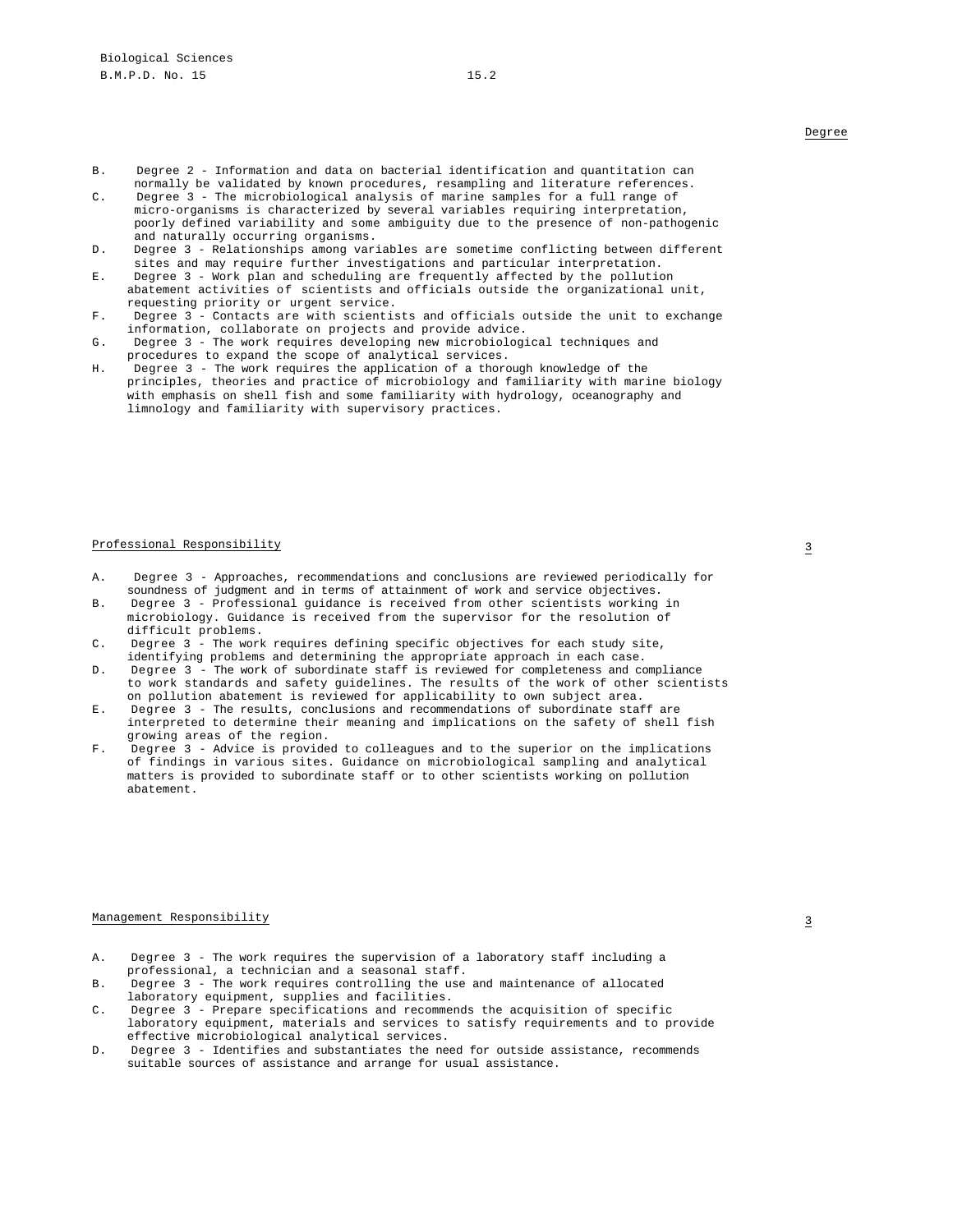Degree

B. Degree 2 - Information and data on bacterial identification and quantitation can normally be validated by known procedures, resampling and literature references.
C. Degree 3 - The microbiological analysis of marine samples for a full range of micro-organisms is characterized by several variables requiring interpretation, poorly defined variability and some ambiguity due to the presence of non-pathogenic and naturally occurring organisms.
D. Degree 3 - Relationships among variables are sometime conflicting between different sites and may require further investigations and particular interpretation.
E. Degree 3 - Work plan and scheduling are frequently affected by the pollution abatement activities of scientists and officials outside the organizational unit, requesting priority or urgent service.
F. Degree 3 - Contacts are with scientists and officials outside the unit to exchange information, collaborate on projects and provide advice.
G. Degree 3 - The work requires developing new microbiological techniques and procedures to expand the scope of analytical services.
H. Degree 3 - The work requires the application of a thorough knowledge of the principles, theories and practice of microbiology and familiarity with marine biology with emphasis on shell fish and some familiarity with hydrology, oceanography and limnology and familiarity with supervisory practices.

Professional Responsibility 3

A. Degree 3 - Approaches, recommendations and conclusions are reviewed periodically for soundness of judgment and in terms of attainment of work and service objectives.
B. Degree 3 - Professional guidance is received from other scientists working in microbiology. Guidance is received from the supervisor for the resolution of difficult problems.
C. Degree 3 - The work requires defining specific objectives for each study site, identifying problems and determining the appropriate approach in each case.
D. Degree 3 - The work of subordinate staff is reviewed for completeness and compliance to work standards and safety guidelines. The results of the work of other scientists on pollution abatement is reviewed for applicability to own subject area.
E. Degree 3 - The results, conclusions and recommendations of subordinate staff are interpreted to determine their meaning and implications on the safety of shell fish growing areas of the region.
F. Degree 3 - Advice is provided to colleagues and to the superior on the implications of findings in various sites. Guidance on microbiological sampling and analytical matters is provided to subordinate staff or to other scientists working on pollution abatement.

Management Responsibility 3

A. Degree 3 - The work requires the supervision of a laboratory staff including a professional, a technician and a seasonal staff.
B. Degree 3 - The work requires controlling the use and maintenance of allocated laboratory equipment, supplies and facilities.
C. Degree 3 - Prepare specifications and recommends the acquisition of specific laboratory equipment, materials and services to satisfy requirements and to provide effective microbiological analytical services.
D. Degree 3 - Identifies and substantiates the need for outside assistance, recommends suitable sources of assistance and arrange for usual assistance.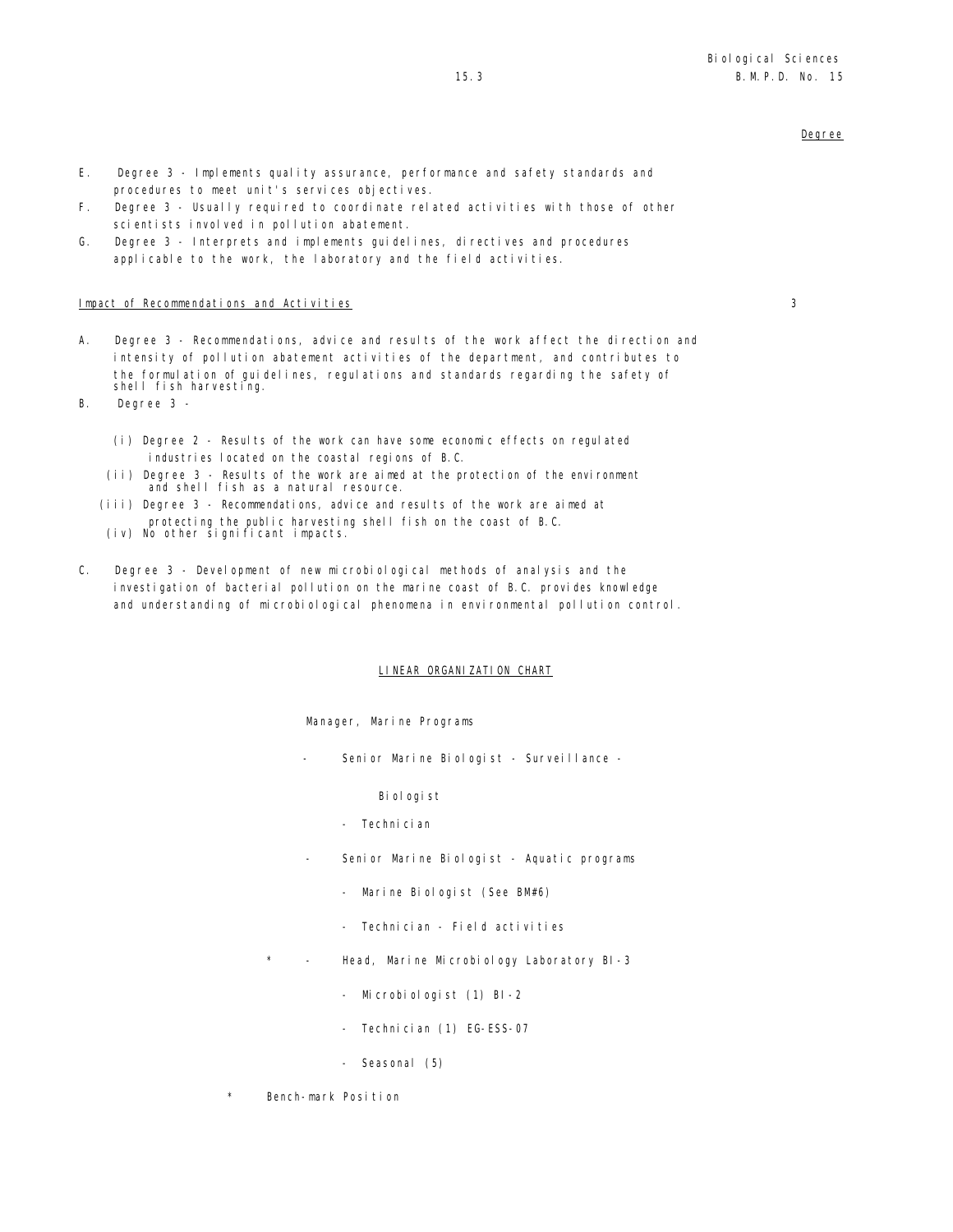Degree

E. Degree 3 - Implements quality assurance, performance and safety standards and procedures to meet unit's services objectives.

F. Degree 3 - Usually required to coordinate related activities with those of other scientists involved in pollution abatement.

G. Degree 3 - Interprets and implements guidelines, directives and procedures applicable to the work, the laboratory and the field activities.

Impact of Recommendations and Activities 3

A. Degree 3 - Recommendations, advice and results of the work affect the direction and intensity of pollution abatement activities of the department, and contributes to the formulation of guidelines, regulations and standards regarding the safety of shell fish harvesting.

B. Degree 3 -

(i) Degree 2 - Results of the work can have some economic effects on regulated industries located on the coastal regions of B.C.

(ii) Degree 3 - Results of the work are aimed at the protection of the environment and shell fish as a natural resource.

(iii) Degree 3 - Recommendations, advice and results of the work are aimed at protecting the public harvesting shell fish on the coast of B.C.

(iv) No other significant impacts.

C. Degree 3 - Development of new microbiological methods of analysis and the investigation of bacterial pollution on the marine coast of B.C. provides knowledge and understanding of microbiological phenomena in environmental pollution control.

## LINEAR ORGANIZATION CHART

Manager, Marine Programs

- Senior Marine Biologist - Surveillance -
  - Biologist
  - Technician
- Senior Marine Biologist - Aquatic programs
  - Marine Biologist (See BM#6)
  - Technician - Field activities
- \* Head, Marine Microbiology Laboratory BI-3
  - Microbiologist (1) BI-2
  - Technician (1) EG-ESS-07
  - Seasonal (5)

\* Bench-mark Position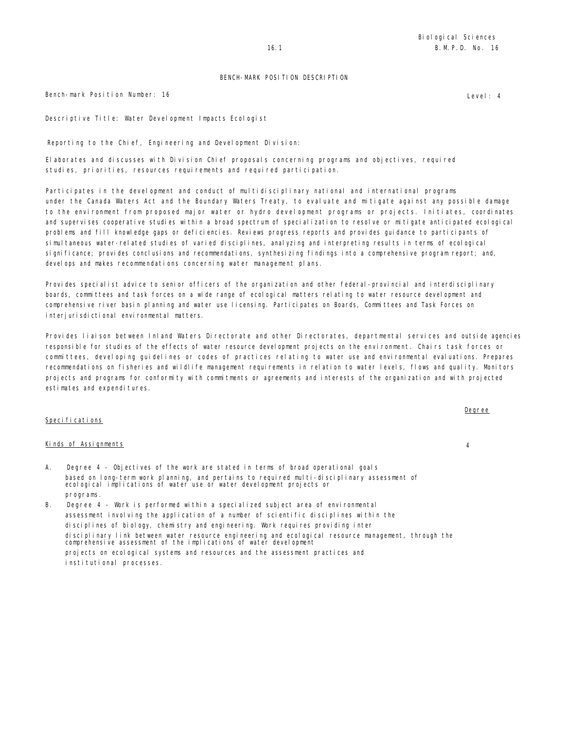# BENCH-MARK POSITION DESCRIPTION

Bench-mark Position Number: 16

Level: 4

Descriptive Title: Water Development Impacts Ecologist

Reporting to the Chief, Engineering and Development Division:

Elaborates and discusses with Division Chief proposals concerning programs and objectives, required studies, priorities, resources requirements and required participation.

Participates in the development and conduct of multidisciplinary national and international programs under the Canada Waters Act and the Boundary Waters Treaty, to evaluate and mitigate against any possible damage to the environment from proposed major water or hydro development programs or projects. Initiates, coordinates and supervises cooperative studies within a broad spectrum of specialization to resolve or mitigate anticipated ecological problems and fill knowledge gaps or deficiencies. Reviews progress reports and provides guidance to participants of simultaneous water-related studies of varied disciplines, analyzing and interpreting results in terms of ecological significance; provides conclusions and recommendations, synthesizing findings into a comprehensive program report; and, develops and makes recommendations concerning water management plans.

Provides specialist advice to senior officers of the organization and other federal-provincial and interdisciplinary boards, committees and task forces on a wide range of ecological matters relating to water resource development and comprehensive river basin planning and water use licensing. Participates on Boards, Committees and Task Forces on interjurisdictional environmental matters.

Provides liaison between Inland Waters Directorate and other Directorates, departmental services and outside agencies responsible for studies of the effects of water resource development projects on the environment. Chairs task forces or committees, developing guidelines or codes of practices relating to water use and environmental evaluations. Prepares recommendations on fisheries and wildlife management requirements in relation to water levels, flows and quality. Monitors projects and programs for conformity with commitments or agreements and interests of the organization and with projected estimates and expenditures.

| Specifications | Degree |
|---|---|
| Kinds of Assignments | 4 |

A. Degree 4 - Objectives of the work are stated in terms of broad operational goals based on long-term work planning, and pertains to required multi-disciplinary assessment of ecological implications of water use or water development projects or programs.

B. Degree 4 - Work is performed within a specialized subject area of environmental assessment involving the application of a number of scientific disciplines within the disciplines of biology, chemistry and engineering. Work requires providing inter disciplinary link between water resource engineering and ecological resource management, through the comprehensive assessment of the implications of water development projects on ecological systems and resources and the assessment practices and institutional processes.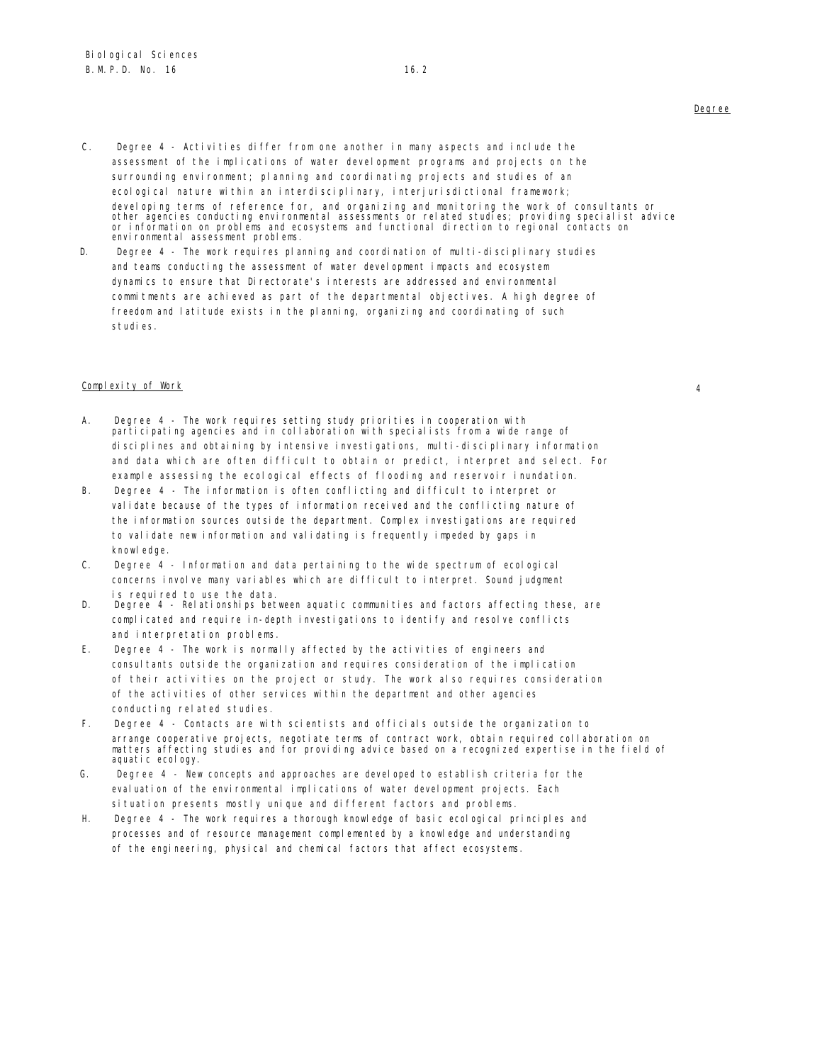Degree

C. Degree 4 - Activities differ from one another in many aspects and include the assessment of the implications of water development programs and projects on the surrounding environment; planning and coordinating projects and studies of an ecological nature within an interdisciplinary, interjurisdictional framework; developing terms of reference for, and organizing and monitoring the work of consultants or other agencies conducting environmental assessments or related studies; providing specialist advice or information on problems and ecosystems and functional direction to regional contacts on environmental assessment problems.

D. Degree 4 - The work requires planning and coordination of multi-disciplinary studies and teams conducting the assessment of water development impacts and ecosystem dynamics to ensure that Directorate's interests are addressed and environmental commitments are achieved as part of the departmental objectives. A high degree of freedom and latitude exists in the planning, organizing and coordinating of such studies.

<u>Complexity of Work</u> 4

A. Degree 4 - The work requires setting study priorities in cooperation with participating agencies and in collaboration with specialists from a wide range of disciplines and obtaining by intensive investigations, multi-disciplinary information and data which are often difficult to obtain or predict, interpret and select. For example assessing the ecological effects of flooding and reservoir inundation.

B. Degree 4 - The information is often conflicting and difficult to interpret or validate because of the types of information received and the conflicting nature of the information sources outside the department. Complex investigations are required to validate new information and validating is frequently impeded by gaps in knowledge.

C. Degree 4 - Information and data pertaining to the wide spectrum of ecological concerns involve many variables which are difficult to interpret. Sound judgment is required to use the data.

D. Degree 4 - Relationships between aquatic communities and factors affecting these, are complicated and require in-depth investigations to identify and resolve conflicts and interpretation problems.

E. Degree 4 - The work is normally affected by the activities of engineers and consultants outside the organization and requires consideration of the implication of their activities on the project or study. The work also requires consideration of the activities of other services within the department and other agencies conducting related studies.

F. Degree 4 - Contacts are with scientists and officials outside the organization to arrange cooperative projects, negotiate terms of contract work, obtain required collaboration on matters affecting studies and for providing advice based on a recognized expertise in the field of aquatic ecology.

G. Degree 4 - New concepts and approaches are developed to establish criteria for the evaluation of the environmental implications of water development projects. Each situation presents mostly unique and different factors and problems.

H. Degree 4 - The work requires a thorough knowledge of basic ecological principles and processes and of resource management complemented by a knowledge and understanding of the engineering, physical and chemical factors that affect ecosystems.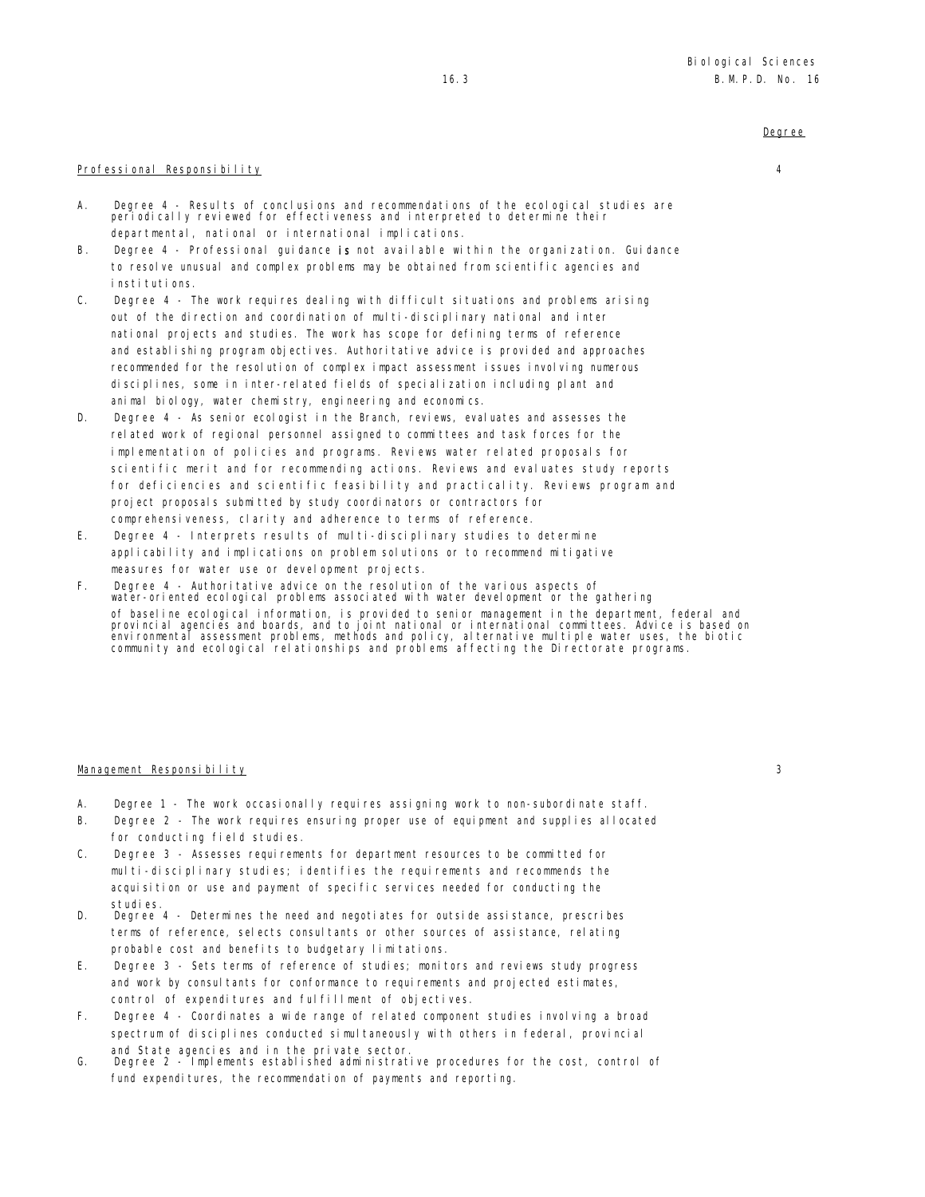Degree

Professional Responsibility 4

A. Degree 4 - Results of conclusions and recommendations of the ecological studies are periodically reviewed for effectiveness and interpreted to determine their departmental, national or international implications.

B. Degree 4 - Professional guidance is not available within the organization. Guidance to resolve unusual and complex problems may be obtained from scientific agencies and institutions.

C. Degree 4 - The work requires dealing with difficult situations and problems arising out of the direction and coordination of multi-disciplinary national and inter national projects and studies. The work has scope for defining terms of reference and establishing program objectives. Authoritative advice is provided and approaches recommended for the resolution of complex impact assessment issues involving numerous disciplines, some in inter-related fields of specialization including plant and animal biology, water chemistry, engineering and economics.

D. Degree 4 - As senior ecologist in the Branch, reviews, evaluates and assesses the related work of regional personnel assigned to committees and task forces for the implementation of policies and programs. Reviews water related proposals for scientific merit and for recommending actions. Reviews and evaluates study reports for deficiencies and scientific feasibility and practicality. Reviews program and project proposals submitted by study coordinators or contractors for comprehensiveness, clarity and adherence to terms of reference.

E. Degree 4 - Interprets results of multi-disciplinary studies to determine applicability and implications on problem solutions or to recommend mitigative measures for water use or development projects.

F. Degree 4 - Authoritative advice on the resolution of the various aspects of water-oriented ecological problems associated with water development or the gathering of baseline ecological information, is provided to senior management in the department, federal and provincial agencies and boards, and to joint national or international committees. Advice is based on environmental assessment problems, methods and policy, alternative multiple water uses, the biotic community and ecological relationships and problems affecting the Directorate programs.

Management Responsibility 3

A. Degree 1 - The work occasionally requires assigning work to non-subordinate staff.

B. Degree 2 - The work requires ensuring proper use of equipment and supplies allocated for conducting field studies.

C. Degree 3 - Assesses requirements for department resources to be committed for multi-disciplinary studies; identifies the requirements and recommends the acquisition or use and payment of specific services needed for conducting the studies.

D. Degree 4 - Determines the need and negotiates for outside assistance, prescribes terms of reference, selects consultants or other sources of assistance, relating probable cost and benefits to budgetary limitations.

E. Degree 3 - Sets terms of reference of studies; monitors and reviews study progress and work by consultants for conformance to requirements and projected estimates, control of expenditures and fulfillment of objectives.

F. Degree 4 - Coordinates a wide range of related component studies involving a broad spectrum of disciplines conducted simultaneously with others in federal, provincial and State agencies and in the private sector.

G. Degree 2 - Implements established administrative procedures for the cost, control of fund expenditures, the recommendation of payments and reporting.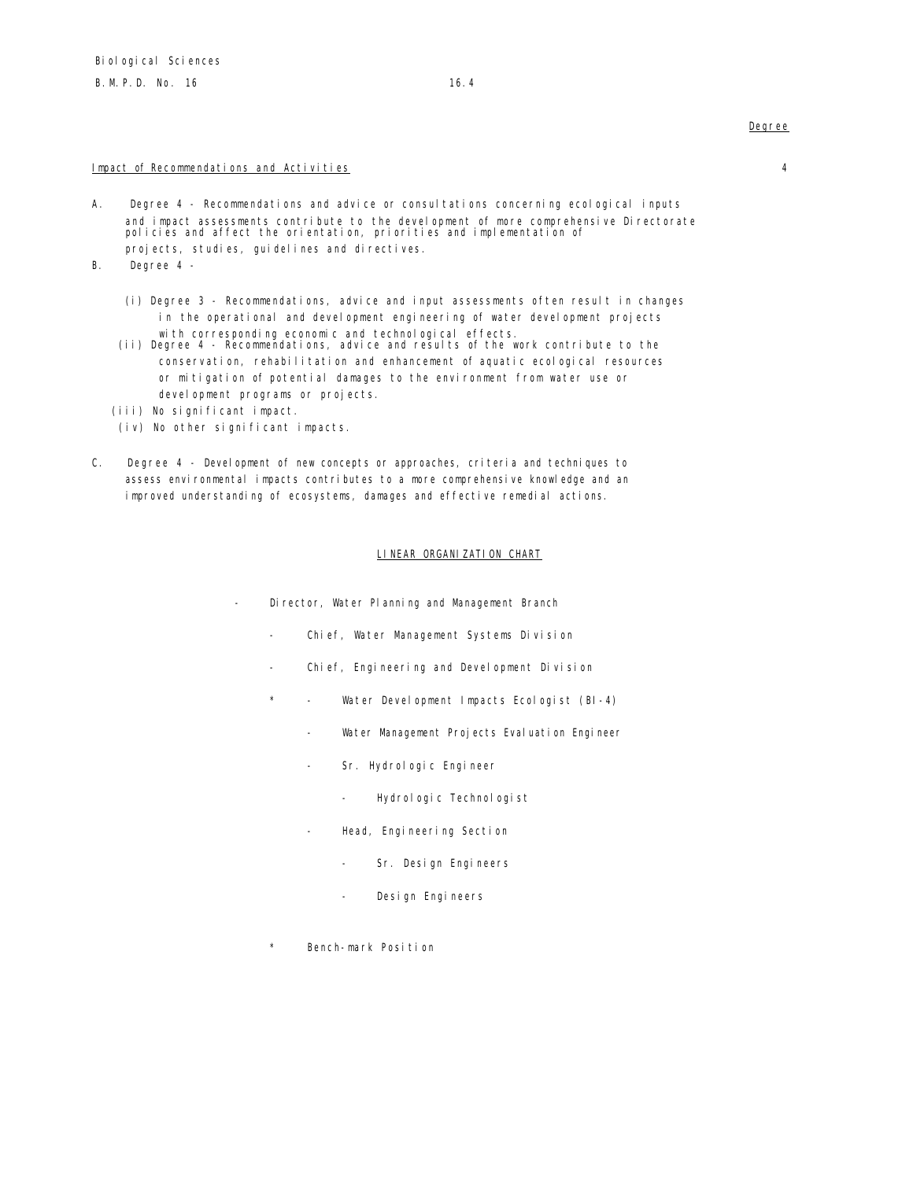Degree

Impact of Recommendations and Activities — 4

A. Degree 4 - Recommendations and advice or consultations concerning ecological inputs and impact assessments contribute to the development of more comprehensive Directorate policies and affect the orientation, priorities and implementation of projects, studies, guidelines and directives.

B. Degree 4 -

   (i) Degree 3 - Recommendations, advice and input assessments often result in changes in the operational and development engineering of water development projects with corresponding economic and technological effects.

   (ii) Degree 4 - Recommendations, advice and results of the work contribute to the conservation, rehabilitation and enhancement of aquatic ecological resources or mitigation of potential damages to the environment from water use or development programs or projects.

   (iii) No significant impact.

   (iv) No other significant impacts.

C. Degree 4 - Development of new concepts or approaches, criteria and techniques to assess environmental impacts contributes to a more comprehensive knowledge and an improved understanding of ecosystems, damages and effective remedial actions.

## LINEAR ORGANIZATION CHART

- Director, Water Planning and Management Branch
  - Chief, Water Management Systems Division
  - Chief, Engineering and Development Division
    - \* Water Development Impacts Ecologist (BI-4)
    - Water Management Projects Evaluation Engineer
    - Sr. Hydrologic Engineer
      - Hydrologic Technologist
    - Head, Engineering Section
      - Sr. Design Engineers
      - Design Engineers

\* Bench-mark Position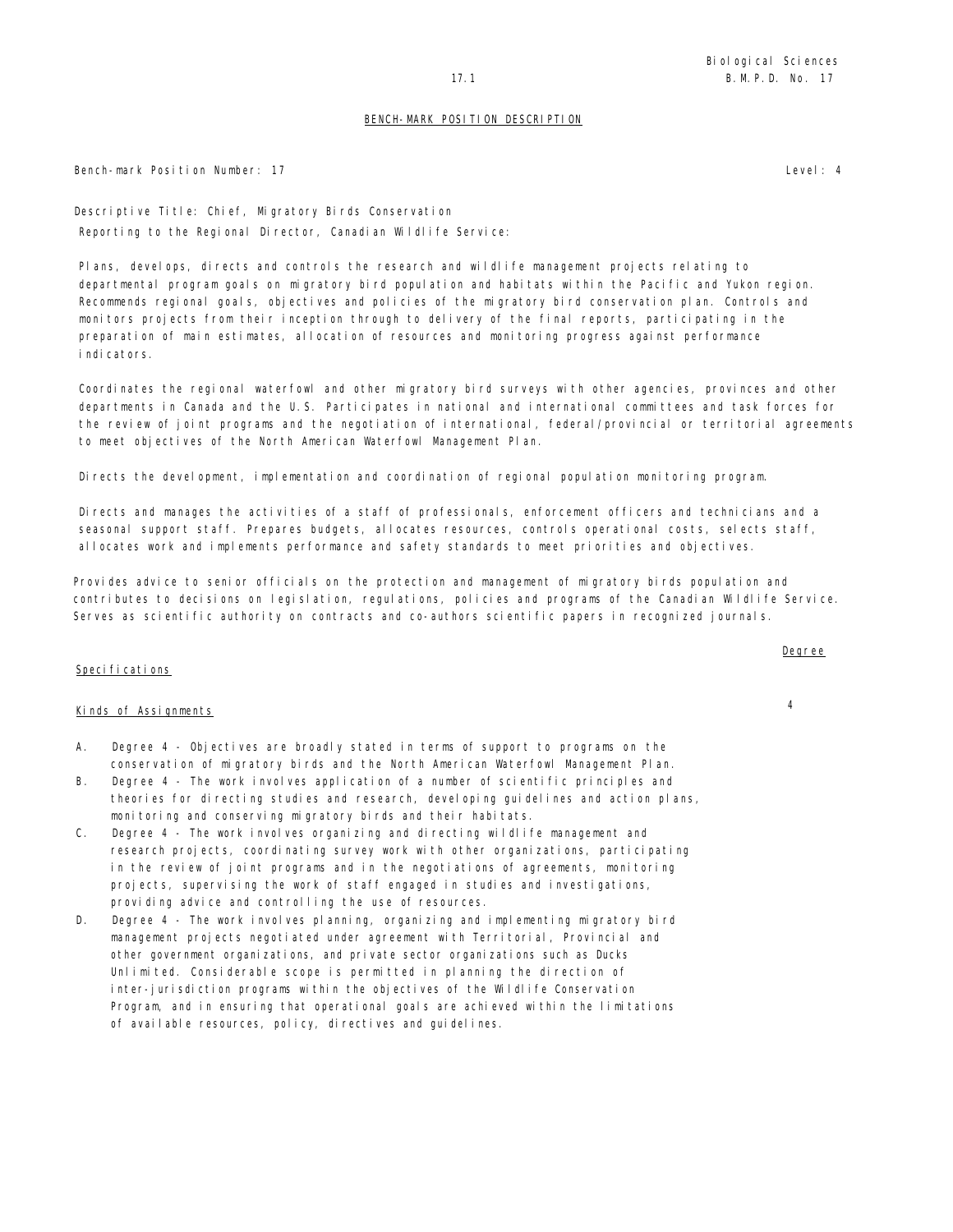## BENCH-MARK POSITION DESCRIPTION

Bench-mark Position Number: 17 Level: 4

Descriptive Title: Chief, Migratory Birds Conservation

Reporting to the Regional Director, Canadian Wildlife Service:

Plans, develops, directs and controls the research and wildlife management projects relating to departmental program goals on migratory bird population and habitats within the Pacific and Yukon region. Recommends regional goals, objectives and policies of the migratory bird conservation plan. Controls and monitors projects from their inception through to delivery of the final reports, participating in the preparation of main estimates, allocation of resources and monitoring progress against performance indicators.

Coordinates the regional waterfowl and other migratory bird surveys with other agencies, provinces and other departments in Canada and the U.S. Participates in national and international committees and task forces for the review of joint programs and the negotiation of international, federal/provincial or territorial agreements to meet objectives of the North American Waterfowl Management Plan.

Directs the development, implementation and coordination of regional population monitoring program.

Directs and manages the activities of a staff of professionals, enforcement officers and technicians and a seasonal support staff. Prepares budgets, allocates resources, controls operational costs, selects staff, allocates work and implements performance and safety standards to meet priorities and objectives.

Provides advice to senior officials on the protection and management of migratory birds population and contributes to decisions on legislation, regulations, policies and programs of the Canadian Wildlife Service. Serves as scientific authority on contracts and co-authors scientific papers in recognized journals.

### Specifications

| | Degree |
|---|---|
| Kinds of Assignments | 4 |

A. Degree 4 - Objectives are broadly stated in terms of support to programs on the conservation of migratory birds and the North American Waterfowl Management Plan.

B. Degree 4 - The work involves application of a number of scientific principles and theories for directing studies and research, developing guidelines and action plans, monitoring and conserving migratory birds and their habitats.

C. Degree 4 - The work involves organizing and directing wildlife management and research projects, coordinating survey work with other organizations, participating in the review of joint programs and in the negotiations of agreements, monitoring projects, supervising the work of staff engaged in studies and investigations, providing advice and controlling the use of resources.

D. Degree 4 - The work involves planning, organizing and implementing migratory bird management projects negotiated under agreement with Territorial, Provincial and other government organizations, and private sector organizations such as Ducks Unlimited. Considerable scope is permitted in planning the direction of inter-jurisdiction programs within the objectives of the Wildlife Conservation Program, and in ensuring that operational goals are achieved within the limitations of available resources, policy, directives and guidelines.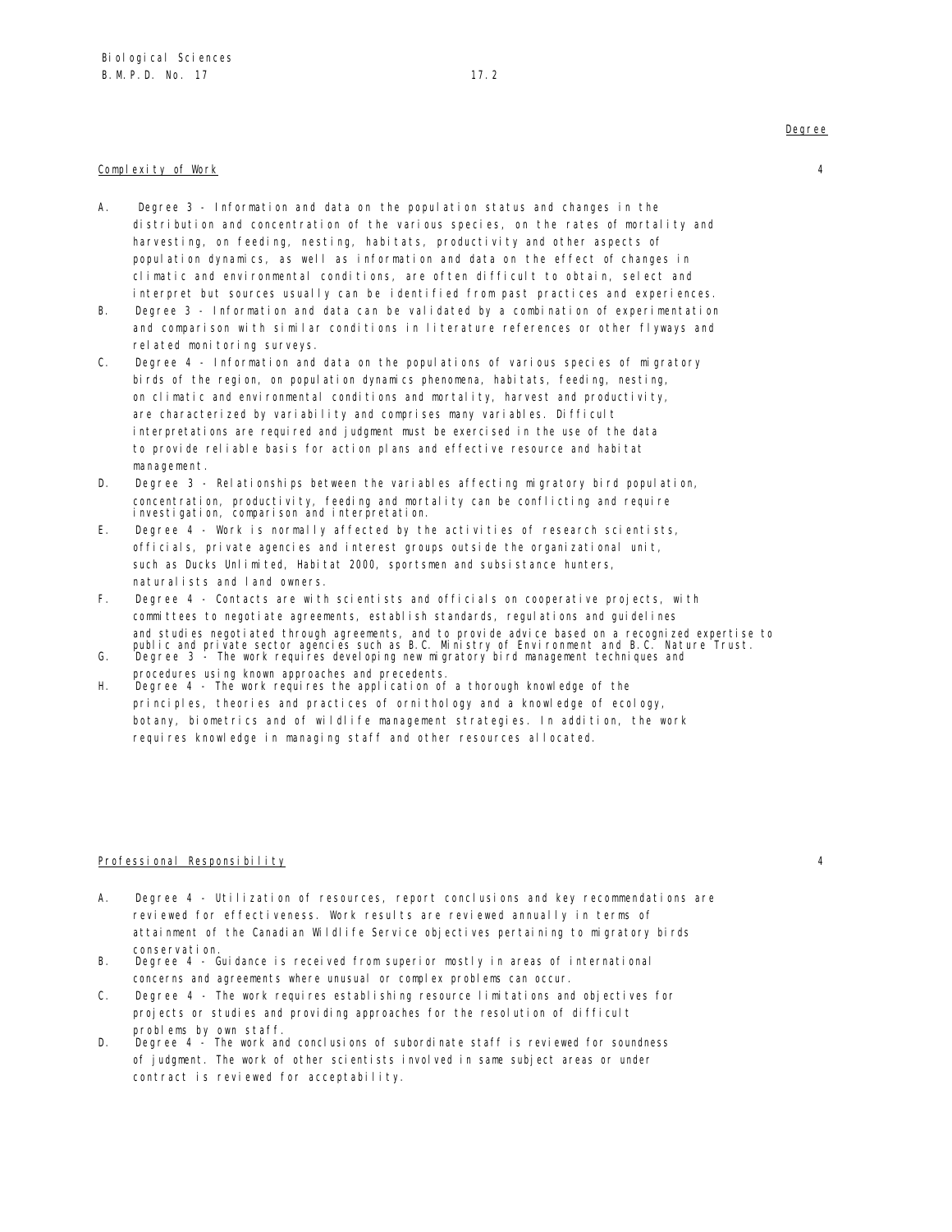Degree

Complexity of Work — 4

A. Degree 3 - Information and data on the population status and changes in the distribution and concentration of the various species, on the rates of mortality and harvesting, on feeding, nesting, habitats, productivity and other aspects of population dynamics, as well as information and data on the effect of changes in climatic and environmental conditions, are often difficult to obtain, select and interpret but sources usually can be identified from past practices and experiences.

B. Degree 3 - Information and data can be validated by a combination of experimentation and comparison with similar conditions in literature references or other flyways and related monitoring surveys.

C. Degree 4 - Information and data on the populations of various species of migratory birds of the region, on population dynamics phenomena, habitats, feeding, nesting, on climatic and environmental conditions and mortality, harvest and productivity, are characterized by variability and comprises many variables. Difficult interpretations are required and judgment must be exercised in the use of the data to provide reliable basis for action plans and effective resource and habitat management.

D. Degree 3 - Relationships between the variables affecting migratory bird population, concentration, productivity, feeding and mortality can be conflicting and require investigation, comparison and interpretation.

E. Degree 4 - Work is normally affected by the activities of research scientists, officials, private agencies and interest groups outside the organizational unit, such as Ducks Unlimited, Habitat 2000, sportsmen and subsistance hunters, naturalists and land owners.

F. Degree 4 - Contacts are with scientists and officials on cooperative projects, with committees to negotiate agreements, establish standards, regulations and guidelines and studies negotiated through agreements, and to provide advice based on a recognized expertise to public and private sector agencies such as B.C. Ministry of Environment and B.C. Nature Trust.

G. Degree 3 - The work requires developing new migratory bird management techniques and procedures using known approaches and precedents.

H. Degree 4 - The work requires the application of a thorough knowledge of the principles, theories and practices of ornithology and a knowledge of ecology, botany, biometrics and of wildlife management strategies. In addition, the work requires knowledge in managing staff and other resources allocated.

Professional Responsibility — 4

A. Degree 4 - Utilization of resources, report conclusions and key recommendations are reviewed for effectiveness. Work results are reviewed annually in terms of attainment of the Canadian Wildlife Service objectives pertaining to migratory birds conservation.

B. Degree 4 - Guidance is received from superior mostly in areas of international concerns and agreements where unusual or complex problems can occur.

C. Degree 4 - The work requires establishing resource limitations and objectives for projects or studies and providing approaches for the resolution of difficult problems by own staff.

D. Degree 4 - The work and conclusions of subordinate staff is reviewed for soundness of judgment. The work of other scientists involved in same subject areas or under contract is reviewed for acceptability.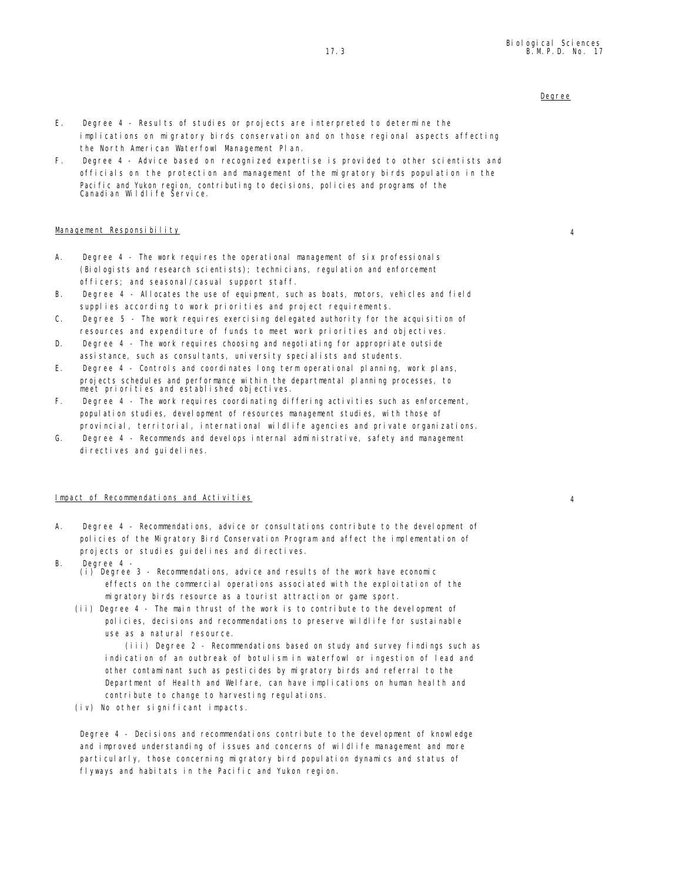Degree

E. Degree 4 - Results of studies or projects are interpreted to determine the implications on migratory birds conservation and on those regional aspects affecting the North American Waterfowl Management Plan.

F. Degree 4 - Advice based on recognized expertise is provided to other scientists and officials on the protection and management of the migratory birds population in the Pacific and Yukon region, contributing to decisions, policies and programs of the Canadian Wildlife Service.

Management Responsibility — 4

A. Degree 4 - The work requires the operational management of six professionals (Biologists and research scientists); technicians, regulation and enforcement officers; and seasonal/casual support staff.

B. Degree 4 - Allocates the use of equipment, such as boats, motors, vehicles and field supplies according to work priorities and project requirements.

C. Degree 5 - The work requires exercising delegated authority for the acquisition of resources and expenditure of funds to meet work priorities and objectives.

D. Degree 4 - The work requires choosing and negotiating for appropriate outside assistance, such as consultants, university specialists and students.

E. Degree 4 - Controls and coordinates long term operational planning, work plans, projects schedules and performance within the departmental planning processes, to meet priorities and established objectives.

F. Degree 4 - The work requires coordinating differing activities such as enforcement, population studies, development of resources management studies, with those of provincial, territorial, international wildlife agencies and private organizations.

G. Degree 4 - Recommends and develops internal administrative, safety and management directives and guidelines.

Impact of Recommendations and Activities — 4

A. Degree 4 - Recommendations, advice or consultations contribute to the development of policies of the Migratory Bird Conservation Program and affect the implementation of projects or studies guidelines and directives.

B. Degree 4 -
   (i) Degree 3 - Recommendations, advice and results of the work have economic effects on the commercial operations associated with the exploitation of the migratory birds resource as a tourist attraction or game sport.
   (ii) Degree 4 - The main thrust of the work is to contribute to the development of policies, decisions and recommendations to preserve wildlife for sustainable use as a natural resource.
   (iii) Degree 2 - Recommendations based on study and survey findings such as indication of an outbreak of botulism in waterfowl or ingestion of lead and other contaminant such as pesticides by migratory birds and referral to the Department of Health and Welfare, can have implications on human health and contribute to change to harvesting regulations.
   (iv) No other significant impacts.

Degree 4 - Decisions and recommendations contribute to the development of knowledge and improved understanding of issues and concerns of wildlife management and more particularly, those concerning migratory bird population dynamics and status of flyways and habitats in the Pacific and Yukon region.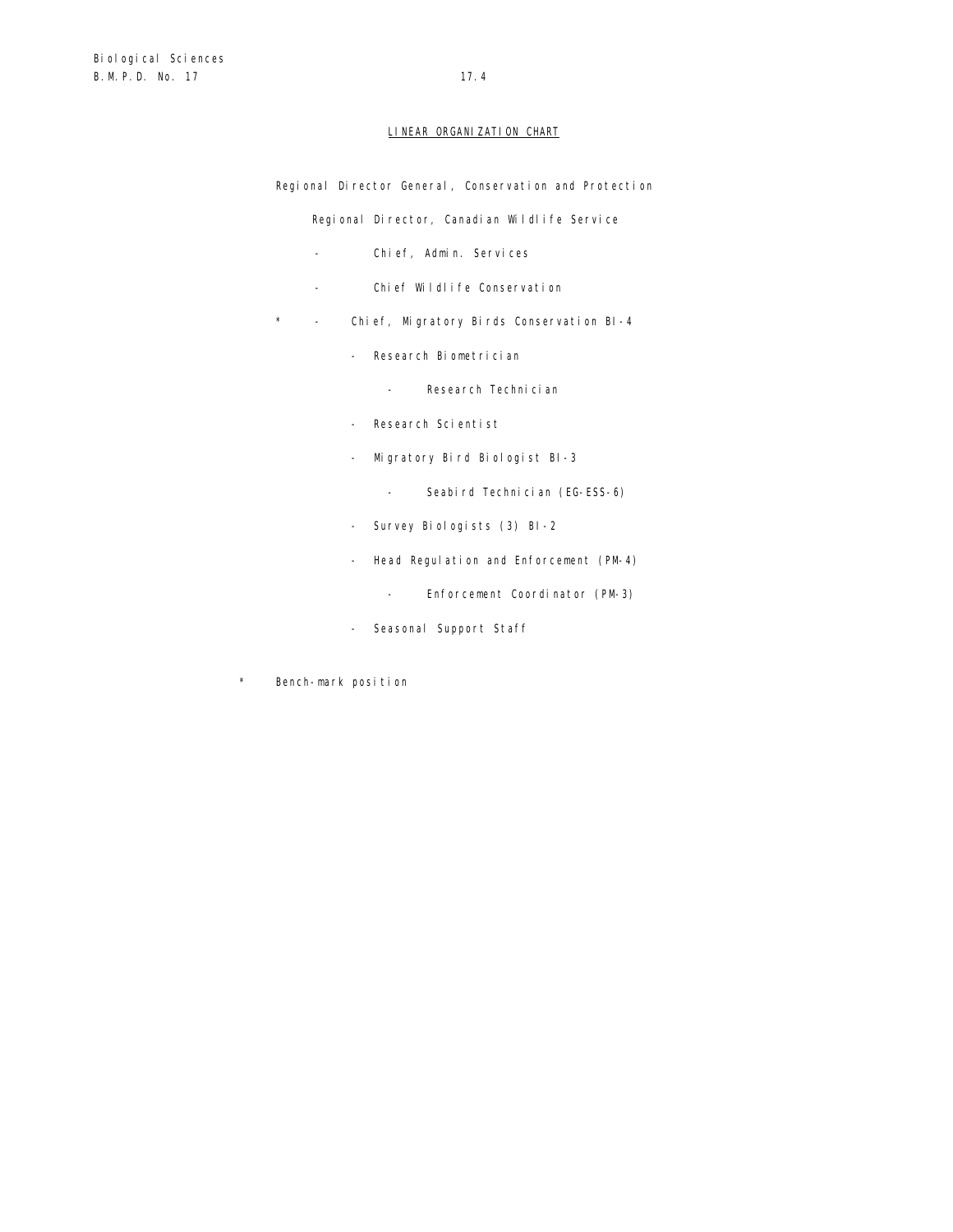## LINEAR ORGANIZATION CHART

Regional Director General, Conservation and Protection

Regional Director, Canadian Wildlife Service

- Chief, Admin. Services
- Chief Wildlife Conservation
- \* Chief, Migratory Birds Conservation BI-4
  - Research Biometrician
    - Research Technician
  - Research Scientist
  - Migratory Bird Biologist BI-3
    - Seabird Technician (EG-ESS-6)
  - Survey Biologists (3) BI-2
  - Head Regulation and Enforcement (PM-4)
    - Enforcement Coordinator (PM-3)
  - Seasonal Support Staff

\* Bench-mark position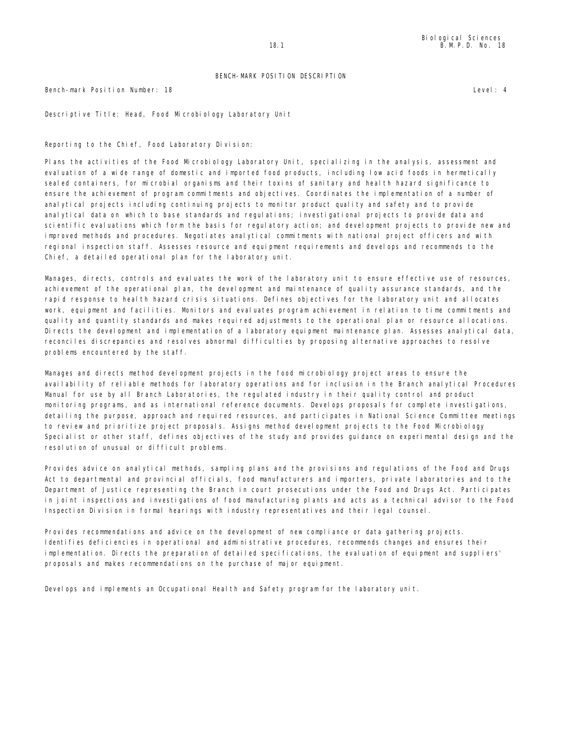## BENCH-MARK POSITION DESCRIPTION

Bench-mark Position Number: 18 Level: 4

Descriptive Title: Head, Food Microbiology Laboratory Unit

Reporting to the Chief, Food Laboratory Division:

Plans the activities of the Food Microbiology Laboratory Unit, specializing in the analysis, assessment and evaluation of a wide range of domestic and imported food products, including low acid foods in hermetically sealed containers, for microbial organisms and their toxins of sanitary and health hazard significance to ensure the achievement of program commitments and objectives. Coordinates the implementation of a number of analytical projects including continuing projects to monitor product quality and safety and to provide analytical data on which to base standards and regulations; investigational projects to provide data and scientific evaluations which form the basis for regulatory action; and development projects to provide new and improved methods and procedures. Negotiates analytical commitments with national project officers and with regional inspection staff. Assesses resource and equipment requirements and develops and recommends to the Chief, a detailed operational plan for the laboratory unit.

Manages, directs, controls and evaluates the work of the laboratory unit to ensure effective use of resources, achievement of the operational plan, the development and maintenance of quality assurance standards, and the rapid response to health hazard crisis situations. Defines objectives for the laboratory unit and allocates work, equipment and facilities. Monitors and evaluates program achievement in relation to time commitments and quality and quantity standards and makes required adjustments to the operational plan or resource allocations. Directs the development and implementation of a laboratory equipment maintenance plan. Assesses analytical data, reconciles discrepancies and resolves abnormal difficulties by proposing alternative approaches to resolve problems encountered by the staff.

Manages and directs method development projects in the food microbiology project areas to ensure the availability of reliable methods for laboratory operations and for inclusion in the Branch analytical Procedures Manual for use by all Branch Laboratories, the regulated industry in their quality control and product monitoring programs, and as international reference documents. Develops proposals for complete investigations, detailing the purpose, approach and required resources, and participates in National Science Committee meetings to review and prioritize project proposals. Assigns method development projects to the Food Microbiology Specialist or other staff, defines objectives of the study and provides guidance on experimental design and the resolution of unusual or difficult problems.

Provides advice on analytical methods, sampling plans and the provisions and regulations of the Food and Drugs Act to departmental and provincial officials, food manufacturers and importers, private laboratories and to the Department of Justice representing the Branch in court prosecutions under the Food and Drugs Act. Participates in joint inspections and investigations of food manufacturing plants and acts as a technical advisor to the Food Inspection Division in formal hearings with industry representatives and their legal counsel.

Provides recommendations and advice on the development of new compliance or data gathering projects. Identifies deficiencies in operational and administrative procedures, recommends changes and ensures their implementation. Directs the preparation of detailed specifications, the evaluation of equipment and suppliers' proposals and makes recommendations on the purchase of major equipment.

Develops and implements an Occupational Health and Safety program for the laboratory unit.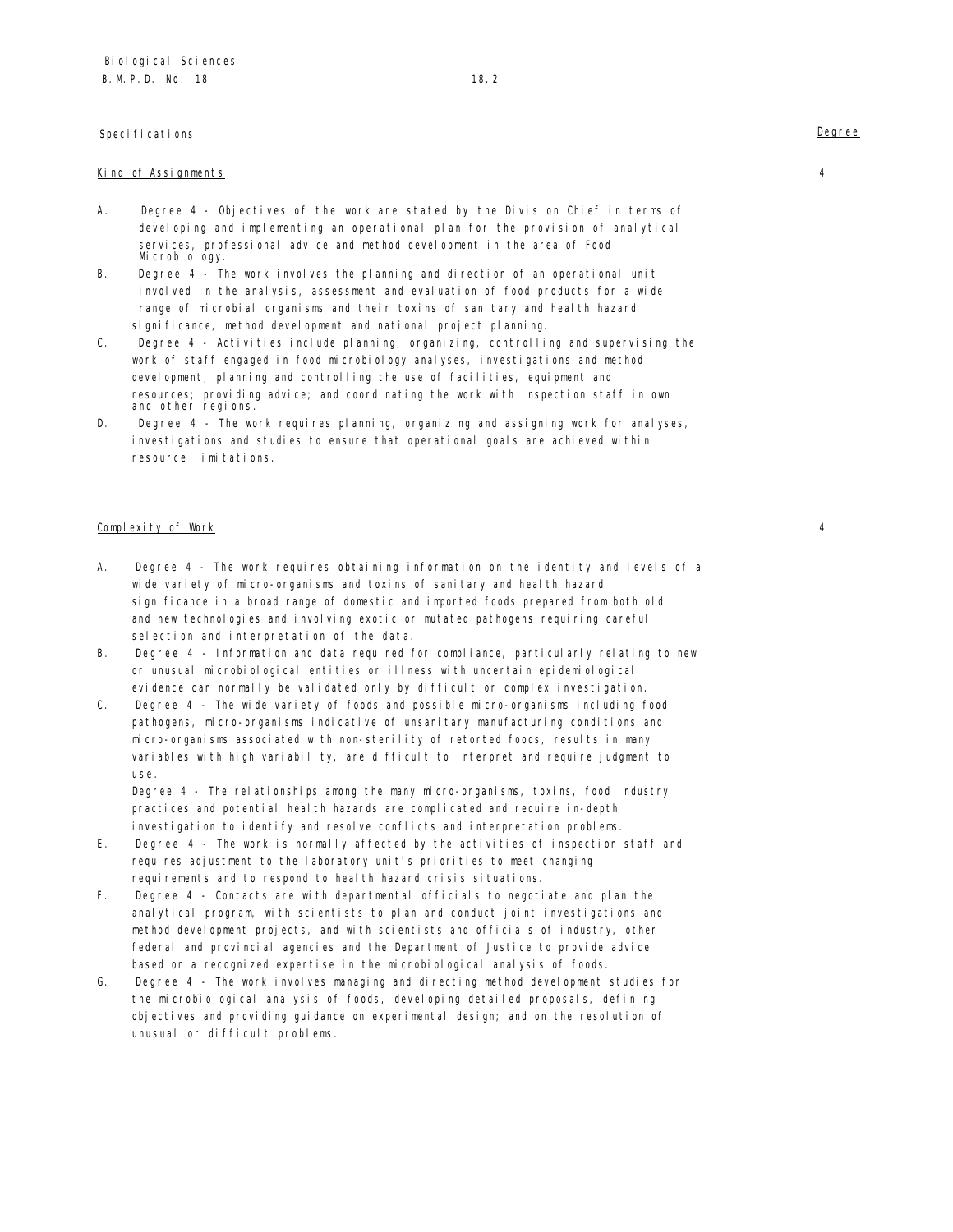Specifications | Degree

**Kind of Assignments** 4

A. Degree 4 - Objectives of the work are stated by the Division Chief in terms of developing and implementing an operational plan for the provision of analytical services, professional advice and method development in the area of Food Microbiology.

B. Degree 4 - The work involves the planning and direction of an operational unit involved in the analysis, assessment and evaluation of food products for a wide range of microbial organisms and their toxins of sanitary and health hazard significance, method development and national project planning.

C. Degree 4 - Activities include planning, organizing, controlling and supervising the work of staff engaged in food microbiology analyses, investigations and method development; planning and controlling the use of facilities, equipment and resources; providing advice; and coordinating the work with inspection staff in own and other regions.

D. Degree 4 - The work requires planning, organizing and assigning work for analyses, investigations and studies to ensure that operational goals are achieved within resource limitations.

**Complexity of Work** 4

A. Degree 4 - The work requires obtaining information on the identity and levels of a wide variety of micro-organisms and toxins of sanitary and health hazard significance in a broad range of domestic and imported foods prepared from both old and new technologies and involving exotic or mutated pathogens requiring careful selection and interpretation of the data.

B. Degree 4 - Information and data required for compliance, particularly relating to new or unusual microbiological entities or illness with uncertain epidemiological evidence can normally be validated only by difficult or complex investigation.

C. Degree 4 - The wide variety of foods and possible micro-organisms including food pathogens, micro-organisms indicative of unsanitary manufacturing conditions and micro-organisms associated with non-sterility of retorted foods, results in many variables with high variability, are difficult to interpret and require judgment to use.

Degree 4 - The relationships among the many micro-organisms, toxins, food industry practices and potential health hazards are complicated and require in-depth investigation to identify and resolve conflicts and interpretation problems.

E. Degree 4 - The work is normally affected by the activities of inspection staff and requires adjustment to the laboratory unit's priorities to meet changing requirements and to respond to health hazard crisis situations.

F. Degree 4 - Contacts are with departmental officials to negotiate and plan the analytical program, with scientists to plan and conduct joint investigations and method development projects, and with scientists and officials of industry, other federal and provincial agencies and the Department of Justice to provide advice based on a recognized expertise in the microbiological analysis of foods.

G. Degree 4 - The work involves managing and directing method development studies for the microbiological analysis of foods, developing detailed proposals, defining objectives and providing guidance on experimental design; and on the resolution of unusual or difficult problems.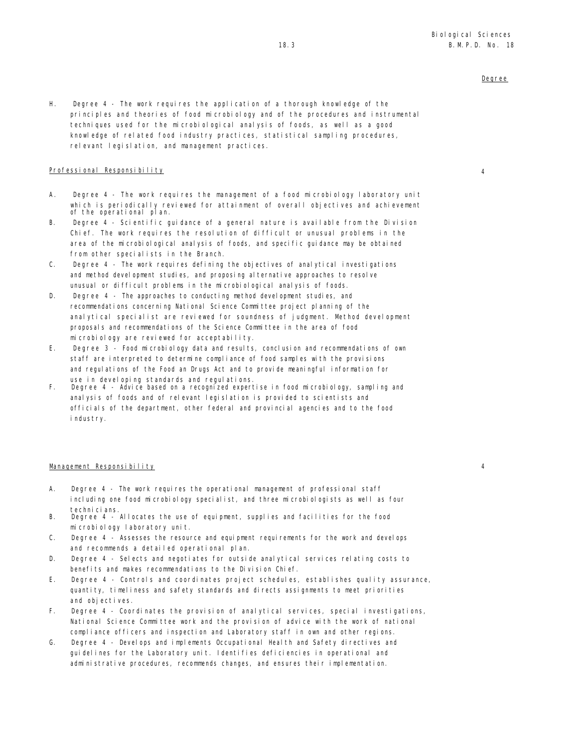Degree

H. Degree 4 - The work requires the application of a thorough knowledge of the principles and theories of food microbiology and of the procedures and instrumental techniques used for the microbiological analysis of foods, as well as a good knowledge of related food industry practices, statistical sampling procedures, relevant legislation, and management practices.

Professional Responsibility 4

A. Degree 4 - The work requires the management of a food microbiology laboratory unit which is periodically reviewed for attainment of overall objectives and achievement of the operational plan.
B. Degree 4 - Scientific guidance of a general nature is available from the Division Chief. The work requires the resolution of difficult or unusual problems in the area of the microbiological analysis of foods, and specific guidance may be obtained from other specialists in the Branch.
C. Degree 4 - The work requires defining the objectives of analytical investigations and method development studies, and proposing alternative approaches to resolve unusual or difficult problems in the microbiological analysis of foods.
D. Degree 4 - The approaches to conducting method development studies, and recommendations concerning National Science Committee project planning of the analytical specialist are reviewed for soundness of judgment. Method development proposals and recommendations of the Science Committee in the area of food microbiology are reviewed for acceptability.
E. Degree 3 - Food microbiology data and results, conclusion and recommendations of own staff are interpreted to determine compliance of food samples with the provisions and regulations of the Food an Drugs Act and to provide meaningful information for use in developing standards and regulations.
F. Degree 4 - Advice based on a recognized expertise in food microbiology, sampling and analysis of foods and of relevant legislation is provided to scientists and officials of the department, other federal and provincial agencies and to the food industry.

Management Responsibility 4

A. Degree 4 - The work requires the operational management of professional staff including one food microbiology specialist, and three microbiologists as well as four technicians.
B. Degree 4 - Allocates the use of equipment, supplies and facilities for the food microbiology laboratory unit.
C. Degree 4 - Assesses the resource and equipment requirements for the work and develops and recommends a detailed operational plan.
D. Degree 4 - Selects and negotiates for outside analytical services relating costs to benefits and makes recommendations to the Division Chief.
E. Degree 4 - Controls and coordinates project schedules, establishes quality assurance, quantity, timeliness and safety standards and directs assignments to meet priorities and objectives.
F. Degree 4 - Coordinates the provision of analytical services, special investigations, National Science Committee work and the provision of advice with the work of national compliance officers and inspection and Laboratory staff in own and other regions.
G. Degree 4 - Develops and implements Occupational Health and Safety directives and guidelines for the Laboratory unit. Identifies deficiencies in operational and administrative procedures, recommends changes, and ensures their implementation.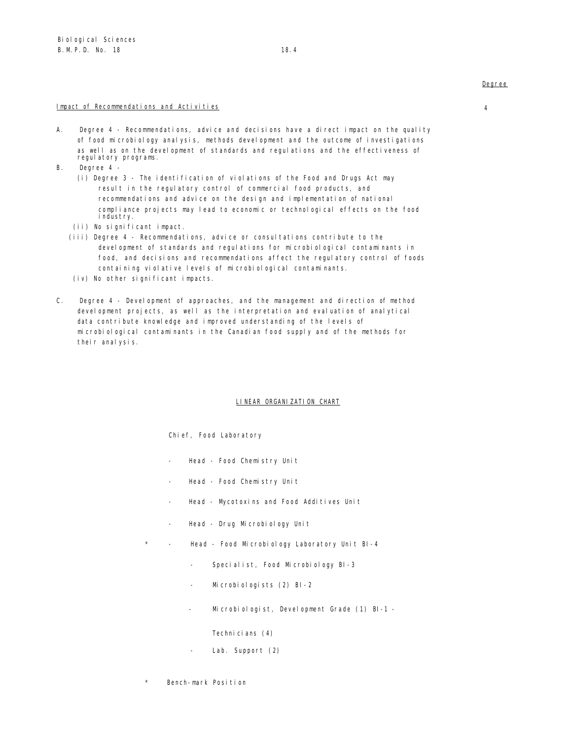Degree

## Impact of Recommendations and Activities

4

A. Degree 4 - Recommendations, advice and decisions have a direct impact on the quality of food microbiology analysis, methods development and the outcome of investigations as well as on the development of standards and regulations and the effectiveness of regulatory programs.

B. Degree 4 -

(i) Degree 3 - The identification of violations of the Food and Drugs Act may result in the regulatory control of commercial food products, and recommendations and advice on the design and implementation of national compliance projects may lead to economic or technological effects on the food industry.

(ii) No significant impact.

(iii) Degree 4 - Recommendations, advice or consultations contribute to the development of standards and regulations for microbiological contaminants in food, and decisions and recommendations affect the regulatory control of foods containing violative levels of microbiological contaminants.

(iv) No other significant impacts.

C. Degree 4 - Development of approaches, and the management and direction of method development projects, as well as the interpretation and evaluation of analytical data contribute knowledge and improved understanding of the levels of microbiological contaminants in the Canadian food supply and of the methods for their analysis.

## LINEAR ORGANIZATION CHART

Chief, Food Laboratory

- Head - Food Chemistry Unit
- Head - Food Chemistry Unit
- Head - Mycotoxins and Food Additives Unit
- Head - Drug Microbiology Unit
- \* Head - Food Microbiology Laboratory Unit BI-4
    - Specialist, Food Microbiology BI-3
    - Microbiologists (2) BI-2
    - Microbiologist, Development Grade (1) BI-1 -

      Technicians (4)
    - Lab. Support (2)

\* Bench-mark Position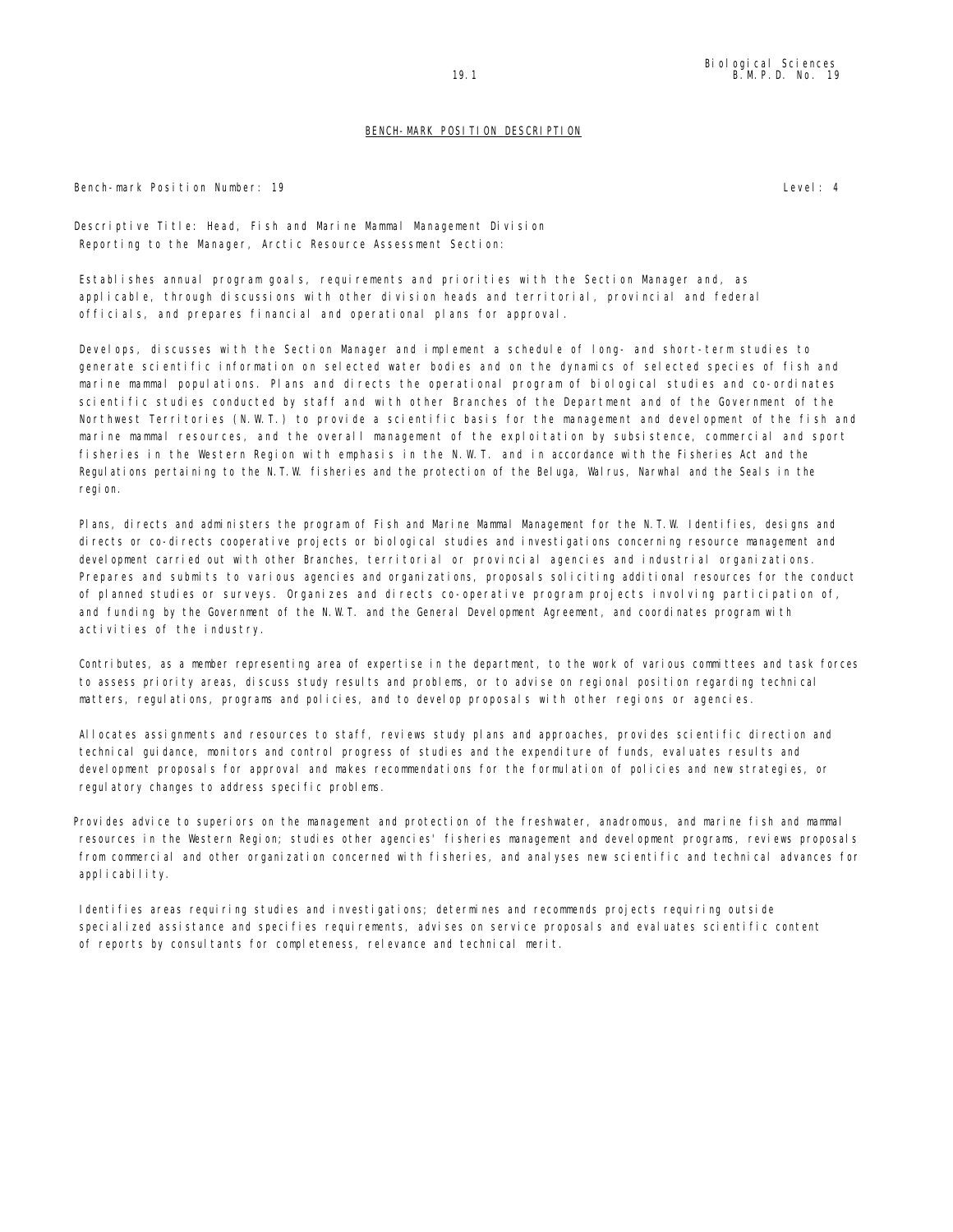## BENCH-MARK POSITION DESCRIPTION

Bench-mark Position Number: 19 Level: 4

Descriptive Title: Head, Fish and Marine Mammal Management Division
Reporting to the Manager, Arctic Resource Assessment Section:

Establishes annual program goals, requirements and priorities with the Section Manager and, as applicable, through discussions with other division heads and territorial, provincial and federal officials, and prepares financial and operational plans for approval.

Develops, discusses with the Section Manager and implement a schedule of long- and short-term studies to generate scientific information on selected water bodies and on the dynamics of selected species of fish and marine mammal populations. Plans and directs the operational program of biological studies and co-ordinates scientific studies conducted by staff and with other Branches of the Department and of the Government of the Northwest Territories (N.W.T.) to provide a scientific basis for the management and development of the fish and marine mammal resources, and the overall management of the exploitation by subsistence, commercial and sport fisheries in the Western Region with emphasis in the N.W.T. and in accordance with the Fisheries Act and the Regulations pertaining to the N.T.W. fisheries and the protection of the Beluga, Walrus, Narwhal and the Seals in the region.

Plans, directs and administers the program of Fish and Marine Mammal Management for the N.T.W. Identifies, designs and directs or co-directs cooperative projects or biological studies and investigations concerning resource management and development carried out with other Branches, territorial or provincial agencies and industrial organizations. Prepares and submits to various agencies and organizations, proposals soliciting additional resources for the conduct of planned studies or surveys. Organizes and directs co-operative program projects involving participation of, and funding by the Government of the N.W.T. and the General Development Agreement, and coordinates program with activities of the industry.

Contributes, as a member representing area of expertise in the department, to the work of various committees and task forces to assess priority areas, discuss study results and problems, or to advise on regional position regarding technical matters, regulations, programs and policies, and to develop proposals with other regions or agencies.

Allocates assignments and resources to staff, reviews study plans and approaches, provides scientific direction and technical guidance, monitors and control progress of studies and the expenditure of funds, evaluates results and development proposals for approval and makes recommendations for the formulation of policies and new strategies, or regulatory changes to address specific problems.

Provides advice to superiors on the management and protection of the freshwater, anadromous, and marine fish and mammal resources in the Western Region; studies other agencies' fisheries management and development programs, reviews proposals from commercial and other organization concerned with fisheries, and analyses new scientific and technical advances for applicability.

Identifies areas requiring studies and investigations; determines and recommends projects requiring outside specialized assistance and specifies requirements, advises on service proposals and evaluates scientific content of reports by consultants for completeness, relevance and technical merit.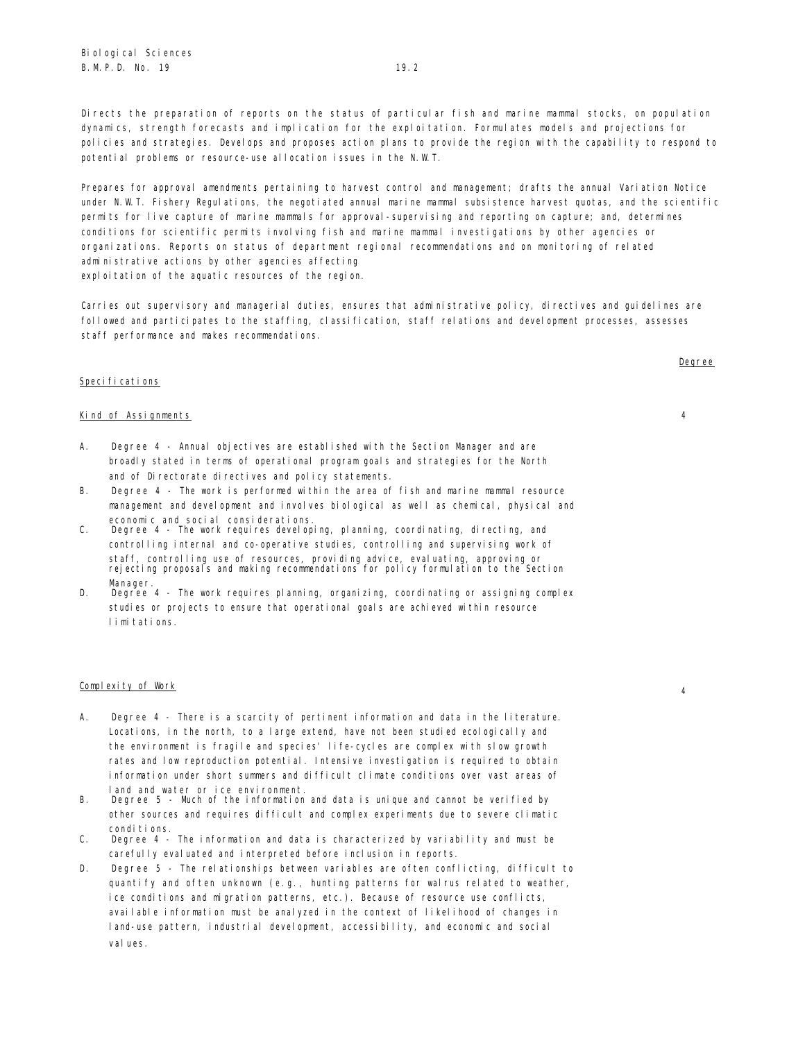Directs the preparation of reports on the status of particular fish and marine mammal stocks, on population dynamics, strength forecasts and implication for the exploitation. Formulates models and projections for policies and strategies. Develops and proposes action plans to provide the region with the capability to respond to potential problems or resource-use allocation issues in the N.W.T.

Prepares for approval amendments pertaining to harvest control and management; drafts the annual Variation Notice under N.W.T. Fishery Regulations, the negotiated annual marine mammal subsistence harvest quotas, and the scientific permits for live capture of marine mammals for approval-supervising and reporting on capture; and, determines conditions for scientific permits involving fish and marine mammal investigations by other agencies or organizations. Reports on status of department regional recommendations and on monitoring of related administrative actions by other agencies affecting exploitation of the aquatic resources of the region.

Carries out supervisory and managerial duties, ensures that administrative policy, directives and guidelines are followed and participates to the staffing, classification, staff relations and development processes, assesses staff performance and makes recommendations.

Degree

## Specifications

### Kind of Assignments — 4

A. Degree 4 - Annual objectives are established with the Section Manager and are broadly stated in terms of operational program goals and strategies for the North and of Directorate directives and policy statements.

B. Degree 4 - The work is performed within the area of fish and marine mammal resource management and development and involves biological as well as chemical, physical and economic and social considerations.

C. Degree 4 - The work requires developing, planning, coordinating, directing, and controlling internal and co-operative studies, controlling and supervising work of staff, controlling use of resources, providing advice, evaluating, approving or rejecting proposals and making recommendations for policy formulation to the Section Manager.

D. Degree 4 - The work requires planning, organizing, coordinating or assigning complex studies or projects to ensure that operational goals are achieved within resource limitations.

### Complexity of Work — 4

A. Degree 4 - There is a scarcity of pertinent information and data in the literature. Locations, in the north, to a large extend, have not been studied ecologically and the environment is fragile and species' life-cycles are complex with slow growth rates and low reproduction potential. Intensive investigation is required to obtain information under short summers and difficult climate conditions over vast areas of land and water or ice environment.

B. Degree 5 - Much of the information and data is unique and cannot be verified by other sources and requires difficult and complex experiments due to severe climatic conditions.

C. Degree 4 - The information and data is characterized by variability and must be carefully evaluated and interpreted before inclusion in reports.

D. Degree 5 - The relationships between variables are often conflicting, difficult to quantify and often unknown (e.g., hunting patterns for walrus related to weather, ice conditions and migration patterns, etc.). Because of resource use conflicts, available information must be analyzed in the context of likelihood of changes in land-use pattern, industrial development, accessibility, and economic and social values.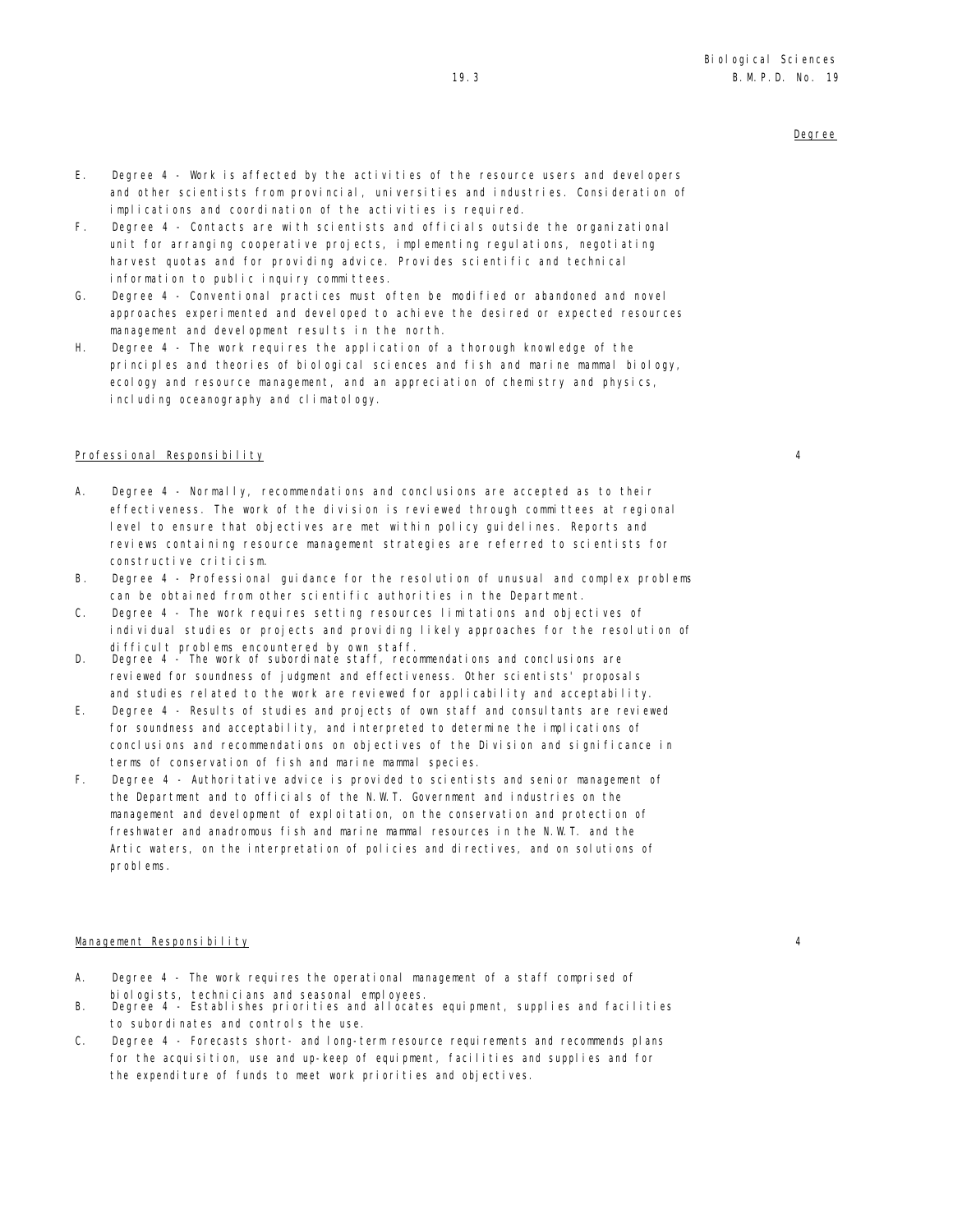Degree

E. Degree 4 - Work is affected by the activities of the resource users and developers and other scientists from provincial, universities and industries. Consideration of implications and coordination of the activities is required.

F. Degree 4 - Contacts are with scientists and officials outside the organizational unit for arranging cooperative projects, implementing regulations, negotiating harvest quotas and for providing advice. Provides scientific and technical information to public inquiry committees.

G. Degree 4 - Conventional practices must often be modified or abandoned and novel approaches experimented and developed to achieve the desired or expected resources management and development results in the north.

H. Degree 4 - The work requires the application of a thorough knowledge of the principles and theories of biological sciences and fish and marine mammal biology, ecology and resource management, and an appreciation of chemistry and physics, including oceanography and climatology.

Professional Responsibility — 4

A. Degree 4 - Normally, recommendations and conclusions are accepted as to their effectiveness. The work of the division is reviewed through committees at regional level to ensure that objectives are met within policy guidelines. Reports and reviews containing resource management strategies are referred to scientists for constructive criticism.

B. Degree 4 - Professional guidance for the resolution of unusual and complex problems can be obtained from other scientific authorities in the Department.

C. Degree 4 - The work requires setting resources limitations and objectives of individual studies or projects and providing likely approaches for the resolution of difficult problems encountered by own staff.

D. Degree 4 - The work of subordinate staff, recommendations and conclusions are reviewed for soundness of judgment and effectiveness. Other scientists' proposals and studies related to the work are reviewed for applicability and acceptability.

E. Degree 4 - Results of studies and projects of own staff and consultants are reviewed for soundness and acceptability, and interpreted to determine the implications of conclusions and recommendations on objectives of the Division and significance in terms of conservation of fish and marine mammal species.

F. Degree 4 - Authoritative advice is provided to scientists and senior management of the Department and to officials of the N.W.T. Government and industries on the management and development of exploitation, on the conservation and protection of freshwater and anadromous fish and marine mammal resources in the N.W.T. and the Artic waters, on the interpretation of policies and directives, and on solutions of problems.

Management Responsibility — 4

A. Degree 4 - The work requires the operational management of a staff comprised of biologists, technicians and seasonal employees.

B. Degree 4 - Establishes priorities and allocates equipment, supplies and facilities to subordinates and controls the use.

C. Degree 4 - Forecasts short- and long-term resource requirements and recommends plans for the acquisition, use and up-keep of equipment, facilities and supplies and for the expenditure of funds to meet work priorities and objectives.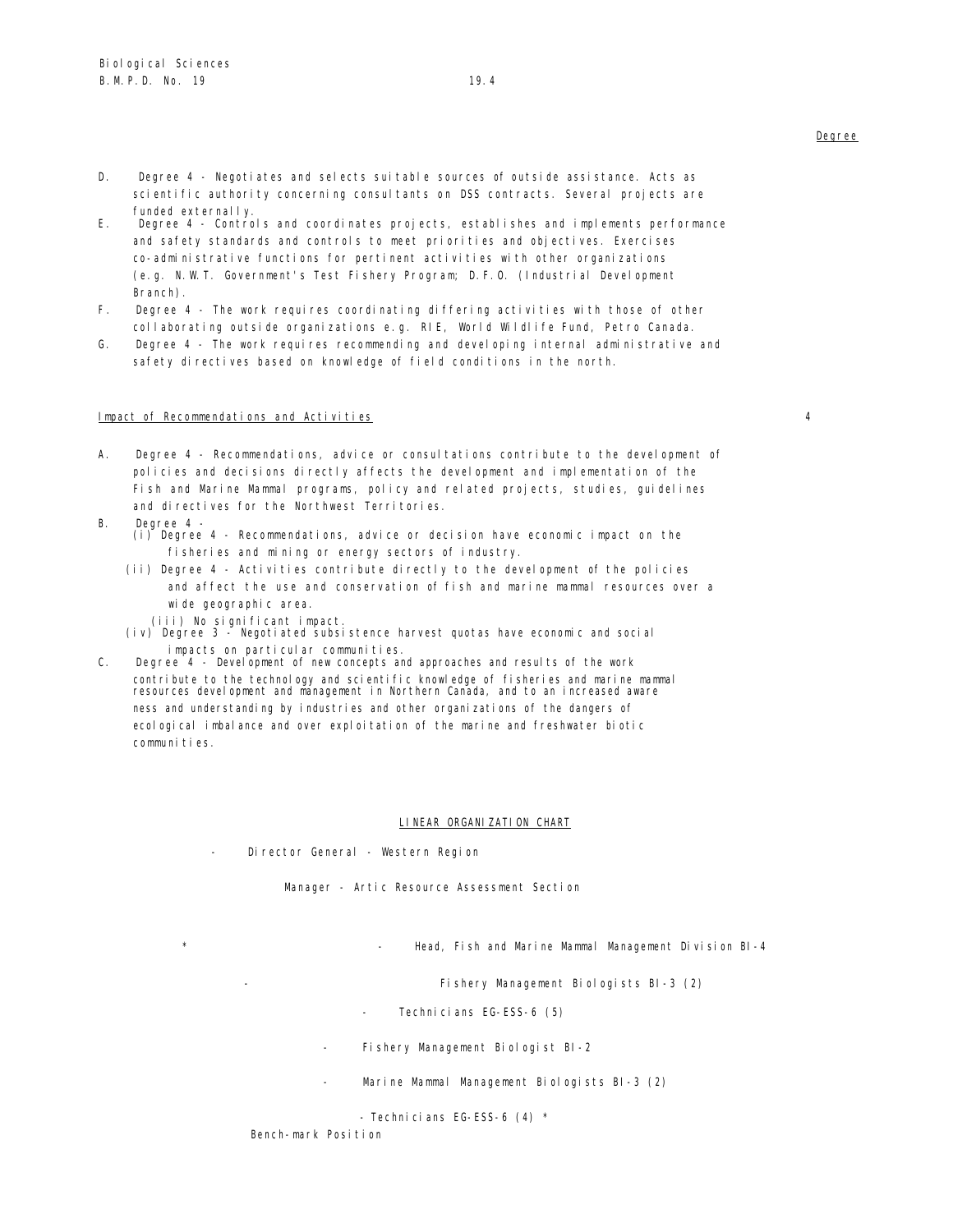Degree

D. Degree 4 - Negotiates and selects suitable sources of outside assistance. Acts as scientific authority concerning consultants on DSS contracts. Several projects are funded externally.

E. Degree 4 - Controls and coordinates projects, establishes and implements performance and safety standards and controls to meet priorities and objectives. Exercises co-administrative functions for pertinent activities with other organizations (e.g. N.W.T. Government's Test Fishery Program; D.F.O. (Industrial Development Branch).

F. Degree 4 - The work requires coordinating differing activities with those of other collaborating outside organizations e.g. RIE, World Wildlife Fund, Petro Canada.

G. Degree 4 - The work requires recommending and developing internal administrative and safety directives based on knowledge of field conditions in the north.

Impact of Recommendations and Activities 4

A. Degree 4 - Recommendations, advice or consultations contribute to the development of policies and decisions directly affects the development and implementation of the Fish and Marine Mammal programs, policy and related projects, studies, guidelines and directives for the Northwest Territories.

B. Degree 4 -
   (i) Degree 4 - Recommendations, advice or decision have economic impact on the fisheries and mining or energy sectors of industry.
   (ii) Degree 4 - Activities contribute directly to the development of the policies and affect the use and conservation of fish and marine mammal resources over a wide geographic area.
   (iii) No significant impact.
   (iv) Degree 3 - Negotiated subsistence harvest quotas have economic and social impacts on particular communities.

C. Degree 4 - Development of new concepts and approaches and results of the work contribute to the technology and scientific knowledge of fisheries and marine mammal resources development and management in Northern Canada, and to an increased awareness and understanding by industries and other organizations of the dangers of ecological imbalance and over exploitation of the marine and freshwater biotic communities.

LINEAR ORGANIZATION CHART

- Director General - Western Region
  - Manager - Artic Resource Assessment Section
    - * Head, Fish and Marine Mammal Management Division BI-4
      - Fishery Management Biologists BI-3 (2)
        - Technicians EG-ESS-6 (5)
      - Fishery Management Biologist BI-2
      - Marine Mammal Management Biologists BI-3 (2)
        - Technicians EG-ESS-6 (4)

\* Bench-mark Position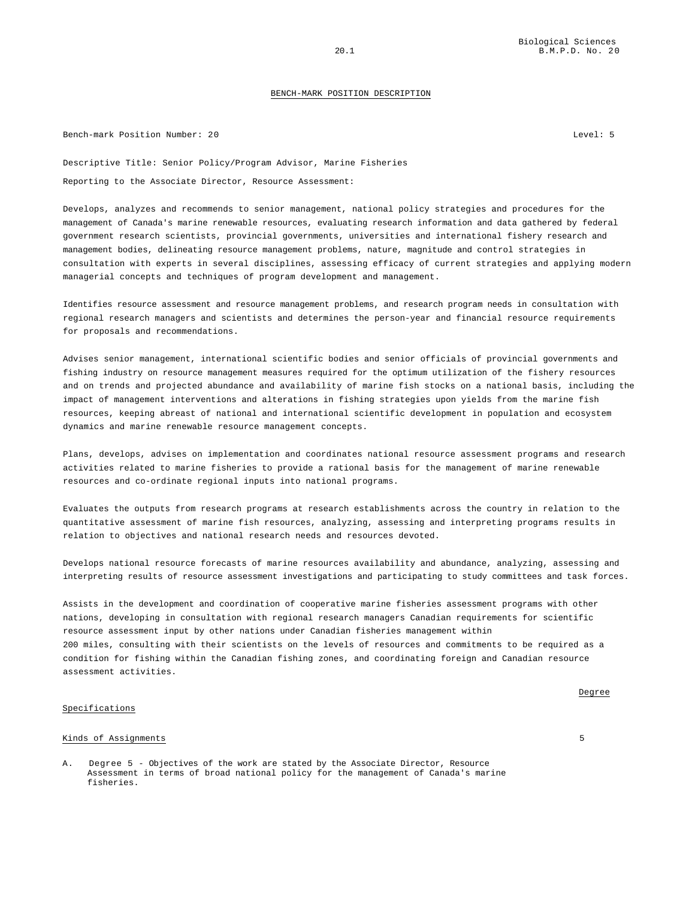## BENCH-MARK POSITION DESCRIPTION

Bench-mark Position Number: 20 Level: 5

Descriptive Title: Senior Policy/Program Advisor, Marine Fisheries

Reporting to the Associate Director, Resource Assessment:

Develops, analyzes and recommends to senior management, national policy strategies and procedures for the management of Canada's marine renewable resources, evaluating research information and data gathered by federal government research scientists, provincial governments, universities and international fishery research and management bodies, delineating resource management problems, nature, magnitude and control strategies in consultation with experts in several disciplines, assessing efficacy of current strategies and applying modern managerial concepts and techniques of program development and management.

Identifies resource assessment and resource management problems, and research program needs in consultation with regional research managers and scientists and determines the person-year and financial resource requirements for proposals and recommendations.

Advises senior management, international scientific bodies and senior officials of provincial governments and fishing industry on resource management measures required for the optimum utilization of the fishery resources and on trends and projected abundance and availability of marine fish stocks on a national basis, including the impact of management interventions and alterations in fishing strategies upon yields from the marine fish resources, keeping abreast of national and international scientific development in population and ecosystem dynamics and marine renewable resource management concepts.

Plans, develops, advises on implementation and coordinates national resource assessment programs and research activities related to marine fisheries to provide a rational basis for the management of marine renewable resources and co-ordinate regional inputs into national programs.

Evaluates the outputs from research programs at research establishments across the country in relation to the quantitative assessment of marine fish resources, analyzing, assessing and interpreting programs results in relation to objectives and national research needs and resources devoted.

Develops national resource forecasts of marine resources availability and abundance, analyzing, assessing and interpreting results of resource assessment investigations and participating to study committees and task forces.

Assists in the development and coordination of cooperative marine fisheries assessment programs with other nations, developing in consultation with regional research managers Canadian requirements for scientific resource assessment input by other nations under Canadian fisheries management within 200 miles, consulting with their scientists on the levels of resources and commitments to be required as a condition for fishing within the Canadian fishing zones, and coordinating foreign and Canadian resource assessment activities.

| Specifications | Degree |
|---|---|
| Kinds of Assignments | 5 |

A. Degree 5 - Objectives of the work are stated by the Associate Director, Resource Assessment in terms of broad national policy for the management of Canada's marine fisheries.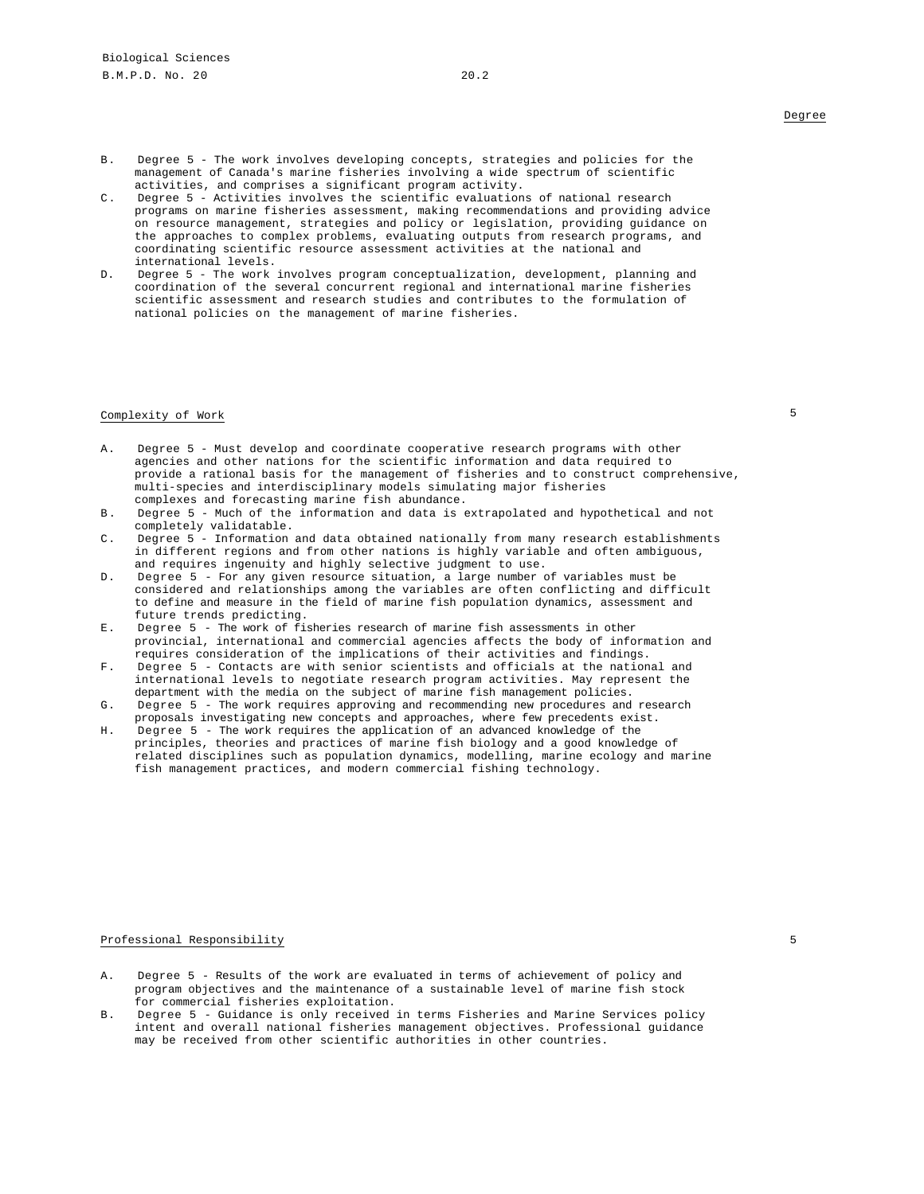Degree

B. Degree 5 - The work involves developing concepts, strategies and policies for the management of Canada's marine fisheries involving a wide spectrum of scientific activities, and comprises a significant program activity.
C. Degree 5 - Activities involves the scientific evaluations of national research programs on marine fisheries assessment, making recommendations and providing advice on resource management, strategies and policy or legislation, providing guidance on the approaches to complex problems, evaluating outputs from research programs, and coordinating scientific resource assessment activities at the national and international levels.
D. Degree 5 - The work involves program conceptualization, development, planning and coordination of the several concurrent regional and international marine fisheries scientific assessment and research studies and contributes to the formulation of national policies on the management of marine fisheries.

Complexity of Work 5

A. Degree 5 - Must develop and coordinate cooperative research programs with other agencies and other nations for the scientific information and data required to provide a rational basis for the management of fisheries and to construct comprehensive, multi-species and interdisciplinary models simulating major fisheries complexes and forecasting marine fish abundance.
B. Degree 5 - Much of the information and data is extrapolated and hypothetical and not completely validatable.
C. Degree 5 - Information and data obtained nationally from many research establishments in different regions and from other nations is highly variable and often ambiguous, and requires ingenuity and highly selective judgment to use.
D. Degree 5 - For any given resource situation, a large number of variables must be considered and relationships among the variables are often conflicting and difficult to define and measure in the field of marine fish population dynamics, assessment and future trends predicting.
E. Degree 5 - The work of fisheries research of marine fish assessments in other provincial, international and commercial agencies affects the body of information and requires consideration of the implications of their activities and findings.
F. Degree 5 - Contacts are with senior scientists and officials at the national and international levels to negotiate research program activities. May represent the department with the media on the subject of marine fish management policies.
G. Degree 5 - The work requires approving and recommending new procedures and research proposals investigating new concepts and approaches, where few precedents exist.
H. Degree 5 - The work requires the application of an advanced knowledge of the principles, theories and practices of marine fish biology and a good knowledge of related disciplines such as population dynamics, modelling, marine ecology and marine fish management practices, and modern commercial fishing technology.

Professional Responsibility 5

A. Degree 5 - Results of the work are evaluated in terms of achievement of policy and program objectives and the maintenance of a sustainable level of marine fish stock for commercial fisheries exploitation.
B. Degree 5 - Guidance is only received in terms Fisheries and Marine Services policy intent and overall national fisheries management objectives. Professional guidance may be received from other scientific authorities in other countries.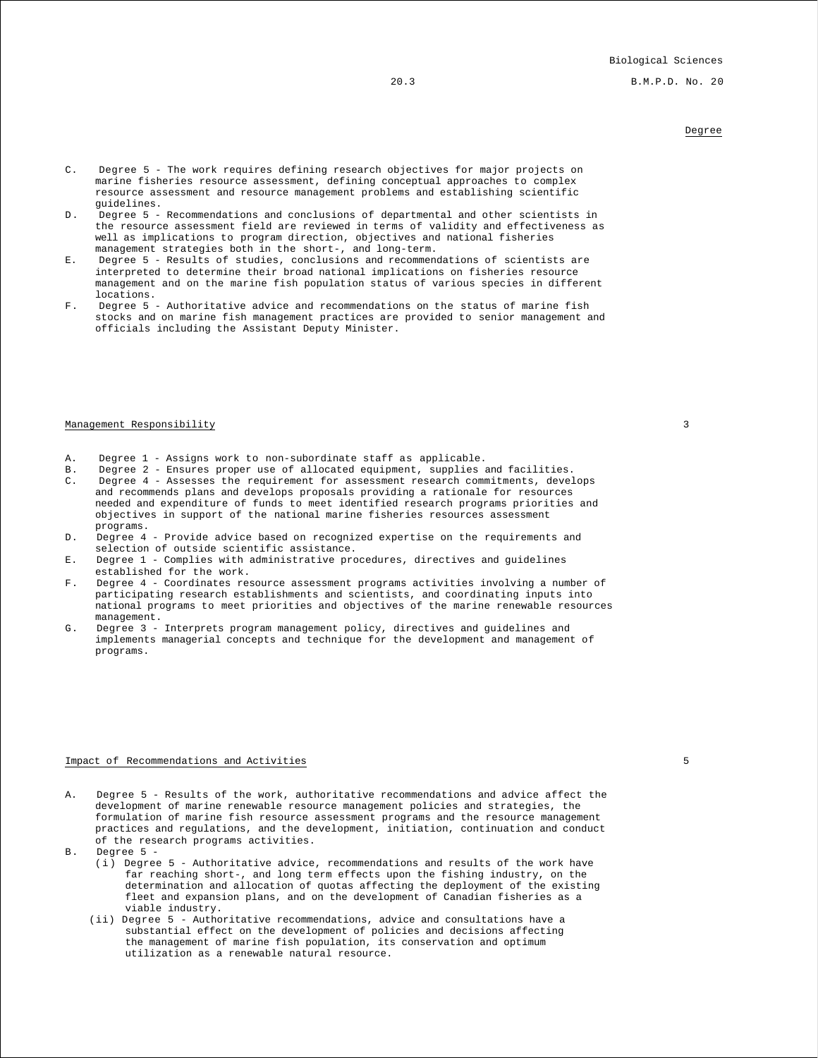Degree

C. Degree 5 - The work requires defining research objectives for major projects on marine fisheries resource assessment, defining conceptual approaches to complex resource assessment and resource management problems and establishing scientific guidelines.
D. Degree 5 - Recommendations and conclusions of departmental and other scientists in the resource assessment field are reviewed in terms of validity and effectiveness as well as implications to program direction, objectives and national fisheries management strategies both in the short-, and long-term.
E. Degree 5 - Results of studies, conclusions and recommendations of scientists are interpreted to determine their broad national implications on fisheries resource management and on the marine fish population status of various species in different locations.
F. Degree 5 - Authoritative advice and recommendations on the status of marine fish stocks and on marine fish management practices are provided to senior management and officials including the Assistant Deputy Minister.

Management Responsibility 3

A. Degree 1 - Assigns work to non-subordinate staff as applicable.
B. Degree 2 - Ensures proper use of allocated equipment, supplies and facilities.
C. Degree 4 - Assesses the requirement for assessment research commitments, develops and recommends plans and develops proposals providing a rationale for resources needed and expenditure of funds to meet identified research programs priorities and objectives in support of the national marine fisheries resources assessment programs.
D. Degree 4 - Provide advice based on recognized expertise on the requirements and selection of outside scientific assistance.
E. Degree 1 - Complies with administrative procedures, directives and guidelines established for the work.
F. Degree 4 - Coordinates resource assessment programs activities involving a number of participating research establishments and scientists, and coordinating inputs into national programs to meet priorities and objectives of the marine renewable resources management.
G. Degree 3 - Interprets program management policy, directives and guidelines and implements managerial concepts and technique for the development and management of programs.

Impact of Recommendations and Activities 5

A. Degree 5 - Results of the work, authoritative recommendations and advice affect the development of marine renewable resource management policies and strategies, the formulation of marine fish resource assessment programs and the resource management practices and regulations, and the development, initiation, continuation and conduct of the research programs activities.
B. Degree 5 -
   (i) Degree 5 - Authoritative advice, recommendations and results of the work have far reaching short-, and long term effects upon the fishing industry, on the determination and allocation of quotas affecting the deployment of the existing fleet and expansion plans, and on the development of Canadian fisheries as a viable industry.
   (ii) Degree 5 - Authoritative recommendations, advice and consultations have a substantial effect on the development of policies and decisions affecting the management of marine fish population, its conservation and optimum utilization as a renewable natural resource.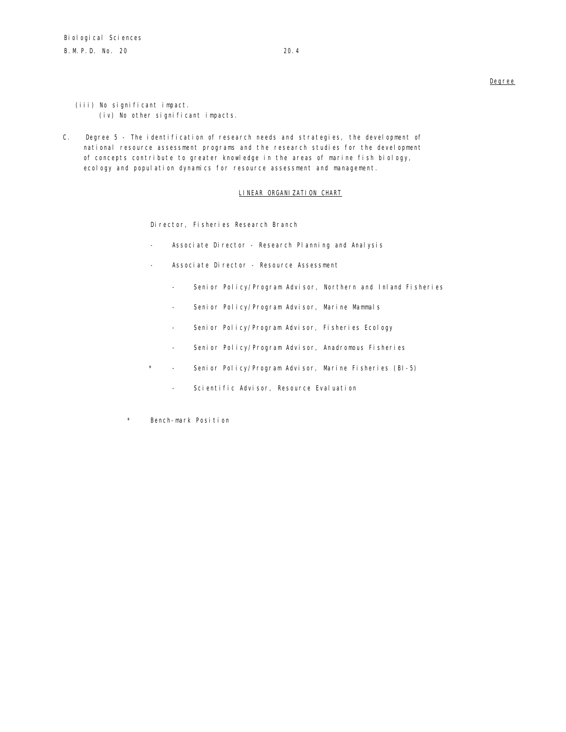Degree

(iii) No significant impact.

(iv) No other significant impacts.

C. Degree 5 - The identification of research needs and strategies, the development of national resource assessment programs and the research studies for the development of concepts contribute to greater knowledge in the areas of marine fish biology, ecology and population dynamics for resource assessment and management.

LINEAR ORGANIZATION CHART

Director, Fisheries Research Branch

- Associate Director - Research Planning and Analysis
- Associate Director - Resource Assessment
  - Senior Policy/Program Advisor, Northern and Inland Fisheries
  - Senior Policy/Program Advisor, Marine Mammals
  - Senior Policy/Program Advisor, Fisheries Ecology
  - Senior Policy/Program Advisor, Anadromous Fisheries
  - \* Senior Policy/Program Advisor, Marine Fisheries (BI-5)
  - Scientific Advisor, Resource Evaluation

\* Bench-mark Position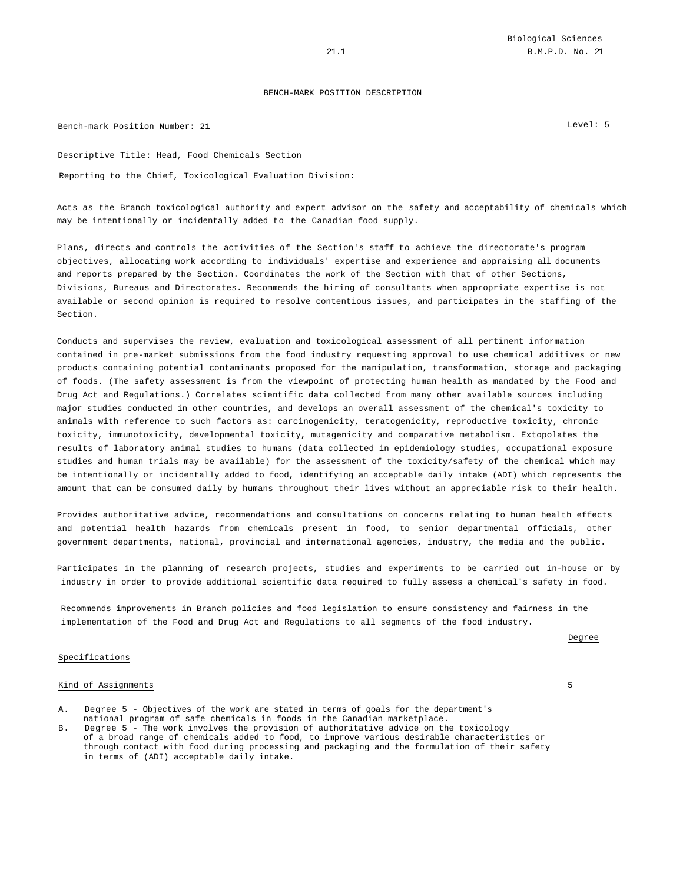## BENCH-MARK POSITION DESCRIPTION

Bench-mark Position Number: 21

Level: 5

Descriptive Title: Head, Food Chemicals Section

Reporting to the Chief, Toxicological Evaluation Division:

Acts as the Branch toxicological authority and expert advisor on the safety and acceptability of chemicals which may be intentionally or incidentally added to the Canadian food supply.

Plans, directs and controls the activities of the Section's staff to achieve the directorate's program objectives, allocating work according to individuals' expertise and experience and appraising all documents and reports prepared by the Section. Coordinates the work of the Section with that of other Sections, Divisions, Bureaus and Directorates. Recommends the hiring of consultants when appropriate expertise is not available or second opinion is required to resolve contentious issues, and participates in the staffing of the Section.

Conducts and supervises the review, evaluation and toxicological assessment of all pertinent information contained in pre-market submissions from the food industry requesting approval to use chemical additives or new products containing potential contaminants proposed for the manipulation, transformation, storage and packaging of foods. (The safety assessment is from the viewpoint of protecting human health as mandated by the Food and Drug Act and Regulations.) Correlates scientific data collected from many other available sources including major studies conducted in other countries, and develops an overall assessment of the chemical's toxicity to animals with reference to such factors as: carcinogenicity, teratogenicity, reproductive toxicity, chronic toxicity, immunotoxicity, developmental toxicity, mutagenicity and comparative metabolism. Extopolates the results of laboratory animal studies to humans (data collected in epidemiology studies, occupational exposure studies and human trials may be available) for the assessment of the toxicity/safety of the chemical which may be intentionally or incidentally added to food, identifying an acceptable daily intake (ADI) which represents the amount that can be consumed daily by humans throughout their lives without an appreciable risk to their health.

Provides authoritative advice, recommendations and consultations on concerns relating to human health effects and potential health hazards from chemicals present in food, to senior departmental officials, other government departments, national, provincial and international agencies, industry, the media and the public.

Participates in the planning of research projects, studies and experiments to be carried out in-house or by industry in order to provide additional scientific data required to fully assess a chemical's safety in food.

Recommends improvements in Branch policies and food legislation to ensure consistency and fairness in the implementation of the Food and Drug Act and Regulations to all segments of the food industry.

| Specifications | Degree |
|---|---|
| Kind of Assignments | 5 |

A. Degree 5 - Objectives of the work are stated in terms of goals for the department's national program of safe chemicals in foods in the Canadian marketplace.

B. Degree 5 - The work involves the provision of authoritative advice on the toxicology of a broad range of chemicals added to food, to improve various desirable characteristics or through contact with food during processing and packaging and the formulation of their safety in terms of (ADI) acceptable daily intake.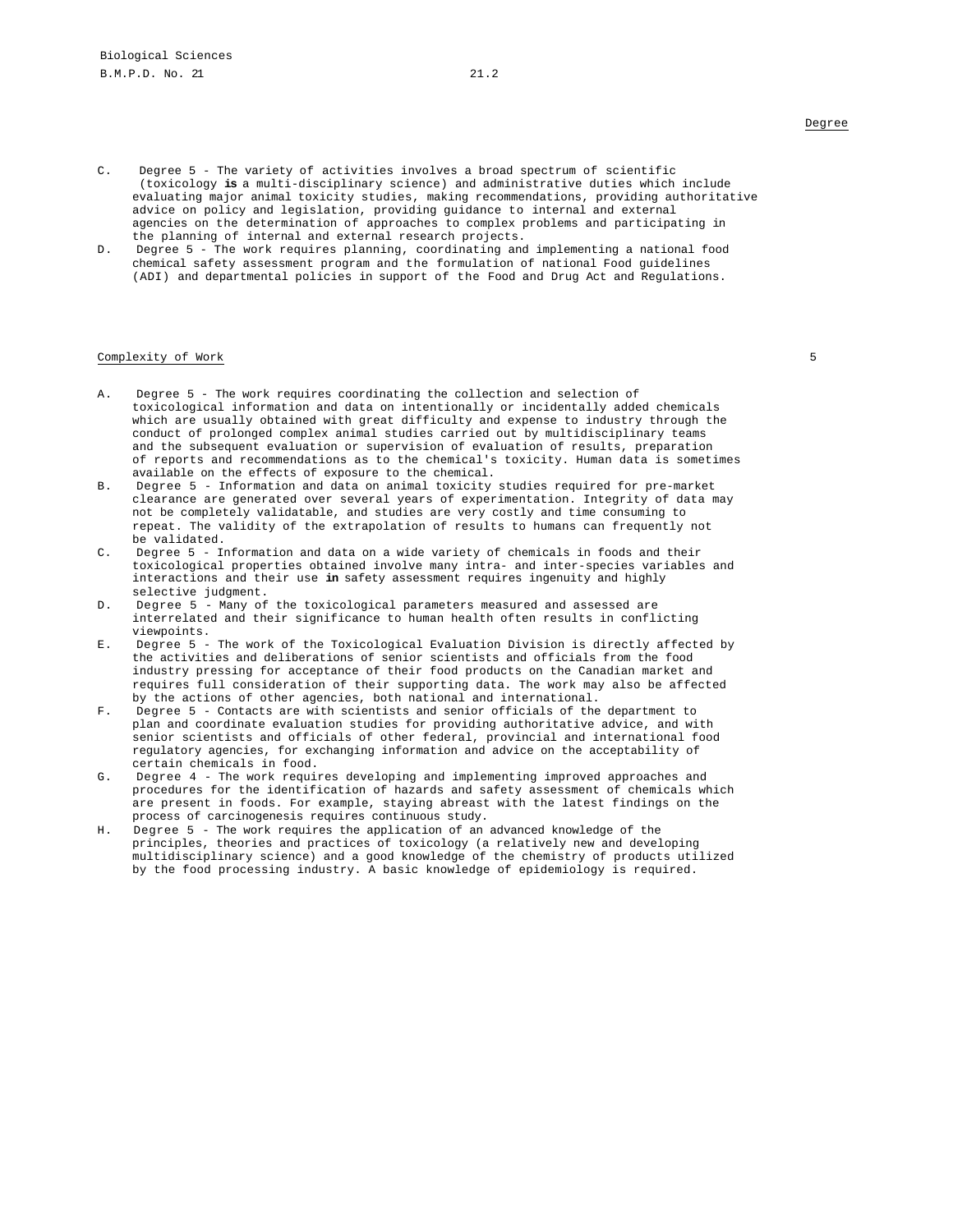Degree

C. Degree 5 - The variety of activities involves a broad spectrum of scientific (toxicology **is** a multi-disciplinary science) and administrative duties which include evaluating major animal toxicity studies, making recommendations, providing authoritative advice on policy and legislation, providing guidance to internal and external agencies on the determination of approaches to complex problems and participating in the planning of internal and external research projects.

D. Degree 5 - The work requires planning, coordinating and implementing a national food chemical safety assessment program and the formulation of national Food guidelines (ADI) and departmental policies in support of the Food and Drug Act and Regulations.

Complexity of Work 5

A. Degree 5 - The work requires coordinating the collection and selection of toxicological information and data on intentionally or incidentally added chemicals which are usually obtained with great difficulty and expense to industry through the conduct of prolonged complex animal studies carried out by multidisciplinary teams and the subsequent evaluation or supervision of evaluation of results, preparation of reports and recommendations as to the chemical's toxicity. Human data is sometimes available on the effects of exposure to the chemical.

B. Degree 5 - Information and data on animal toxicity studies required for pre-market clearance are generated over several years of experimentation. Integrity of data may not be completely validatable, and studies are very costly and time consuming to repeat. The validity of the extrapolation of results to humans can frequently not be validated.

C. Degree 5 - Information and data on a wide variety of chemicals in foods and their toxicological properties obtained involve many intra- and inter-species variables and interactions and their use **in** safety assessment requires ingenuity and highly selective judgment.

D. Degree 5 - Many of the toxicological parameters measured and assessed are interrelated and their significance to human health often results in conflicting viewpoints.

E. Degree 5 - The work of the Toxicological Evaluation Division is directly affected by the activities and deliberations of senior scientists and officials from the food industry pressing for acceptance of their food products on the Canadian market and requires full consideration of their supporting data. The work may also be affected by the actions of other agencies, both national and international.

F. Degree 5 - Contacts are with scientists and senior officials of the department to plan and coordinate evaluation studies for providing authoritative advice, and with senior scientists and officials of other federal, provincial and international food regulatory agencies, for exchanging information and advice on the acceptability of certain chemicals in food.

G. Degree 4 - The work requires developing and implementing improved approaches and procedures for the identification of hazards and safety assessment of chemicals which are present in foods. For example, staying abreast with the latest findings on the process of carcinogenesis requires continuous study.

H. Degree 5 - The work requires the application of an advanced knowledge of the principles, theories and practices of toxicology (a relatively new and developing multidisciplinary science) and a good knowledge of the chemistry of products utilized by the food processing industry. A basic knowledge of epidemiology is required.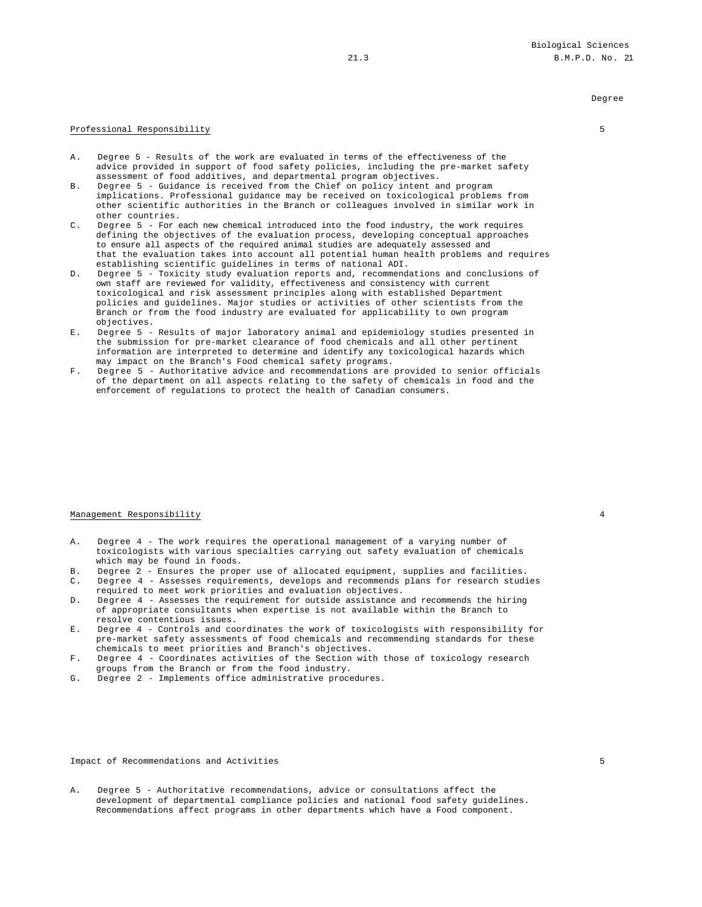Degree

Professional Responsibility 5

A. Degree 5 - Results of the work are evaluated in terms of the effectiveness of the advice provided in support of food safety policies, including the pre-market safety assessment of food additives, and departmental program objectives.
B. Degree 5 - Guidance is received from the Chief on policy intent and program implications. Professional guidance may be received on toxicological problems from other scientific authorities in the Branch or colleagues involved in similar work in other countries.
C. Degree 5 - For each new chemical introduced into the food industry, the work requires defining the objectives of the evaluation process, developing conceptual approaches to ensure all aspects of the required animal studies are adequately assessed and that the evaluation takes into account all potential human health problems and requires establishing scientific guidelines in terms of national ADI.
D. Degree 5 - Toxicity study evaluation reports and, recommendations and conclusions of own staff are reviewed for validity, effectiveness and consistency with current toxicological and risk assessment principles along with established Department policies and guidelines. Major studies or activities of other scientists from the Branch or from the food industry are evaluated for applicability to own program objectives.
E. Degree 5 - Results of major laboratory animal and epidemiology studies presented in the submission for pre-market clearance of food chemicals and all other pertinent information are interpreted to determine and identify any toxicological hazards which may impact on the Branch's Food chemical safety programs.
F. Degree 5 - Authoritative advice and recommendations are provided to senior officials of the department on all aspects relating to the safety of chemicals in food and the enforcement of regulations to protect the health of Canadian consumers.

Management Responsibility 4

A. Degree 4 - The work requires the operational management of a varying number of toxicologists with various specialties carrying out safety evaluation of chemicals which may be found in foods.
B. Degree 2 - Ensures the proper use of allocated equipment, supplies and facilities.
C. Degree 4 - Assesses requirements, develops and recommends plans for research studies required to meet work priorities and evaluation objectives.
D. Degree 4 - Assesses the requirement for outside assistance and recommends the hiring of appropriate consultants when expertise is not available within the Branch to resolve contentious issues.
E. Degree 4 - Controls and coordinates the work of toxicologists with responsibility for pre-market safety assessments of food chemicals and recommending standards for these chemicals to meet priorities and Branch's objectives.
F. Degree 4 - Coordinates activities of the Section with those of toxicology research groups from the Branch or from the food industry.
G. Degree 2 - Implements office administrative procedures.

Impact of Recommendations and Activities 5

A. Degree 5 - Authoritative recommendations, advice or consultations affect the development of departmental compliance policies and national food safety guidelines. Recommendations affect programs in other departments which have a Food component.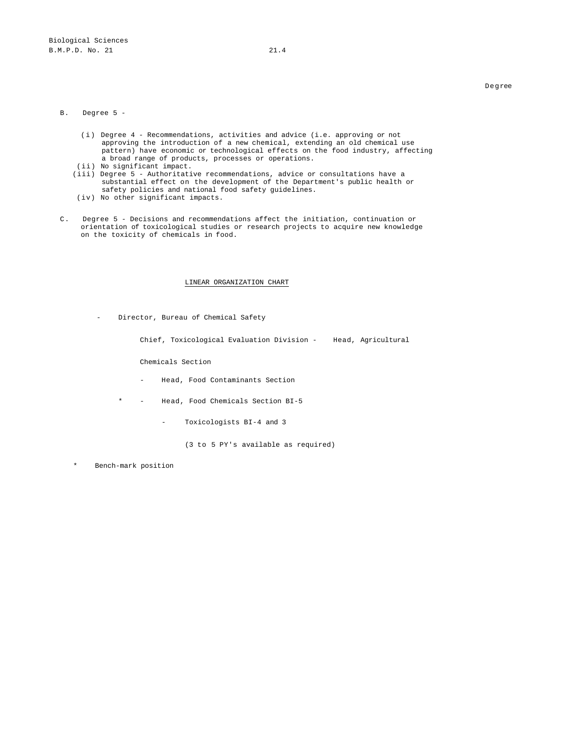Degree

B. Degree 5 -

(i) Degree 4 - Recommendations, activities and advice (i.e. approving or not approving the introduction of a new chemical, extending an old chemical use pattern) have economic or technological effects on the food industry, affecting a broad range of products, processes or operations.

(ii) No significant impact.

(iii) Degree 5 - Authoritative recommendations, advice or consultations have a substantial effect on the development of the Department's public health or safety policies and national food safety guidelines.

(iv) No other significant impacts.

C. Degree 5 - Decisions and recommendations affect the initiation, continuation or orientation of toxicological studies or research projects to acquire new knowledge on the toxicity of chemicals in food.

## LINEAR ORGANIZATION CHART

- Director, Bureau of Chemical Safety

  Chief, Toxicological Evaluation Division - Head, Agricultural Chemicals Section

  - Head, Food Contaminants Section

  \* - Head, Food Chemicals Section BI-5

    - Toxicologists BI-4 and 3

      (3 to 5 PY's available as required)

\* Bench-mark position